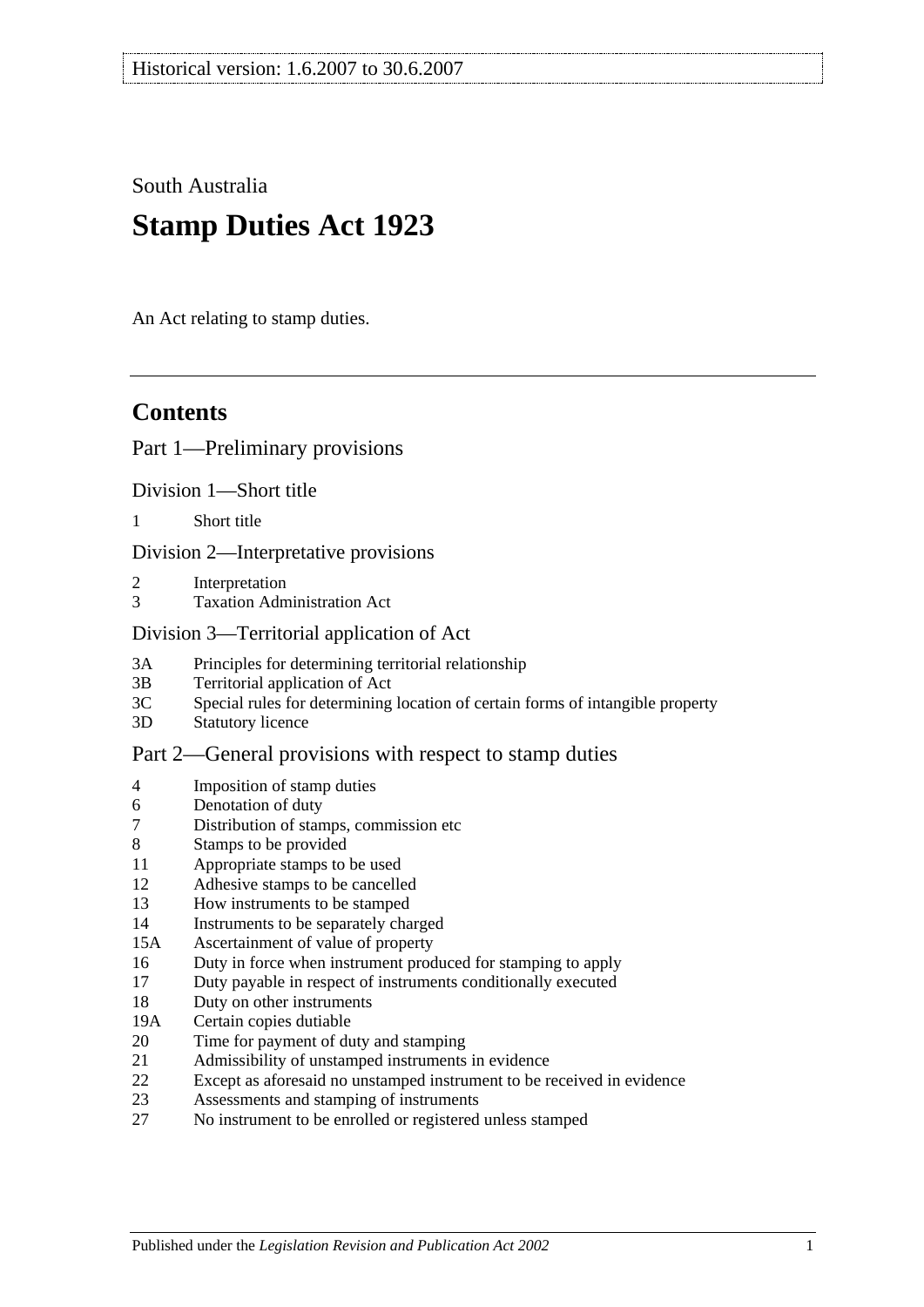Historical version: 1.6.2007 to 30.6.2007

South Australia

# Stamp Duties Act 1923

An Act relating to stamp duties.

## Contents

Part 1—Preliminary provisions

Division 1—Short title

1 Short title

Division 2—Interpretative provisions

2 Interpretation
3 Taxation Administration Act

Division 3—Territorial application of Act

3A Principles for determining territorial relationship
3B Territorial application of Act
3C Special rules for determining location of certain forms of intangible property
3D Statutory licence

Part 2—General provisions with respect to stamp duties

4 Imposition of stamp duties
6 Denotation of duty
7 Distribution of stamps, commission etc
8 Stamps to be provided
11 Appropriate stamps to be used
12 Adhesive stamps to be cancelled
13 How instruments to be stamped
14 Instruments to be separately charged
15A Ascertainment of value of property
16 Duty in force when instrument produced for stamping to apply
17 Duty payable in respect of instruments conditionally executed
18 Duty on other instruments
19A Certain copies dutiable
20 Time for payment of duty and stamping
21 Admissibility of unstamped instruments in evidence
22 Except as aforesaid no unstamped instrument to be received in evidence
23 Assessments and stamping of instruments
27 No instrument to be enrolled or registered unless stamped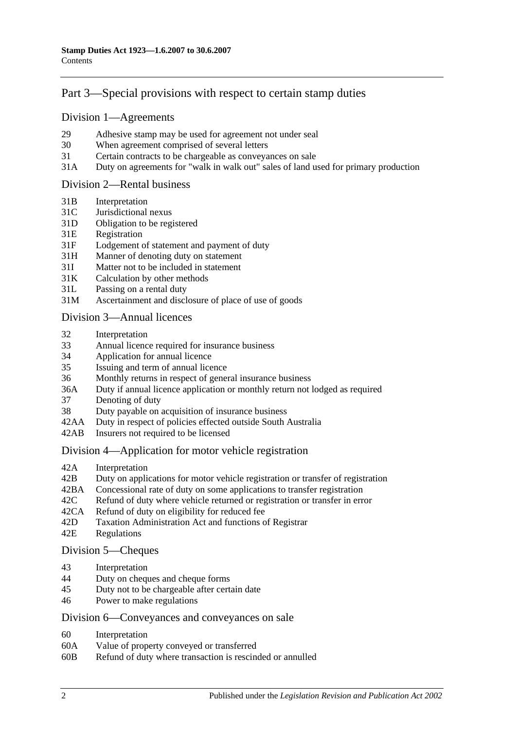## Part 3—Special provisions with respect to certain stamp duties

### Division 1—Agreements

29 Adhesive stamp may be used for agreement not under seal
30 When agreement comprised of several letters
31 Certain contracts to be chargeable as conveyances on sale
31A Duty on agreements for "walk in walk out" sales of land used for primary production

### Division 2—Rental business

31B Interpretation
31C Jurisdictional nexus
31D Obligation to be registered
31E Registration
31F Lodgement of statement and payment of duty
31H Manner of denoting duty on statement
31I Matter not to be included in statement
31K Calculation by other methods
31L Passing on a rental duty
31M Ascertainment and disclosure of place of use of goods

### Division 3—Annual licences

32 Interpretation
33 Annual licence required for insurance business
34 Application for annual licence
35 Issuing and term of annual licence
36 Monthly returns in respect of general insurance business
36A Duty if annual licence application or monthly return not lodged as required
37 Denoting of duty
38 Duty payable on acquisition of insurance business
42AA Duty in respect of policies effected outside South Australia
42AB Insurers not required to be licensed

### Division 4—Application for motor vehicle registration

42A Interpretation
42B Duty on applications for motor vehicle registration or transfer of registration
42BA Concessional rate of duty on some applications to transfer registration
42C Refund of duty where vehicle returned or registration or transfer in error
42CA Refund of duty on eligibility for reduced fee
42D Taxation Administration Act and functions of Registrar
42E Regulations

### Division 5—Cheques

43 Interpretation
44 Duty on cheques and cheque forms
45 Duty not to be chargeable after certain date
46 Power to make regulations

### Division 6—Conveyances and conveyances on sale

60 Interpretation
60A Value of property conveyed or transferred
60B Refund of duty where transaction is rescinded or annulled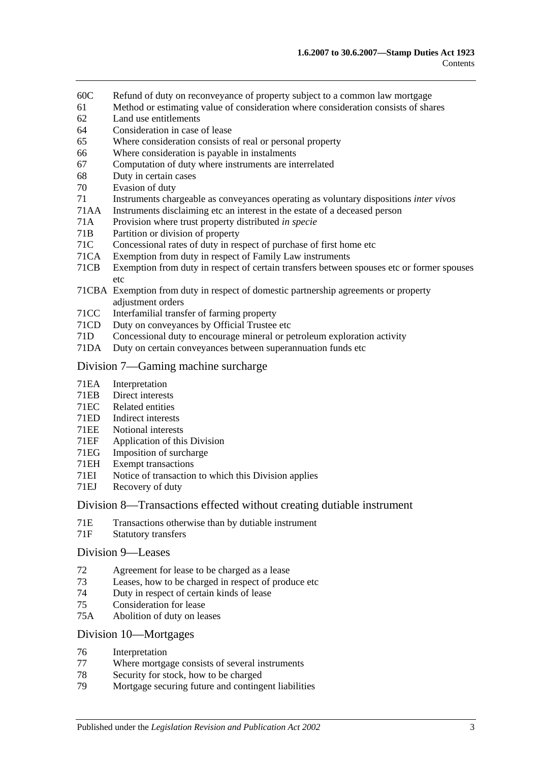60C Refund of duty on reconveyance of property subject to a common law mortgage
61 Method or estimating value of consideration where consideration consists of shares
62 Land use entitlements
64 Consideration in case of lease
65 Where consideration consists of real or personal property
66 Where consideration is payable in instalments
67 Computation of duty where instruments are interrelated
68 Duty in certain cases
70 Evasion of duty
71 Instruments chargeable as conveyances operating as voluntary dispositions *inter vivos*
71AA Instruments disclaiming etc an interest in the estate of a deceased person
71A Provision where trust property distributed *in specie*
71B Partition or division of property
71C Concessional rates of duty in respect of purchase of first home etc
71CA Exemption from duty in respect of Family Law instruments
71CB Exemption from duty in respect of certain transfers between spouses etc or former spouses etc
71CBA Exemption from duty in respect of domestic partnership agreements or property adjustment orders
71CC Interfamilial transfer of farming property
71CD Duty on conveyances by Official Trustee etc
71D Concessional duty to encourage mineral or petroleum exploration activity
71DA Duty on certain conveyances between superannuation funds etc

## Division 7—Gaming machine surcharge

71EA Interpretation
71EB Direct interests
71EC Related entities
71ED Indirect interests
71EE Notional interests
71EF Application of this Division
71EG Imposition of surcharge
71EH Exempt transactions
71EI Notice of transaction to which this Division applies
71EJ Recovery of duty

## Division 8—Transactions effected without creating dutiable instrument

71E Transactions otherwise than by dutiable instrument
71F Statutory transfers

## Division 9—Leases

72 Agreement for lease to be charged as a lease
73 Leases, how to be charged in respect of produce etc
74 Duty in respect of certain kinds of lease
75 Consideration for lease
75A Abolition of duty on leases

## Division 10—Mortgages

76 Interpretation
77 Where mortgage consists of several instruments
78 Security for stock, how to be charged
79 Mortgage securing future and contingent liabilities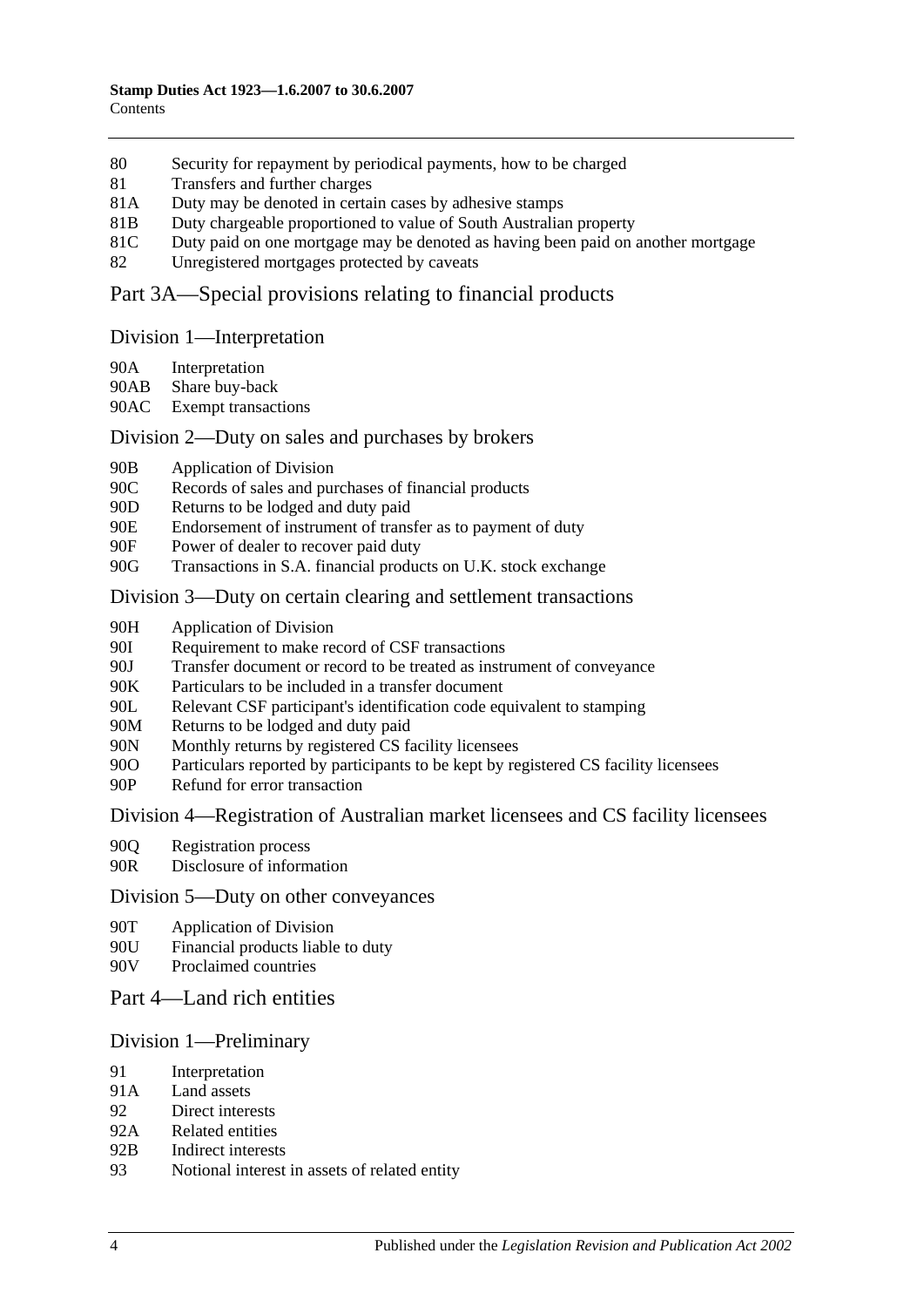80 Security for repayment by periodical payments, how to be charged
81 Transfers and further charges
81A Duty may be denoted in certain cases by adhesive stamps
81B Duty chargeable proportioned to value of South Australian property
81C Duty paid on one mortgage may be denoted as having been paid on another mortgage
82 Unregistered mortgages protected by caveats

## Part 3A—Special provisions relating to financial products

### Division 1—Interpretation

90A Interpretation
90AB Share buy-back
90AC Exempt transactions

### Division 2—Duty on sales and purchases by brokers

90B Application of Division
90C Records of sales and purchases of financial products
90D Returns to be lodged and duty paid
90E Endorsement of instrument of transfer as to payment of duty
90F Power of dealer to recover paid duty
90G Transactions in S.A. financial products on U.K. stock exchange

### Division 3—Duty on certain clearing and settlement transactions

90H Application of Division
90I Requirement to make record of CSF transactions
90J Transfer document or record to be treated as instrument of conveyance
90K Particulars to be included in a transfer document
90L Relevant CSF participant's identification code equivalent to stamping
90M Returns to be lodged and duty paid
90N Monthly returns by registered CS facility licensees
90O Particulars reported by participants to be kept by registered CS facility licensees
90P Refund for error transaction

### Division 4—Registration of Australian market licensees and CS facility licensees

90Q Registration process
90R Disclosure of information

### Division 5—Duty on other conveyances

90T Application of Division
90U Financial products liable to duty
90V Proclaimed countries

## Part 4—Land rich entities

### Division 1—Preliminary

91 Interpretation
91A Land assets
92 Direct interests
92A Related entities
92B Indirect interests
93 Notional interest in assets of related entity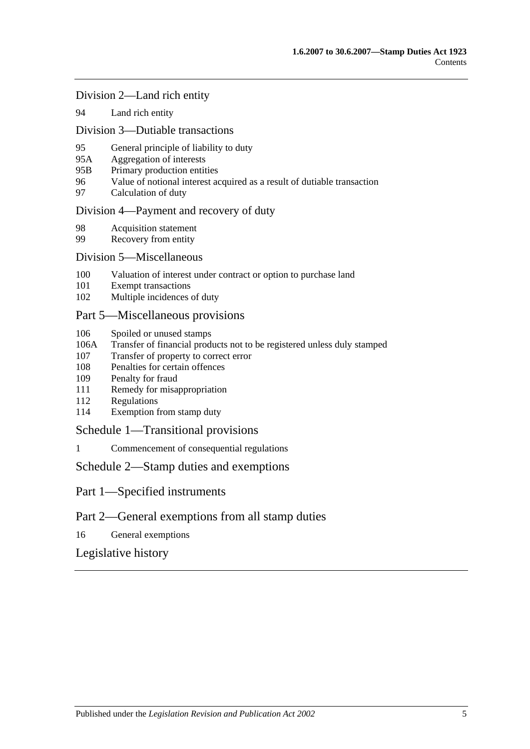## Division 2—Land rich entity

94 Land rich entity

## Division 3—Dutiable transactions

95 General principle of liability to duty
95A Aggregation of interests
95B Primary production entities
96 Value of notional interest acquired as a result of dutiable transaction
97 Calculation of duty

## Division 4—Payment and recovery of duty

98 Acquisition statement
99 Recovery from entity

## Division 5—Miscellaneous

100 Valuation of interest under contract or option to purchase land
101 Exempt transactions
102 Multiple incidences of duty

## Part 5—Miscellaneous provisions

106 Spoiled or unused stamps
106A Transfer of financial products not to be registered unless duly stamped
107 Transfer of property to correct error
108 Penalties for certain offences
109 Penalty for fraud
111 Remedy for misappropriation
112 Regulations
114 Exemption from stamp duty

## Schedule 1—Transitional provisions

1 Commencement of consequential regulations

## Schedule 2—Stamp duties and exemptions

## Part 1—Specified instruments

## Part 2—General exemptions from all stamp duties

16 General exemptions

## Legislative history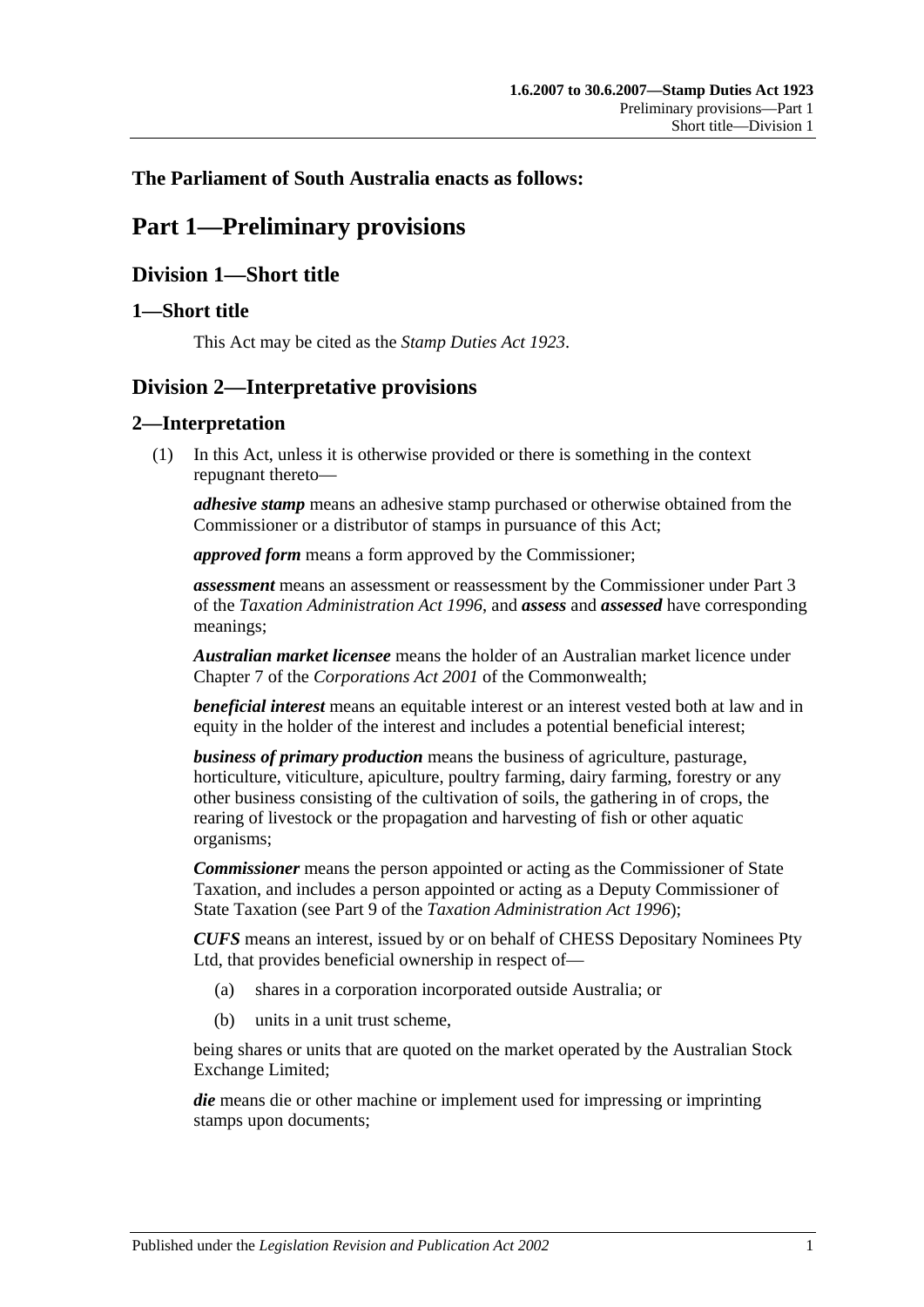**The Parliament of South Australia enacts as follows:**

# Part 1—Preliminary provisions

## Division 1—Short title

### 1—Short title

This Act may be cited as the *Stamp Duties Act 1923*.

## Division 2—Interpretative provisions

### 2—Interpretation

(1) In this Act, unless it is otherwise provided or there is something in the context repugnant thereto—

***adhesive stamp*** means an adhesive stamp purchased or otherwise obtained from the Commissioner or a distributor of stamps in pursuance of this Act;

***approved form*** means a form approved by the Commissioner;

***assessment*** means an assessment or reassessment by the Commissioner under Part 3 of the *Taxation Administration Act 1996*, and ***assess*** and ***assessed*** have corresponding meanings;

***Australian market licensee*** means the holder of an Australian market licence under Chapter 7 of the *Corporations Act 2001* of the Commonwealth;

***beneficial interest*** means an equitable interest or an interest vested both at law and in equity in the holder of the interest and includes a potential beneficial interest;

***business of primary production*** means the business of agriculture, pasturage, horticulture, viticulture, apiculture, poultry farming, dairy farming, forestry or any other business consisting of the cultivation of soils, the gathering in of crops, the rearing of livestock or the propagation and harvesting of fish or other aquatic organisms;

***Commissioner*** means the person appointed or acting as the Commissioner of State Taxation, and includes a person appointed or acting as a Deputy Commissioner of State Taxation (see Part 9 of the *Taxation Administration Act 1996*);

***CUFS*** means an interest, issued by or on behalf of CHESS Depositary Nominees Pty Ltd, that provides beneficial ownership in respect of—

(a) shares in a corporation incorporated outside Australia; or

(b) units in a unit trust scheme,

being shares or units that are quoted on the market operated by the Australian Stock Exchange Limited;

***die*** means die or other machine or implement used for impressing or imprinting stamps upon documents;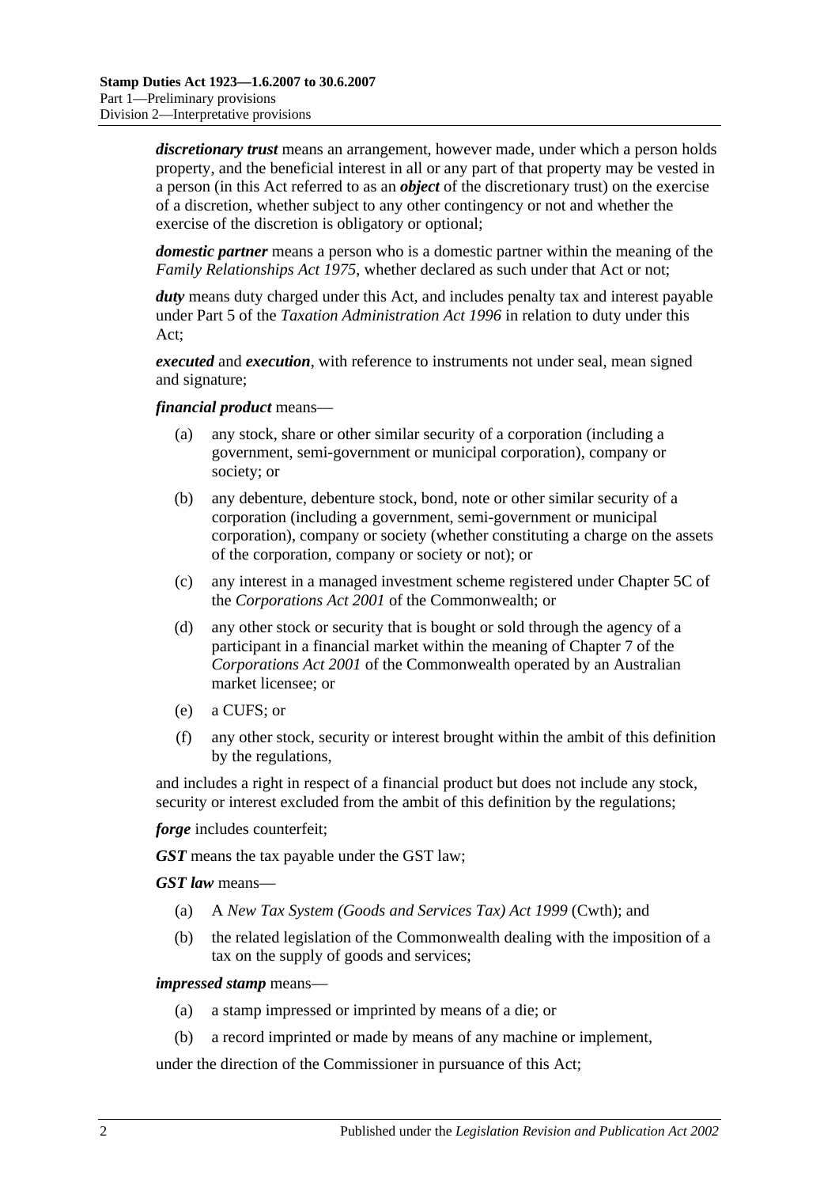***discretionary trust*** means an arrangement, however made, under which a person holds property, and the beneficial interest in all or any part of that property may be vested in a person (in this Act referred to as an ***object*** of the discretionary trust) on the exercise of a discretion, whether subject to any other contingency or not and whether the exercise of the discretion is obligatory or optional;

***domestic partner*** means a person who is a domestic partner within the meaning of the *Family Relationships Act 1975*, whether declared as such under that Act or not;

***duty*** means duty charged under this Act, and includes penalty tax and interest payable under Part 5 of the *Taxation Administration Act 1996* in relation to duty under this Act;

***executed*** and ***execution***, with reference to instruments not under seal, mean signed and signature;

***financial product*** means—

(a) any stock, share or other similar security of a corporation (including a government, semi-government or municipal corporation), company or society; or

(b) any debenture, debenture stock, bond, note or other similar security of a corporation (including a government, semi-government or municipal corporation), company or society (whether constituting a charge on the assets of the corporation, company or society or not); or

(c) any interest in a managed investment scheme registered under Chapter 5C of the *Corporations Act 2001* of the Commonwealth; or

(d) any other stock or security that is bought or sold through the agency of a participant in a financial market within the meaning of Chapter 7 of the *Corporations Act 2001* of the Commonwealth operated by an Australian market licensee; or

(e) a CUFS; or

(f) any other stock, security or interest brought within the ambit of this definition by the regulations,

and includes a right in respect of a financial product but does not include any stock, security or interest excluded from the ambit of this definition by the regulations;

***forge*** includes counterfeit;

***GST*** means the tax payable under the GST law;

***GST law*** means—

(a) A *New Tax System (Goods and Services Tax) Act 1999* (Cwth); and

(b) the related legislation of the Commonwealth dealing with the imposition of a tax on the supply of goods and services;

***impressed stamp*** means—

(a) a stamp impressed or imprinted by means of a die; or

(b) a record imprinted or made by means of any machine or implement,

under the direction of the Commissioner in pursuance of this Act;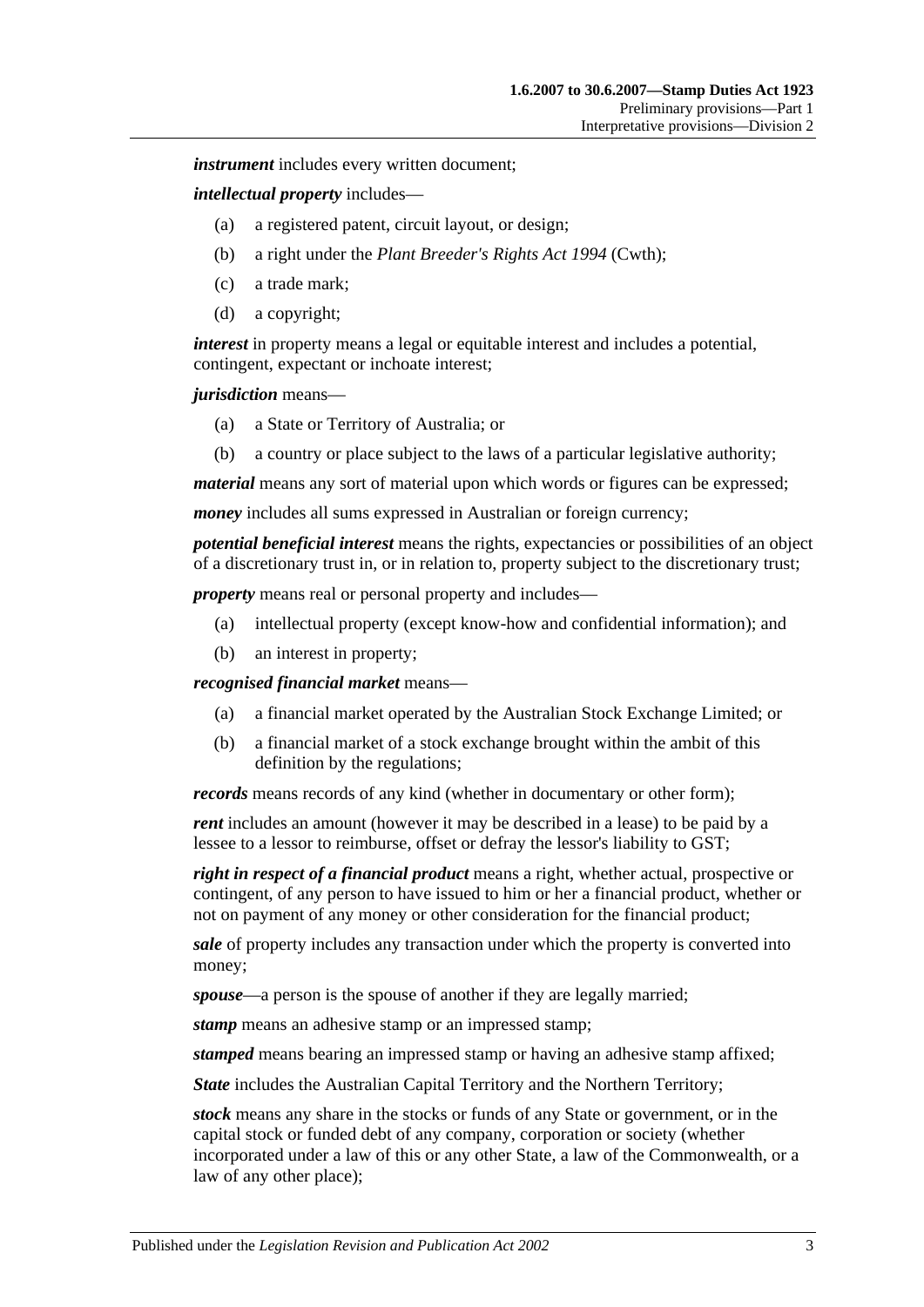***instrument*** includes every written document;

***intellectual property*** includes—

(a) a registered patent, circuit layout, or design;

(b) a right under the *Plant Breeder's Rights Act 1994* (Cwth);

(c) a trade mark;

(d) a copyright;

***interest*** in property means a legal or equitable interest and includes a potential, contingent, expectant or inchoate interest;

***jurisdiction*** means—

(a) a State or Territory of Australia; or

(b) a country or place subject to the laws of a particular legislative authority;

***material*** means any sort of material upon which words or figures can be expressed;

***money*** includes all sums expressed in Australian or foreign currency;

***potential beneficial interest*** means the rights, expectancies or possibilities of an object of a discretionary trust in, or in relation to, property subject to the discretionary trust;

***property*** means real or personal property and includes—

(a) intellectual property (except know-how and confidential information); and

(b) an interest in property;

***recognised financial market*** means—

(a) a financial market operated by the Australian Stock Exchange Limited; or

(b) a financial market of a stock exchange brought within the ambit of this definition by the regulations;

***records*** means records of any kind (whether in documentary or other form);

***rent*** includes an amount (however it may be described in a lease) to be paid by a lessee to a lessor to reimburse, offset or defray the lessor's liability to GST;

***right in respect of a financial product*** means a right, whether actual, prospective or contingent, of any person to have issued to him or her a financial product, whether or not on payment of any money or other consideration for the financial product;

***sale*** of property includes any transaction under which the property is converted into money;

***spouse***—a person is the spouse of another if they are legally married;

***stamp*** means an adhesive stamp or an impressed stamp;

***stamped*** means bearing an impressed stamp or having an adhesive stamp affixed;

***State*** includes the Australian Capital Territory and the Northern Territory;

***stock*** means any share in the stocks or funds of any State or government, or in the capital stock or funded debt of any company, corporation or society (whether incorporated under a law of this or any other State, a law of the Commonwealth, or a law of any other place);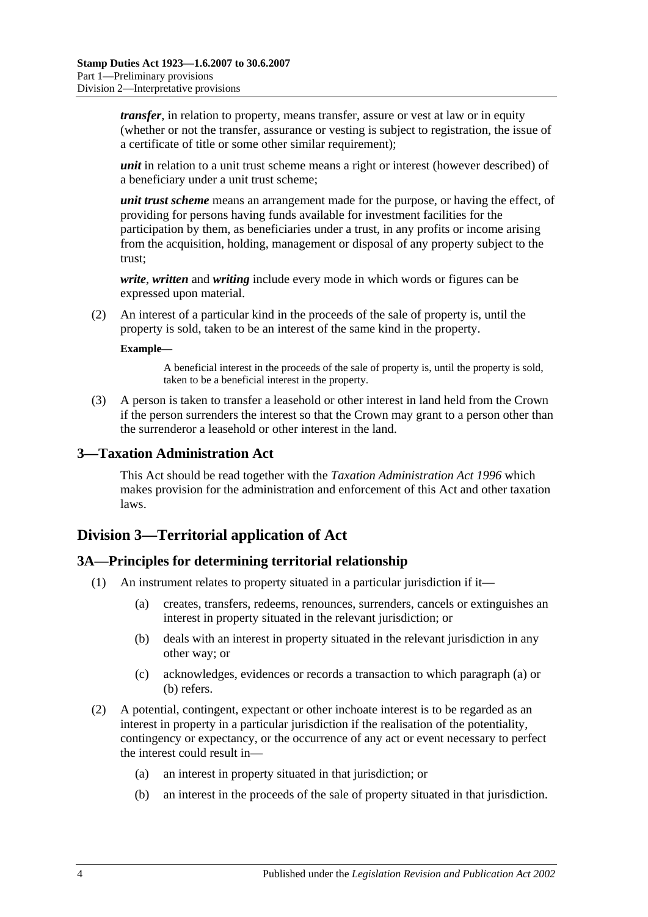***transfer***, in relation to property, means transfer, assure or vest at law or in equity (whether or not the transfer, assurance or vesting is subject to registration, the issue of a certificate of title or some other similar requirement);

***unit*** in relation to a unit trust scheme means a right or interest (however described) of a beneficiary under a unit trust scheme;

***unit trust scheme*** means an arrangement made for the purpose, or having the effect, of providing for persons having funds available for investment facilities for the participation by them, as beneficiaries under a trust, in any profits or income arising from the acquisition, holding, management or disposal of any property subject to the trust;

***write***, ***written*** and ***writing*** include every mode in which words or figures can be expressed upon material.

(2) An interest of a particular kind in the proceeds of the sale of property is, until the property is sold, taken to be an interest of the same kind in the property.

**Example—**

A beneficial interest in the proceeds of the sale of property is, until the property is sold, taken to be a beneficial interest in the property.

(3) A person is taken to transfer a leasehold or other interest in land held from the Crown if the person surrenders the interest so that the Crown may grant to a person other than the surrenderor a leasehold or other interest in the land.

## 3—Taxation Administration Act

This Act should be read together with the *Taxation Administration Act 1996* which makes provision for the administration and enforcement of this Act and other taxation laws.

# Division 3—Territorial application of Act

## 3A—Principles for determining territorial relationship

(1) An instrument relates to property situated in a particular jurisdiction if it—

(a) creates, transfers, redeems, renounces, surrenders, cancels or extinguishes an interest in property situated in the relevant jurisdiction; or

(b) deals with an interest in property situated in the relevant jurisdiction in any other way; or

(c) acknowledges, evidences or records a transaction to which paragraph (a) or (b) refers.

(2) A potential, contingent, expectant or other inchoate interest is to be regarded as an interest in property in a particular jurisdiction if the realisation of the potentiality, contingency or expectancy, or the occurrence of any act or event necessary to perfect the interest could result in—

(a) an interest in property situated in that jurisdiction; or

(b) an interest in the proceeds of the sale of property situated in that jurisdiction.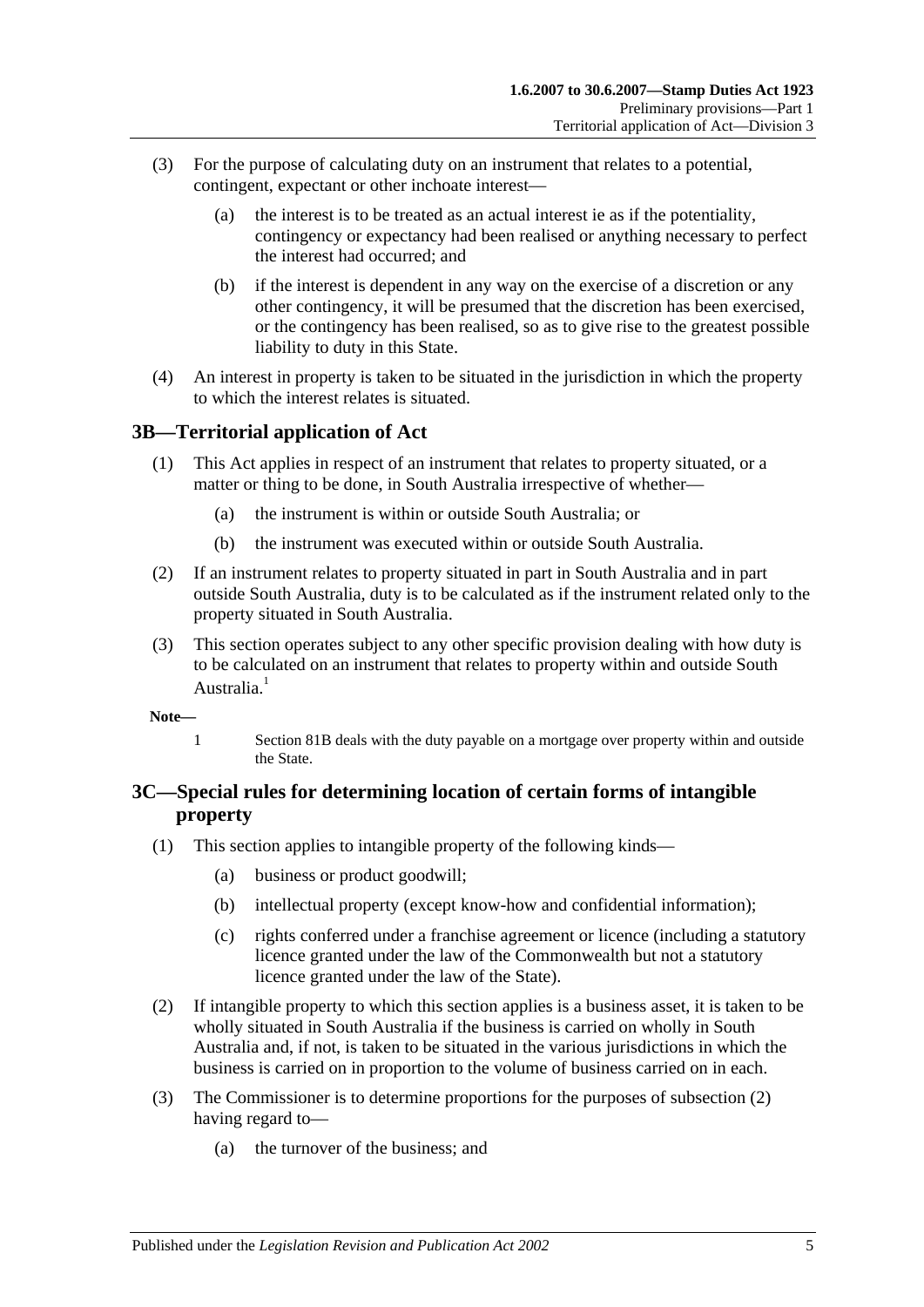(3) For the purpose of calculating duty on an instrument that relates to a potential, contingent, expectant or other inchoate interest—

(a) the interest is to be treated as an actual interest ie as if the potentiality, contingency or expectancy had been realised or anything necessary to perfect the interest had occurred; and

(b) if the interest is dependent in any way on the exercise of a discretion or any other contingency, it will be presumed that the discretion has been exercised, or the contingency has been realised, so as to give rise to the greatest possible liability to duty in this State.

(4) An interest in property is taken to be situated in the jurisdiction in which the property to which the interest relates is situated.

## 3B—Territorial application of Act

(1) This Act applies in respect of an instrument that relates to property situated, or a matter or thing to be done, in South Australia irrespective of whether—

(a) the instrument is within or outside South Australia; or

(b) the instrument was executed within or outside South Australia.

(2) If an instrument relates to property situated in part in South Australia and in part outside South Australia, duty is to be calculated as if the instrument related only to the property situated in South Australia.

(3) This section operates subject to any other specific provision dealing with how duty is to be calculated on an instrument that relates to property within and outside South Australia.[1]

**Note—**

1 Section 81B deals with the duty payable on a mortgage over property within and outside the State.

## 3C—Special rules for determining location of certain forms of intangible property

(1) This section applies to intangible property of the following kinds—

(a) business or product goodwill;

(b) intellectual property (except know-how and confidential information);

(c) rights conferred under a franchise agreement or licence (including a statutory licence granted under the law of the Commonwealth but not a statutory licence granted under the law of the State).

(2) If intangible property to which this section applies is a business asset, it is taken to be wholly situated in South Australia if the business is carried on wholly in South Australia and, if not, is taken to be situated in the various jurisdictions in which the business is carried on in proportion to the volume of business carried on in each.

(3) The Commissioner is to determine proportions for the purposes of subsection (2) having regard to—

(a) the turnover of the business; and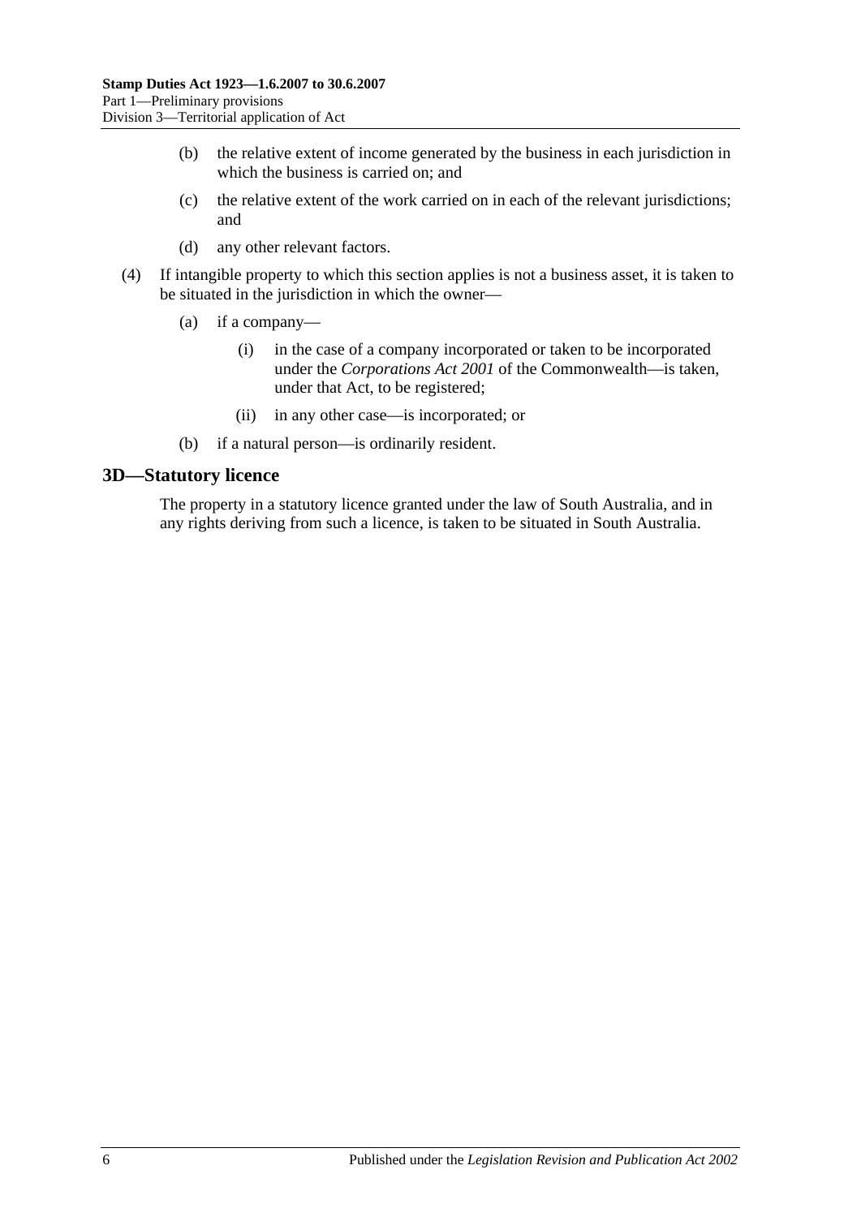(b) the relative extent of income generated by the business in each jurisdiction in which the business is carried on; and

(c) the relative extent of the work carried on in each of the relevant jurisdictions; and

(d) any other relevant factors.

(4) If intangible property to which this section applies is not a business asset, it is taken to be situated in the jurisdiction in which the owner—

(a) if a company—

(i) in the case of a company incorporated or taken to be incorporated under the *Corporations Act 2001* of the Commonwealth—is taken, under that Act, to be registered;

(ii) in any other case—is incorporated; or

(b) if a natural person—is ordinarily resident.

## 3D—Statutory licence

The property in a statutory licence granted under the law of South Australia, and in any rights deriving from such a licence, is taken to be situated in South Australia.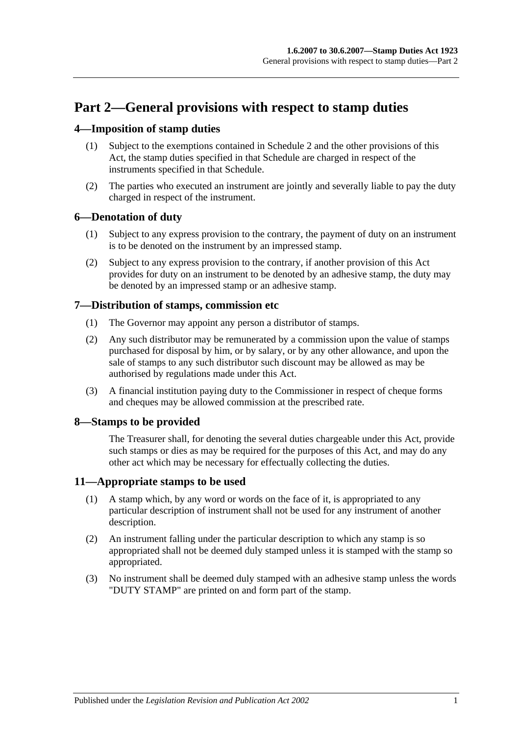# Part 2—General provisions with respect to stamp duties

## 4—Imposition of stamp duties

(1) Subject to the exemptions contained in Schedule 2 and the other provisions of this Act, the stamp duties specified in that Schedule are charged in respect of the instruments specified in that Schedule.

(2) The parties who executed an instrument are jointly and severally liable to pay the duty charged in respect of the instrument.

## 6—Denotation of duty

(1) Subject to any express provision to the contrary, the payment of duty on an instrument is to be denoted on the instrument by an impressed stamp.

(2) Subject to any express provision to the contrary, if another provision of this Act provides for duty on an instrument to be denoted by an adhesive stamp, the duty may be denoted by an impressed stamp or an adhesive stamp.

## 7—Distribution of stamps, commission etc

(1) The Governor may appoint any person a distributor of stamps.

(2) Any such distributor may be remunerated by a commission upon the value of stamps purchased for disposal by him, or by salary, or by any other allowance, and upon the sale of stamps to any such distributor such discount may be allowed as may be authorised by regulations made under this Act.

(3) A financial institution paying duty to the Commissioner in respect of cheque forms and cheques may be allowed commission at the prescribed rate.

## 8—Stamps to be provided

The Treasurer shall, for denoting the several duties chargeable under this Act, provide such stamps or dies as may be required for the purposes of this Act, and may do any other act which may be necessary for effectually collecting the duties.

## 11—Appropriate stamps to be used

(1) A stamp which, by any word or words on the face of it, is appropriated to any particular description of instrument shall not be used for any instrument of another description.

(2) An instrument falling under the particular description to which any stamp is so appropriated shall not be deemed duly stamped unless it is stamped with the stamp so appropriated.

(3) No instrument shall be deemed duly stamped with an adhesive stamp unless the words "DUTY STAMP" are printed on and form part of the stamp.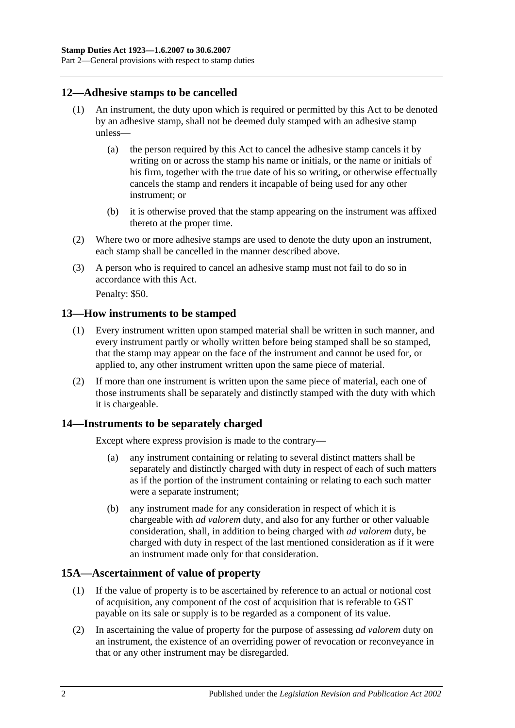## 12—Adhesive stamps to be cancelled

(1) An instrument, the duty upon which is required or permitted by this Act to be denoted by an adhesive stamp, shall not be deemed duly stamped with an adhesive stamp unless—

(a) the person required by this Act to cancel the adhesive stamp cancels it by writing on or across the stamp his name or initials, or the name or initials of his firm, together with the true date of his so writing, or otherwise effectually cancels the stamp and renders it incapable of being used for any other instrument; or

(b) it is otherwise proved that the stamp appearing on the instrument was affixed thereto at the proper time.

(2) Where two or more adhesive stamps are used to denote the duty upon an instrument, each stamp shall be cancelled in the manner described above.

(3) A person who is required to cancel an adhesive stamp must not fail to do so in accordance with this Act.

Penalty: $50.

## 13—How instruments to be stamped

(1) Every instrument written upon stamped material shall be written in such manner, and every instrument partly or wholly written before being stamped shall be so stamped, that the stamp may appear on the face of the instrument and cannot be used for, or applied to, any other instrument written upon the same piece of material.

(2) If more than one instrument is written upon the same piece of material, each one of those instruments shall be separately and distinctly stamped with the duty with which it is chargeable.

## 14—Instruments to be separately charged

Except where express provision is made to the contrary—

(a) any instrument containing or relating to several distinct matters shall be separately and distinctly charged with duty in respect of each of such matters as if the portion of the instrument containing or relating to each such matter were a separate instrument;

(b) any instrument made for any consideration in respect of which it is chargeable with *ad valorem* duty, and also for any further or other valuable consideration, shall, in addition to being charged with *ad valorem* duty, be charged with duty in respect of the last mentioned consideration as if it were an instrument made only for that consideration.

## 15A—Ascertainment of value of property

(1) If the value of property is to be ascertained by reference to an actual or notional cost of acquisition, any component of the cost of acquisition that is referable to GST payable on its sale or supply is to be regarded as a component of its value.

(2) In ascertaining the value of property for the purpose of assessing *ad valorem* duty on an instrument, the existence of an overriding power of revocation or reconveyance in that or any other instrument may be disregarded.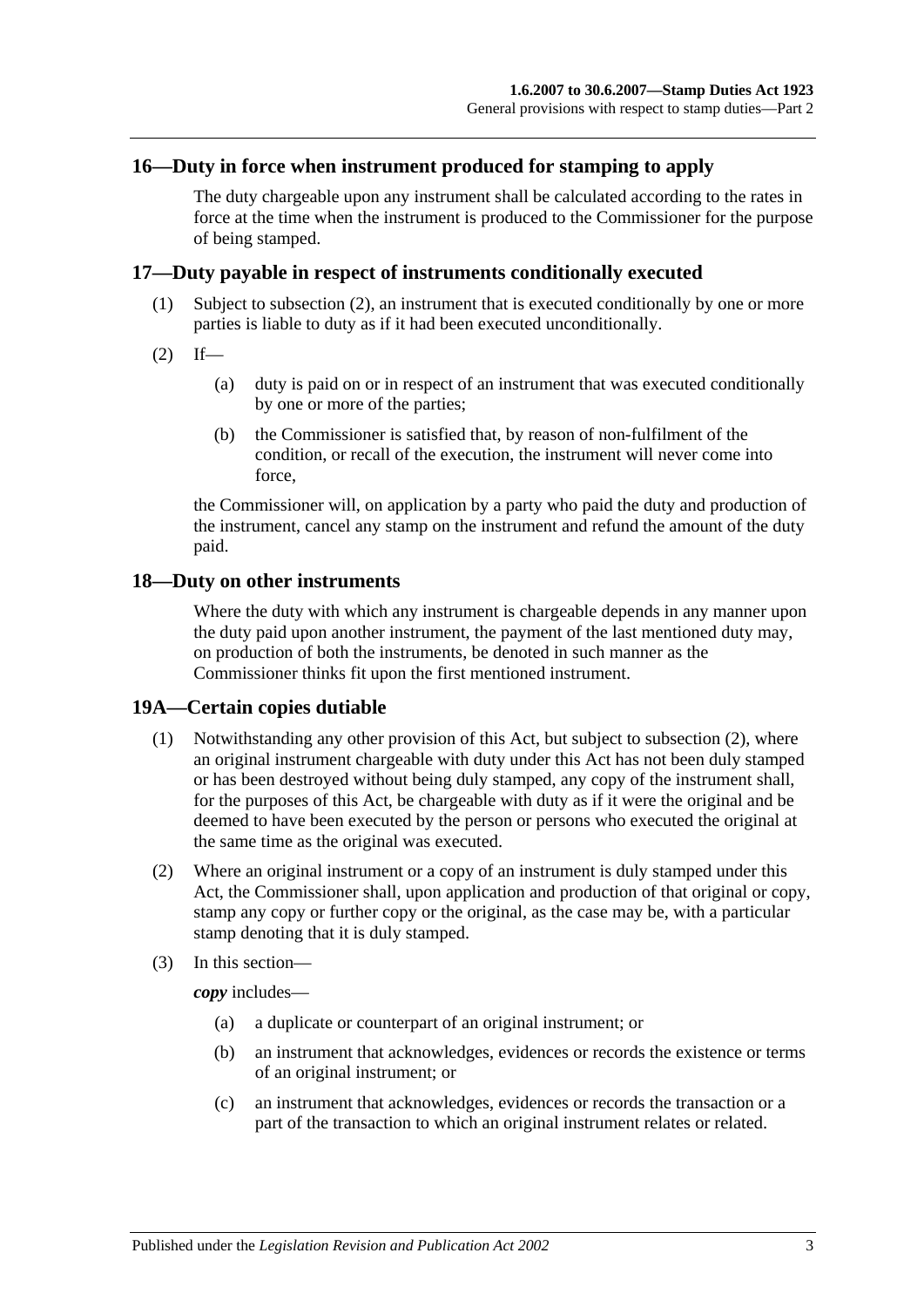## 16—Duty in force when instrument produced for stamping to apply

The duty chargeable upon any instrument shall be calculated according to the rates in force at the time when the instrument is produced to the Commissioner for the purpose of being stamped.

## 17—Duty payable in respect of instruments conditionally executed

(1) Subject to subsection (2), an instrument that is executed conditionally by one or more parties is liable to duty as if it had been executed unconditionally.

(2) If—

(a) duty is paid on or in respect of an instrument that was executed conditionally by one or more of the parties;

(b) the Commissioner is satisfied that, by reason of non-fulfilment of the condition, or recall of the execution, the instrument will never come into force,

the Commissioner will, on application by a party who paid the duty and production of the instrument, cancel any stamp on the instrument and refund the amount of the duty paid.

## 18—Duty on other instruments

Where the duty with which any instrument is chargeable depends in any manner upon the duty paid upon another instrument, the payment of the last mentioned duty may, on production of both the instruments, be denoted in such manner as the Commissioner thinks fit upon the first mentioned instrument.

## 19A—Certain copies dutiable

(1) Notwithstanding any other provision of this Act, but subject to subsection (2), where an original instrument chargeable with duty under this Act has not been duly stamped or has been destroyed without being duly stamped, any copy of the instrument shall, for the purposes of this Act, be chargeable with duty as if it were the original and be deemed to have been executed by the person or persons who executed the original at the same time as the original was executed.

(2) Where an original instrument or a copy of an instrument is duly stamped under this Act, the Commissioner shall, upon application and production of that original or copy, stamp any copy or further copy or the original, as the case may be, with a particular stamp denoting that it is duly stamped.

(3) In this section—

***copy*** includes—

(a) a duplicate or counterpart of an original instrument; or

(b) an instrument that acknowledges, evidences or records the existence or terms of an original instrument; or

(c) an instrument that acknowledges, evidences or records the transaction or a part of the transaction to which an original instrument relates or related.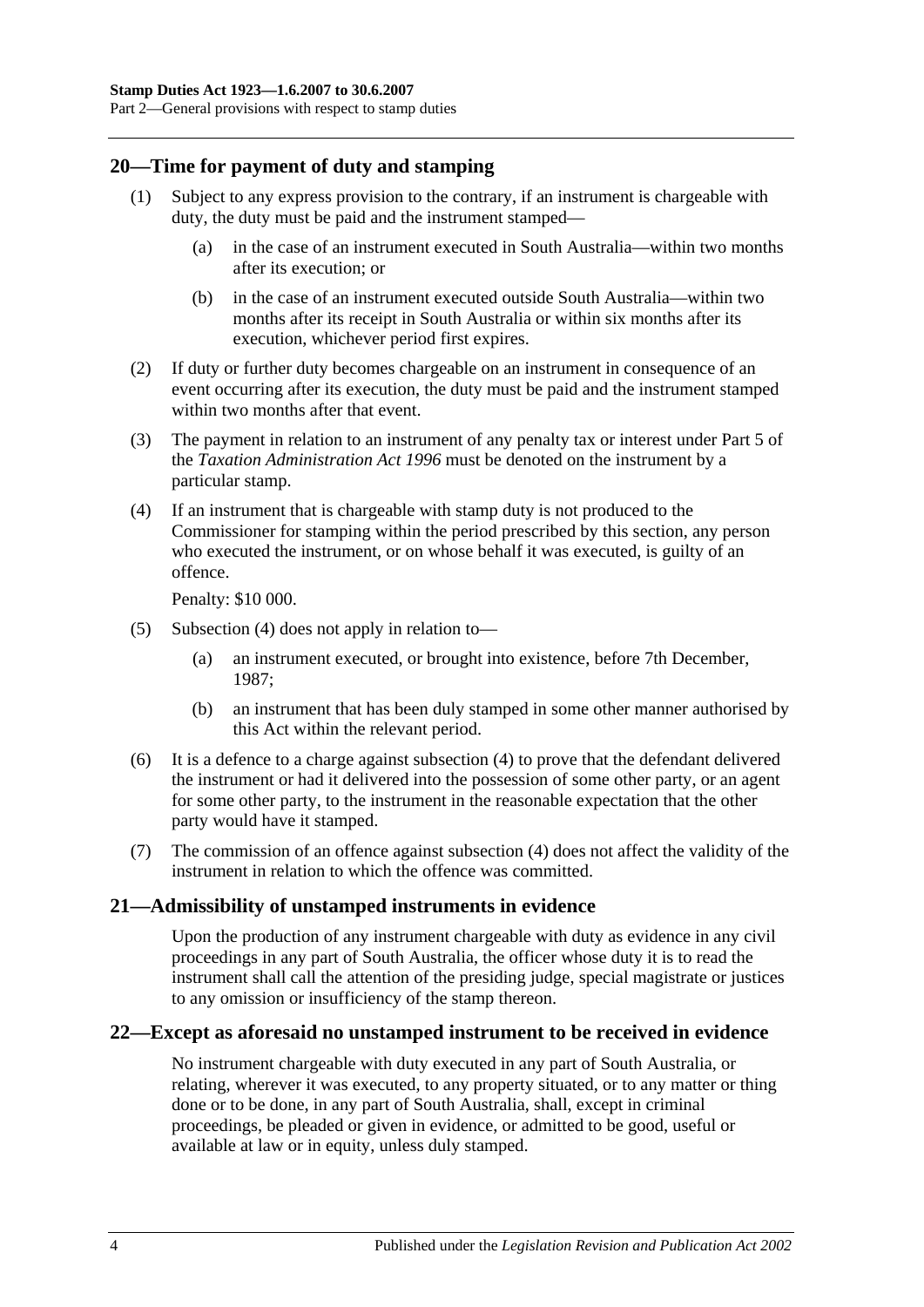## 20—Time for payment of duty and stamping

(1) Subject to any express provision to the contrary, if an instrument is chargeable with duty, the duty must be paid and the instrument stamped—

(a) in the case of an instrument executed in South Australia—within two months after its execution; or

(b) in the case of an instrument executed outside South Australia—within two months after its receipt in South Australia or within six months after its execution, whichever period first expires.

(2) If duty or further duty becomes chargeable on an instrument in consequence of an event occurring after its execution, the duty must be paid and the instrument stamped within two months after that event.

(3) The payment in relation to an instrument of any penalty tax or interest under Part 5 of the *Taxation Administration Act 1996* must be denoted on the instrument by a particular stamp.

(4) If an instrument that is chargeable with stamp duty is not produced to the Commissioner for stamping within the period prescribed by this section, any person who executed the instrument, or on whose behalf it was executed, is guilty of an offence.

Penalty: $10 000.

(5) Subsection (4) does not apply in relation to—

(a) an instrument executed, or brought into existence, before 7th December, 1987;

(b) an instrument that has been duly stamped in some other manner authorised by this Act within the relevant period.

(6) It is a defence to a charge against subsection (4) to prove that the defendant delivered the instrument or had it delivered into the possession of some other party, or an agent for some other party, to the instrument in the reasonable expectation that the other party would have it stamped.

(7) The commission of an offence against subsection (4) does not affect the validity of the instrument in relation to which the offence was committed.

## 21—Admissibility of unstamped instruments in evidence

Upon the production of any instrument chargeable with duty as evidence in any civil proceedings in any part of South Australia, the officer whose duty it is to read the instrument shall call the attention of the presiding judge, special magistrate or justices to any omission or insufficiency of the stamp thereon.

## 22—Except as aforesaid no unstamped instrument to be received in evidence

No instrument chargeable with duty executed in any part of South Australia, or relating, wherever it was executed, to any property situated, or to any matter or thing done or to be done, in any part of South Australia, shall, except in criminal proceedings, be pleaded or given in evidence, or admitted to be good, useful or available at law or in equity, unless duly stamped.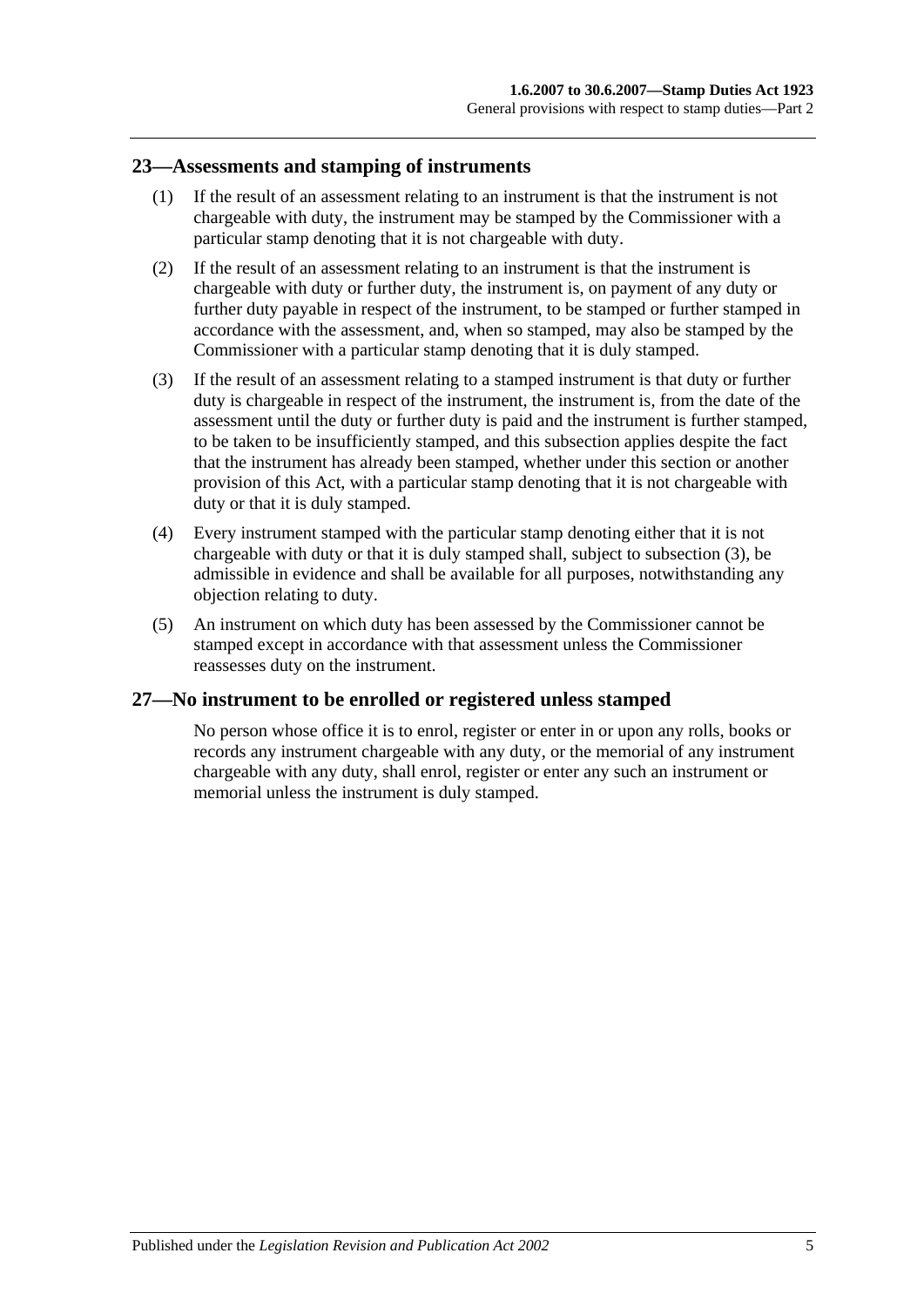## 23—Assessments and stamping of instruments

(1) If the result of an assessment relating to an instrument is that the instrument is not chargeable with duty, the instrument may be stamped by the Commissioner with a particular stamp denoting that it is not chargeable with duty.

(2) If the result of an assessment relating to an instrument is that the instrument is chargeable with duty or further duty, the instrument is, on payment of any duty or further duty payable in respect of the instrument, to be stamped or further stamped in accordance with the assessment, and, when so stamped, may also be stamped by the Commissioner with a particular stamp denoting that it is duly stamped.

(3) If the result of an assessment relating to a stamped instrument is that duty or further duty is chargeable in respect of the instrument, the instrument is, from the date of the assessment until the duty or further duty is paid and the instrument is further stamped, to be taken to be insufficiently stamped, and this subsection applies despite the fact that the instrument has already been stamped, whether under this section or another provision of this Act, with a particular stamp denoting that it is not chargeable with duty or that it is duly stamped.

(4) Every instrument stamped with the particular stamp denoting either that it is not chargeable with duty or that it is duly stamped shall, subject to subsection (3), be admissible in evidence and shall be available for all purposes, notwithstanding any objection relating to duty.

(5) An instrument on which duty has been assessed by the Commissioner cannot be stamped except in accordance with that assessment unless the Commissioner reassesses duty on the instrument.

## 27—No instrument to be enrolled or registered unless stamped

No person whose office it is to enrol, register or enter in or upon any rolls, books or records any instrument chargeable with any duty, or the memorial of any instrument chargeable with any duty, shall enrol, register or enter any such an instrument or memorial unless the instrument is duly stamped.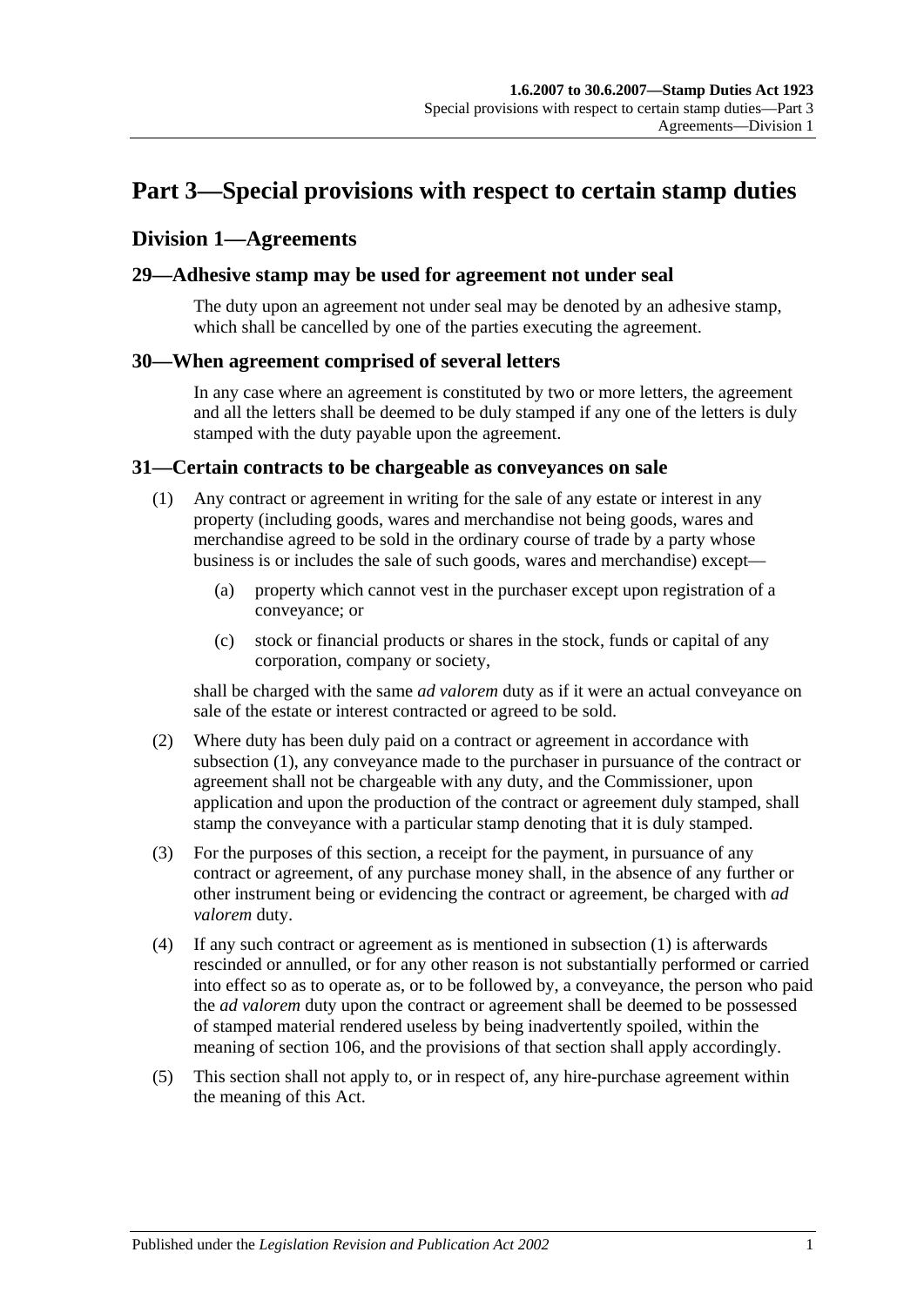# Part 3—Special provisions with respect to certain stamp duties

## Division 1—Agreements

### 29—Adhesive stamp may be used for agreement not under seal

The duty upon an agreement not under seal may be denoted by an adhesive stamp, which shall be cancelled by one of the parties executing the agreement.

### 30—When agreement comprised of several letters

In any case where an agreement is constituted by two or more letters, the agreement and all the letters shall be deemed to be duly stamped if any one of the letters is duly stamped with the duty payable upon the agreement.

### 31—Certain contracts to be chargeable as conveyances on sale

(1) Any contract or agreement in writing for the sale of any estate or interest in any property (including goods, wares and merchandise not being goods, wares and merchandise agreed to be sold in the ordinary course of trade by a party whose business is or includes the sale of such goods, wares and merchandise) except—

(a) property which cannot vest in the purchaser except upon registration of a conveyance; or

(c) stock or financial products or shares in the stock, funds or capital of any corporation, company or society,

shall be charged with the same *ad valorem* duty as if it were an actual conveyance on sale of the estate or interest contracted or agreed to be sold.

(2) Where duty has been duly paid on a contract or agreement in accordance with subsection (1), any conveyance made to the purchaser in pursuance of the contract or agreement shall not be chargeable with any duty, and the Commissioner, upon application and upon the production of the contract or agreement duly stamped, shall stamp the conveyance with a particular stamp denoting that it is duly stamped.

(3) For the purposes of this section, a receipt for the payment, in pursuance of any contract or agreement, of any purchase money shall, in the absence of any further or other instrument being or evidencing the contract or agreement, be charged with *ad valorem* duty.

(4) If any such contract or agreement as is mentioned in subsection (1) is afterwards rescinded or annulled, or for any other reason is not substantially performed or carried into effect so as to operate as, or to be followed by, a conveyance, the person who paid the *ad valorem* duty upon the contract or agreement shall be deemed to be possessed of stamped material rendered useless by being inadvertently spoiled, within the meaning of section 106, and the provisions of that section shall apply accordingly.

(5) This section shall not apply to, or in respect of, any hire-purchase agreement within the meaning of this Act.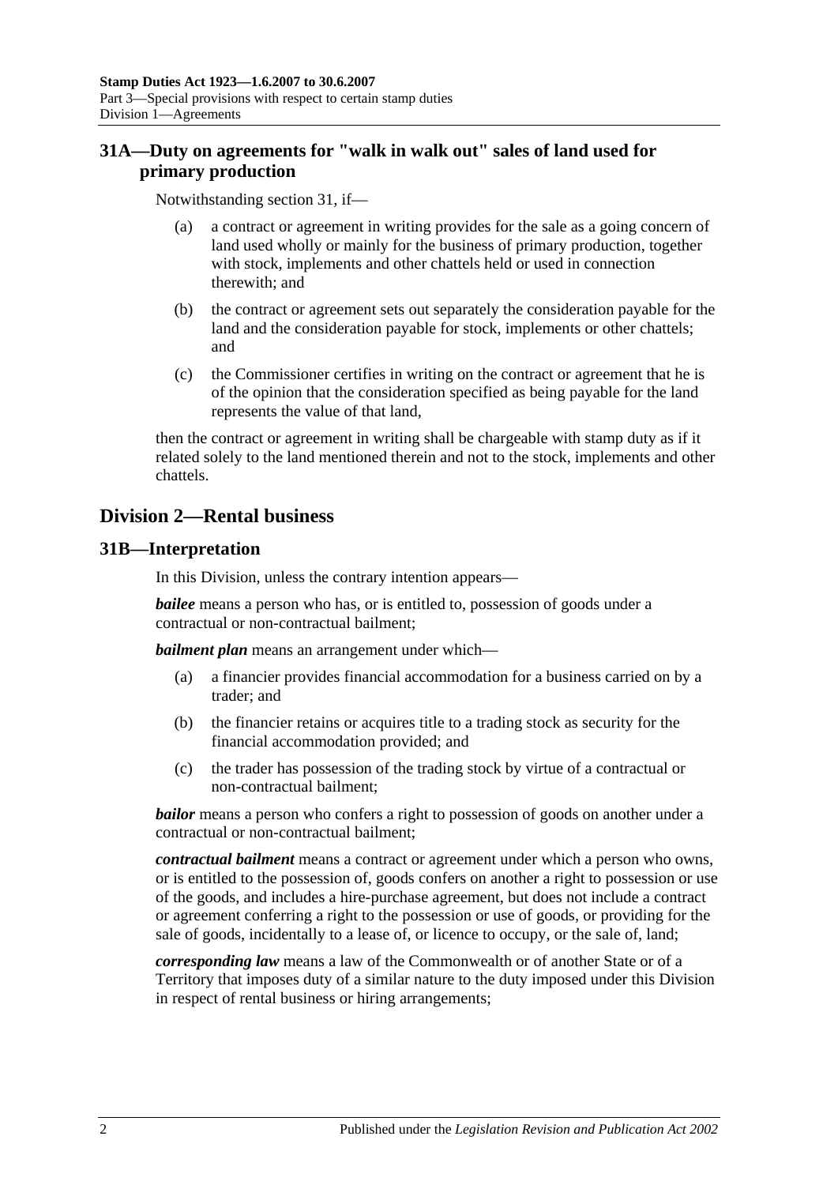## 31A—Duty on agreements for "walk in walk out" sales of land used for primary production

Notwithstanding section 31, if—

(a) a contract or agreement in writing provides for the sale as a going concern of land used wholly or mainly for the business of primary production, together with stock, implements and other chattels held or used in connection therewith; and

(b) the contract or agreement sets out separately the consideration payable for the land and the consideration payable for stock, implements or other chattels; and

(c) the Commissioner certifies in writing on the contract or agreement that he is of the opinion that the consideration specified as being payable for the land represents the value of that land,

then the contract or agreement in writing shall be chargeable with stamp duty as if it related solely to the land mentioned therein and not to the stock, implements and other chattels.

# Division 2—Rental business

## 31B—Interpretation

In this Division, unless the contrary intention appears—

***bailee*** means a person who has, or is entitled to, possession of goods under a contractual or non-contractual bailment;

***bailment plan*** means an arrangement under which—

(a) a financier provides financial accommodation for a business carried on by a trader; and

(b) the financier retains or acquires title to a trading stock as security for the financial accommodation provided; and

(c) the trader has possession of the trading stock by virtue of a contractual or non-contractual bailment;

***bailor*** means a person who confers a right to possession of goods on another under a contractual or non-contractual bailment;

***contractual bailment*** means a contract or agreement under which a person who owns, or is entitled to the possession of, goods confers on another a right to possession or use of the goods, and includes a hire-purchase agreement, but does not include a contract or agreement conferring a right to the possession or use of goods, or providing for the sale of goods, incidentally to a lease of, or licence to occupy, or the sale of, land;

***corresponding law*** means a law of the Commonwealth or of another State or of a Territory that imposes duty of a similar nature to the duty imposed under this Division in respect of rental business or hiring arrangements;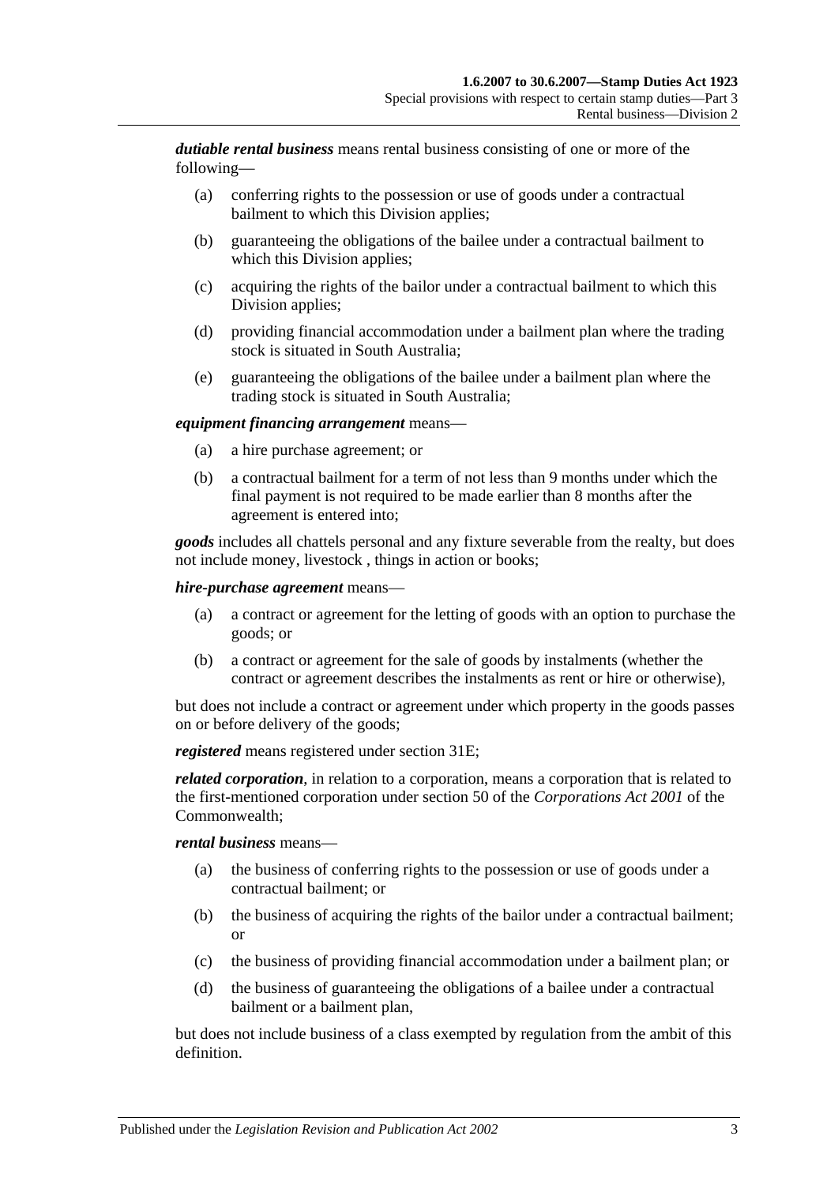***dutiable rental business*** means rental business consisting of one or more of the following—

- (a) conferring rights to the possession or use of goods under a contractual bailment to which this Division applies;
- (b) guaranteeing the obligations of the bailee under a contractual bailment to which this Division applies;
- (c) acquiring the rights of the bailor under a contractual bailment to which this Division applies;
- (d) providing financial accommodation under a bailment plan where the trading stock is situated in South Australia;
- (e) guaranteeing the obligations of the bailee under a bailment plan where the trading stock is situated in South Australia;

***equipment financing arrangement*** means—

- (a) a hire purchase agreement; or
- (b) a contractual bailment for a term of not less than 9 months under which the final payment is not required to be made earlier than 8 months after the agreement is entered into;

***goods*** includes all chattels personal and any fixture severable from the realty, but does not include money, livestock , things in action or books;

***hire-purchase agreement*** means—

- (a) a contract or agreement for the letting of goods with an option to purchase the goods; or
- (b) a contract or agreement for the sale of goods by instalments (whether the contract or agreement describes the instalments as rent or hire or otherwise),

but does not include a contract or agreement under which property in the goods passes on or before delivery of the goods;

***registered*** means registered under section 31E;

***related corporation***, in relation to a corporation, means a corporation that is related to the first-mentioned corporation under section 50 of the *Corporations Act 2001* of the Commonwealth;

***rental business*** means—

- (a) the business of conferring rights to the possession or use of goods under a contractual bailment; or
- (b) the business of acquiring the rights of the bailor under a contractual bailment; or
- (c) the business of providing financial accommodation under a bailment plan; or
- (d) the business of guaranteeing the obligations of a bailee under a contractual bailment or a bailment plan,

but does not include business of a class exempted by regulation from the ambit of this definition.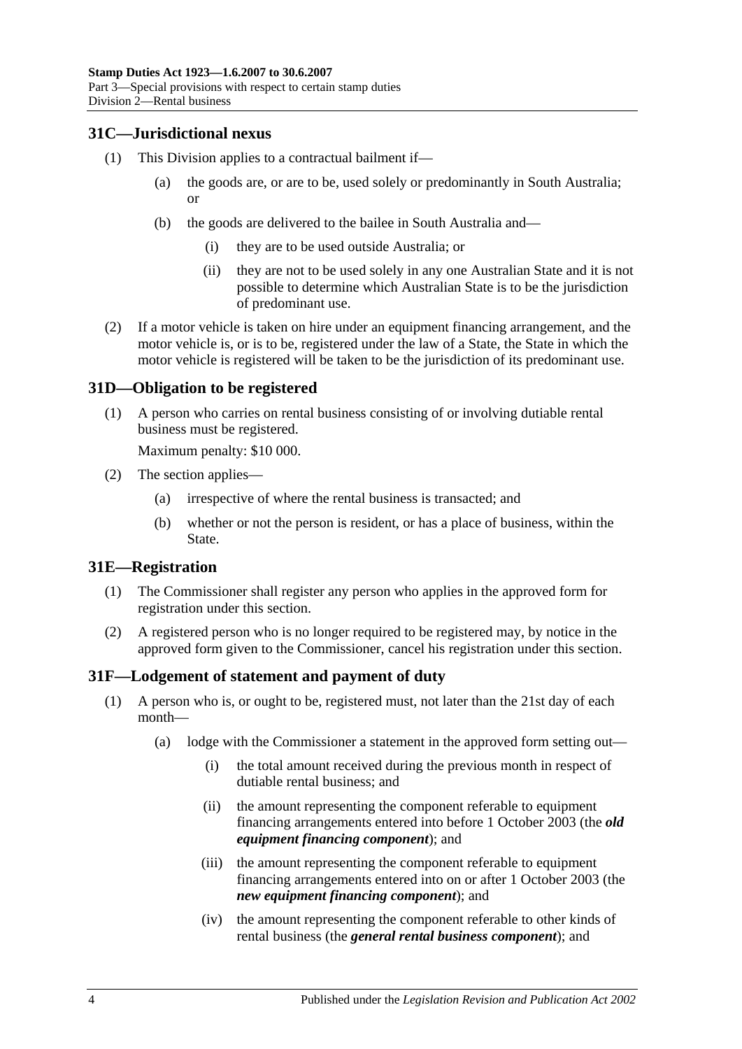## 31C—Jurisdictional nexus

(1) This Division applies to a contractual bailment if—

(a) the goods are, or are to be, used solely or predominantly in South Australia; or

(b) the goods are delivered to the bailee in South Australia and—

(i) they are to be used outside Australia; or

(ii) they are not to be used solely in any one Australian State and it is not possible to determine which Australian State is to be the jurisdiction of predominant use.

(2) If a motor vehicle is taken on hire under an equipment financing arrangement, and the motor vehicle is, or is to be, registered under the law of a State, the State in which the motor vehicle is registered will be taken to be the jurisdiction of its predominant use.

## 31D—Obligation to be registered

(1) A person who carries on rental business consisting of or involving dutiable rental business must be registered.

Maximum penalty: $10 000.

(2) The section applies—

(a) irrespective of where the rental business is transacted; and

(b) whether or not the person is resident, or has a place of business, within the State.

## 31E—Registration

(1) The Commissioner shall register any person who applies in the approved form for registration under this section.

(2) A registered person who is no longer required to be registered may, by notice in the approved form given to the Commissioner, cancel his registration under this section.

## 31F—Lodgement of statement and payment of duty

(1) A person who is, or ought to be, registered must, not later than the 21st day of each month—

(a) lodge with the Commissioner a statement in the approved form setting out—

(i) the total amount received during the previous month in respect of dutiable rental business; and

(ii) the amount representing the component referable to equipment financing arrangements entered into before 1 October 2003 (the ***old equipment financing component***); and

(iii) the amount representing the component referable to equipment financing arrangements entered into on or after 1 October 2003 (the ***new equipment financing component***); and

(iv) the amount representing the component referable to other kinds of rental business (the ***general rental business component***); and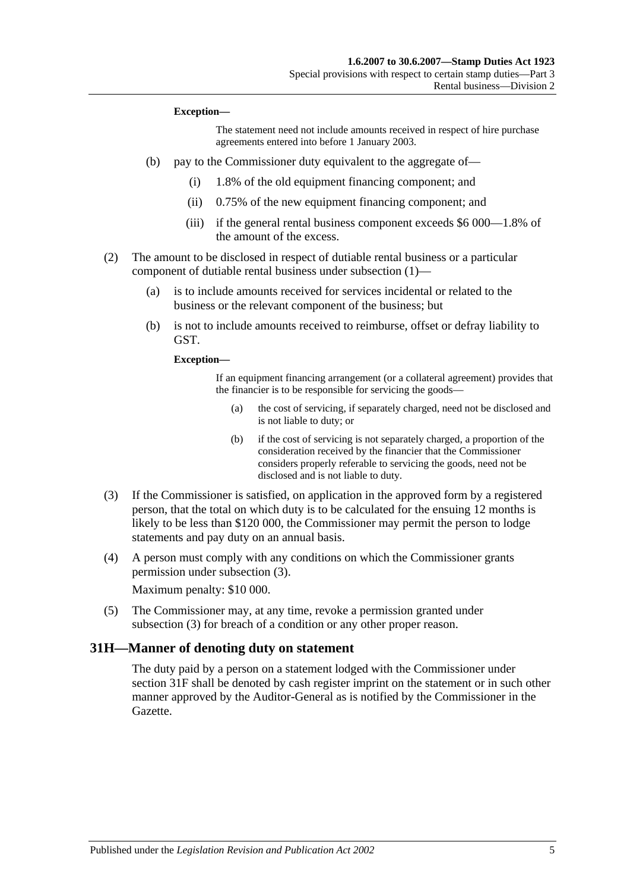**Exception—**

The statement need not include amounts received in respect of hire purchase agreements entered into before 1 January 2003.

(b) pay to the Commissioner duty equivalent to the aggregate of—

(i) 1.8% of the old equipment financing component; and

(ii) 0.75% of the new equipment financing component; and

(iii) if the general rental business component exceeds $6 000—1.8% of the amount of the excess.

(2) The amount to be disclosed in respect of dutiable rental business or a particular component of dutiable rental business under subsection (1)—

(a) is to include amounts received for services incidental or related to the business or the relevant component of the business; but

(b) is not to include amounts received to reimburse, offset or defray liability to GST.

**Exception—**

If an equipment financing arrangement (or a collateral agreement) provides that the financier is to be responsible for servicing the goods—

(a) the cost of servicing, if separately charged, need not be disclosed and is not liable to duty; or

(b) if the cost of servicing is not separately charged, a proportion of the consideration received by the financier that the Commissioner considers properly referable to servicing the goods, need not be disclosed and is not liable to duty.

(3) If the Commissioner is satisfied, on application in the approved form by a registered person, that the total on which duty is to be calculated for the ensuing 12 months is likely to be less than $120 000, the Commissioner may permit the person to lodge statements and pay duty on an annual basis.

(4) A person must comply with any conditions on which the Commissioner grants permission under subsection (3).

Maximum penalty: $10 000.

(5) The Commissioner may, at any time, revoke a permission granted under subsection (3) for breach of a condition or any other proper reason.

## 31H—Manner of denoting duty on statement

The duty paid by a person on a statement lodged with the Commissioner under section 31F shall be denoted by cash register imprint on the statement or in such other manner approved by the Auditor-General as is notified by the Commissioner in the Gazette.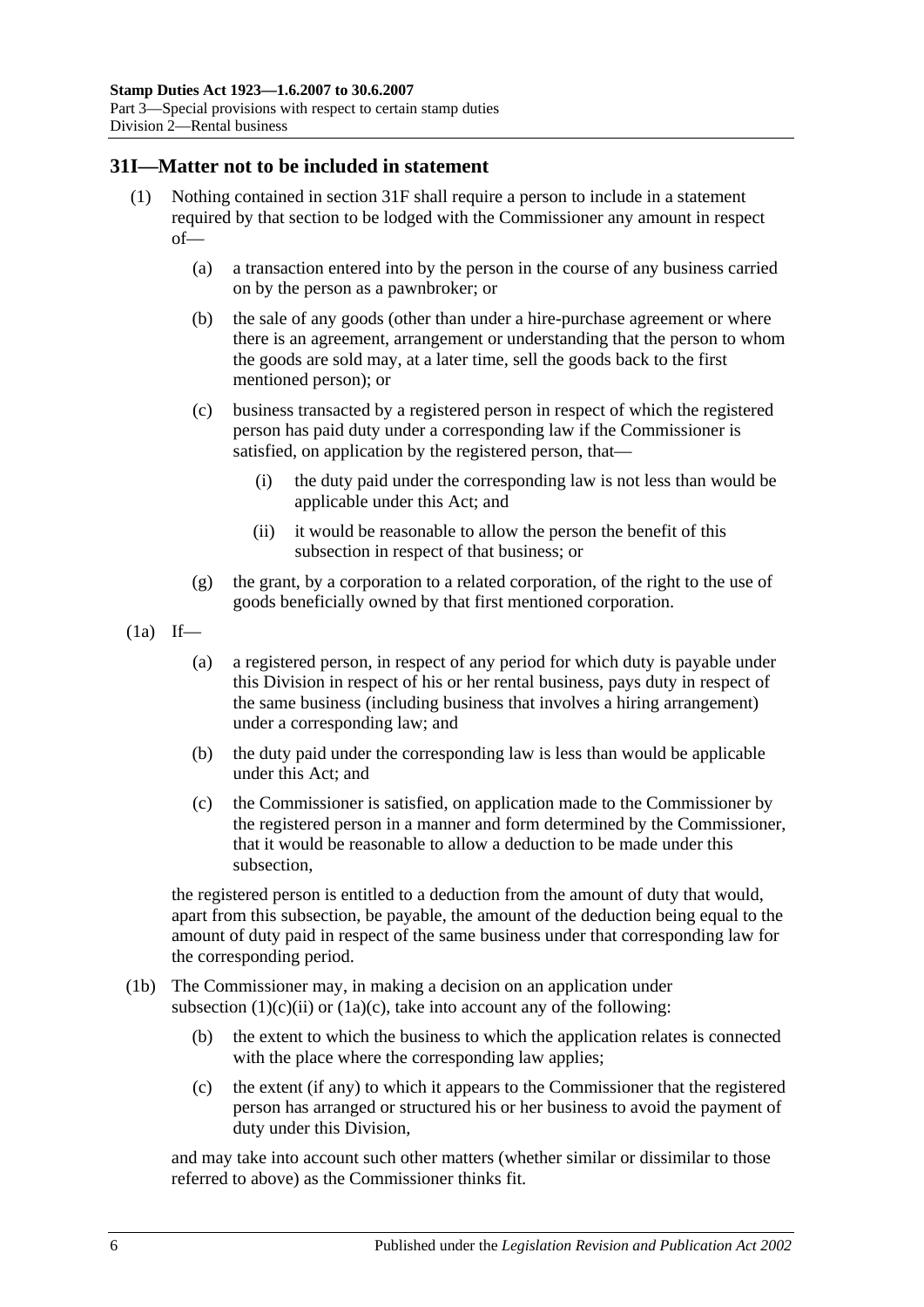## 31I—Matter not to be included in statement

(1) Nothing contained in section 31F shall require a person to include in a statement required by that section to be lodged with the Commissioner any amount in respect of—

(a) a transaction entered into by the person in the course of any business carried on by the person as a pawnbroker; or

(b) the sale of any goods (other than under a hire-purchase agreement or where there is an agreement, arrangement or understanding that the person to whom the goods are sold may, at a later time, sell the goods back to the first mentioned person); or

(c) business transacted by a registered person in respect of which the registered person has paid duty under a corresponding law if the Commissioner is satisfied, on application by the registered person, that—

(i) the duty paid under the corresponding law is not less than would be applicable under this Act; and

(ii) it would be reasonable to allow the person the benefit of this subsection in respect of that business; or

(g) the grant, by a corporation to a related corporation, of the right to the use of goods beneficially owned by that first mentioned corporation.

(1a) If—

(a) a registered person, in respect of any period for which duty is payable under this Division in respect of his or her rental business, pays duty in respect of the same business (including business that involves a hiring arrangement) under a corresponding law; and

(b) the duty paid under the corresponding law is less than would be applicable under this Act; and

(c) the Commissioner is satisfied, on application made to the Commissioner by the registered person in a manner and form determined by the Commissioner, that it would be reasonable to allow a deduction to be made under this subsection,

the registered person is entitled to a deduction from the amount of duty that would, apart from this subsection, be payable, the amount of the deduction being equal to the amount of duty paid in respect of the same business under that corresponding law for the corresponding period.

(1b) The Commissioner may, in making a decision on an application under subsection (1)(c)(ii) or (1a)(c), take into account any of the following:

(b) the extent to which the business to which the application relates is connected with the place where the corresponding law applies;

(c) the extent (if any) to which it appears to the Commissioner that the registered person has arranged or structured his or her business to avoid the payment of duty under this Division,

and may take into account such other matters (whether similar or dissimilar to those referred to above) as the Commissioner thinks fit.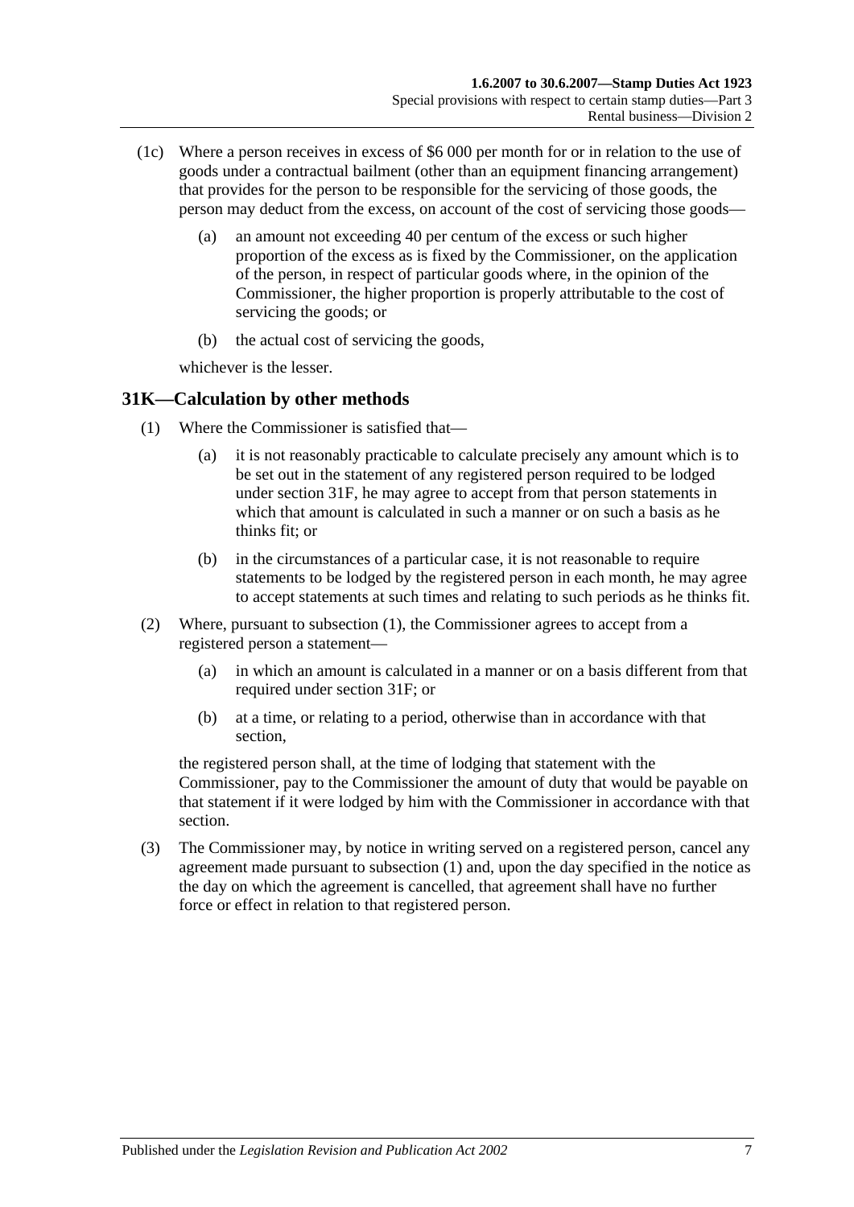(1c) Where a person receives in excess of $6 000 per month for or in relation to the use of goods under a contractual bailment (other than an equipment financing arrangement) that provides for the person to be responsible for the servicing of those goods, the person may deduct from the excess, on account of the cost of servicing those goods—

(a) an amount not exceeding 40 per centum of the excess or such higher proportion of the excess as is fixed by the Commissioner, on the application of the person, in respect of particular goods where, in the opinion of the Commissioner, the higher proportion is properly attributable to the cost of servicing the goods; or

(b) the actual cost of servicing the goods,

whichever is the lesser.

## 31K—Calculation by other methods

(1) Where the Commissioner is satisfied that—

(a) it is not reasonably practicable to calculate precisely any amount which is to be set out in the statement of any registered person required to be lodged under section 31F, he may agree to accept from that person statements in which that amount is calculated in such a manner or on such a basis as he thinks fit; or

(b) in the circumstances of a particular case, it is not reasonable to require statements to be lodged by the registered person in each month, he may agree to accept statements at such times and relating to such periods as he thinks fit.

(2) Where, pursuant to subsection (1), the Commissioner agrees to accept from a registered person a statement—

(a) in which an amount is calculated in a manner or on a basis different from that required under section 31F; or

(b) at a time, or relating to a period, otherwise than in accordance with that section,

the registered person shall, at the time of lodging that statement with the Commissioner, pay to the Commissioner the amount of duty that would be payable on that statement if it were lodged by him with the Commissioner in accordance with that section.

(3) The Commissioner may, by notice in writing served on a registered person, cancel any agreement made pursuant to subsection (1) and, upon the day specified in the notice as the day on which the agreement is cancelled, that agreement shall have no further force or effect in relation to that registered person.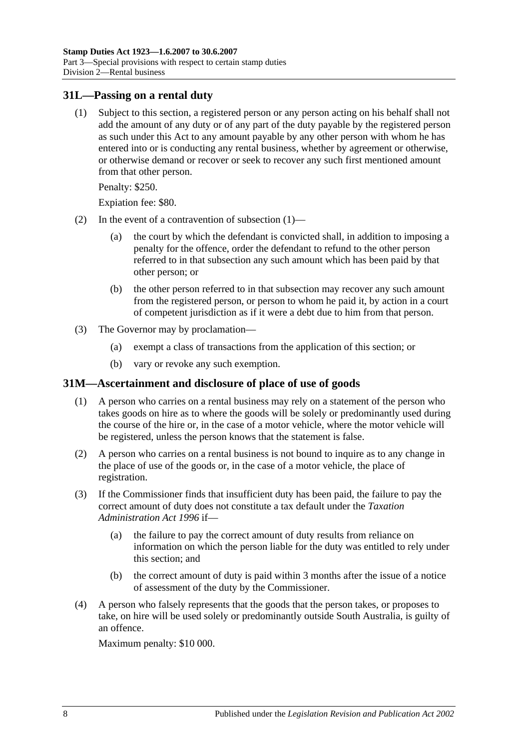## 31L—Passing on a rental duty

(1) Subject to this section, a registered person or any person acting on his behalf shall not add the amount of any duty or of any part of the duty payable by the registered person as such under this Act to any amount payable by any other person with whom he has entered into or is conducting any rental business, whether by agreement or otherwise, or otherwise demand or recover or seek to recover any such first mentioned amount from that other person.

Penalty: $250.

Expiation fee: $80.

(2) In the event of a contravention of subsection (1)—

(a) the court by which the defendant is convicted shall, in addition to imposing a penalty for the offence, order the defendant to refund to the other person referred to in that subsection any such amount which has been paid by that other person; or

(b) the other person referred to in that subsection may recover any such amount from the registered person, or person to whom he paid it, by action in a court of competent jurisdiction as if it were a debt due to him from that person.

(3) The Governor may by proclamation—

(a) exempt a class of transactions from the application of this section; or

(b) vary or revoke any such exemption.

## 31M—Ascertainment and disclosure of place of use of goods

(1) A person who carries on a rental business may rely on a statement of the person who takes goods on hire as to where the goods will be solely or predominantly used during the course of the hire or, in the case of a motor vehicle, where the motor vehicle will be registered, unless the person knows that the statement is false.

(2) A person who carries on a rental business is not bound to inquire as to any change in the place of use of the goods or, in the case of a motor vehicle, the place of registration.

(3) If the Commissioner finds that insufficient duty has been paid, the failure to pay the correct amount of duty does not constitute a tax default under the *Taxation Administration Act 1996* if—

(a) the failure to pay the correct amount of duty results from reliance on information on which the person liable for the duty was entitled to rely under this section; and

(b) the correct amount of duty is paid within 3 months after the issue of a notice of assessment of the duty by the Commissioner.

(4) A person who falsely represents that the goods that the person takes, or proposes to take, on hire will be used solely or predominantly outside South Australia, is guilty of an offence.

Maximum penalty: $10 000.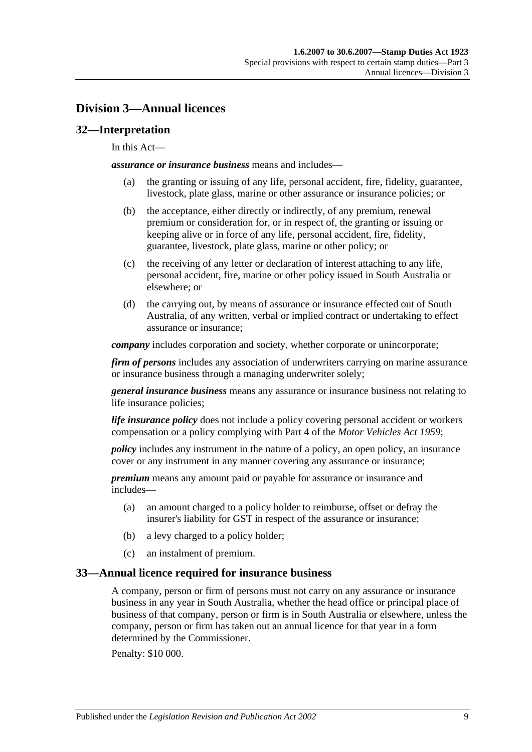## Division 3—Annual licences

### 32—Interpretation

In this Act—

***assurance or insurance business*** means and includes—

(a) the granting or issuing of any life, personal accident, fire, fidelity, guarantee, livestock, plate glass, marine or other assurance or insurance policies; or

(b) the acceptance, either directly or indirectly, of any premium, renewal premium or consideration for, or in respect of, the granting or issuing or keeping alive or in force of any life, personal accident, fire, fidelity, guarantee, livestock, plate glass, marine or other policy; or

(c) the receiving of any letter or declaration of interest attaching to any life, personal accident, fire, marine or other policy issued in South Australia or elsewhere; or

(d) the carrying out, by means of assurance or insurance effected out of South Australia, of any written, verbal or implied contract or undertaking to effect assurance or insurance;

***company*** includes corporation and society, whether corporate or unincorporate;

***firm of persons*** includes any association of underwriters carrying on marine assurance or insurance business through a managing underwriter solely;

***general insurance business*** means any assurance or insurance business not relating to life insurance policies;

***life insurance policy*** does not include a policy covering personal accident or workers compensation or a policy complying with Part 4 of the *Motor Vehicles Act 1959*;

***policy*** includes any instrument in the nature of a policy, an open policy, an insurance cover or any instrument in any manner covering any assurance or insurance;

***premium*** means any amount paid or payable for assurance or insurance and includes—

(a) an amount charged to a policy holder to reimburse, offset or defray the insurer's liability for GST in respect of the assurance or insurance;

(b) a levy charged to a policy holder;

(c) an instalment of premium.

### 33—Annual licence required for insurance business

A company, person or firm of persons must not carry on any assurance or insurance business in any year in South Australia, whether the head office or principal place of business of that company, person or firm is in South Australia or elsewhere, unless the company, person or firm has taken out an annual licence for that year in a form determined by the Commissioner.

Penalty: $10 000.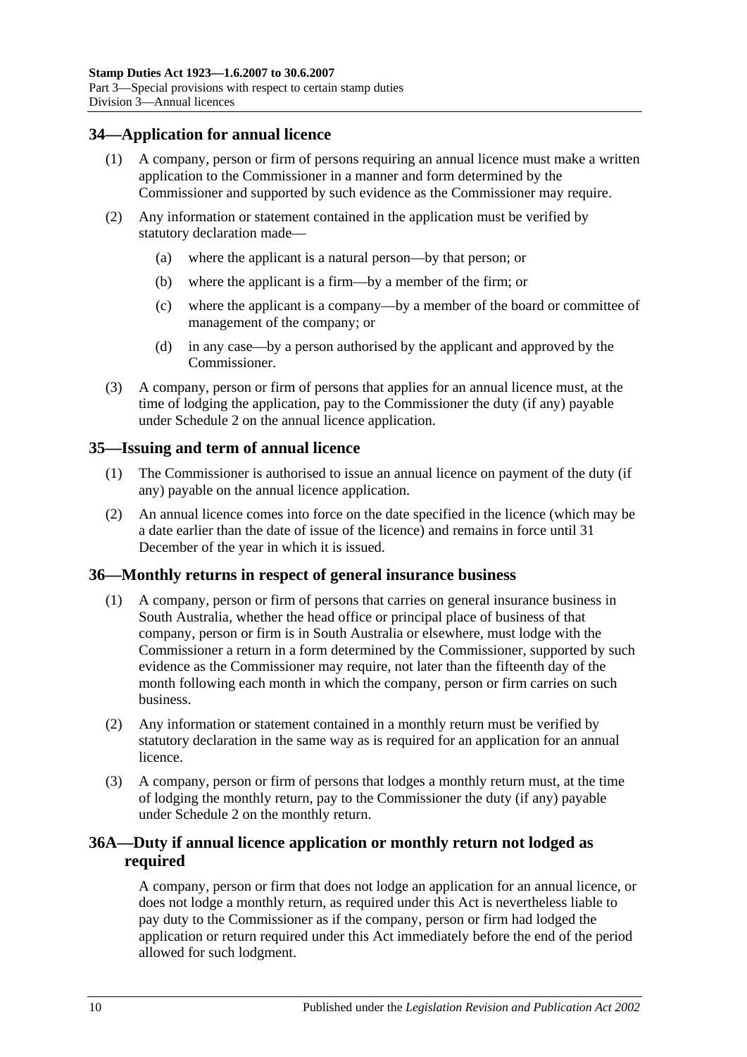## 34—Application for annual licence

(1) A company, person or firm of persons requiring an annual licence must make a written application to the Commissioner in a manner and form determined by the Commissioner and supported by such evidence as the Commissioner may require.

(2) Any information or statement contained in the application must be verified by statutory declaration made—

(a) where the applicant is a natural person—by that person; or

(b) where the applicant is a firm—by a member of the firm; or

(c) where the applicant is a company—by a member of the board or committee of management of the company; or

(d) in any case—by a person authorised by the applicant and approved by the Commissioner.

(3) A company, person or firm of persons that applies for an annual licence must, at the time of lodging the application, pay to the Commissioner the duty (if any) payable under Schedule 2 on the annual licence application.

## 35—Issuing and term of annual licence

(1) The Commissioner is authorised to issue an annual licence on payment of the duty (if any) payable on the annual licence application.

(2) An annual licence comes into force on the date specified in the licence (which may be a date earlier than the date of issue of the licence) and remains in force until 31 December of the year in which it is issued.

## 36—Monthly returns in respect of general insurance business

(1) A company, person or firm of persons that carries on general insurance business in South Australia, whether the head office or principal place of business of that company, person or firm is in South Australia or elsewhere, must lodge with the Commissioner a return in a form determined by the Commissioner, supported by such evidence as the Commissioner may require, not later than the fifteenth day of the month following each month in which the company, person or firm carries on such business.

(2) Any information or statement contained in a monthly return must be verified by statutory declaration in the same way as is required for an application for an annual licence.

(3) A company, person or firm of persons that lodges a monthly return must, at the time of lodging the monthly return, pay to the Commissioner the duty (if any) payable under Schedule 2 on the monthly return.

## 36A—Duty if annual licence application or monthly return not lodged as required

A company, person or firm that does not lodge an application for an annual licence, or does not lodge a monthly return, as required under this Act is nevertheless liable to pay duty to the Commissioner as if the company, person or firm had lodged the application or return required under this Act immediately before the end of the period allowed for such lodgment.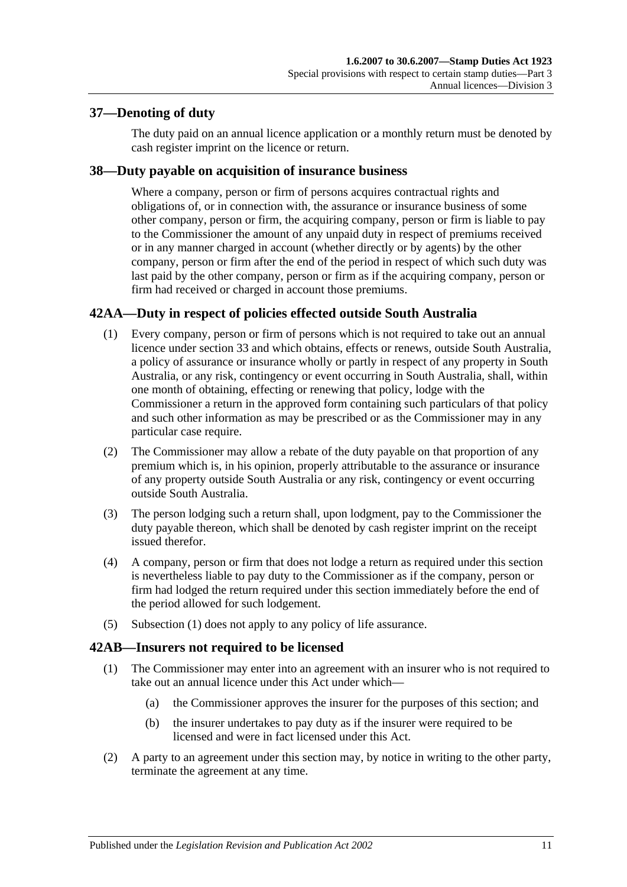## 37—Denoting of duty

The duty paid on an annual licence application or a monthly return must be denoted by cash register imprint on the licence or return.

## 38—Duty payable on acquisition of insurance business

Where a company, person or firm of persons acquires contractual rights and obligations of, or in connection with, the assurance or insurance business of some other company, person or firm, the acquiring company, person or firm is liable to pay to the Commissioner the amount of any unpaid duty in respect of premiums received or in any manner charged in account (whether directly or by agents) by the other company, person or firm after the end of the period in respect of which such duty was last paid by the other company, person or firm as if the acquiring company, person or firm had received or charged in account those premiums.

## 42AA—Duty in respect of policies effected outside South Australia

(1) Every company, person or firm of persons which is not required to take out an annual licence under section 33 and which obtains, effects or renews, outside South Australia, a policy of assurance or insurance wholly or partly in respect of any property in South Australia, or any risk, contingency or event occurring in South Australia, shall, within one month of obtaining, effecting or renewing that policy, lodge with the Commissioner a return in the approved form containing such particulars of that policy and such other information as may be prescribed or as the Commissioner may in any particular case require.

(2) The Commissioner may allow a rebate of the duty payable on that proportion of any premium which is, in his opinion, properly attributable to the assurance or insurance of any property outside South Australia or any risk, contingency or event occurring outside South Australia.

(3) The person lodging such a return shall, upon lodgment, pay to the Commissioner the duty payable thereon, which shall be denoted by cash register imprint on the receipt issued therefor.

(4) A company, person or firm that does not lodge a return as required under this section is nevertheless liable to pay duty to the Commissioner as if the company, person or firm had lodged the return required under this section immediately before the end of the period allowed for such lodgement.

(5) Subsection (1) does not apply to any policy of life assurance.

## 42AB—Insurers not required to be licensed

(1) The Commissioner may enter into an agreement with an insurer who is not required to take out an annual licence under this Act under which—

  (a) the Commissioner approves the insurer for the purposes of this section; and

  (b) the insurer undertakes to pay duty as if the insurer were required to be licensed and were in fact licensed under this Act.

(2) A party to an agreement under this section may, by notice in writing to the other party, terminate the agreement at any time.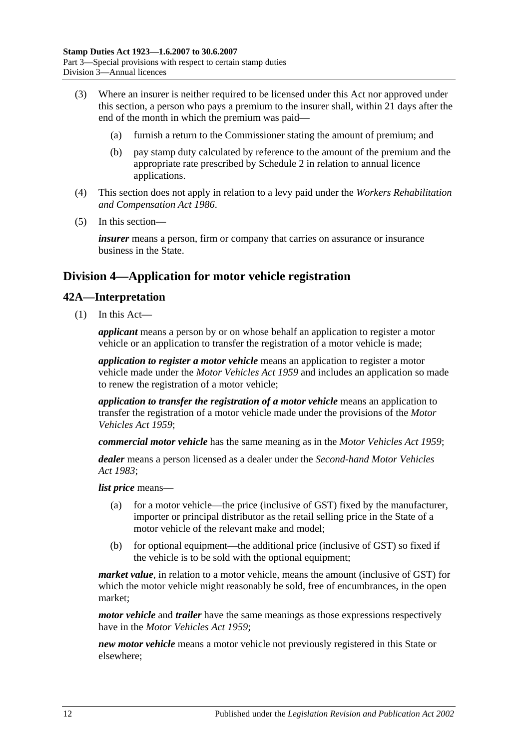(3) Where an insurer is neither required to be licensed under this Act nor approved under this section, a person who pays a premium to the insurer shall, within 21 days after the end of the month in which the premium was paid—

(a) furnish a return to the Commissioner stating the amount of premium; and

(b) pay stamp duty calculated by reference to the amount of the premium and the appropriate rate prescribed by Schedule 2 in relation to annual licence applications.

(4) This section does not apply in relation to a levy paid under the *Workers Rehabilitation and Compensation Act 1986*.

(5) In this section—

***insurer*** means a person, firm or company that carries on assurance or insurance business in the State.

## Division 4—Application for motor vehicle registration

### 42A—Interpretation

(1) In this Act—

***applicant*** means a person by or on whose behalf an application to register a motor vehicle or an application to transfer the registration of a motor vehicle is made;

***application to register a motor vehicle*** means an application to register a motor vehicle made under the *Motor Vehicles Act 1959* and includes an application so made to renew the registration of a motor vehicle;

***application to transfer the registration of a motor vehicle*** means an application to transfer the registration of a motor vehicle made under the provisions of the *Motor Vehicles Act 1959*;

***commercial motor vehicle*** has the same meaning as in the *Motor Vehicles Act 1959*;

***dealer*** means a person licensed as a dealer under the *Second-hand Motor Vehicles Act 1983*;

***list price*** means—

(a) for a motor vehicle—the price (inclusive of GST) fixed by the manufacturer, importer or principal distributor as the retail selling price in the State of a motor vehicle of the relevant make and model;

(b) for optional equipment—the additional price (inclusive of GST) so fixed if the vehicle is to be sold with the optional equipment;

***market value***, in relation to a motor vehicle, means the amount (inclusive of GST) for which the motor vehicle might reasonably be sold, free of encumbrances, in the open market;

***motor vehicle*** and ***trailer*** have the same meanings as those expressions respectively have in the *Motor Vehicles Act 1959*;

***new motor vehicle*** means a motor vehicle not previously registered in this State or elsewhere;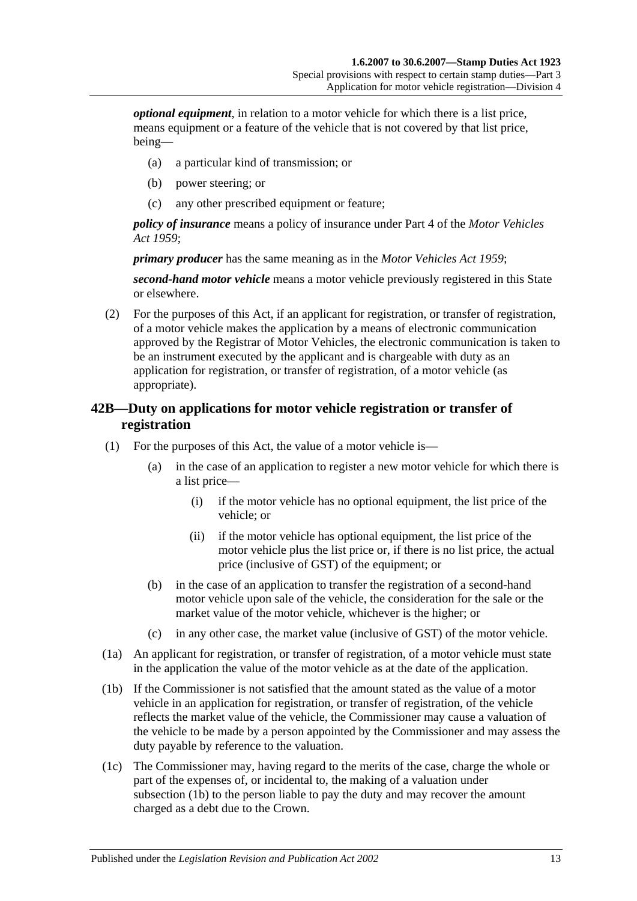***optional equipment***, in relation to a motor vehicle for which there is a list price, means equipment or a feature of the vehicle that is not covered by that list price, being—

- (a) a particular kind of transmission; or
- (b) power steering; or
- (c) any other prescribed equipment or feature;

***policy of insurance*** means a policy of insurance under Part 4 of the *Motor Vehicles Act 1959*;

***primary producer*** has the same meaning as in the *Motor Vehicles Act 1959*;

***second-hand motor vehicle*** means a motor vehicle previously registered in this State or elsewhere.

(2) For the purposes of this Act, if an applicant for registration, or transfer of registration, of a motor vehicle makes the application by a means of electronic communication approved by the Registrar of Motor Vehicles, the electronic communication is taken to be an instrument executed by the applicant and is chargeable with duty as an application for registration, or transfer of registration, of a motor vehicle (as appropriate).

## 42B—Duty on applications for motor vehicle registration or transfer of registration

(1) For the purposes of this Act, the value of a motor vehicle is—

- (a) in the case of an application to register a new motor vehicle for which there is a list price—
  - (i) if the motor vehicle has no optional equipment, the list price of the vehicle; or
  - (ii) if the motor vehicle has optional equipment, the list price of the motor vehicle plus the list price or, if there is no list price, the actual price (inclusive of GST) of the equipment; or
- (b) in the case of an application to transfer the registration of a second-hand motor vehicle upon sale of the vehicle, the consideration for the sale or the market value of the motor vehicle, whichever is the higher; or
- (c) in any other case, the market value (inclusive of GST) of the motor vehicle.

(1a) An applicant for registration, or transfer of registration, of a motor vehicle must state in the application the value of the motor vehicle as at the date of the application.

(1b) If the Commissioner is not satisfied that the amount stated as the value of a motor vehicle in an application for registration, or transfer of registration, of the vehicle reflects the market value of the vehicle, the Commissioner may cause a valuation of the vehicle to be made by a person appointed by the Commissioner and may assess the duty payable by reference to the valuation.

(1c) The Commissioner may, having regard to the merits of the case, charge the whole or part of the expenses of, or incidental to, the making of a valuation under subsection (1b) to the person liable to pay the duty and may recover the amount charged as a debt due to the Crown.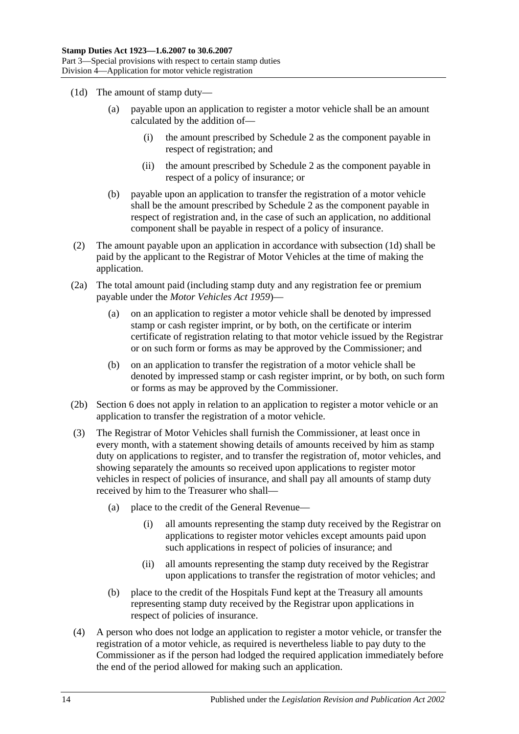(1d) The amount of stamp duty—

(a) payable upon an application to register a motor vehicle shall be an amount calculated by the addition of—

(i) the amount prescribed by Schedule 2 as the component payable in respect of registration; and

(ii) the amount prescribed by Schedule 2 as the component payable in respect of a policy of insurance; or

(b) payable upon an application to transfer the registration of a motor vehicle shall be the amount prescribed by Schedule 2 as the component payable in respect of registration and, in the case of such an application, no additional component shall be payable in respect of a policy of insurance.

(2) The amount payable upon an application in accordance with subsection (1d) shall be paid by the applicant to the Registrar of Motor Vehicles at the time of making the application.

(2a) The total amount paid (including stamp duty and any registration fee or premium payable under the *Motor Vehicles Act 1959*)—

(a) on an application to register a motor vehicle shall be denoted by impressed stamp or cash register imprint, or by both, on the certificate or interim certificate of registration relating to that motor vehicle issued by the Registrar or on such form or forms as may be approved by the Commissioner; and

(b) on an application to transfer the registration of a motor vehicle shall be denoted by impressed stamp or cash register imprint, or by both, on such form or forms as may be approved by the Commissioner.

(2b) Section 6 does not apply in relation to an application to register a motor vehicle or an application to transfer the registration of a motor vehicle.

(3) The Registrar of Motor Vehicles shall furnish the Commissioner, at least once in every month, with a statement showing details of amounts received by him as stamp duty on applications to register, and to transfer the registration of, motor vehicles, and showing separately the amounts so received upon applications to register motor vehicles in respect of policies of insurance, and shall pay all amounts of stamp duty received by him to the Treasurer who shall—

(a) place to the credit of the General Revenue—

(i) all amounts representing the stamp duty received by the Registrar on applications to register motor vehicles except amounts paid upon such applications in respect of policies of insurance; and

(ii) all amounts representing the stamp duty received by the Registrar upon applications to transfer the registration of motor vehicles; and

(b) place to the credit of the Hospitals Fund kept at the Treasury all amounts representing stamp duty received by the Registrar upon applications in respect of policies of insurance.

(4) A person who does not lodge an application to register a motor vehicle, or transfer the registration of a motor vehicle, as required is nevertheless liable to pay duty to the Commissioner as if the person had lodged the required application immediately before the end of the period allowed for making such an application.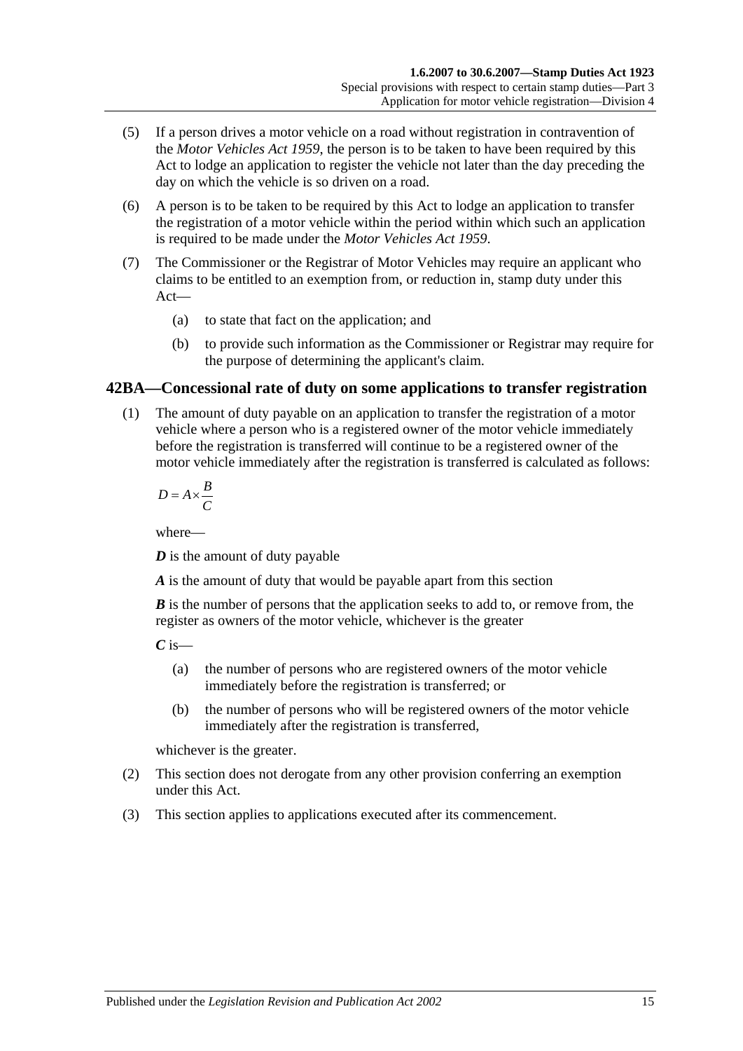(5) If a person drives a motor vehicle on a road without registration in contravention of the *Motor Vehicles Act 1959*, the person is to be taken to have been required by this Act to lodge an application to register the vehicle not later than the day preceding the day on which the vehicle is so driven on a road.

(6) A person is to be taken to be required by this Act to lodge an application to transfer the registration of a motor vehicle within the period within which such an application is required to be made under the *Motor Vehicles Act 1959*.

(7) The Commissioner or the Registrar of Motor Vehicles may require an applicant who claims to be entitled to an exemption from, or reduction in, stamp duty under this Act—

(a) to state that fact on the application; and

(b) to provide such information as the Commissioner or Registrar may require for the purpose of determining the applicant's claim.

## 42BA—Concessional rate of duty on some applications to transfer registration

(1) The amount of duty payable on an application to transfer the registration of a motor vehicle where a person who is a registered owner of the motor vehicle immediately before the registration is transferred will continue to be a registered owner of the motor vehicle immediately after the registration is transferred is calculated as follows:

$$D = A \times \frac{B}{C}$$

where—

***D*** is the amount of duty payable

***A*** is the amount of duty that would be payable apart from this section

***B*** is the number of persons that the application seeks to add to, or remove from, the register as owners of the motor vehicle, whichever is the greater

***C*** is—

(a) the number of persons who are registered owners of the motor vehicle immediately before the registration is transferred; or

(b) the number of persons who will be registered owners of the motor vehicle immediately after the registration is transferred,

whichever is the greater.

(2) This section does not derogate from any other provision conferring an exemption under this Act.

(3) This section applies to applications executed after its commencement.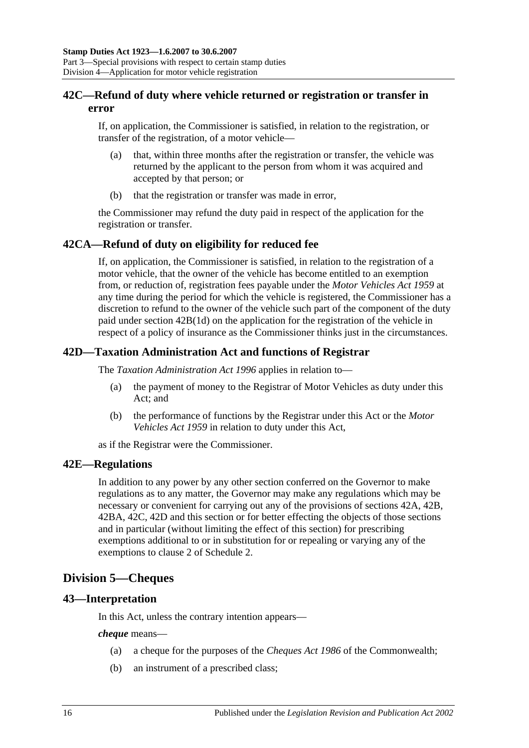## 42C—Refund of duty where vehicle returned or registration or transfer in error

If, on application, the Commissioner is satisfied, in relation to the registration, or transfer of the registration, of a motor vehicle—

(a) that, within three months after the registration or transfer, the vehicle was returned by the applicant to the person from whom it was acquired and accepted by that person; or

(b) that the registration or transfer was made in error,

the Commissioner may refund the duty paid in respect of the application for the registration or transfer.

## 42CA—Refund of duty on eligibility for reduced fee

If, on application, the Commissioner is satisfied, in relation to the registration of a motor vehicle, that the owner of the vehicle has become entitled to an exemption from, or reduction of, registration fees payable under the *Motor Vehicles Act 1959* at any time during the period for which the vehicle is registered, the Commissioner has a discretion to refund to the owner of the vehicle such part of the component of the duty paid under section 42B(1d) on the application for the registration of the vehicle in respect of a policy of insurance as the Commissioner thinks just in the circumstances.

## 42D—Taxation Administration Act and functions of Registrar

The *Taxation Administration Act 1996* applies in relation to—

(a) the payment of money to the Registrar of Motor Vehicles as duty under this Act; and

(b) the performance of functions by the Registrar under this Act or the *Motor Vehicles Act 1959* in relation to duty under this Act,

as if the Registrar were the Commissioner.

## 42E—Regulations

In addition to any power by any other section conferred on the Governor to make regulations as to any matter, the Governor may make any regulations which may be necessary or convenient for carrying out any of the provisions of sections 42A, 42B, 42BA, 42C, 42D and this section or for better effecting the objects of those sections and in particular (without limiting the effect of this section) for prescribing exemptions additional to or in substitution for or repealing or varying any of the exemptions to clause 2 of Schedule 2.

# Division 5—Cheques

## 43—Interpretation

In this Act, unless the contrary intention appears—

***cheque*** means—

(a) a cheque for the purposes of the *Cheques Act 1986* of the Commonwealth;

(b) an instrument of a prescribed class;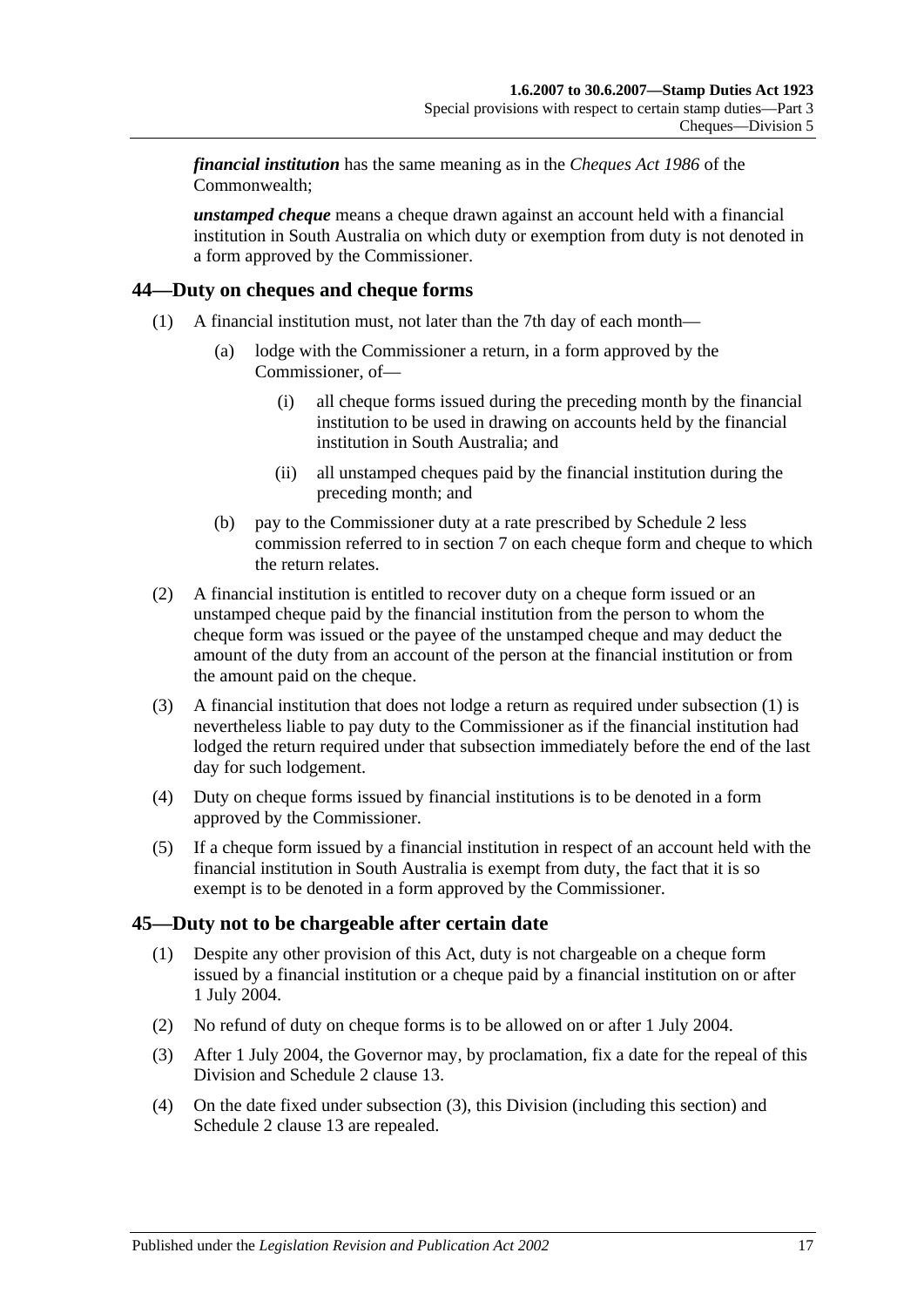***financial institution*** has the same meaning as in the *Cheques Act 1986* of the Commonwealth;

***unstamped cheque*** means a cheque drawn against an account held with a financial institution in South Australia on which duty or exemption from duty is not denoted in a form approved by the Commissioner.

## 44—Duty on cheques and cheque forms

(1) A financial institution must, not later than the 7th day of each month—

  (a) lodge with the Commissioner a return, in a form approved by the Commissioner, of—

    (i) all cheque forms issued during the preceding month by the financial institution to be used in drawing on accounts held by the financial institution in South Australia; and

    (ii) all unstamped cheques paid by the financial institution during the preceding month; and

  (b) pay to the Commissioner duty at a rate prescribed by Schedule 2 less commission referred to in section 7 on each cheque form and cheque to which the return relates.

(2) A financial institution is entitled to recover duty on a cheque form issued or an unstamped cheque paid by the financial institution from the person to whom the cheque form was issued or the payee of the unstamped cheque and may deduct the amount of the duty from an account of the person at the financial institution or from the amount paid on the cheque.

(3) A financial institution that does not lodge a return as required under subsection (1) is nevertheless liable to pay duty to the Commissioner as if the financial institution had lodged the return required under that subsection immediately before the end of the last day for such lodgement.

(4) Duty on cheque forms issued by financial institutions is to be denoted in a form approved by the Commissioner.

(5) If a cheque form issued by a financial institution in respect of an account held with the financial institution in South Australia is exempt from duty, the fact that it is so exempt is to be denoted in a form approved by the Commissioner.

## 45—Duty not to be chargeable after certain date

(1) Despite any other provision of this Act, duty is not chargeable on a cheque form issued by a financial institution or a cheque paid by a financial institution on or after 1 July 2004.

(2) No refund of duty on cheque forms is to be allowed on or after 1 July 2004.

(3) After 1 July 2004, the Governor may, by proclamation, fix a date for the repeal of this Division and Schedule 2 clause 13.

(4) On the date fixed under subsection (3), this Division (including this section) and Schedule 2 clause 13 are repealed.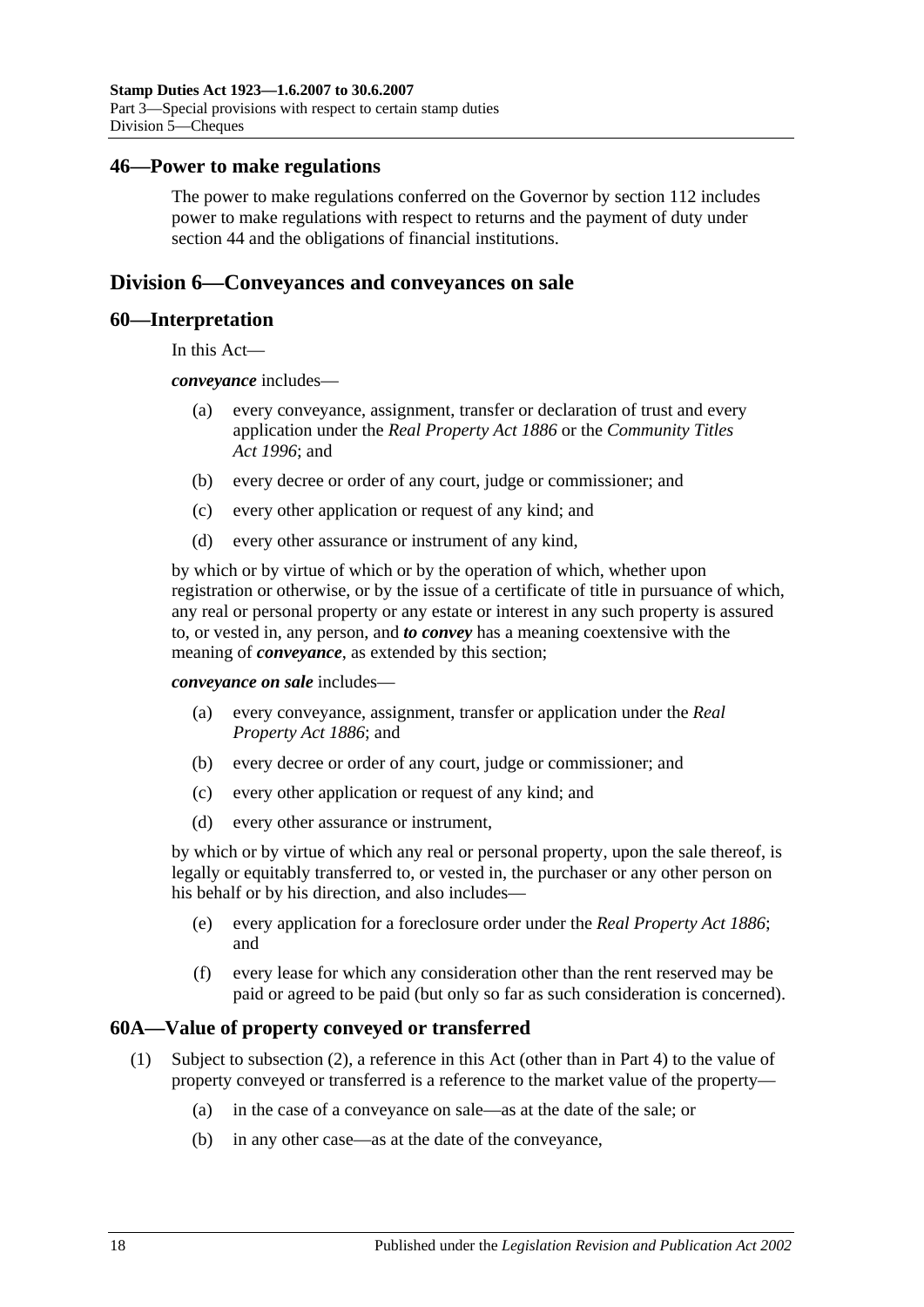## 46—Power to make regulations

The power to make regulations conferred on the Governor by section 112 includes power to make regulations with respect to returns and the payment of duty under section 44 and the obligations of financial institutions.

# Division 6—Conveyances and conveyances on sale

## 60—Interpretation

In this Act—

***conveyance*** includes—

(a) every conveyance, assignment, transfer or declaration of trust and every application under the *Real Property Act 1886* or the *Community Titles Act 1996*; and

(b) every decree or order of any court, judge or commissioner; and

(c) every other application or request of any kind; and

(d) every other assurance or instrument of any kind,

by which or by virtue of which or by the operation of which, whether upon registration or otherwise, or by the issue of a certificate of title in pursuance of which, any real or personal property or any estate or interest in any such property is assured to, or vested in, any person, and ***to convey*** has a meaning coextensive with the meaning of ***conveyance***, as extended by this section;

***conveyance on sale*** includes—

(a) every conveyance, assignment, transfer or application under the *Real Property Act 1886*; and

(b) every decree or order of any court, judge or commissioner; and

(c) every other application or request of any kind; and

(d) every other assurance or instrument,

by which or by virtue of which any real or personal property, upon the sale thereof, is legally or equitably transferred to, or vested in, the purchaser or any other person on his behalf or by his direction, and also includes—

(e) every application for a foreclosure order under the *Real Property Act 1886*; and

(f) every lease for which any consideration other than the rent reserved may be paid or agreed to be paid (but only so far as such consideration is concerned).

## 60A—Value of property conveyed or transferred

(1) Subject to subsection (2), a reference in this Act (other than in Part 4) to the value of property conveyed or transferred is a reference to the market value of the property—

(a) in the case of a conveyance on sale—as at the date of the sale; or

(b) in any other case—as at the date of the conveyance,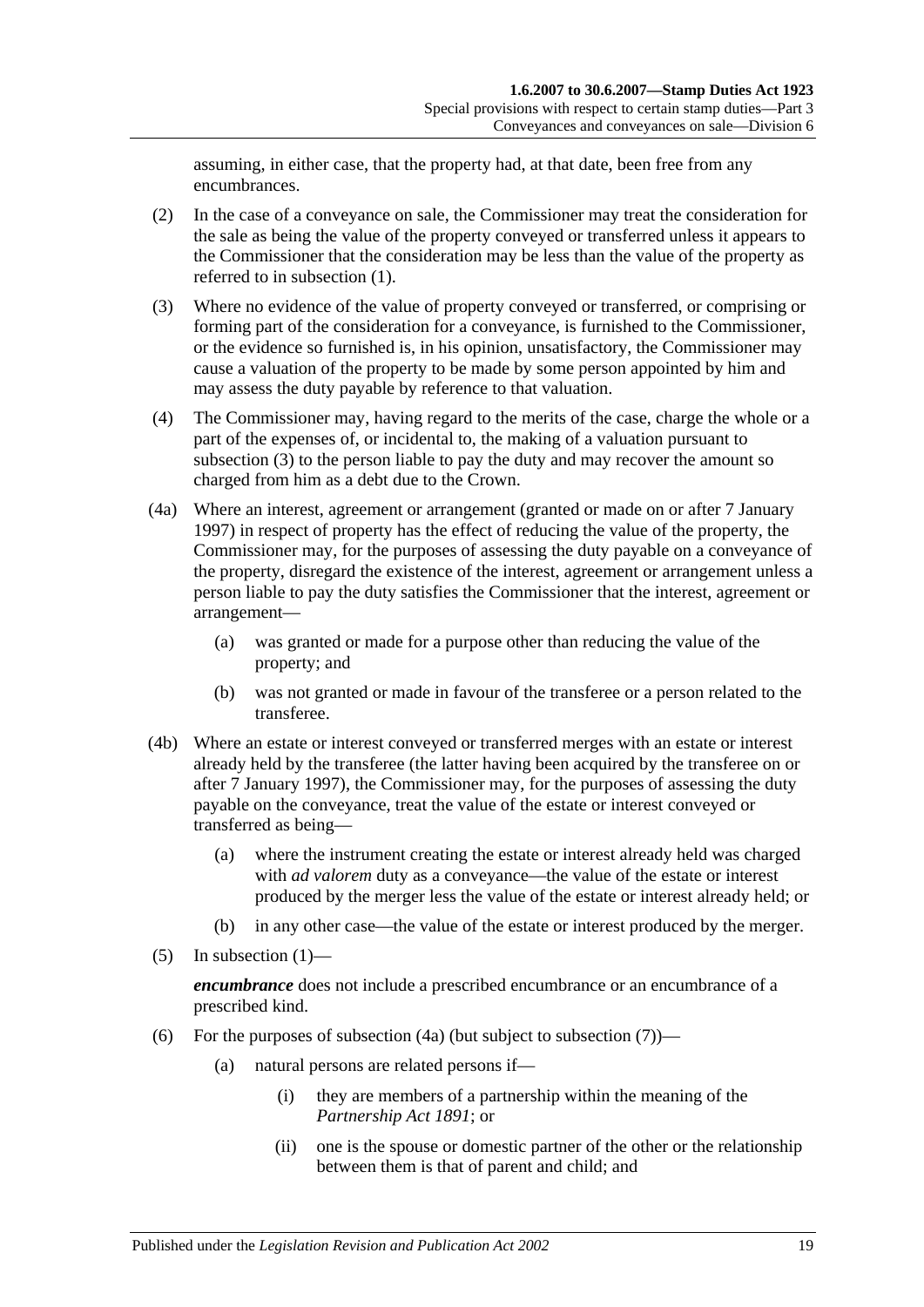assuming, in either case, that the property had, at that date, been free from any encumbrances.

(2) In the case of a conveyance on sale, the Commissioner may treat the consideration for the sale as being the value of the property conveyed or transferred unless it appears to the Commissioner that the consideration may be less than the value of the property as referred to in subsection (1).

(3) Where no evidence of the value of property conveyed or transferred, or comprising or forming part of the consideration for a conveyance, is furnished to the Commissioner, or the evidence so furnished is, in his opinion, unsatisfactory, the Commissioner may cause a valuation of the property to be made by some person appointed by him and may assess the duty payable by reference to that valuation.

(4) The Commissioner may, having regard to the merits of the case, charge the whole or a part of the expenses of, or incidental to, the making of a valuation pursuant to subsection (3) to the person liable to pay the duty and may recover the amount so charged from him as a debt due to the Crown.

(4a) Where an interest, agreement or arrangement (granted or made on or after 7 January 1997) in respect of property has the effect of reducing the value of the property, the Commissioner may, for the purposes of assessing the duty payable on a conveyance of the property, disregard the existence of the interest, agreement or arrangement unless a person liable to pay the duty satisfies the Commissioner that the interest, agreement or arrangement—

(a) was granted or made for a purpose other than reducing the value of the property; and

(b) was not granted or made in favour of the transferee or a person related to the transferee.

(4b) Where an estate or interest conveyed or transferred merges with an estate or interest already held by the transferee (the latter having been acquired by the transferee on or after 7 January 1997), the Commissioner may, for the purposes of assessing the duty payable on the conveyance, treat the value of the estate or interest conveyed or transferred as being—

(a) where the instrument creating the estate or interest already held was charged with *ad valorem* duty as a conveyance—the value of the estate or interest produced by the merger less the value of the estate or interest already held; or

(b) in any other case—the value of the estate or interest produced by the merger.

(5) In subsection (1)—

***encumbrance*** does not include a prescribed encumbrance or an encumbrance of a prescribed kind.

(6) For the purposes of subsection (4a) (but subject to subsection (7))—

(a) natural persons are related persons if—

(i) they are members of a partnership within the meaning of the *Partnership Act 1891*; or

(ii) one is the spouse or domestic partner of the other or the relationship between them is that of parent and child; and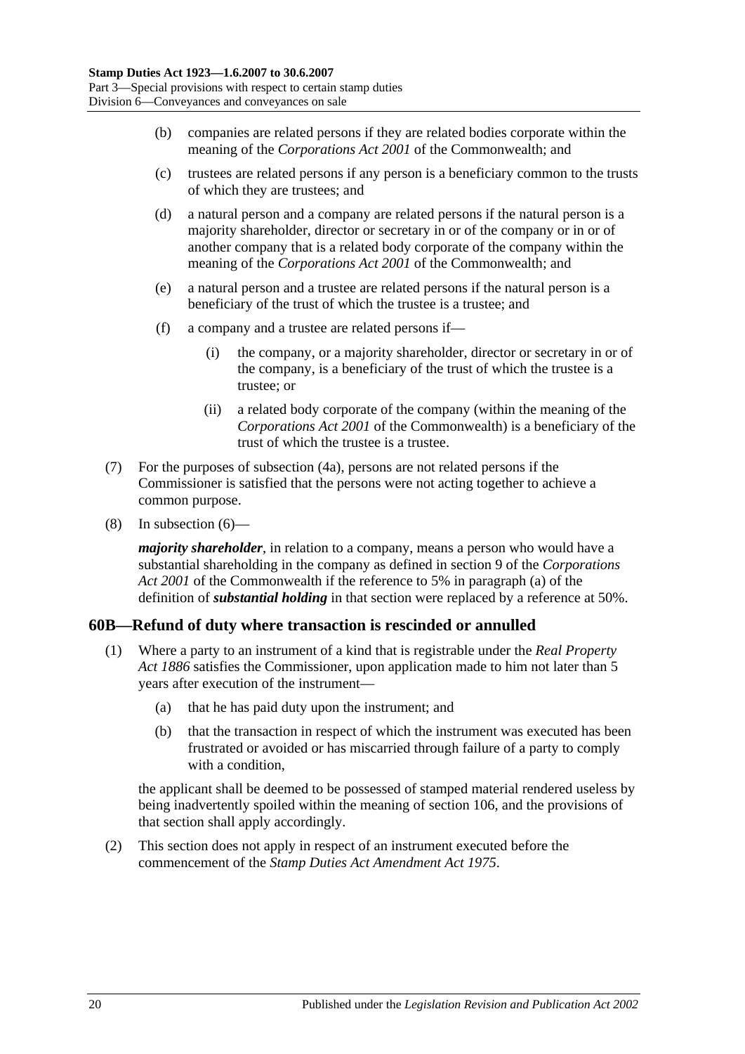(b) companies are related persons if they are related bodies corporate within the meaning of the *Corporations Act 2001* of the Commonwealth; and

(c) trustees are related persons if any person is a beneficiary common to the trusts of which they are trustees; and

(d) a natural person and a company are related persons if the natural person is a majority shareholder, director or secretary in or of the company or in or of another company that is a related body corporate of the company within the meaning of the *Corporations Act 2001* of the Commonwealth; and

(e) a natural person and a trustee are related persons if the natural person is a beneficiary of the trust of which the trustee is a trustee; and

(f) a company and a trustee are related persons if—

(i) the company, or a majority shareholder, director or secretary in or of the company, is a beneficiary of the trust of which the trustee is a trustee; or

(ii) a related body corporate of the company (within the meaning of the *Corporations Act 2001* of the Commonwealth) is a beneficiary of the trust of which the trustee is a trustee.

(7) For the purposes of subsection (4a), persons are not related persons if the Commissioner is satisfied that the persons were not acting together to achieve a common purpose.

(8) In subsection (6)—

***majority shareholder***, in relation to a company, means a person who would have a substantial shareholding in the company as defined in section 9 of the *Corporations Act 2001* of the Commonwealth if the reference to 5% in paragraph (a) of the definition of ***substantial holding*** in that section were replaced by a reference at 50%.

## 60B—Refund of duty where transaction is rescinded or annulled

(1) Where a party to an instrument of a kind that is registrable under the *Real Property Act 1886* satisfies the Commissioner, upon application made to him not later than 5 years after execution of the instrument—

(a) that he has paid duty upon the instrument; and

(b) that the transaction in respect of which the instrument was executed has been frustrated or avoided or has miscarried through failure of a party to comply with a condition,

the applicant shall be deemed to be possessed of stamped material rendered useless by being inadvertently spoiled within the meaning of section 106, and the provisions of that section shall apply accordingly.

(2) This section does not apply in respect of an instrument executed before the commencement of the *Stamp Duties Act Amendment Act 1975*.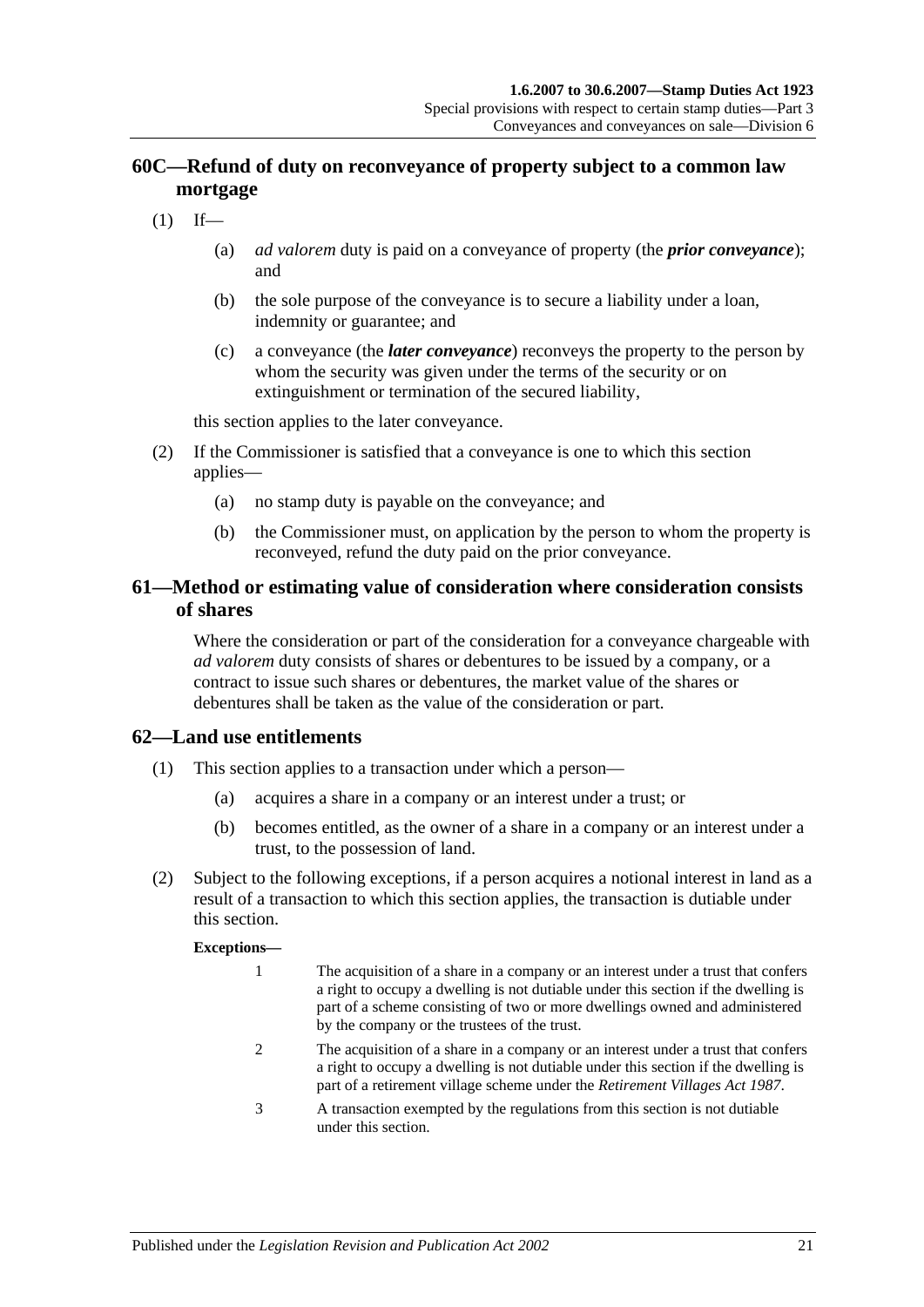## 60C—Refund of duty on reconveyance of property subject to a common law mortgage

(1) If—

(a) *ad valorem* duty is paid on a conveyance of property (the ***prior conveyance***); and

(b) the sole purpose of the conveyance is to secure a liability under a loan, indemnity or guarantee; and

(c) a conveyance (the ***later conveyance***) reconveys the property to the person by whom the security was given under the terms of the security or on extinguishment or termination of the secured liability,

this section applies to the later conveyance.

(2) If the Commissioner is satisfied that a conveyance is one to which this section applies—

(a) no stamp duty is payable on the conveyance; and

(b) the Commissioner must, on application by the person to whom the property is reconveyed, refund the duty paid on the prior conveyance.

## 61—Method or estimating value of consideration where consideration consists of shares

Where the consideration or part of the consideration for a conveyance chargeable with *ad valorem* duty consists of shares or debentures to be issued by a company, or a contract to issue such shares or debentures, the market value of the shares or debentures shall be taken as the value of the consideration or part.

## 62—Land use entitlements

(1) This section applies to a transaction under which a person—

(a) acquires a share in a company or an interest under a trust; or

(b) becomes entitled, as the owner of a share in a company or an interest under a trust, to the possession of land.

(2) Subject to the following exceptions, if a person acquires a notional interest in land as a result of a transaction to which this section applies, the transaction is dutiable under this section.

**Exceptions—**

1 The acquisition of a share in a company or an interest under a trust that confers a right to occupy a dwelling is not dutiable under this section if the dwelling is part of a scheme consisting of two or more dwellings owned and administered by the company or the trustees of the trust.

2 The acquisition of a share in a company or an interest under a trust that confers a right to occupy a dwelling is not dutiable under this section if the dwelling is part of a retirement village scheme under the *Retirement Villages Act 1987*.

3 A transaction exempted by the regulations from this section is not dutiable under this section.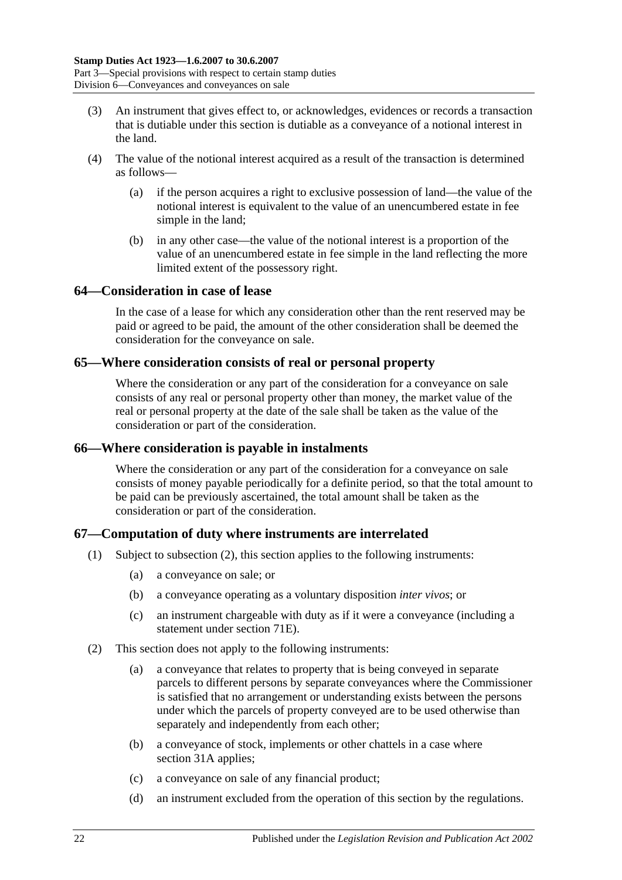(3) An instrument that gives effect to, or acknowledges, evidences or records a transaction that is dutiable under this section is dutiable as a conveyance of a notional interest in the land.

(4) The value of the notional interest acquired as a result of the transaction is determined as follows—

(a) if the person acquires a right to exclusive possession of land—the value of the notional interest is equivalent to the value of an unencumbered estate in fee simple in the land;

(b) in any other case—the value of the notional interest is a proportion of the value of an unencumbered estate in fee simple in the land reflecting the more limited extent of the possessory right.

## 64—Consideration in case of lease

In the case of a lease for which any consideration other than the rent reserved may be paid or agreed to be paid, the amount of the other consideration shall be deemed the consideration for the conveyance on sale.

## 65—Where consideration consists of real or personal property

Where the consideration or any part of the consideration for a conveyance on sale consists of any real or personal property other than money, the market value of the real or personal property at the date of the sale shall be taken as the value of the consideration or part of the consideration.

## 66—Where consideration is payable in instalments

Where the consideration or any part of the consideration for a conveyance on sale consists of money payable periodically for a definite period, so that the total amount to be paid can be previously ascertained, the total amount shall be taken as the consideration or part of the consideration.

## 67—Computation of duty where instruments are interrelated

(1) Subject to subsection (2), this section applies to the following instruments:

(a) a conveyance on sale; or

(b) a conveyance operating as a voluntary disposition *inter vivos*; or

(c) an instrument chargeable with duty as if it were a conveyance (including a statement under section 71E).

(2) This section does not apply to the following instruments:

(a) a conveyance that relates to property that is being conveyed in separate parcels to different persons by separate conveyances where the Commissioner is satisfied that no arrangement or understanding exists between the persons under which the parcels of property conveyed are to be used otherwise than separately and independently from each other;

(b) a conveyance of stock, implements or other chattels in a case where section 31A applies;

(c) a conveyance on sale of any financial product;

(d) an instrument excluded from the operation of this section by the regulations.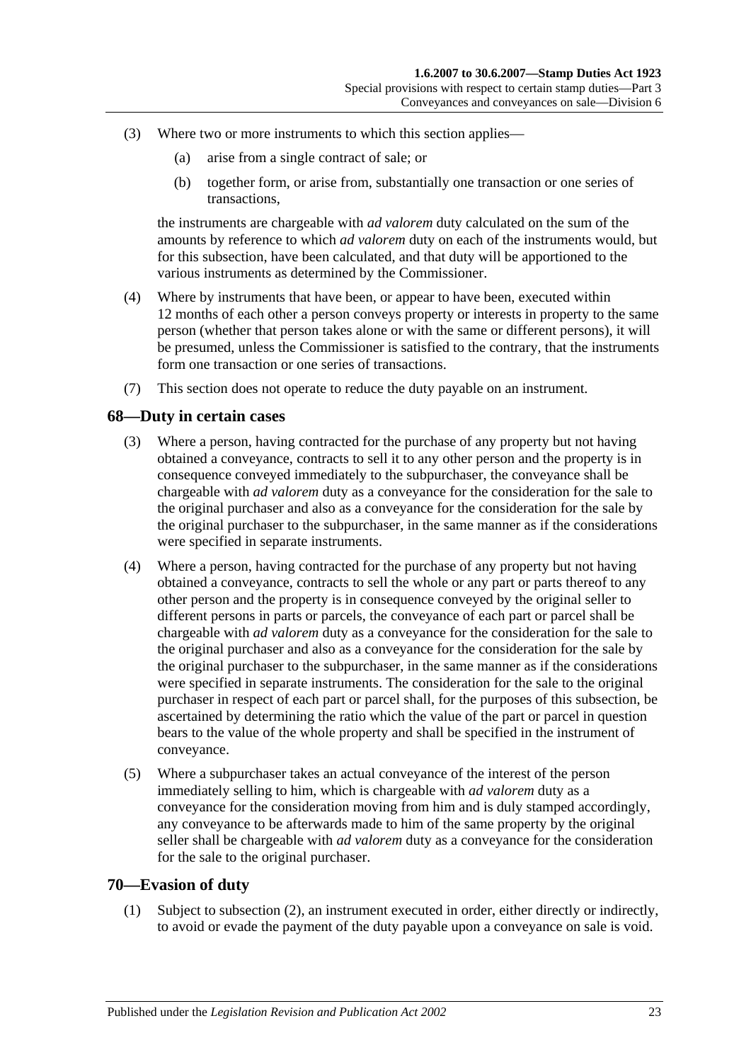(3) Where two or more instruments to which this section applies—

(a) arise from a single contract of sale; or

(b) together form, or arise from, substantially one transaction or one series of transactions,

the instruments are chargeable with *ad valorem* duty calculated on the sum of the amounts by reference to which *ad valorem* duty on each of the instruments would, but for this subsection, have been calculated, and that duty will be apportioned to the various instruments as determined by the Commissioner.

(4) Where by instruments that have been, or appear to have been, executed within 12 months of each other a person conveys property or interests in property to the same person (whether that person takes alone or with the same or different persons), it will be presumed, unless the Commissioner is satisfied to the contrary, that the instruments form one transaction or one series of transactions.

(7) This section does not operate to reduce the duty payable on an instrument.

## 68—Duty in certain cases

(3) Where a person, having contracted for the purchase of any property but not having obtained a conveyance, contracts to sell it to any other person and the property is in consequence conveyed immediately to the subpurchaser, the conveyance shall be chargeable with *ad valorem* duty as a conveyance for the consideration for the sale to the original purchaser and also as a conveyance for the consideration for the sale by the original purchaser to the subpurchaser, in the same manner as if the considerations were specified in separate instruments.

(4) Where a person, having contracted for the purchase of any property but not having obtained a conveyance, contracts to sell the whole or any part or parts thereof to any other person and the property is in consequence conveyed by the original seller to different persons in parts or parcels, the conveyance of each part or parcel shall be chargeable with *ad valorem* duty as a conveyance for the consideration for the sale to the original purchaser and also as a conveyance for the consideration for the sale by the original purchaser to the subpurchaser, in the same manner as if the considerations were specified in separate instruments. The consideration for the sale to the original purchaser in respect of each part or parcel shall, for the purposes of this subsection, be ascertained by determining the ratio which the value of the part or parcel in question bears to the value of the whole property and shall be specified in the instrument of conveyance.

(5) Where a subpurchaser takes an actual conveyance of the interest of the person immediately selling to him, which is chargeable with *ad valorem* duty as a conveyance for the consideration moving from him and is duly stamped accordingly, any conveyance to be afterwards made to him of the same property by the original seller shall be chargeable with *ad valorem* duty as a conveyance for the consideration for the sale to the original purchaser.

## 70—Evasion of duty

(1) Subject to subsection (2), an instrument executed in order, either directly or indirectly, to avoid or evade the payment of the duty payable upon a conveyance on sale is void.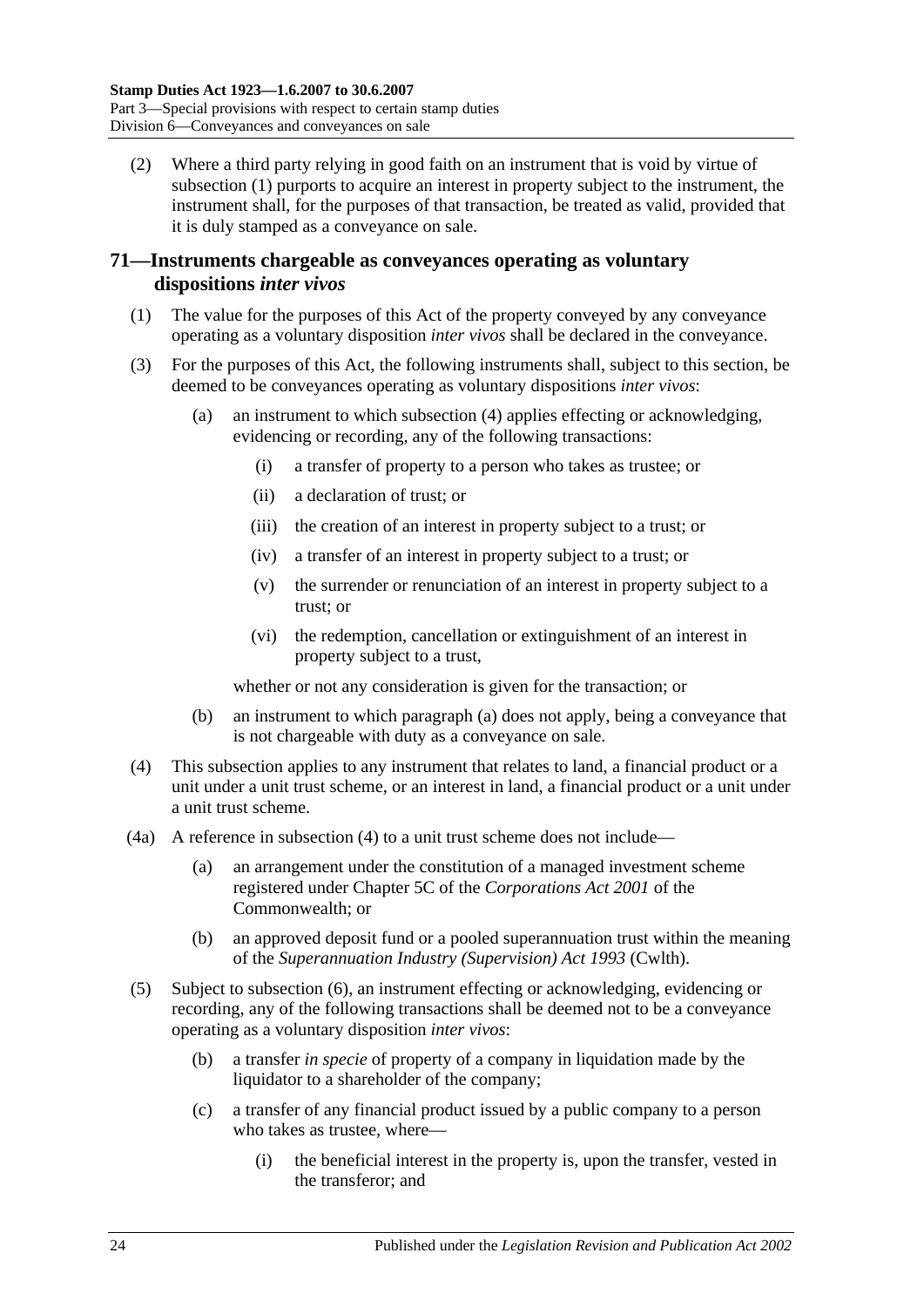(2) Where a third party relying in good faith on an instrument that is void by virtue of subsection (1) purports to acquire an interest in property subject to the instrument, the instrument shall, for the purposes of that transaction, be treated as valid, provided that it is duly stamped as a conveyance on sale.

## 71—Instruments chargeable as conveyances operating as voluntary dispositions *inter vivos*

(1) The value for the purposes of this Act of the property conveyed by any conveyance operating as a voluntary disposition *inter vivos* shall be declared in the conveyance.

(3) For the purposes of this Act, the following instruments shall, subject to this section, be deemed to be conveyances operating as voluntary dispositions *inter vivos*:

- (a) an instrument to which subsection (4) applies effecting or acknowledging, evidencing or recording, any of the following transactions:
  - (i) a transfer of property to a person who takes as trustee; or
  - (ii) a declaration of trust; or
  - (iii) the creation of an interest in property subject to a trust; or
  - (iv) a transfer of an interest in property subject to a trust; or
  - (v) the surrender or renunciation of an interest in property subject to a trust; or
  - (vi) the redemption, cancellation or extinguishment of an interest in property subject to a trust,

  whether or not any consideration is given for the transaction; or

- (b) an instrument to which paragraph (a) does not apply, being a conveyance that is not chargeable with duty as a conveyance on sale.

(4) This subsection applies to any instrument that relates to land, a financial product or a unit under a unit trust scheme, or an interest in land, a financial product or a unit under a unit trust scheme.

(4a) A reference in subsection (4) to a unit trust scheme does not include—

- (a) an arrangement under the constitution of a managed investment scheme registered under Chapter 5C of the *Corporations Act 2001* of the Commonwealth; or
- (b) an approved deposit fund or a pooled superannuation trust within the meaning of the *Superannuation Industry (Supervision) Act 1993* (Cwlth).

(5) Subject to subsection (6), an instrument effecting or acknowledging, evidencing or recording, any of the following transactions shall be deemed not to be a conveyance operating as a voluntary disposition *inter vivos*:

- (b) a transfer *in specie* of property of a company in liquidation made by the liquidator to a shareholder of the company;
- (c) a transfer of any financial product issued by a public company to a person who takes as trustee, where—
  - (i) the beneficial interest in the property is, upon the transfer, vested in the transferor; and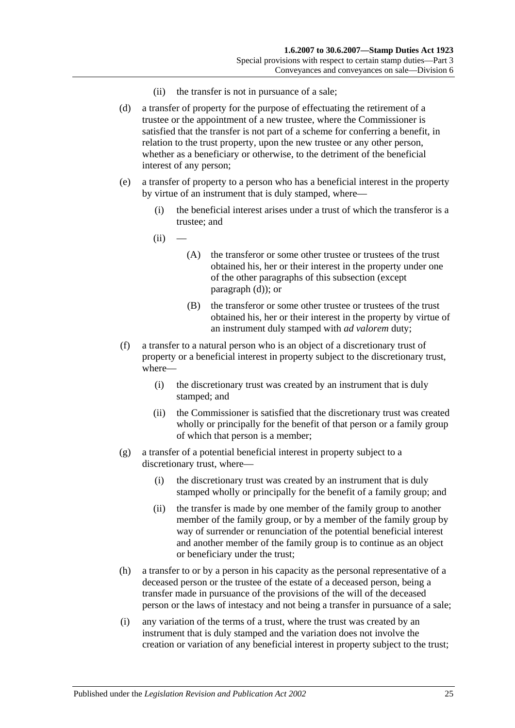(ii) the transfer is not in pursuance of a sale;

(d) a transfer of property for the purpose of effectuating the retirement of a trustee or the appointment of a new trustee, where the Commissioner is satisfied that the transfer is not part of a scheme for conferring a benefit, in relation to the trust property, upon the new trustee or any other person, whether as a beneficiary or otherwise, to the detriment of the beneficial interest of any person;

(e) a transfer of property to a person who has a beneficial interest in the property by virtue of an instrument that is duly stamped, where—

(i) the beneficial interest arises under a trust of which the transferor is a trustee; and

(ii) —

(A) the transferor or some other trustee or trustees of the trust obtained his, her or their interest in the property under one of the other paragraphs of this subsection (except paragraph (d)); or

(B) the transferor or some other trustee or trustees of the trust obtained his, her or their interest in the property by virtue of an instrument duly stamped with *ad valorem* duty;

(f) a transfer to a natural person who is an object of a discretionary trust of property or a beneficial interest in property subject to the discretionary trust, where—

(i) the discretionary trust was created by an instrument that is duly stamped; and

(ii) the Commissioner is satisfied that the discretionary trust was created wholly or principally for the benefit of that person or a family group of which that person is a member;

(g) a transfer of a potential beneficial interest in property subject to a discretionary trust, where—

(i) the discretionary trust was created by an instrument that is duly stamped wholly or principally for the benefit of a family group; and

(ii) the transfer is made by one member of the family group to another member of the family group, or by a member of the family group by way of surrender or renunciation of the potential beneficial interest and another member of the family group is to continue as an object or beneficiary under the trust;

(h) a transfer to or by a person in his capacity as the personal representative of a deceased person or the trustee of the estate of a deceased person, being a transfer made in pursuance of the provisions of the will of the deceased person or the laws of intestacy and not being a transfer in pursuance of a sale;

(i) any variation of the terms of a trust, where the trust was created by an instrument that is duly stamped and the variation does not involve the creation or variation of any beneficial interest in property subject to the trust;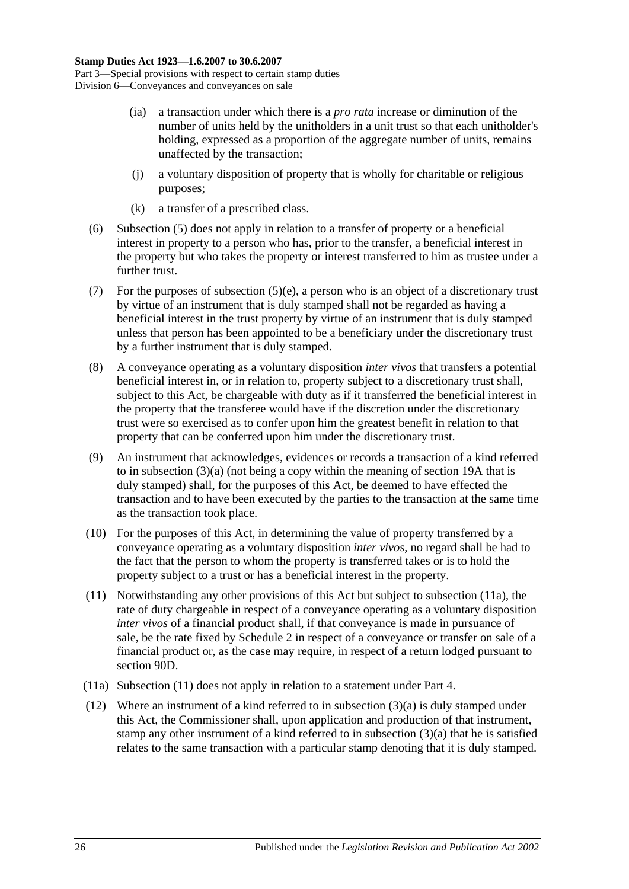(ia) a transaction under which there is a *pro rata* increase or diminution of the number of units held by the unitholders in a unit trust so that each unitholder's holding, expressed as a proportion of the aggregate number of units, remains unaffected by the transaction;

(j) a voluntary disposition of property that is wholly for charitable or religious purposes;

(k) a transfer of a prescribed class.

(6) Subsection (5) does not apply in relation to a transfer of property or a beneficial interest in property to a person who has, prior to the transfer, a beneficial interest in the property but who takes the property or interest transferred to him as trustee under a further trust.

(7) For the purposes of subsection (5)(e), a person who is an object of a discretionary trust by virtue of an instrument that is duly stamped shall not be regarded as having a beneficial interest in the trust property by virtue of an instrument that is duly stamped unless that person has been appointed to be a beneficiary under the discretionary trust by a further instrument that is duly stamped.

(8) A conveyance operating as a voluntary disposition *inter vivos* that transfers a potential beneficial interest in, or in relation to, property subject to a discretionary trust shall, subject to this Act, be chargeable with duty as if it transferred the beneficial interest in the property that the transferee would have if the discretion under the discretionary trust were so exercised as to confer upon him the greatest benefit in relation to that property that can be conferred upon him under the discretionary trust.

(9) An instrument that acknowledges, evidences or records a transaction of a kind referred to in subsection (3)(a) (not being a copy within the meaning of section 19A that is duly stamped) shall, for the purposes of this Act, be deemed to have effected the transaction and to have been executed by the parties to the transaction at the same time as the transaction took place.

(10) For the purposes of this Act, in determining the value of property transferred by a conveyance operating as a voluntary disposition *inter vivos*, no regard shall be had to the fact that the person to whom the property is transferred takes or is to hold the property subject to a trust or has a beneficial interest in the property.

(11) Notwithstanding any other provisions of this Act but subject to subsection (11a), the rate of duty chargeable in respect of a conveyance operating as a voluntary disposition *inter vivos* of a financial product shall, if that conveyance is made in pursuance of sale, be the rate fixed by Schedule 2 in respect of a conveyance or transfer on sale of a financial product or, as the case may require, in respect of a return lodged pursuant to section 90D.

(11a) Subsection (11) does not apply in relation to a statement under Part 4.

(12) Where an instrument of a kind referred to in subsection (3)(a) is duly stamped under this Act, the Commissioner shall, upon application and production of that instrument, stamp any other instrument of a kind referred to in subsection (3)(a) that he is satisfied relates to the same transaction with a particular stamp denoting that it is duly stamped.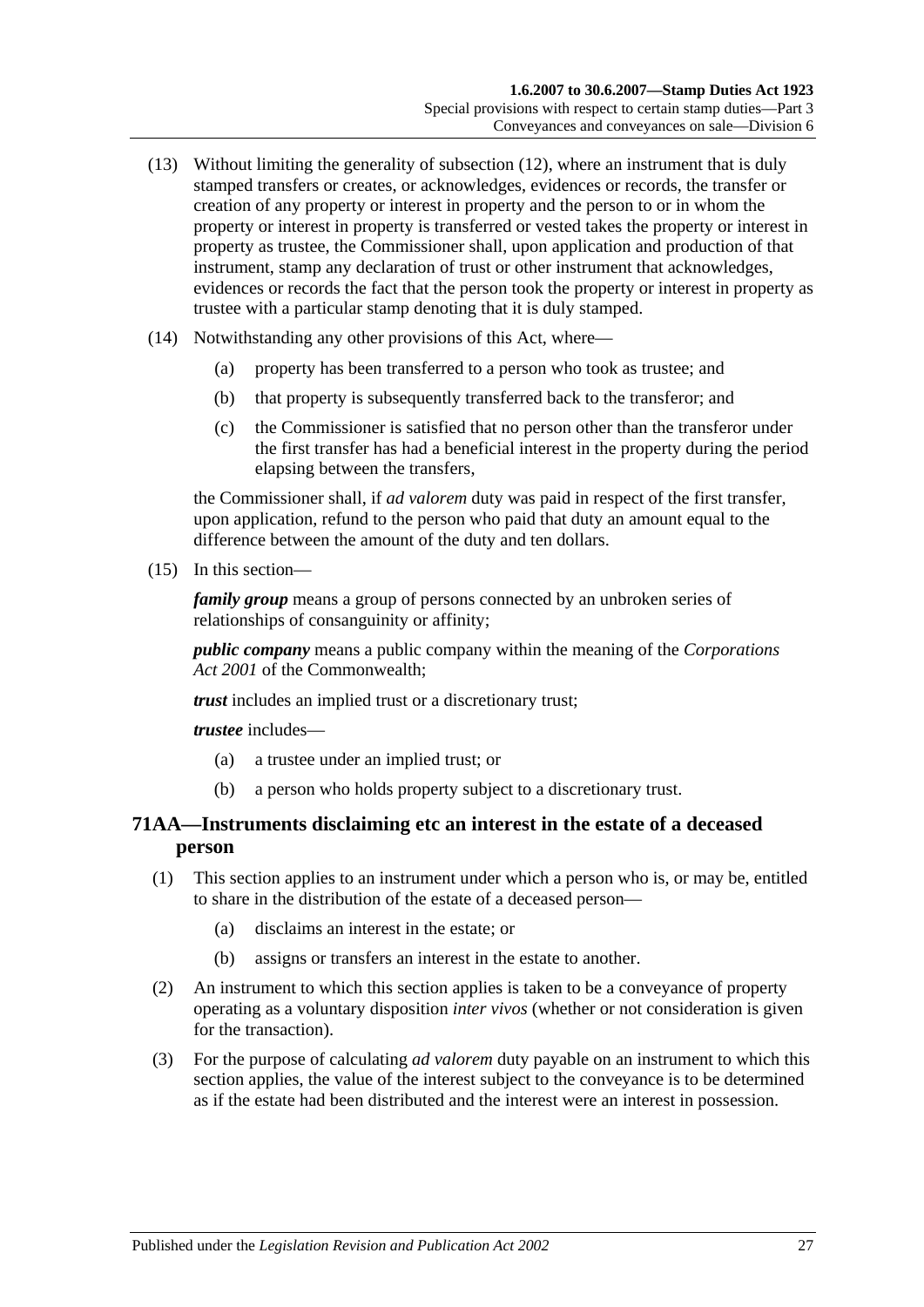(13) Without limiting the generality of subsection (12), where an instrument that is duly stamped transfers or creates, or acknowledges, evidences or records, the transfer or creation of any property or interest in property and the person to or in whom the property or interest in property is transferred or vested takes the property or interest in property as trustee, the Commissioner shall, upon application and production of that instrument, stamp any declaration of trust or other instrument that acknowledges, evidences or records the fact that the person took the property or interest in property as trustee with a particular stamp denoting that it is duly stamped.

(14) Notwithstanding any other provisions of this Act, where—

- (a) property has been transferred to a person who took as trustee; and
- (b) that property is subsequently transferred back to the transferor; and
- (c) the Commissioner is satisfied that no person other than the transferor under the first transfer has had a beneficial interest in the property during the period elapsing between the transfers,

the Commissioner shall, if *ad valorem* duty was paid in respect of the first transfer, upon application, refund to the person who paid that duty an amount equal to the difference between the amount of the duty and ten dollars.

(15) In this section—

***family group*** means a group of persons connected by an unbroken series of relationships of consanguinity or affinity;

***public company*** means a public company within the meaning of the *Corporations Act 2001* of the Commonwealth;

***trust*** includes an implied trust or a discretionary trust;

***trustee*** includes—

- (a) a trustee under an implied trust; or
- (b) a person who holds property subject to a discretionary trust.

## 71AA—Instruments disclaiming etc an interest in the estate of a deceased person

(1) This section applies to an instrument under which a person who is, or may be, entitled to share in the distribution of the estate of a deceased person—

- (a) disclaims an interest in the estate; or
- (b) assigns or transfers an interest in the estate to another.

(2) An instrument to which this section applies is taken to be a conveyance of property operating as a voluntary disposition *inter vivos* (whether or not consideration is given for the transaction).

(3) For the purpose of calculating *ad valorem* duty payable on an instrument to which this section applies, the value of the interest subject to the conveyance is to be determined as if the estate had been distributed and the interest were an interest in possession.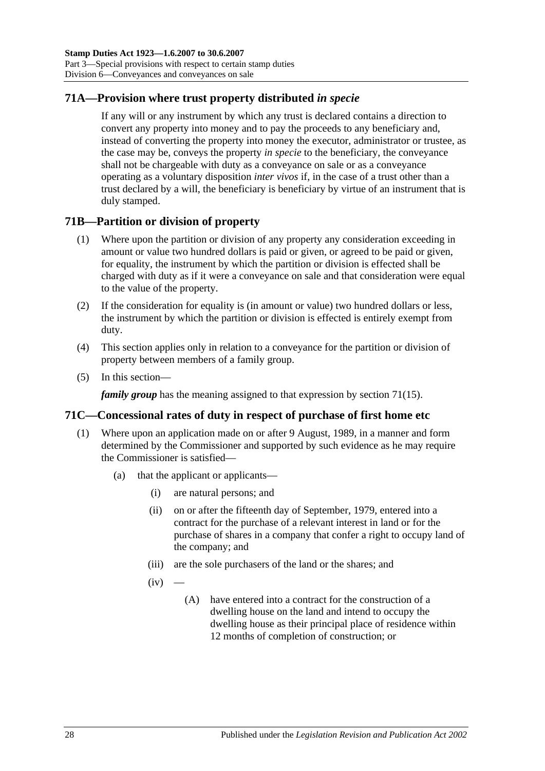## 71A—Provision where trust property distributed *in specie*

If any will or any instrument by which any trust is declared contains a direction to convert any property into money and to pay the proceeds to any beneficiary and, instead of converting the property into money the executor, administrator or trustee, as the case may be, conveys the property *in specie* to the beneficiary, the conveyance shall not be chargeable with duty as a conveyance on sale or as a conveyance operating as a voluntary disposition *inter vivos* if, in the case of a trust other than a trust declared by a will, the beneficiary is beneficiary by virtue of an instrument that is duly stamped.

## 71B—Partition or division of property

(1) Where upon the partition or division of any property any consideration exceeding in amount or value two hundred dollars is paid or given, or agreed to be paid or given, for equality, the instrument by which the partition or division is effected shall be charged with duty as if it were a conveyance on sale and that consideration were equal to the value of the property.

(2) If the consideration for equality is (in amount or value) two hundred dollars or less, the instrument by which the partition or division is effected is entirely exempt from duty.

(4) This section applies only in relation to a conveyance for the partition or division of property between members of a family group.

(5) In this section—

***family group*** has the meaning assigned to that expression by section 71(15).

## 71C—Concessional rates of duty in respect of purchase of first home etc

(1) Where upon an application made on or after 9 August, 1989, in a manner and form determined by the Commissioner and supported by such evidence as he may require the Commissioner is satisfied—

- (a) that the applicant or applicants—
  - (i) are natural persons; and
  - (ii) on or after the fifteenth day of September, 1979, entered into a contract for the purchase of a relevant interest in land or for the purchase of shares in a company that confer a right to occupy land of the company; and
  - (iii) are the sole purchasers of the land or the shares; and
  - (iv) —
    - (A) have entered into a contract for the construction of a dwelling house on the land and intend to occupy the dwelling house as their principal place of residence within 12 months of completion of construction; or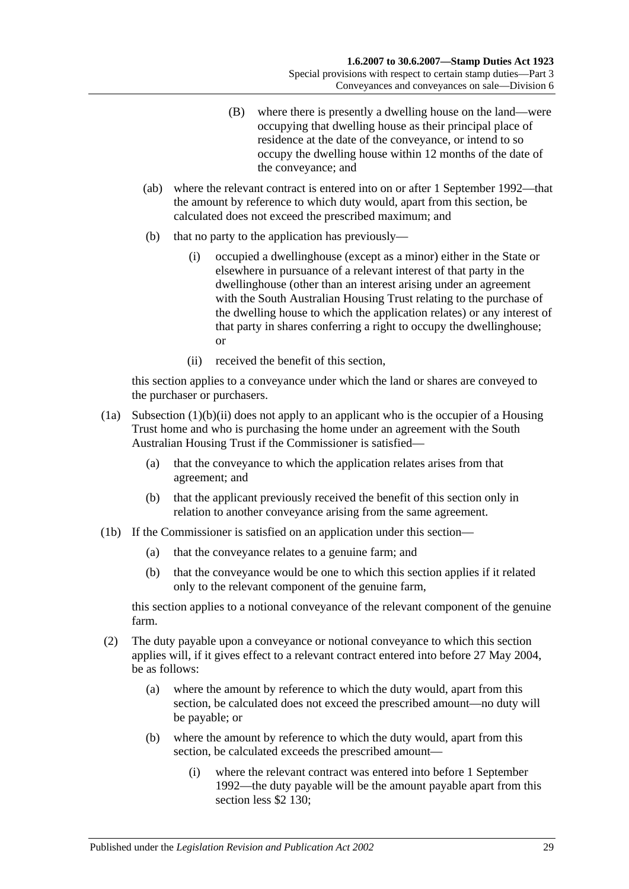(B) where there is presently a dwelling house on the land—were occupying that dwelling house as their principal place of residence at the date of the conveyance, or intend to so occupy the dwelling house within 12 months of the date of the conveyance; and

(ab) where the relevant contract is entered into on or after 1 September 1992—that the amount by reference to which duty would, apart from this section, be calculated does not exceed the prescribed maximum; and

(b) that no party to the application has previously—

(i) occupied a dwellinghouse (except as a minor) either in the State or elsewhere in pursuance of a relevant interest of that party in the dwellinghouse (other than an interest arising under an agreement with the South Australian Housing Trust relating to the purchase of the dwelling house to which the application relates) or any interest of that party in shares conferring a right to occupy the dwellinghouse; or

(ii) received the benefit of this section,

this section applies to a conveyance under which the land or shares are conveyed to the purchaser or purchasers.

(1a) Subsection (1)(b)(ii) does not apply to an applicant who is the occupier of a Housing Trust home and who is purchasing the home under an agreement with the South Australian Housing Trust if the Commissioner is satisfied—

(a) that the conveyance to which the application relates arises from that agreement; and

(b) that the applicant previously received the benefit of this section only in relation to another conveyance arising from the same agreement.

(1b) If the Commissioner is satisfied on an application under this section—

(a) that the conveyance relates to a genuine farm; and

(b) that the conveyance would be one to which this section applies if it related only to the relevant component of the genuine farm,

this section applies to a notional conveyance of the relevant component of the genuine farm.

(2) The duty payable upon a conveyance or notional conveyance to which this section applies will, if it gives effect to a relevant contract entered into before 27 May 2004, be as follows:

(a) where the amount by reference to which the duty would, apart from this section, be calculated does not exceed the prescribed amount—no duty will be payable; or

(b) where the amount by reference to which the duty would, apart from this section, be calculated exceeds the prescribed amount—

(i) where the relevant contract was entered into before 1 September 1992—the duty payable will be the amount payable apart from this section less $2 130;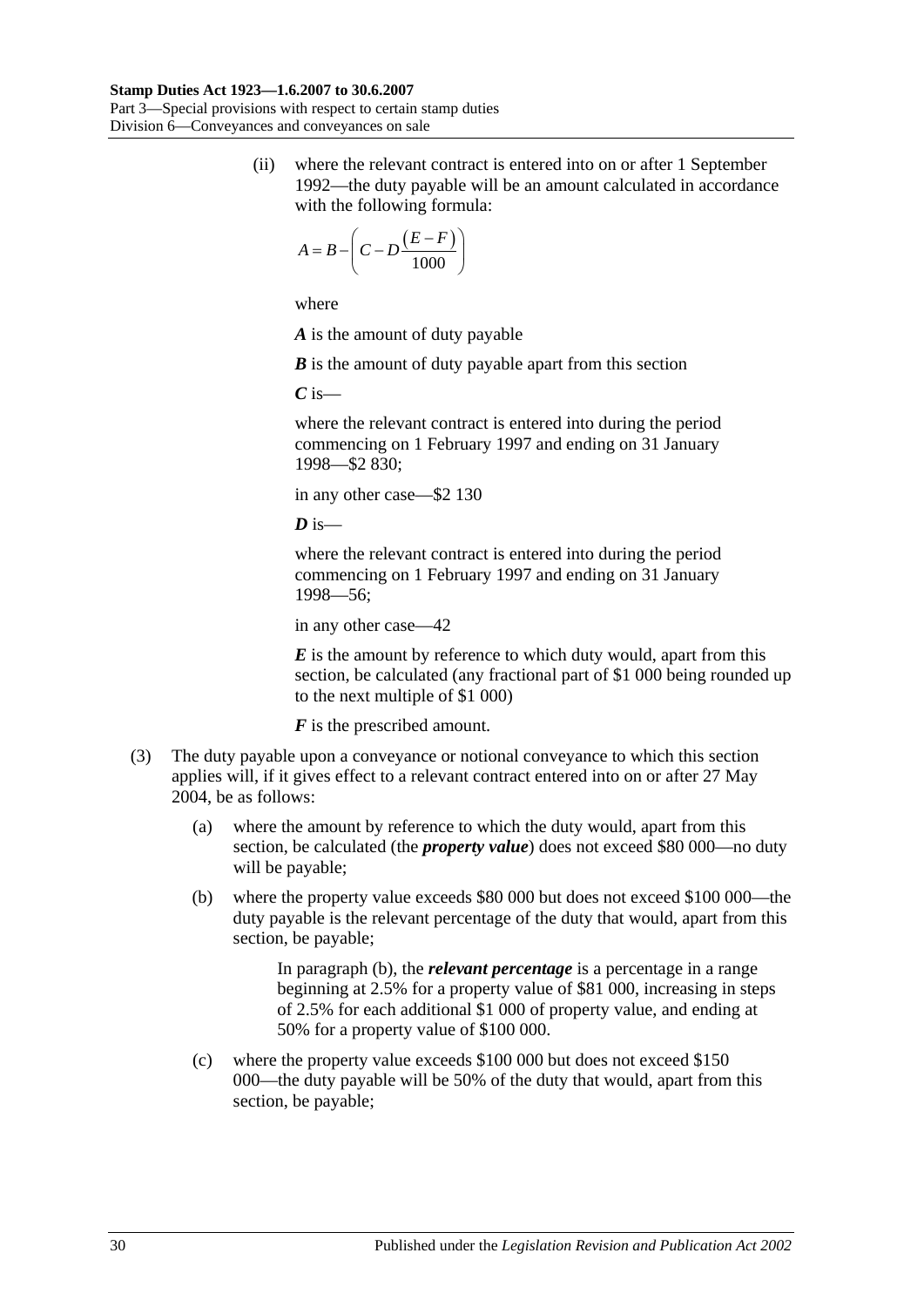(ii) where the relevant contract is entered into on or after 1 September 1992—the duty payable will be an amount calculated in accordance with the following formula:

$$A = B - \left( C - D\frac{(E - F)}{1000} \right)$$

where

***A*** is the amount of duty payable

***B*** is the amount of duty payable apart from this section

***C*** is—

where the relevant contract is entered into during the period commencing on 1 February 1997 and ending on 31 January 1998—$2 830;

in any other case—$2 130

***D*** is—

where the relevant contract is entered into during the period commencing on 1 February 1997 and ending on 31 January 1998—56;

in any other case—42

***E*** is the amount by reference to which duty would, apart from this section, be calculated (any fractional part of $1 000 being rounded up to the next multiple of $1 000)

***F*** is the prescribed amount.

(3) The duty payable upon a conveyance or notional conveyance to which this section applies will, if it gives effect to a relevant contract entered into on or after 27 May 2004, be as follows:

(a) where the amount by reference to which the duty would, apart from this section, be calculated (the ***property value***) does not exceed $80 000—no duty will be payable;

(b) where the property value exceeds $80 000 but does not exceed $100 000—the duty payable is the relevant percentage of the duty that would, apart from this section, be payable;

In paragraph (b), the ***relevant percentage*** is a percentage in a range beginning at 2.5% for a property value of $81 000, increasing in steps of 2.5% for each additional $1 000 of property value, and ending at 50% for a property value of $100 000.

(c) where the property value exceeds $100 000 but does not exceed $150 000—the duty payable will be 50% of the duty that would, apart from this section, be payable;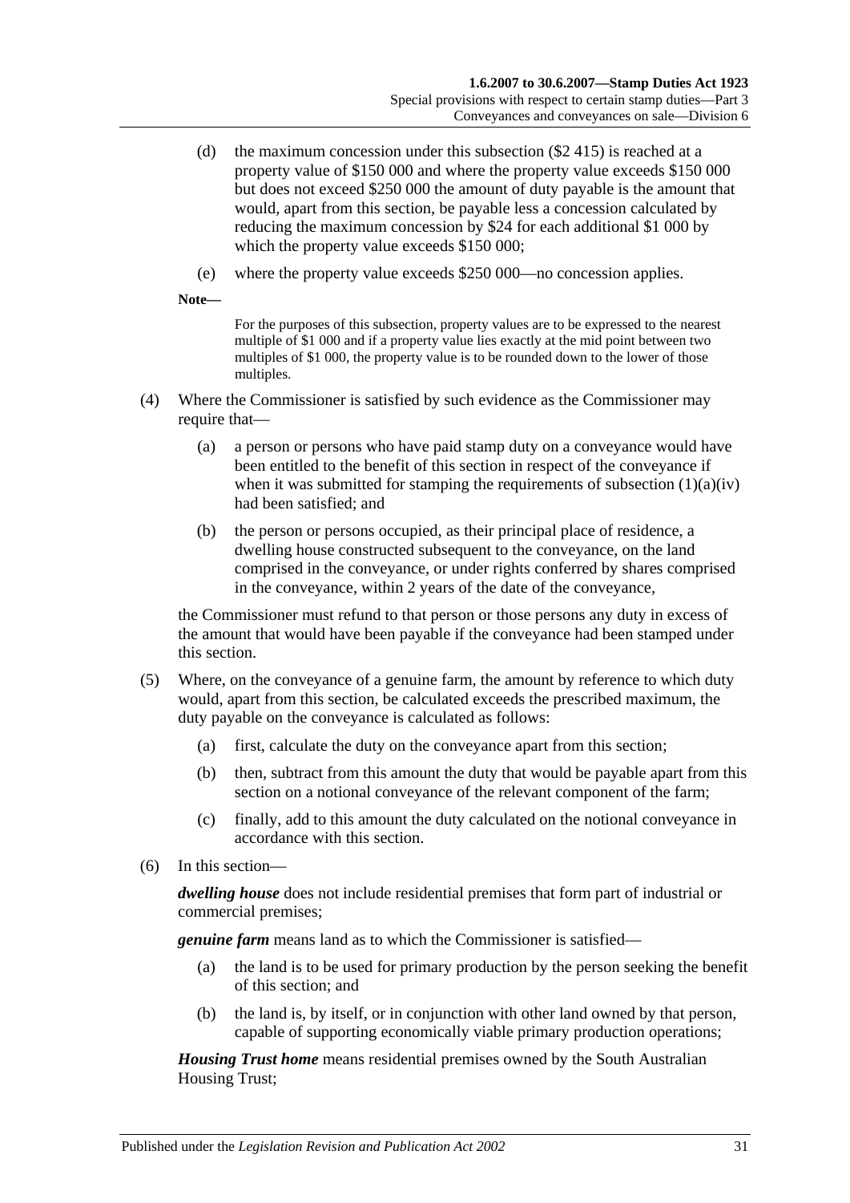(d) the maximum concession under this subsection ($2 415) is reached at a property value of $150 000 and where the property value exceeds $150 000 but does not exceed $250 000 the amount of duty payable is the amount that would, apart from this section, be payable less a concession calculated by reducing the maximum concession by $24 for each additional $1 000 by which the property value exceeds $150 000;

(e) where the property value exceeds $250 000—no concession applies.

**Note—**

For the purposes of this subsection, property values are to be expressed to the nearest multiple of $1 000 and if a property value lies exactly at the mid point between two multiples of $1 000, the property value is to be rounded down to the lower of those multiples.

(4) Where the Commissioner is satisfied by such evidence as the Commissioner may require that—

(a) a person or persons who have paid stamp duty on a conveyance would have been entitled to the benefit of this section in respect of the conveyance if when it was submitted for stamping the requirements of subsection (1)(a)(iv) had been satisfied; and

(b) the person or persons occupied, as their principal place of residence, a dwelling house constructed subsequent to the conveyance, on the land comprised in the conveyance, or under rights conferred by shares comprised in the conveyance, within 2 years of the date of the conveyance,

the Commissioner must refund to that person or those persons any duty in excess of the amount that would have been payable if the conveyance had been stamped under this section.

(5) Where, on the conveyance of a genuine farm, the amount by reference to which duty would, apart from this section, be calculated exceeds the prescribed maximum, the duty payable on the conveyance is calculated as follows:

(a) first, calculate the duty on the conveyance apart from this section;

(b) then, subtract from this amount the duty that would be payable apart from this section on a notional conveyance of the relevant component of the farm;

(c) finally, add to this amount the duty calculated on the notional conveyance in accordance with this section.

(6) In this section—

***dwelling house*** does not include residential premises that form part of industrial or commercial premises;

***genuine farm*** means land as to which the Commissioner is satisfied—

(a) the land is to be used for primary production by the person seeking the benefit of this section; and

(b) the land is, by itself, or in conjunction with other land owned by that person, capable of supporting economically viable primary production operations;

***Housing Trust home*** means residential premises owned by the South Australian Housing Trust;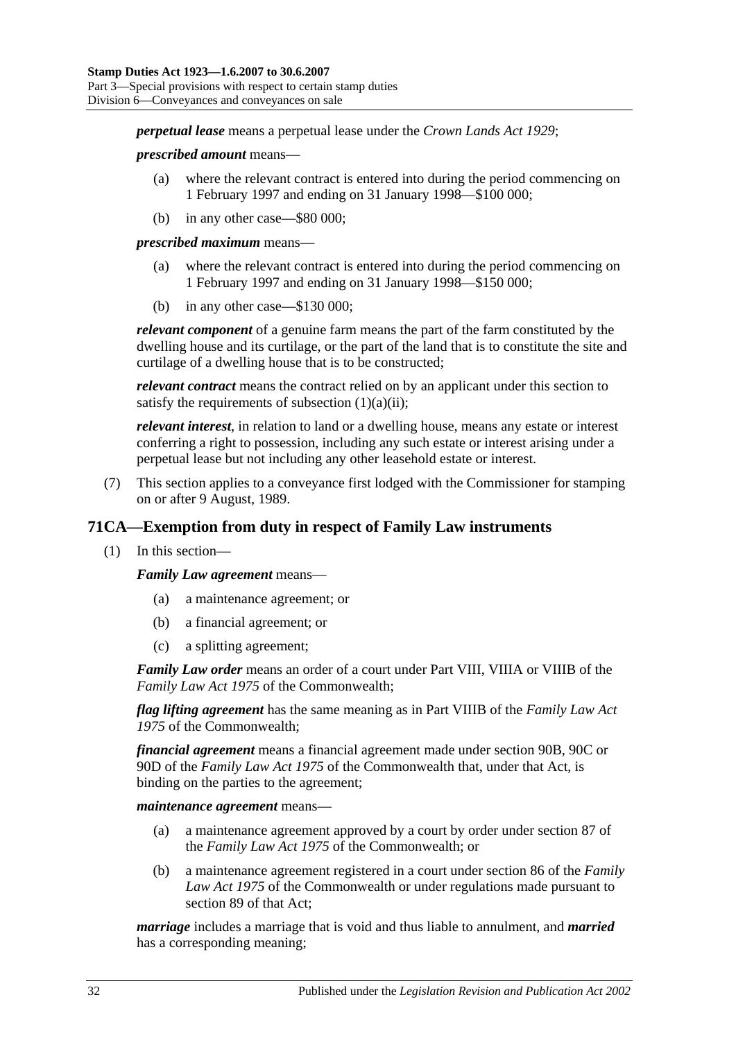***perpetual lease*** means a perpetual lease under the *Crown Lands Act 1929*;

***prescribed amount*** means—

- (a) where the relevant contract is entered into during the period commencing on 1 February 1997 and ending on 31 January 1998—\$100 000;
- (b) in any other case—\$80 000;

***prescribed maximum*** means—

- (a) where the relevant contract is entered into during the period commencing on 1 February 1997 and ending on 31 January 1998—\$150 000;
- (b) in any other case—\$130 000;

***relevant component*** of a genuine farm means the part of the farm constituted by the dwelling house and its curtilage, or the part of the land that is to constitute the site and curtilage of a dwelling house that is to be constructed;

***relevant contract*** means the contract relied on by an applicant under this section to satisfy the requirements of subsection (1)(a)(ii);

***relevant interest***, in relation to land or a dwelling house, means any estate or interest conferring a right to possession, including any such estate or interest arising under a perpetual lease but not including any other leasehold estate or interest.

(7) This section applies to a conveyance first lodged with the Commissioner for stamping on or after 9 August, 1989.

## 71CA—Exemption from duty in respect of Family Law instruments

(1) In this section—

***Family Law agreement*** means—

- (a) a maintenance agreement; or
- (b) a financial agreement; or
- (c) a splitting agreement;

***Family Law order*** means an order of a court under Part VIII, VIIIA or VIIIB of the *Family Law Act 1975* of the Commonwealth;

***flag lifting agreement*** has the same meaning as in Part VIIIB of the *Family Law Act 1975* of the Commonwealth;

***financial agreement*** means a financial agreement made under section 90B, 90C or 90D of the *Family Law Act 1975* of the Commonwealth that, under that Act, is binding on the parties to the agreement;

***maintenance agreement*** means—

- (a) a maintenance agreement approved by a court by order under section 87 of the *Family Law Act 1975* of the Commonwealth; or
- (b) a maintenance agreement registered in a court under section 86 of the *Family Law Act 1975* of the Commonwealth or under regulations made pursuant to section 89 of that Act;

***marriage*** includes a marriage that is void and thus liable to annulment, and ***married*** has a corresponding meaning;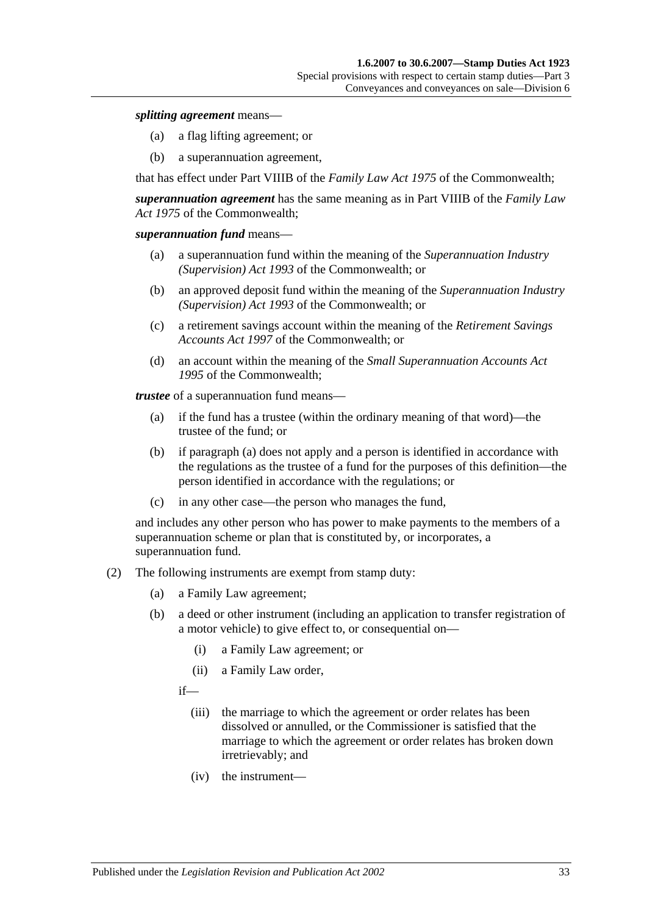***splitting agreement*** means—

(a) a flag lifting agreement; or

(b) a superannuation agreement,

that has effect under Part VIIIB of the *Family Law Act 1975* of the Commonwealth;

***superannuation agreement*** has the same meaning as in Part VIIIB of the *Family Law Act 1975* of the Commonwealth;

***superannuation fund*** means—

(a) a superannuation fund within the meaning of the *Superannuation Industry (Supervision) Act 1993* of the Commonwealth; or

(b) an approved deposit fund within the meaning of the *Superannuation Industry (Supervision) Act 1993* of the Commonwealth; or

(c) a retirement savings account within the meaning of the *Retirement Savings Accounts Act 1997* of the Commonwealth; or

(d) an account within the meaning of the *Small Superannuation Accounts Act 1995* of the Commonwealth;

***trustee*** of a superannuation fund means—

(a) if the fund has a trustee (within the ordinary meaning of that word)—the trustee of the fund; or

(b) if paragraph (a) does not apply and a person is identified in accordance with the regulations as the trustee of a fund for the purposes of this definition—the person identified in accordance with the regulations; or

(c) in any other case—the person who manages the fund,

and includes any other person who has power to make payments to the members of a superannuation scheme or plan that is constituted by, or incorporates, a superannuation fund.

(2) The following instruments are exempt from stamp duty:

(a) a Family Law agreement;

(b) a deed or other instrument (including an application to transfer registration of a motor vehicle) to give effect to, or consequential on—

(i) a Family Law agreement; or

(ii) a Family Law order,

if—

(iii) the marriage to which the agreement or order relates has been dissolved or annulled, or the Commissioner is satisfied that the marriage to which the agreement or order relates has broken down irretrievably; and

(iv) the instrument—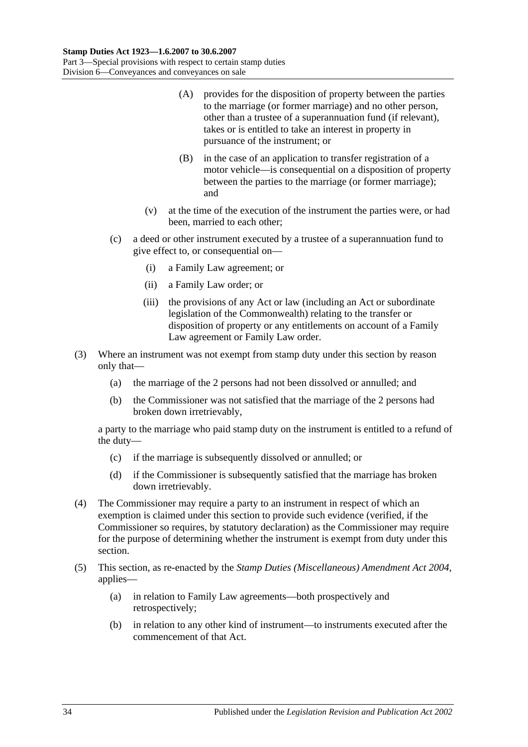(A) provides for the disposition of property between the parties to the marriage (or former marriage) and no other person, other than a trustee of a superannuation fund (if relevant), takes or is entitled to take an interest in property in pursuance of the instrument; or

(B) in the case of an application to transfer registration of a motor vehicle—is consequential on a disposition of property between the parties to the marriage (or former marriage); and

(v) at the time of the execution of the instrument the parties were, or had been, married to each other;

(c) a deed or other instrument executed by a trustee of a superannuation fund to give effect to, or consequential on—

(i) a Family Law agreement; or

(ii) a Family Law order; or

(iii) the provisions of any Act or law (including an Act or subordinate legislation of the Commonwealth) relating to the transfer or disposition of property or any entitlements on account of a Family Law agreement or Family Law order.

(3) Where an instrument was not exempt from stamp duty under this section by reason only that—

(a) the marriage of the 2 persons had not been dissolved or annulled; and

(b) the Commissioner was not satisfied that the marriage of the 2 persons had broken down irretrievably,

a party to the marriage who paid stamp duty on the instrument is entitled to a refund of the duty—

(c) if the marriage is subsequently dissolved or annulled; or

(d) if the Commissioner is subsequently satisfied that the marriage has broken down irretrievably.

(4) The Commissioner may require a party to an instrument in respect of which an exemption is claimed under this section to provide such evidence (verified, if the Commissioner so requires, by statutory declaration) as the Commissioner may require for the purpose of determining whether the instrument is exempt from duty under this section.

(5) This section, as re-enacted by the *Stamp Duties (Miscellaneous) Amendment Act 2004*, applies—

(a) in relation to Family Law agreements—both prospectively and retrospectively;

(b) in relation to any other kind of instrument—to instruments executed after the commencement of that Act.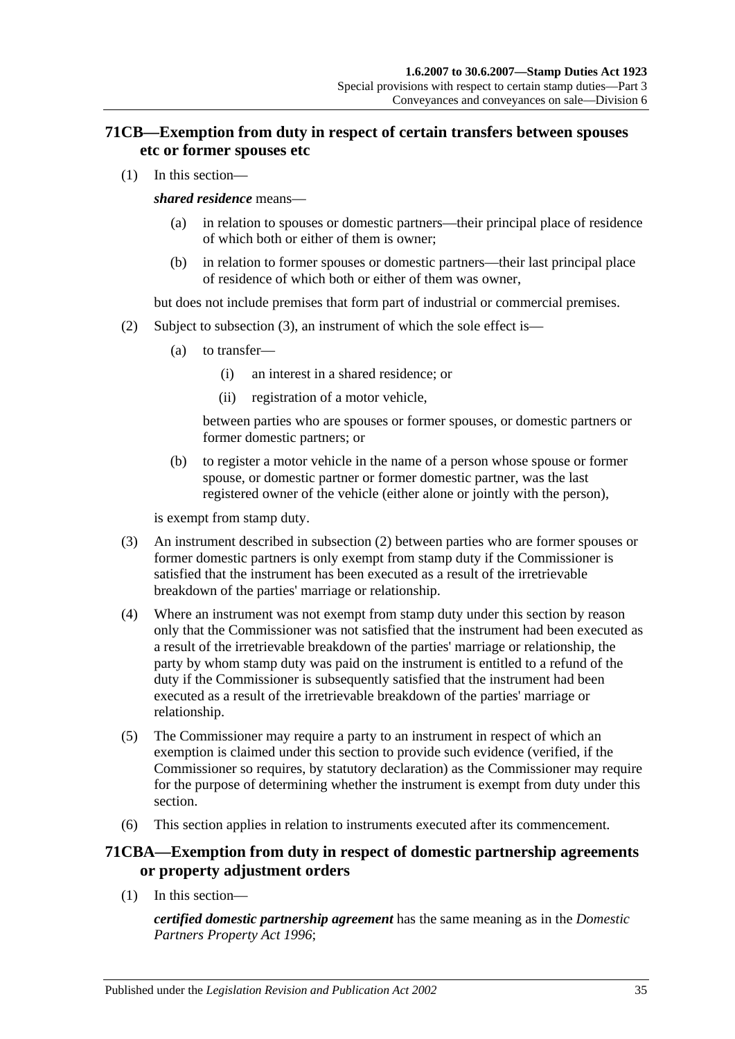## 71CB—Exemption from duty in respect of certain transfers between spouses etc or former spouses etc

(1) In this section—

***shared residence*** means—

(a) in relation to spouses or domestic partners—their principal place of residence of which both or either of them is owner;

(b) in relation to former spouses or domestic partners—their last principal place of residence of which both or either of them was owner,

but does not include premises that form part of industrial or commercial premises.

(2) Subject to subsection (3), an instrument of which the sole effect is—

(a) to transfer—

(i) an interest in a shared residence; or

(ii) registration of a motor vehicle,

between parties who are spouses or former spouses, or domestic partners or former domestic partners; or

(b) to register a motor vehicle in the name of a person whose spouse or former spouse, or domestic partner or former domestic partner, was the last registered owner of the vehicle (either alone or jointly with the person),

is exempt from stamp duty.

(3) An instrument described in subsection (2) between parties who are former spouses or former domestic partners is only exempt from stamp duty if the Commissioner is satisfied that the instrument has been executed as a result of the irretrievable breakdown of the parties' marriage or relationship.

(4) Where an instrument was not exempt from stamp duty under this section by reason only that the Commissioner was not satisfied that the instrument had been executed as a result of the irretrievable breakdown of the parties' marriage or relationship, the party by whom stamp duty was paid on the instrument is entitled to a refund of the duty if the Commissioner is subsequently satisfied that the instrument had been executed as a result of the irretrievable breakdown of the parties' marriage or relationship.

(5) The Commissioner may require a party to an instrument in respect of which an exemption is claimed under this section to provide such evidence (verified, if the Commissioner so requires, by statutory declaration) as the Commissioner may require for the purpose of determining whether the instrument is exempt from duty under this section.

(6) This section applies in relation to instruments executed after its commencement.

## 71CBA—Exemption from duty in respect of domestic partnership agreements or property adjustment orders

(1) In this section—

***certified domestic partnership agreement*** has the same meaning as in the *Domestic Partners Property Act 1996*;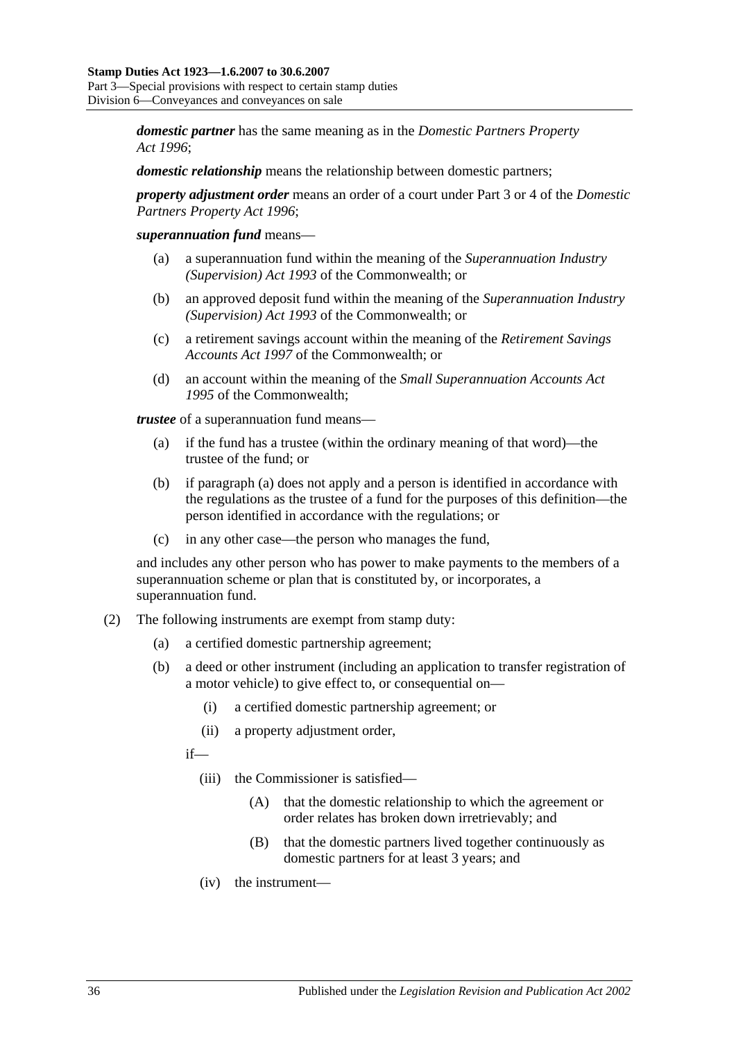***domestic partner*** has the same meaning as in the *Domestic Partners Property Act 1996*;

***domestic relationship*** means the relationship between domestic partners;

***property adjustment order*** means an order of a court under Part 3 or 4 of the *Domestic Partners Property Act 1996*;

***superannuation fund*** means—

- (a) a superannuation fund within the meaning of the *Superannuation Industry (Supervision) Act 1993* of the Commonwealth; or
- (b) an approved deposit fund within the meaning of the *Superannuation Industry (Supervision) Act 1993* of the Commonwealth; or
- (c) a retirement savings account within the meaning of the *Retirement Savings Accounts Act 1997* of the Commonwealth; or
- (d) an account within the meaning of the *Small Superannuation Accounts Act 1995* of the Commonwealth;

***trustee*** of a superannuation fund means—

- (a) if the fund has a trustee (within the ordinary meaning of that word)—the trustee of the fund; or
- (b) if paragraph (a) does not apply and a person is identified in accordance with the regulations as the trustee of a fund for the purposes of this definition—the person identified in accordance with the regulations; or
- (c) in any other case—the person who manages the fund,

and includes any other person who has power to make payments to the members of a superannuation scheme or plan that is constituted by, or incorporates, a superannuation fund.

(2) The following instruments are exempt from stamp duty:

- (a) a certified domestic partnership agreement;
- (b) a deed or other instrument (including an application to transfer registration of a motor vehicle) to give effect to, or consequential on—
  - (i) a certified domestic partnership agreement; or
  - (ii) a property adjustment order,

  if—

  - (iii) the Commissioner is satisfied—
    - (A) that the domestic relationship to which the agreement or order relates has broken down irretrievably; and
    - (B) that the domestic partners lived together continuously as domestic partners for at least 3 years; and
  - (iv) the instrument—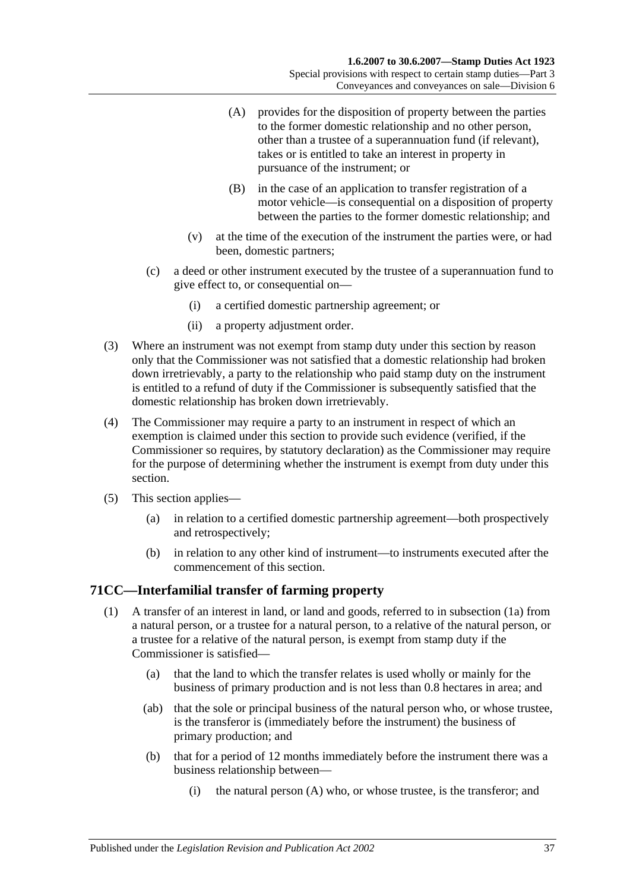(A) provides for the disposition of property between the parties to the former domestic relationship and no other person, other than a trustee of a superannuation fund (if relevant), takes or is entitled to take an interest in property in pursuance of the instrument; or

(B) in the case of an application to transfer registration of a motor vehicle—is consequential on a disposition of property between the parties to the former domestic relationship; and

(v) at the time of the execution of the instrument the parties were, or had been, domestic partners;

(c) a deed or other instrument executed by the trustee of a superannuation fund to give effect to, or consequential on—

(i) a certified domestic partnership agreement; or

(ii) a property adjustment order.

(3) Where an instrument was not exempt from stamp duty under this section by reason only that the Commissioner was not satisfied that a domestic relationship had broken down irretrievably, a party to the relationship who paid stamp duty on the instrument is entitled to a refund of duty if the Commissioner is subsequently satisfied that the domestic relationship has broken down irretrievably.

(4) The Commissioner may require a party to an instrument in respect of which an exemption is claimed under this section to provide such evidence (verified, if the Commissioner so requires, by statutory declaration) as the Commissioner may require for the purpose of determining whether the instrument is exempt from duty under this section.

(5) This section applies—

(a) in relation to a certified domestic partnership agreement—both prospectively and retrospectively;

(b) in relation to any other kind of instrument—to instruments executed after the commencement of this section.

## 71CC—Interfamilial transfer of farming property

(1) A transfer of an interest in land, or land and goods, referred to in subsection (1a) from a natural person, or a trustee for a natural person, to a relative of the natural person, or a trustee for a relative of the natural person, is exempt from stamp duty if the Commissioner is satisfied—

(a) that the land to which the transfer relates is used wholly or mainly for the business of primary production and is not less than 0.8 hectares in area; and

(ab) that the sole or principal business of the natural person who, or whose trustee, is the transferor is (immediately before the instrument) the business of primary production; and

(b) that for a period of 12 months immediately before the instrument there was a business relationship between—

(i) the natural person (A) who, or whose trustee, is the transferor; and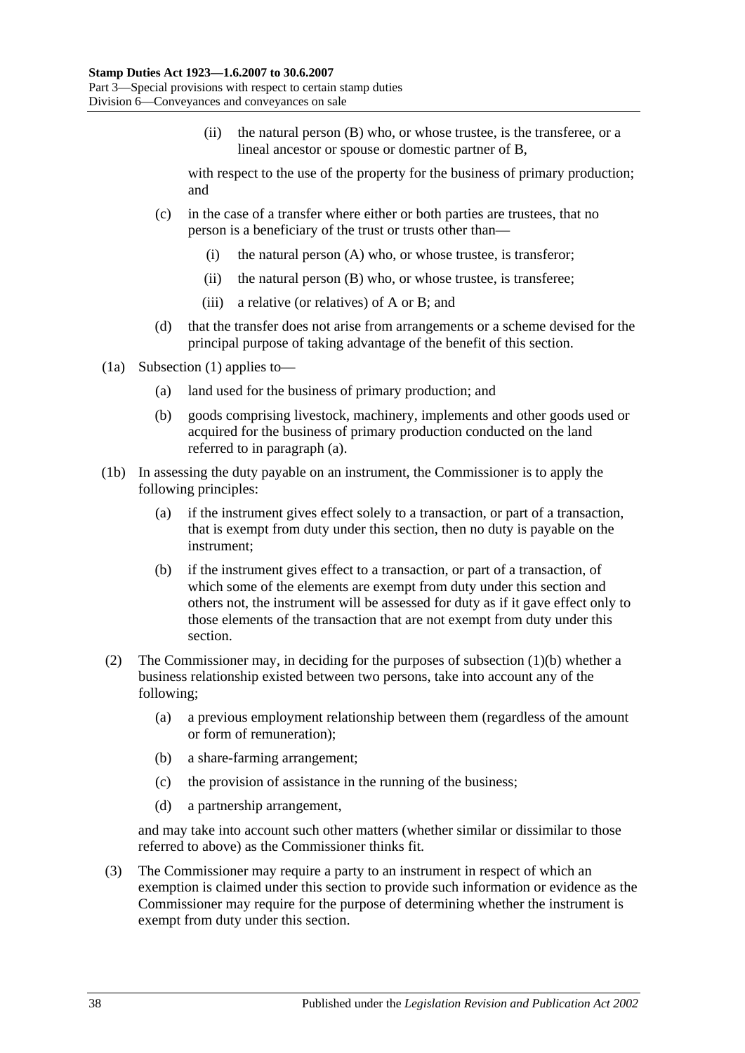(ii) the natural person (B) who, or whose trustee, is the transferee, or a lineal ancestor or spouse or domestic partner of B,

with respect to the use of the property for the business of primary production; and

(c) in the case of a transfer where either or both parties are trustees, that no person is a beneficiary of the trust or trusts other than—

(i) the natural person (A) who, or whose trustee, is transferor;

(ii) the natural person (B) who, or whose trustee, is transferee;

(iii) a relative (or relatives) of A or B; and

(d) that the transfer does not arise from arrangements or a scheme devised for the principal purpose of taking advantage of the benefit of this section.

(1a) Subsection (1) applies to—

(a) land used for the business of primary production; and

(b) goods comprising livestock, machinery, implements and other goods used or acquired for the business of primary production conducted on the land referred to in paragraph (a).

(1b) In assessing the duty payable on an instrument, the Commissioner is to apply the following principles:

(a) if the instrument gives effect solely to a transaction, or part of a transaction, that is exempt from duty under this section, then no duty is payable on the instrument;

(b) if the instrument gives effect to a transaction, or part of a transaction, of which some of the elements are exempt from duty under this section and others not, the instrument will be assessed for duty as if it gave effect only to those elements of the transaction that are not exempt from duty under this section.

(2) The Commissioner may, in deciding for the purposes of subsection (1)(b) whether a business relationship existed between two persons, take into account any of the following;

(a) a previous employment relationship between them (regardless of the amount or form of remuneration);

(b) a share-farming arrangement;

(c) the provision of assistance in the running of the business;

(d) a partnership arrangement,

and may take into account such other matters (whether similar or dissimilar to those referred to above) as the Commissioner thinks fit.

(3) The Commissioner may require a party to an instrument in respect of which an exemption is claimed under this section to provide such information or evidence as the Commissioner may require for the purpose of determining whether the instrument is exempt from duty under this section.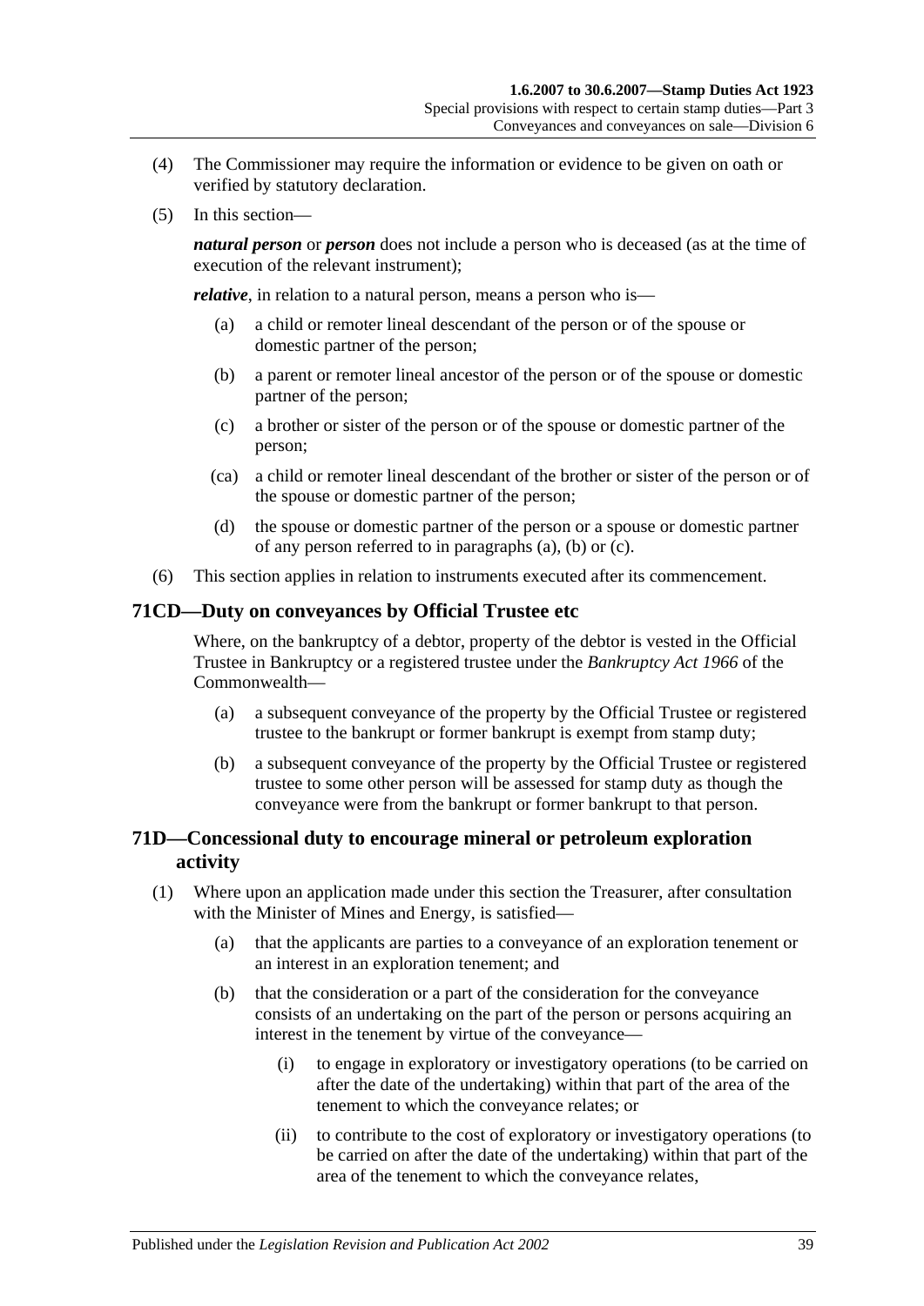(4) The Commissioner may require the information or evidence to be given on oath or verified by statutory declaration.

(5) In this section—

***natural person*** or ***person*** does not include a person who is deceased (as at the time of execution of the relevant instrument);

***relative***, in relation to a natural person, means a person who is—

(a) a child or remoter lineal descendant of the person or of the spouse or domestic partner of the person;

(b) a parent or remoter lineal ancestor of the person or of the spouse or domestic partner of the person;

(c) a brother or sister of the person or of the spouse or domestic partner of the person;

(ca) a child or remoter lineal descendant of the brother or sister of the person or of the spouse or domestic partner of the person;

(d) the spouse or domestic partner of the person or a spouse or domestic partner of any person referred to in paragraphs (a), (b) or (c).

(6) This section applies in relation to instruments executed after its commencement.

## 71CD—Duty on conveyances by Official Trustee etc

Where, on the bankruptcy of a debtor, property of the debtor is vested in the Official Trustee in Bankruptcy or a registered trustee under the *Bankruptcy Act 1966* of the Commonwealth—

(a) a subsequent conveyance of the property by the Official Trustee or registered trustee to the bankrupt or former bankrupt is exempt from stamp duty;

(b) a subsequent conveyance of the property by the Official Trustee or registered trustee to some other person will be assessed for stamp duty as though the conveyance were from the bankrupt or former bankrupt to that person.

## 71D—Concessional duty to encourage mineral or petroleum exploration activity

(1) Where upon an application made under this section the Treasurer, after consultation with the Minister of Mines and Energy, is satisfied—

(a) that the applicants are parties to a conveyance of an exploration tenement or an interest in an exploration tenement; and

(b) that the consideration or a part of the consideration for the conveyance consists of an undertaking on the part of the person or persons acquiring an interest in the tenement by virtue of the conveyance—

(i) to engage in exploratory or investigatory operations (to be carried on after the date of the undertaking) within that part of the area of the tenement to which the conveyance relates; or

(ii) to contribute to the cost of exploratory or investigatory operations (to be carried on after the date of the undertaking) within that part of the area of the tenement to which the conveyance relates,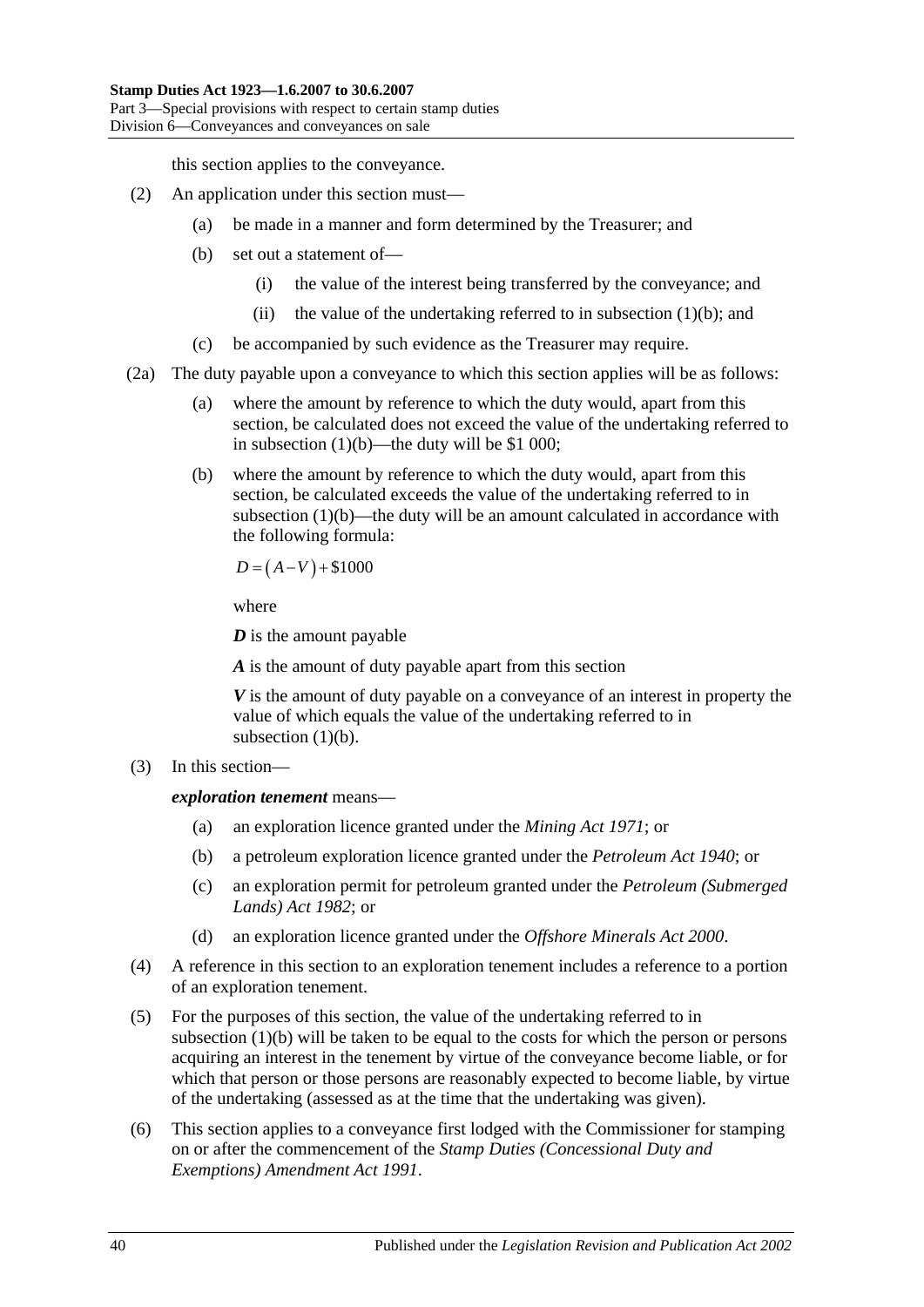this section applies to the conveyance.

(2) An application under this section must—

(a) be made in a manner and form determined by the Treasurer; and

(b) set out a statement of—

(i) the value of the interest being transferred by the conveyance; and

(ii) the value of the undertaking referred to in subsection (1)(b); and

(c) be accompanied by such evidence as the Treasurer may require.

(2a) The duty payable upon a conveyance to which this section applies will be as follows:

(a) where the amount by reference to which the duty would, apart from this section, be calculated does not exceed the value of the undertaking referred to in subsection (1)(b)—the duty will be $1 000;

(b) where the amount by reference to which the duty would, apart from this section, be calculated exceeds the value of the undertaking referred to in subsection (1)(b)—the duty will be an amount calculated in accordance with the following formula:

$$D = (A - V) + \$1000$$

where

***D*** is the amount payable

***A*** is the amount of duty payable apart from this section

***V*** is the amount of duty payable on a conveyance of an interest in property the value of which equals the value of the undertaking referred to in subsection (1)(b).

(3) In this section—

***exploration tenement*** means—

(a) an exploration licence granted under the *Mining Act 1971*; or

(b) a petroleum exploration licence granted under the *Petroleum Act 1940*; or

(c) an exploration permit for petroleum granted under the *Petroleum (Submerged Lands) Act 1982*; or

(d) an exploration licence granted under the *Offshore Minerals Act 2000*.

(4) A reference in this section to an exploration tenement includes a reference to a portion of an exploration tenement.

(5) For the purposes of this section, the value of the undertaking referred to in subsection (1)(b) will be taken to be equal to the costs for which the person or persons acquiring an interest in the tenement by virtue of the conveyance become liable, or for which that person or those persons are reasonably expected to become liable, by virtue of the undertaking (assessed as at the time that the undertaking was given).

(6) This section applies to a conveyance first lodged with the Commissioner for stamping on or after the commencement of the *Stamp Duties (Concessional Duty and Exemptions) Amendment Act 1991*.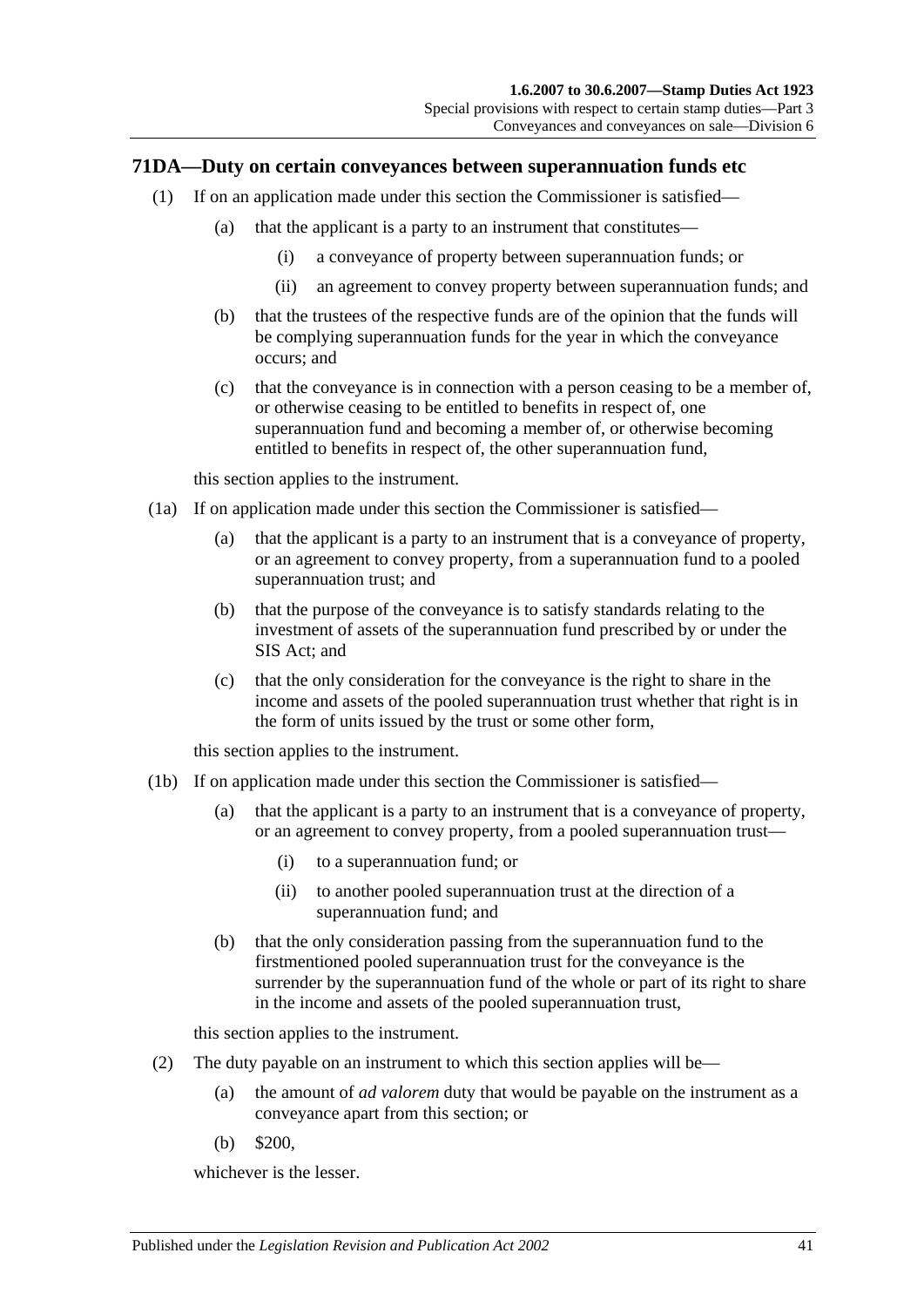## 71DA—Duty on certain conveyances between superannuation funds etc

(1) If on an application made under this section the Commissioner is satisfied—

  (a) that the applicant is a party to an instrument that constitutes—

    (i) a conveyance of property between superannuation funds; or

    (ii) an agreement to convey property between superannuation funds; and

  (b) that the trustees of the respective funds are of the opinion that the funds will be complying superannuation funds for the year in which the conveyance occurs; and

  (c) that the conveyance is in connection with a person ceasing to be a member of, or otherwise ceasing to be entitled to benefits in respect of, one superannuation fund and becoming a member of, or otherwise becoming entitled to benefits in respect of, the other superannuation fund,

this section applies to the instrument.

(1a) If on application made under this section the Commissioner is satisfied—

  (a) that the applicant is a party to an instrument that is a conveyance of property, or an agreement to convey property, from a superannuation fund to a pooled superannuation trust; and

  (b) that the purpose of the conveyance is to satisfy standards relating to the investment of assets of the superannuation fund prescribed by or under the SIS Act; and

  (c) that the only consideration for the conveyance is the right to share in the income and assets of the pooled superannuation trust whether that right is in the form of units issued by the trust or some other form,

this section applies to the instrument.

(1b) If on application made under this section the Commissioner is satisfied—

  (a) that the applicant is a party to an instrument that is a conveyance of property, or an agreement to convey property, from a pooled superannuation trust—

    (i) to a superannuation fund; or

    (ii) to another pooled superannuation trust at the direction of a superannuation fund; and

  (b) that the only consideration passing from the superannuation fund to the firstmentioned pooled superannuation trust for the conveyance is the surrender by the superannuation fund of the whole or part of its right to share in the income and assets of the pooled superannuation trust,

this section applies to the instrument.

(2) The duty payable on an instrument to which this section applies will be—

  (a) the amount of *ad valorem* duty that would be payable on the instrument as a conveyance apart from this section; or

  (b) $200,

whichever is the lesser.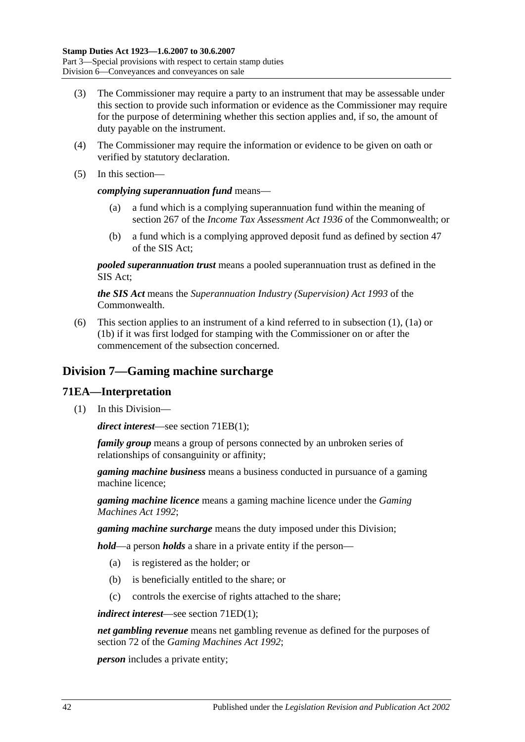(3) The Commissioner may require a party to an instrument that may be assessable under this section to provide such information or evidence as the Commissioner may require for the purpose of determining whether this section applies and, if so, the amount of duty payable on the instrument.

(4) The Commissioner may require the information or evidence to be given on oath or verified by statutory declaration.

(5) In this section—

***complying superannuation fund*** means—

- (a) a fund which is a complying superannuation fund within the meaning of section 267 of the *Income Tax Assessment Act 1936* of the Commonwealth; or
- (b) a fund which is a complying approved deposit fund as defined by section 47 of the SIS Act;

***pooled superannuation trust*** means a pooled superannuation trust as defined in the SIS Act;

***the SIS Act*** means the *Superannuation Industry (Supervision) Act 1993* of the Commonwealth.

(6) This section applies to an instrument of a kind referred to in subsection (1), (1a) or (1b) if it was first lodged for stamping with the Commissioner on or after the commencement of the subsection concerned.

## Division 7—Gaming machine surcharge

### 71EA—Interpretation

(1) In this Division—

***direct interest***—see section 71EB(1);

***family group*** means a group of persons connected by an unbroken series of relationships of consanguinity or affinity;

***gaming machine business*** means a business conducted in pursuance of a gaming machine licence;

***gaming machine licence*** means a gaming machine licence under the *Gaming Machines Act 1992*;

***gaming machine surcharge*** means the duty imposed under this Division;

***hold***—a person ***holds*** a share in a private entity if the person—

- (a) is registered as the holder; or
- (b) is beneficially entitled to the share; or
- (c) controls the exercise of rights attached to the share;

***indirect interest***—see section 71ED(1);

***net gambling revenue*** means net gambling revenue as defined for the purposes of section 72 of the *Gaming Machines Act 1992*;

***person*** includes a private entity;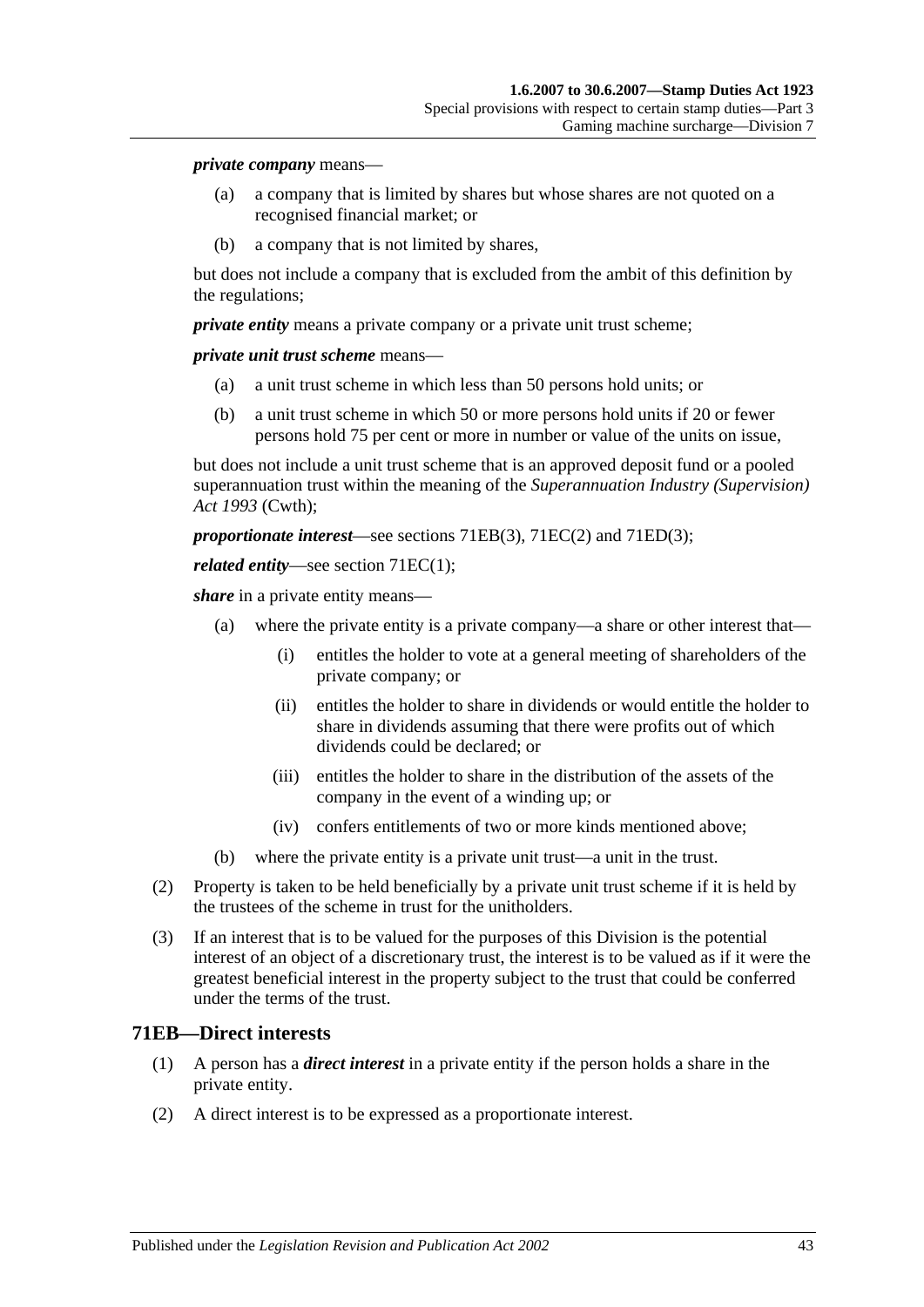***private company*** means—

(a) a company that is limited by shares but whose shares are not quoted on a recognised financial market; or

(b) a company that is not limited by shares,

but does not include a company that is excluded from the ambit of this definition by the regulations;

***private entity*** means a private company or a private unit trust scheme;

***private unit trust scheme*** means—

(a) a unit trust scheme in which less than 50 persons hold units; or

(b) a unit trust scheme in which 50 or more persons hold units if 20 or fewer persons hold 75 per cent or more in number or value of the units on issue,

but does not include a unit trust scheme that is an approved deposit fund or a pooled superannuation trust within the meaning of the *Superannuation Industry (Supervision) Act 1993* (Cwth);

***proportionate interest***—see sections 71EB(3), 71EC(2) and 71ED(3);

***related entity***—see section 71EC(1);

***share*** in a private entity means—

(a) where the private entity is a private company—a share or other interest that—

(i) entitles the holder to vote at a general meeting of shareholders of the private company; or

(ii) entitles the holder to share in dividends or would entitle the holder to share in dividends assuming that there were profits out of which dividends could be declared; or

(iii) entitles the holder to share in the distribution of the assets of the company in the event of a winding up; or

(iv) confers entitlements of two or more kinds mentioned above;

(b) where the private entity is a private unit trust—a unit in the trust.

(2) Property is taken to be held beneficially by a private unit trust scheme if it is held by the trustees of the scheme in trust for the unitholders.

(3) If an interest that is to be valued for the purposes of this Division is the potential interest of an object of a discretionary trust, the interest is to be valued as if it were the greatest beneficial interest in the property subject to the trust that could be conferred under the terms of the trust.

## 71EB—Direct interests

(1) A person has a ***direct interest*** in a private entity if the person holds a share in the private entity.

(2) A direct interest is to be expressed as a proportionate interest.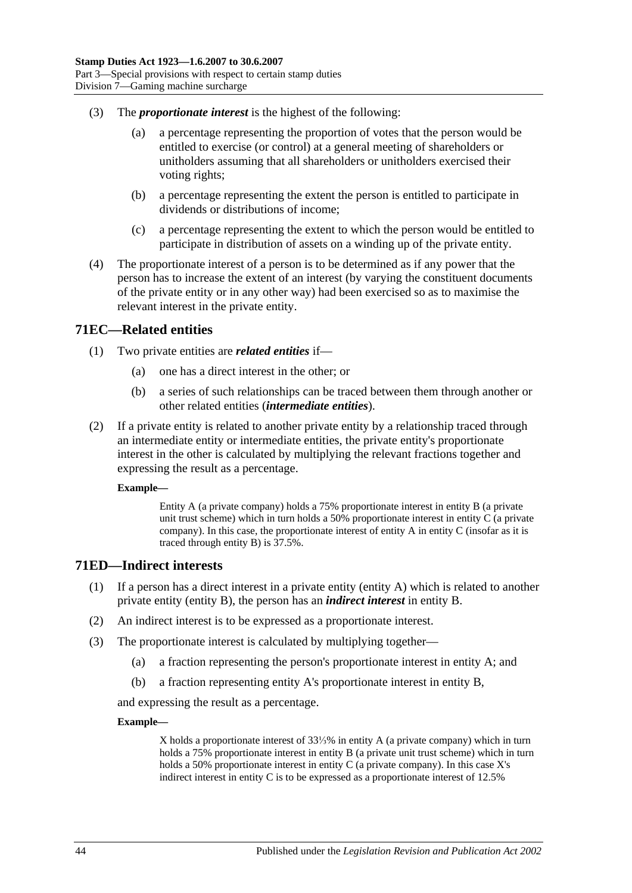(3) The ***proportionate interest*** is the highest of the following:

  (a) a percentage representing the proportion of votes that the person would be entitled to exercise (or control) at a general meeting of shareholders or unitholders assuming that all shareholders or unitholders exercised their voting rights;

  (b) a percentage representing the extent the person is entitled to participate in dividends or distributions of income;

  (c) a percentage representing the extent to which the person would be entitled to participate in distribution of assets on a winding up of the private entity.

(4) The proportionate interest of a person is to be determined as if any power that the person has to increase the extent of an interest (by varying the constituent documents of the private entity or in any other way) had been exercised so as to maximise the relevant interest in the private entity.

## 71EC—Related entities

(1) Two private entities are ***related entities*** if—

  (a) one has a direct interest in the other; or

  (b) a series of such relationships can be traced between them through another or other related entities (***intermediate entities***).

(2) If a private entity is related to another private entity by a relationship traced through an intermediate entity or intermediate entities, the private entity's proportionate interest in the other is calculated by multiplying the relevant fractions together and expressing the result as a percentage.

**Example—**

> Entity A (a private company) holds a 75% proportionate interest in entity B (a private unit trust scheme) which in turn holds a 50% proportionate interest in entity C (a private company). In this case, the proportionate interest of entity A in entity C (insofar as it is traced through entity B) is 37.5%.

## 71ED—Indirect interests

(1) If a person has a direct interest in a private entity (entity A) which is related to another private entity (entity B), the person has an ***indirect interest*** in entity B.

(2) An indirect interest is to be expressed as a proportionate interest.

(3) The proportionate interest is calculated by multiplying together—

  (a) a fraction representing the person's proportionate interest in entity A; and

  (b) a fraction representing entity A's proportionate interest in entity B,

and expressing the result as a percentage.

**Example—**

> X holds a proportionate interest of 33⅓% in entity A (a private company) which in turn holds a 75% proportionate interest in entity B (a private unit trust scheme) which in turn holds a 50% proportionate interest in entity C (a private company). In this case X's indirect interest in entity C is to be expressed as a proportionate interest of 12.5%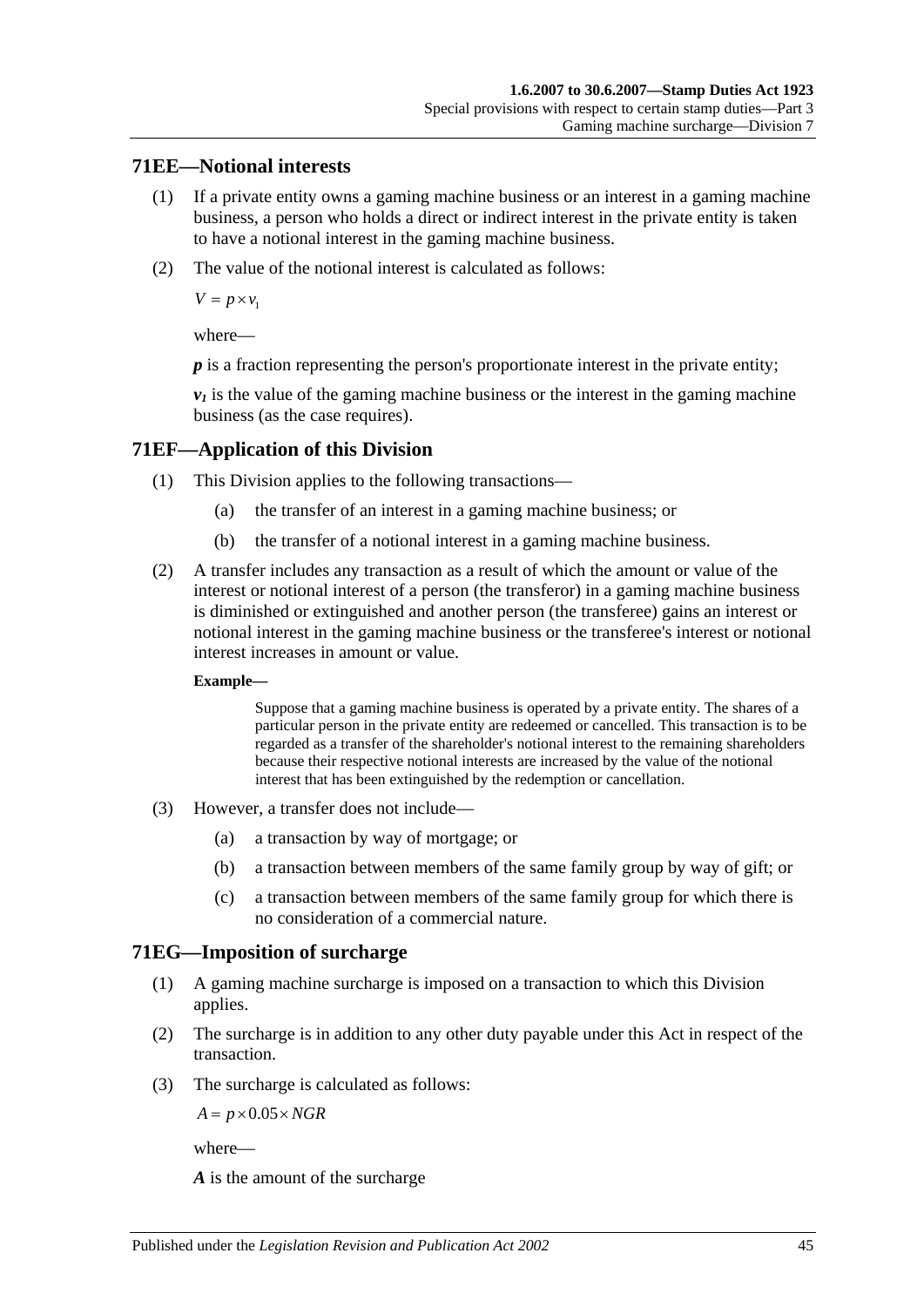## 71EE—Notional interests

(1) If a private entity owns a gaming machine business or an interest in a gaming machine business, a person who holds a direct or indirect interest in the private entity is taken to have a notional interest in the gaming machine business.

(2) The value of the notional interest is calculated as follows:

$$V = p \times v_1$$

where—

***p*** is a fraction representing the person's proportionate interest in the private entity;

***$v_1$*** is the value of the gaming machine business or the interest in the gaming machine business (as the case requires).

## 71EF—Application of this Division

(1) This Division applies to the following transactions—

(a) the transfer of an interest in a gaming machine business; or

(b) the transfer of a notional interest in a gaming machine business.

(2) A transfer includes any transaction as a result of which the amount or value of the interest or notional interest of a person (the transferor) in a gaming machine business is diminished or extinguished and another person (the transferee) gains an interest or notional interest in the gaming machine business or the transferee's interest or notional interest increases in amount or value.

**Example—**

Suppose that a gaming machine business is operated by a private entity. The shares of a particular person in the private entity are redeemed or cancelled. This transaction is to be regarded as a transfer of the shareholder's notional interest to the remaining shareholders because their respective notional interests are increased by the value of the notional interest that has been extinguished by the redemption or cancellation.

(3) However, a transfer does not include—

(a) a transaction by way of mortgage; or

(b) a transaction between members of the same family group by way of gift; or

(c) a transaction between members of the same family group for which there is no consideration of a commercial nature.

## 71EG—Imposition of surcharge

(1) A gaming machine surcharge is imposed on a transaction to which this Division applies.

(2) The surcharge is in addition to any other duty payable under this Act in respect of the transaction.

(3) The surcharge is calculated as follows:

$$A = p \times 0.05 \times NGR$$

where—

***A*** is the amount of the surcharge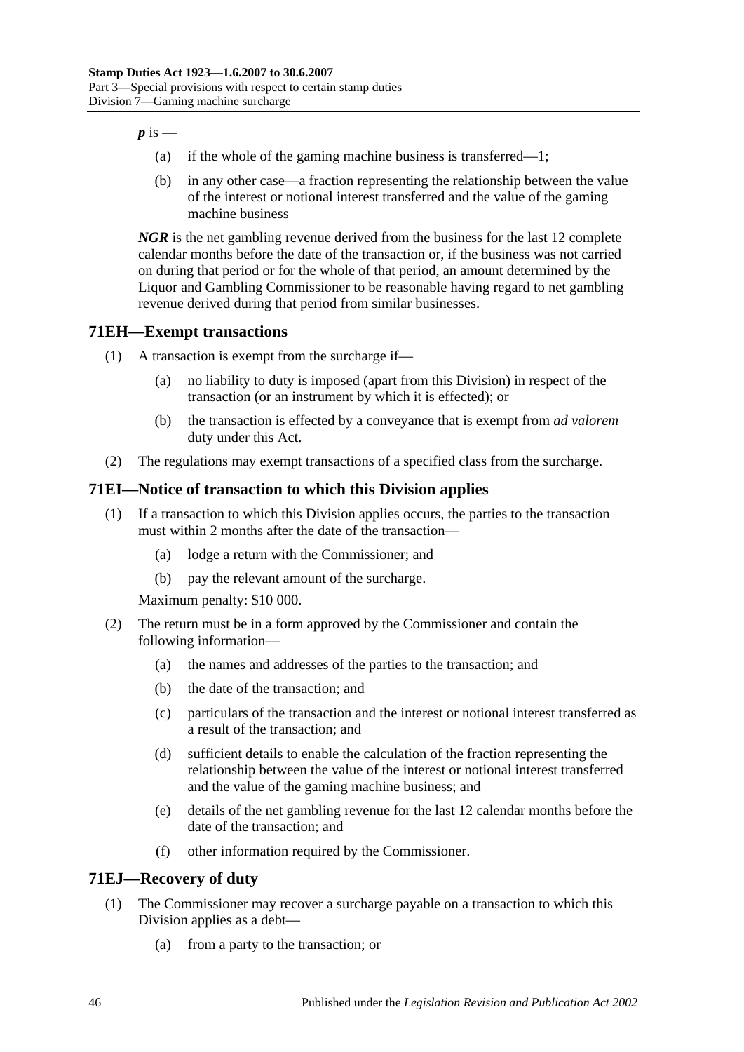***p*** is —

- (a) if the whole of the gaming machine business is transferred—1;
- (b) in any other case—a fraction representing the relationship between the value of the interest or notional interest transferred and the value of the gaming machine business

***NGR*** is the net gambling revenue derived from the business for the last 12 complete calendar months before the date of the transaction or, if the business was not carried on during that period or for the whole of that period, an amount determined by the Liquor and Gambling Commissioner to be reasonable having regard to net gambling revenue derived during that period from similar businesses.

## 71EH—Exempt transactions

(1) A transaction is exempt from the surcharge if—

- (a) no liability to duty is imposed (apart from this Division) in respect of the transaction (or an instrument by which it is effected); or
- (b) the transaction is effected by a conveyance that is exempt from *ad valorem* duty under this Act.

(2) The regulations may exempt transactions of a specified class from the surcharge.

## 71EI—Notice of transaction to which this Division applies

(1) If a transaction to which this Division applies occurs, the parties to the transaction must within 2 months after the date of the transaction—

- (a) lodge a return with the Commissioner; and
- (b) pay the relevant amount of the surcharge.

Maximum penalty: $10 000.

(2) The return must be in a form approved by the Commissioner and contain the following information—

- (a) the names and addresses of the parties to the transaction; and
- (b) the date of the transaction; and
- (c) particulars of the transaction and the interest or notional interest transferred as a result of the transaction; and
- (d) sufficient details to enable the calculation of the fraction representing the relationship between the value of the interest or notional interest transferred and the value of the gaming machine business; and
- (e) details of the net gambling revenue for the last 12 calendar months before the date of the transaction; and
- (f) other information required by the Commissioner.

## 71EJ—Recovery of duty

(1) The Commissioner may recover a surcharge payable on a transaction to which this Division applies as a debt—

- (a) from a party to the transaction; or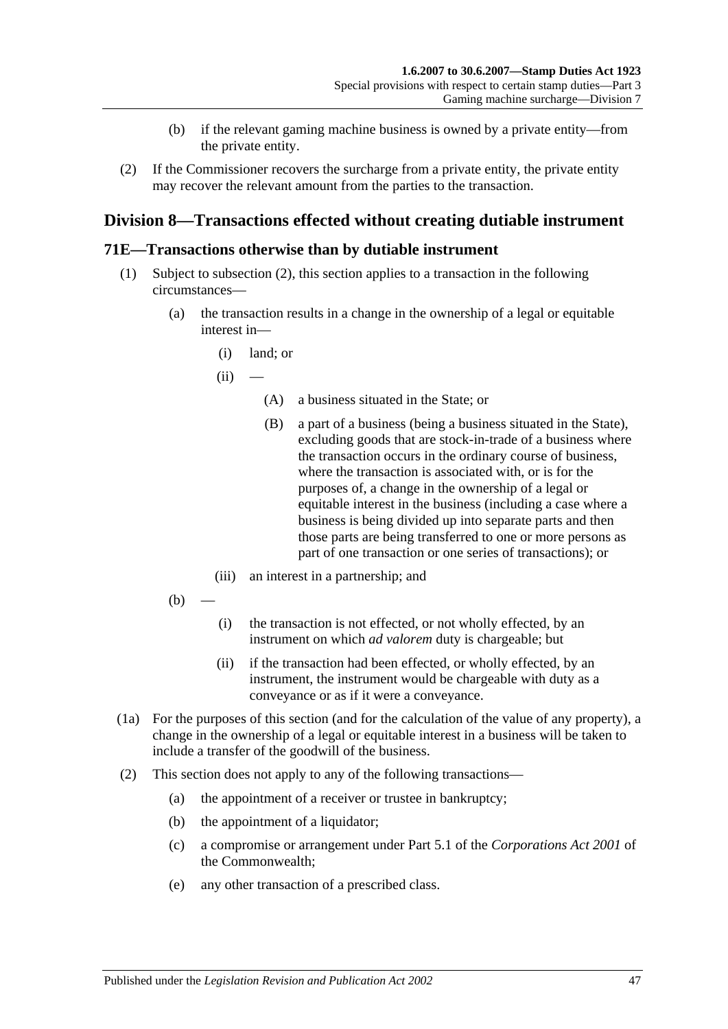(b) if the relevant gaming machine business is owned by a private entity—from the private entity.

(2) If the Commissioner recovers the surcharge from a private entity, the private entity may recover the relevant amount from the parties to the transaction.

## Division 8—Transactions effected without creating dutiable instrument

### 71E—Transactions otherwise than by dutiable instrument

(1) Subject to subsection (2), this section applies to a transaction in the following circumstances—

(a) the transaction results in a change in the ownership of a legal or equitable interest in—

(i) land; or

(ii) —

(A) a business situated in the State; or

(B) a part of a business (being a business situated in the State), excluding goods that are stock-in-trade of a business where the transaction occurs in the ordinary course of business, where the transaction is associated with, or is for the purposes of, a change in the ownership of a legal or equitable interest in the business (including a case where a business is being divided up into separate parts and then those parts are being transferred to one or more persons as part of one transaction or one series of transactions); or

(iii) an interest in a partnership; and

(b) —

(i) the transaction is not effected, or not wholly effected, by an instrument on which *ad valorem* duty is chargeable; but

(ii) if the transaction had been effected, or wholly effected, by an instrument, the instrument would be chargeable with duty as a conveyance or as if it were a conveyance.

(1a) For the purposes of this section (and for the calculation of the value of any property), a change in the ownership of a legal or equitable interest in a business will be taken to include a transfer of the goodwill of the business.

(2) This section does not apply to any of the following transactions—

(a) the appointment of a receiver or trustee in bankruptcy;

(b) the appointment of a liquidator;

(c) a compromise or arrangement under Part 5.1 of the *Corporations Act 2001* of the Commonwealth;

(e) any other transaction of a prescribed class.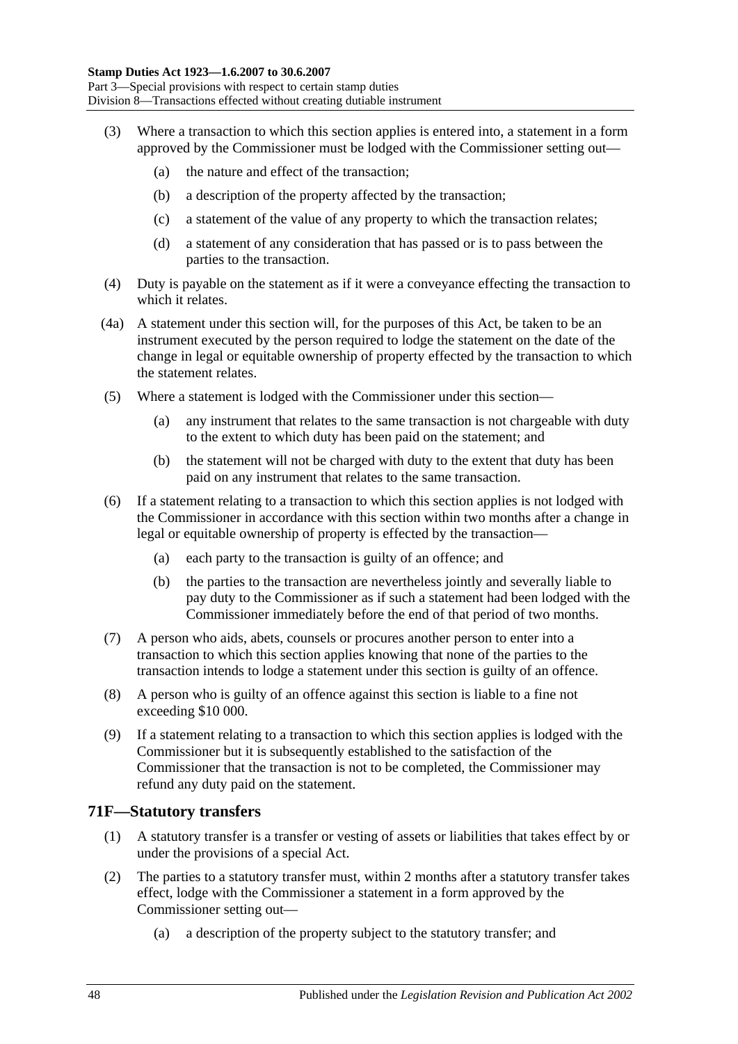(3) Where a transaction to which this section applies is entered into, a statement in a form approved by the Commissioner must be lodged with the Commissioner setting out—

(a) the nature and effect of the transaction;

(b) a description of the property affected by the transaction;

(c) a statement of the value of any property to which the transaction relates;

(d) a statement of any consideration that has passed or is to pass between the parties to the transaction.

(4) Duty is payable on the statement as if it were a conveyance effecting the transaction to which it relates.

(4a) A statement under this section will, for the purposes of this Act, be taken to be an instrument executed by the person required to lodge the statement on the date of the change in legal or equitable ownership of property effected by the transaction to which the statement relates.

(5) Where a statement is lodged with the Commissioner under this section—

(a) any instrument that relates to the same transaction is not chargeable with duty to the extent to which duty has been paid on the statement; and

(b) the statement will not be charged with duty to the extent that duty has been paid on any instrument that relates to the same transaction.

(6) If a statement relating to a transaction to which this section applies is not lodged with the Commissioner in accordance with this section within two months after a change in legal or equitable ownership of property is effected by the transaction—

(a) each party to the transaction is guilty of an offence; and

(b) the parties to the transaction are nevertheless jointly and severally liable to pay duty to the Commissioner as if such a statement had been lodged with the Commissioner immediately before the end of that period of two months.

(7) A person who aids, abets, counsels or procures another person to enter into a transaction to which this section applies knowing that none of the parties to the transaction intends to lodge a statement under this section is guilty of an offence.

(8) A person who is guilty of an offence against this section is liable to a fine not exceeding $10 000.

(9) If a statement relating to a transaction to which this section applies is lodged with the Commissioner but it is subsequently established to the satisfaction of the Commissioner that the transaction is not to be completed, the Commissioner may refund any duty paid on the statement.

## 71F—Statutory transfers

(1) A statutory transfer is a transfer or vesting of assets or liabilities that takes effect by or under the provisions of a special Act.

(2) The parties to a statutory transfer must, within 2 months after a statutory transfer takes effect, lodge with the Commissioner a statement in a form approved by the Commissioner setting out—

(a) a description of the property subject to the statutory transfer; and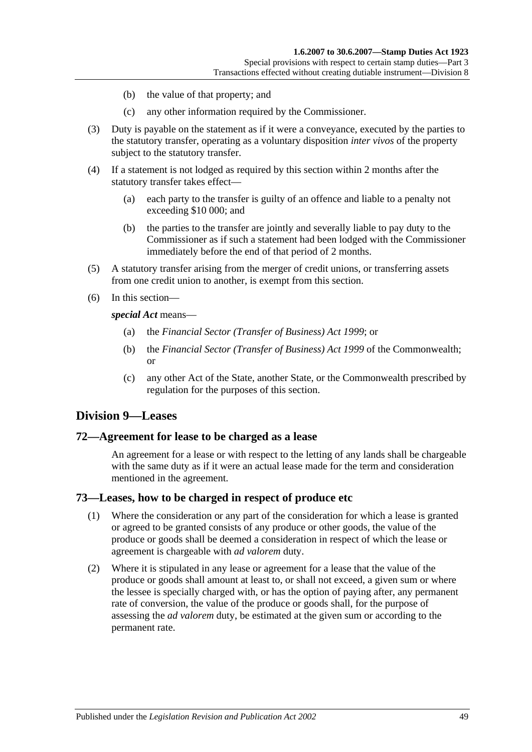(b) the value of that property; and

(c) any other information required by the Commissioner.

(3) Duty is payable on the statement as if it were a conveyance, executed by the parties to the statutory transfer, operating as a voluntary disposition *inter vivos* of the property subject to the statutory transfer.

(4) If a statement is not lodged as required by this section within 2 months after the statutory transfer takes effect—

(a) each party to the transfer is guilty of an offence and liable to a penalty not exceeding $10 000; and

(b) the parties to the transfer are jointly and severally liable to pay duty to the Commissioner as if such a statement had been lodged with the Commissioner immediately before the end of that period of 2 months.

(5) A statutory transfer arising from the merger of credit unions, or transferring assets from one credit union to another, is exempt from this section.

(6) In this section—

***special Act*** means—

(a) the *Financial Sector (Transfer of Business) Act 1999*; or

(b) the *Financial Sector (Transfer of Business) Act 1999* of the Commonwealth; or

(c) any other Act of the State, another State, or the Commonwealth prescribed by regulation for the purposes of this section.

## Division 9—Leases

### 72—Agreement for lease to be charged as a lease

An agreement for a lease or with respect to the letting of any lands shall be chargeable with the same duty as if it were an actual lease made for the term and consideration mentioned in the agreement.

### 73—Leases, how to be charged in respect of produce etc

(1) Where the consideration or any part of the consideration for which a lease is granted or agreed to be granted consists of any produce or other goods, the value of the produce or goods shall be deemed a consideration in respect of which the lease or agreement is chargeable with *ad valorem* duty.

(2) Where it is stipulated in any lease or agreement for a lease that the value of the produce or goods shall amount at least to, or shall not exceed, a given sum or where the lessee is specially charged with, or has the option of paying after, any permanent rate of conversion, the value of the produce or goods shall, for the purpose of assessing the *ad valorem* duty, be estimated at the given sum or according to the permanent rate.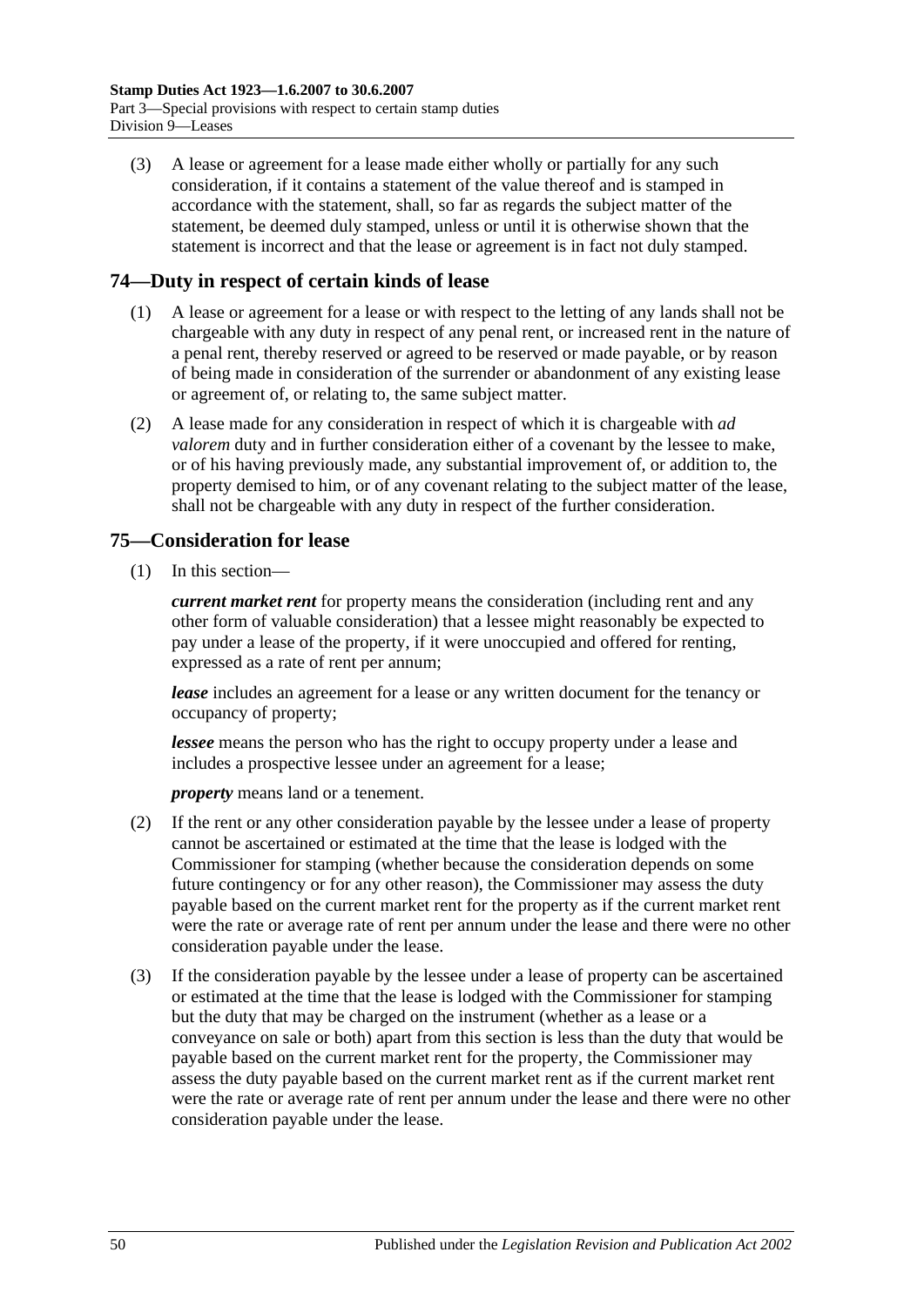(3) A lease or agreement for a lease made either wholly or partially for any such consideration, if it contains a statement of the value thereof and is stamped in accordance with the statement, shall, so far as regards the subject matter of the statement, be deemed duly stamped, unless or until it is otherwise shown that the statement is incorrect and that the lease or agreement is in fact not duly stamped.

## 74—Duty in respect of certain kinds of lease

(1) A lease or agreement for a lease or with respect to the letting of any lands shall not be chargeable with any duty in respect of any penal rent, or increased rent in the nature of a penal rent, thereby reserved or agreed to be reserved or made payable, or by reason of being made in consideration of the surrender or abandonment of any existing lease or agreement of, or relating to, the same subject matter.

(2) A lease made for any consideration in respect of which it is chargeable with *ad valorem* duty and in further consideration either of a covenant by the lessee to make, or of his having previously made, any substantial improvement of, or addition to, the property demised to him, or of any covenant relating to the subject matter of the lease, shall not be chargeable with any duty in respect of the further consideration.

## 75—Consideration for lease

(1) In this section—

***current market rent*** for property means the consideration (including rent and any other form of valuable consideration) that a lessee might reasonably be expected to pay under a lease of the property, if it were unoccupied and offered for renting, expressed as a rate of rent per annum;

***lease*** includes an agreement for a lease or any written document for the tenancy or occupancy of property;

***lessee*** means the person who has the right to occupy property under a lease and includes a prospective lessee under an agreement for a lease;

***property*** means land or a tenement.

(2) If the rent or any other consideration payable by the lessee under a lease of property cannot be ascertained or estimated at the time that the lease is lodged with the Commissioner for stamping (whether because the consideration depends on some future contingency or for any other reason), the Commissioner may assess the duty payable based on the current market rent for the property as if the current market rent were the rate or average rate of rent per annum under the lease and there were no other consideration payable under the lease.

(3) If the consideration payable by the lessee under a lease of property can be ascertained or estimated at the time that the lease is lodged with the Commissioner for stamping but the duty that may be charged on the instrument (whether as a lease or a conveyance on sale or both) apart from this section is less than the duty that would be payable based on the current market rent for the property, the Commissioner may assess the duty payable based on the current market rent as if the current market rent were the rate or average rate of rent per annum under the lease and there were no other consideration payable under the lease.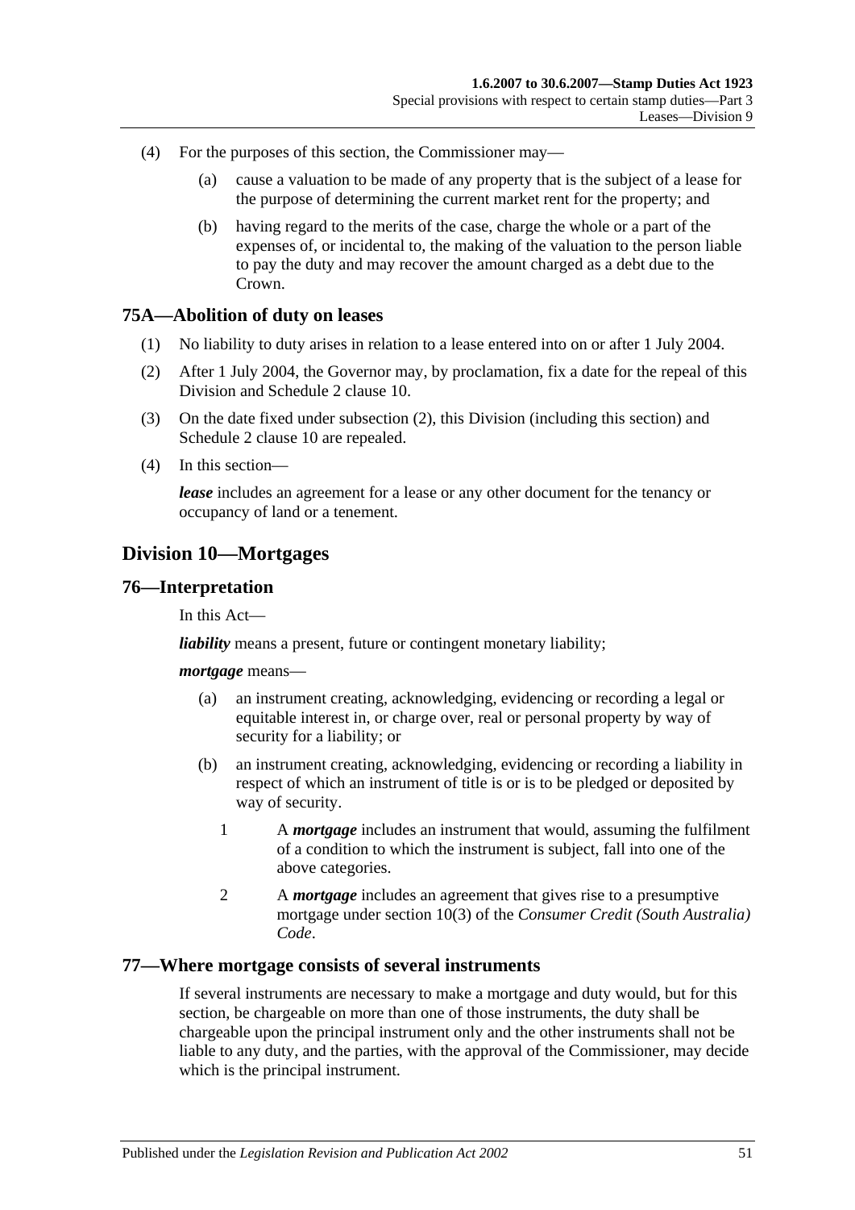(4) For the purposes of this section, the Commissioner may—

   (a) cause a valuation to be made of any property that is the subject of a lease for the purpose of determining the current market rent for the property; and

   (b) having regard to the merits of the case, charge the whole or a part of the expenses of, or incidental to, the making of the valuation to the person liable to pay the duty and may recover the amount charged as a debt due to the Crown.

### 75A—Abolition of duty on leases

(1) No liability to duty arises in relation to a lease entered into on or after 1 July 2004.

(2) After 1 July 2004, the Governor may, by proclamation, fix a date for the repeal of this Division and Schedule 2 clause 10.

(3) On the date fixed under subsection (2), this Division (including this section) and Schedule 2 clause 10 are repealed.

(4) In this section—

***lease*** includes an agreement for a lease or any other document for the tenancy or occupancy of land or a tenement.

## Division 10—Mortgages

### 76—Interpretation

In this Act—

***liability*** means a present, future or contingent monetary liability;

***mortgage*** means—

   (a) an instrument creating, acknowledging, evidencing or recording a legal or equitable interest in, or charge over, real or personal property by way of security for a liability; or

   (b) an instrument creating, acknowledging, evidencing or recording a liability in respect of which an instrument of title is or is to be pledged or deposited by way of security.

      1 A ***mortgage*** includes an instrument that would, assuming the fulfilment of a condition to which the instrument is subject, fall into one of the above categories.

      2 A ***mortgage*** includes an agreement that gives rise to a presumptive mortgage under section 10(3) of the *Consumer Credit (South Australia) Code*.

### 77—Where mortgage consists of several instruments

If several instruments are necessary to make a mortgage and duty would, but for this section, be chargeable on more than one of those instruments, the duty shall be chargeable upon the principal instrument only and the other instruments shall not be liable to any duty, and the parties, with the approval of the Commissioner, may decide which is the principal instrument.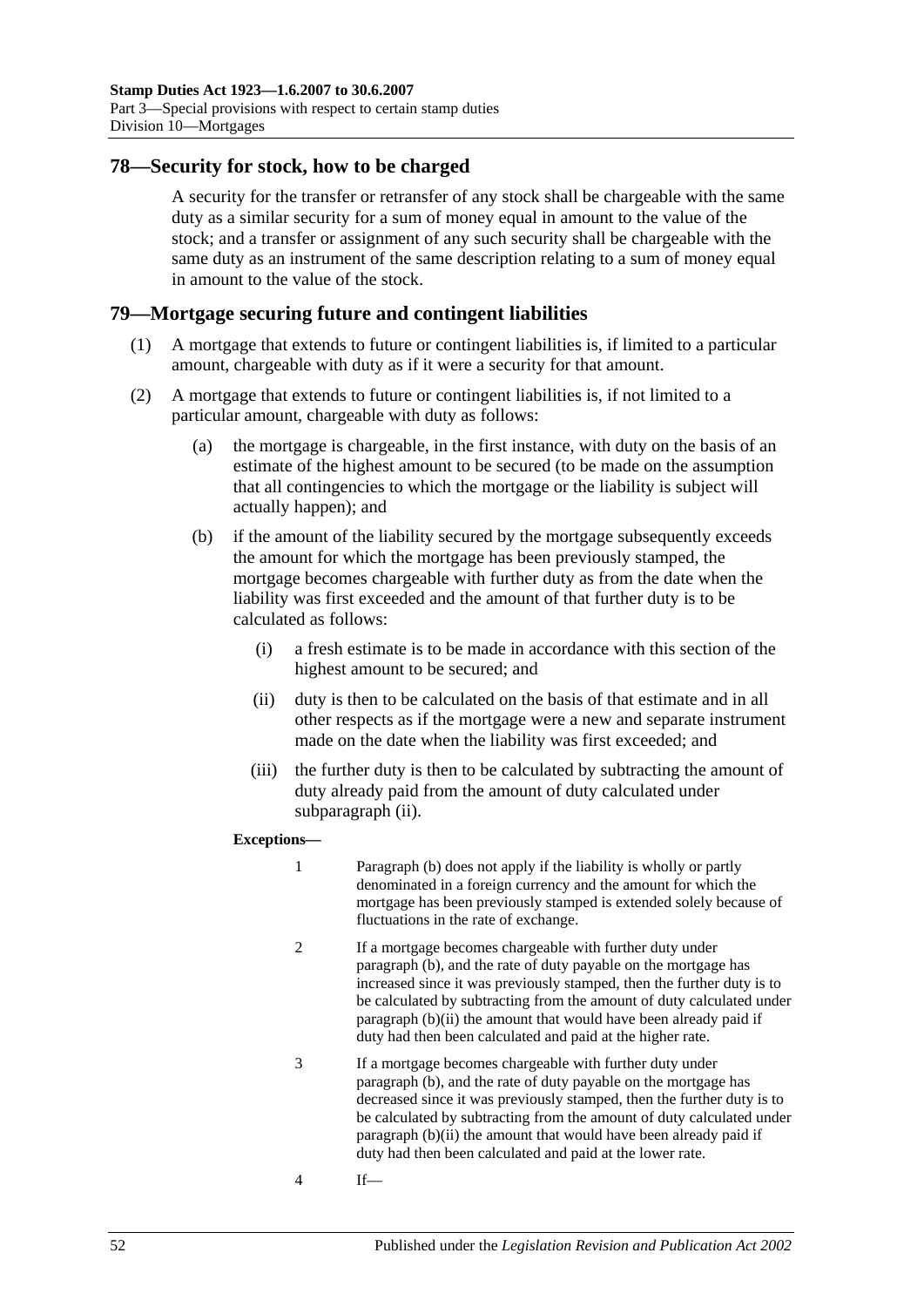## 78—Security for stock, how to be charged

A security for the transfer or retransfer of any stock shall be chargeable with the same duty as a similar security for a sum of money equal in amount to the value of the stock; and a transfer or assignment of any such security shall be chargeable with the same duty as an instrument of the same description relating to a sum of money equal in amount to the value of the stock.

## 79—Mortgage securing future and contingent liabilities

(1) A mortgage that extends to future or contingent liabilities is, if limited to a particular amount, chargeable with duty as if it were a security for that amount.

(2) A mortgage that extends to future or contingent liabilities is, if not limited to a particular amount, chargeable with duty as follows:

(a) the mortgage is chargeable, in the first instance, with duty on the basis of an estimate of the highest amount to be secured (to be made on the assumption that all contingencies to which the mortgage or the liability is subject will actually happen); and

(b) if the amount of the liability secured by the mortgage subsequently exceeds the amount for which the mortgage has been previously stamped, the mortgage becomes chargeable with further duty as from the date when the liability was first exceeded and the amount of that further duty is to be calculated as follows:

(i) a fresh estimate is to be made in accordance with this section of the highest amount to be secured; and

(ii) duty is then to be calculated on the basis of that estimate and in all other respects as if the mortgage were a new and separate instrument made on the date when the liability was first exceeded; and

(iii) the further duty is then to be calculated by subtracting the amount of duty already paid from the amount of duty calculated under subparagraph (ii).

**Exceptions—**

1 Paragraph (b) does not apply if the liability is wholly or partly denominated in a foreign currency and the amount for which the mortgage has been previously stamped is extended solely because of fluctuations in the rate of exchange.

2 If a mortgage becomes chargeable with further duty under paragraph (b), and the rate of duty payable on the mortgage has increased since it was previously stamped, then the further duty is to be calculated by subtracting from the amount of duty calculated under paragraph (b)(ii) the amount that would have been already paid if duty had then been calculated and paid at the higher rate.

3 If a mortgage becomes chargeable with further duty under paragraph (b), and the rate of duty payable on the mortgage has decreased since it was previously stamped, then the further duty is to be calculated by subtracting from the amount of duty calculated under paragraph (b)(ii) the amount that would have been already paid if duty had then been calculated and paid at the lower rate.

4 If—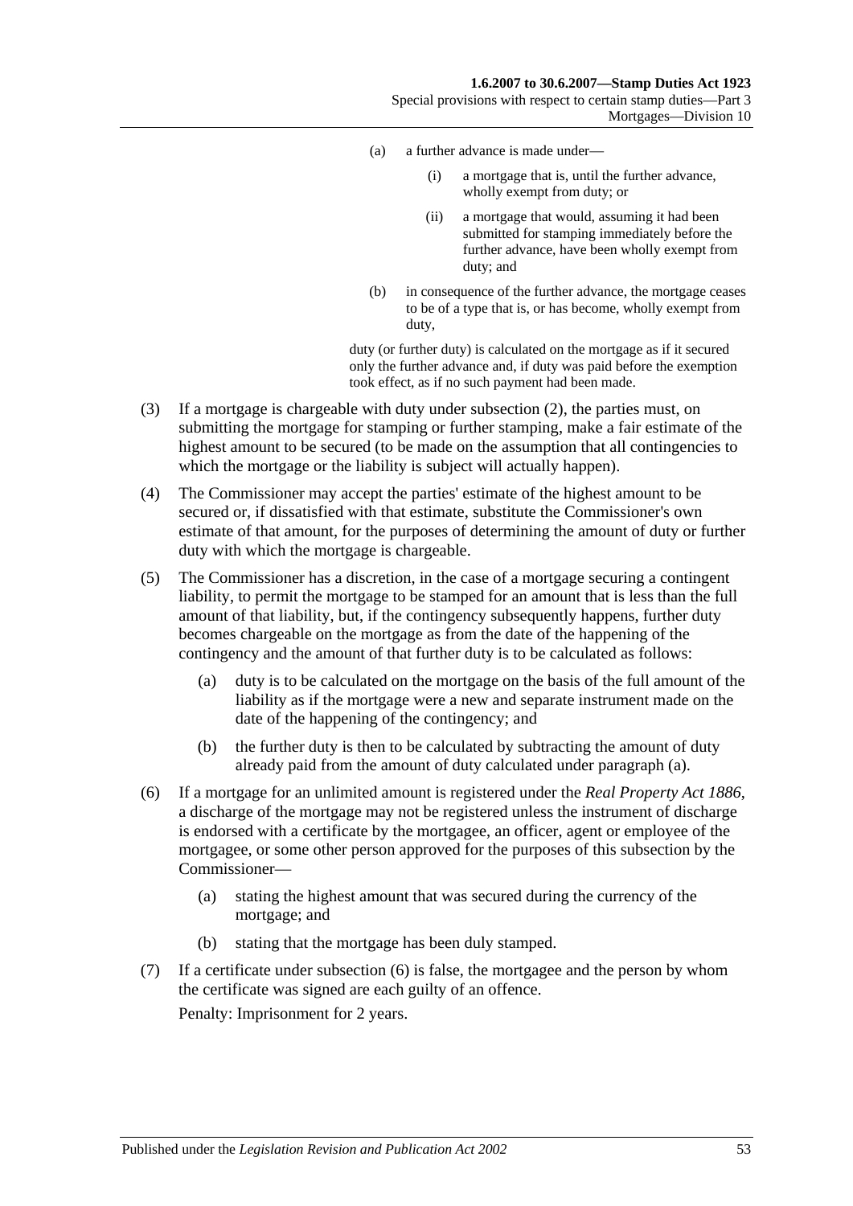(a) a further advance is made under—

(i) a mortgage that is, until the further advance, wholly exempt from duty; or

(ii) a mortgage that would, assuming it had been submitted for stamping immediately before the further advance, have been wholly exempt from duty; and

(b) in consequence of the further advance, the mortgage ceases to be of a type that is, or has become, wholly exempt from duty,

duty (or further duty) is calculated on the mortgage as if it secured only the further advance and, if duty was paid before the exemption took effect, as if no such payment had been made.

(3) If a mortgage is chargeable with duty under subsection (2), the parties must, on submitting the mortgage for stamping or further stamping, make a fair estimate of the highest amount to be secured (to be made on the assumption that all contingencies to which the mortgage or the liability is subject will actually happen).

(4) The Commissioner may accept the parties' estimate of the highest amount to be secured or, if dissatisfied with that estimate, substitute the Commissioner's own estimate of that amount, for the purposes of determining the amount of duty or further duty with which the mortgage is chargeable.

(5) The Commissioner has a discretion, in the case of a mortgage securing a contingent liability, to permit the mortgage to be stamped for an amount that is less than the full amount of that liability, but, if the contingency subsequently happens, further duty becomes chargeable on the mortgage as from the date of the happening of the contingency and the amount of that further duty is to be calculated as follows:

(a) duty is to be calculated on the mortgage on the basis of the full amount of the liability as if the mortgage were a new and separate instrument made on the date of the happening of the contingency; and

(b) the further duty is then to be calculated by subtracting the amount of duty already paid from the amount of duty calculated under paragraph (a).

(6) If a mortgage for an unlimited amount is registered under the *Real Property Act 1886*, a discharge of the mortgage may not be registered unless the instrument of discharge is endorsed with a certificate by the mortgagee, an officer, agent or employee of the mortgagee, or some other person approved for the purposes of this subsection by the Commissioner—

(a) stating the highest amount that was secured during the currency of the mortgage; and

(b) stating that the mortgage has been duly stamped.

(7) If a certificate under subsection (6) is false, the mortgagee and the person by whom the certificate was signed are each guilty of an offence.

Penalty: Imprisonment for 2 years.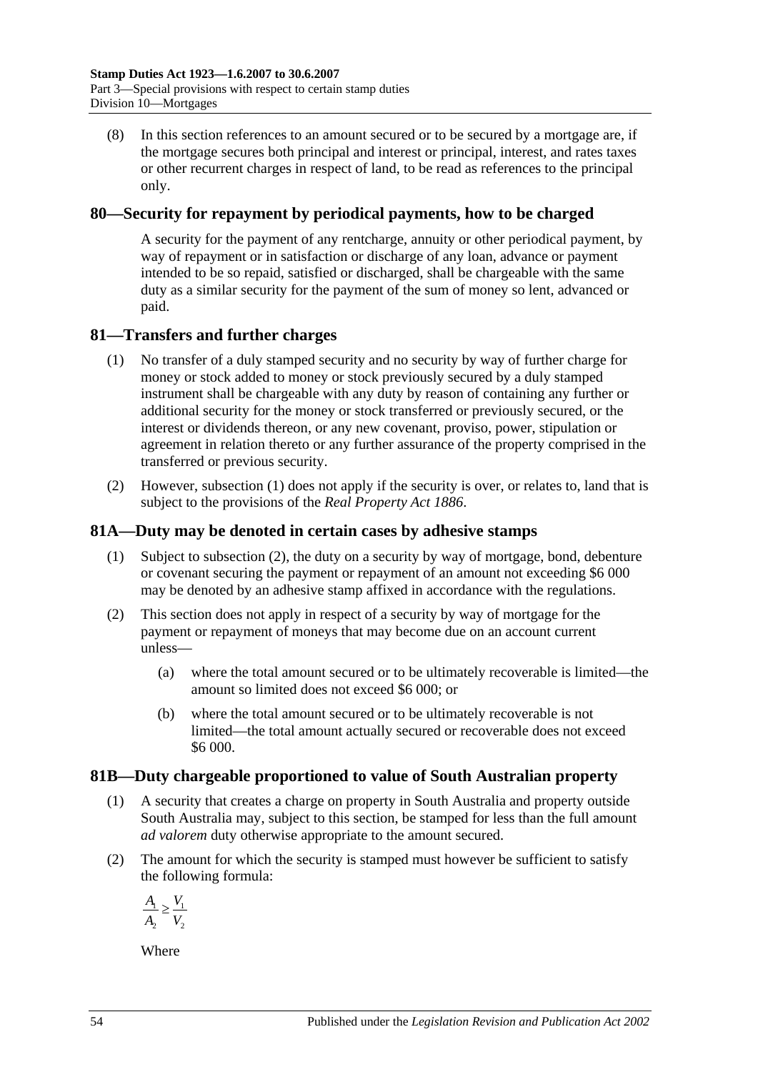(8) In this section references to an amount secured or to be secured by a mortgage are, if the mortgage secures both principal and interest or principal, interest, and rates taxes or other recurrent charges in respect of land, to be read as references to the principal only.

## 80—Security for repayment by periodical payments, how to be charged

A security for the payment of any rentcharge, annuity or other periodical payment, by way of repayment or in satisfaction or discharge of any loan, advance or payment intended to be so repaid, satisfied or discharged, shall be chargeable with the same duty as a similar security for the payment of the sum of money so lent, advanced or paid.

## 81—Transfers and further charges

(1) No transfer of a duly stamped security and no security by way of further charge for money or stock added to money or stock previously secured by a duly stamped instrument shall be chargeable with any duty by reason of containing any further or additional security for the money or stock transferred or previously secured, or the interest or dividends thereon, or any new covenant, proviso, power, stipulation or agreement in relation thereto or any further assurance of the property comprised in the transferred or previous security.

(2) However, subsection (1) does not apply if the security is over, or relates to, land that is subject to the provisions of the *Real Property Act 1886*.

## 81A—Duty may be denoted in certain cases by adhesive stamps

(1) Subject to subsection (2), the duty on a security by way of mortgage, bond, debenture or covenant securing the payment or repayment of an amount not exceeding \$6 000 may be denoted by an adhesive stamp affixed in accordance with the regulations.

(2) This section does not apply in respect of a security by way of mortgage for the payment or repayment of moneys that may become due on an account current unless—

- (a) where the total amount secured or to be ultimately recoverable is limited—the amount so limited does not exceed \$6 000; or
- (b) where the total amount secured or to be ultimately recoverable is not limited—the total amount actually secured or recoverable does not exceed \$6 000.

## 81B—Duty chargeable proportioned to value of South Australian property

(1) A security that creates a charge on property in South Australia and property outside South Australia may, subject to this section, be stamped for less than the full amount *ad valorem* duty otherwise appropriate to the amount secured.

(2) The amount for which the security is stamped must however be sufficient to satisfy the following formula:

$$\frac{A_1}{A_2} \geq \frac{V_1}{V_2}$$

Where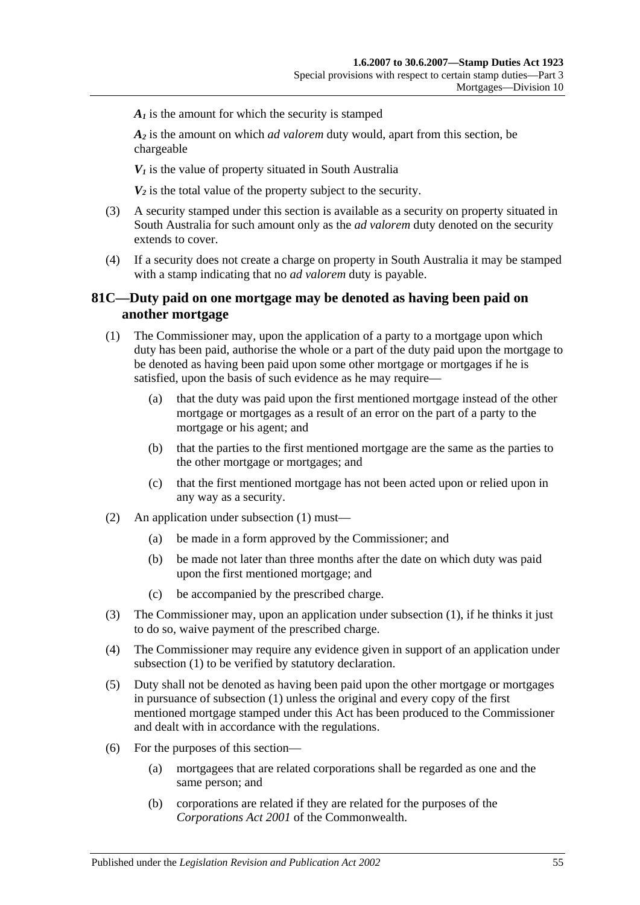$A_1$ is the amount for which the security is stamped

$A_2$ is the amount on which *ad valorem* duty would, apart from this section, be chargeable

$V_1$ is the value of property situated in South Australia

$V_2$ is the total value of the property subject to the security.

(3) A security stamped under this section is available as a security on property situated in South Australia for such amount only as the *ad valorem* duty denoted on the security extends to cover.

(4) If a security does not create a charge on property in South Australia it may be stamped with a stamp indicating that no *ad valorem* duty is payable.

## 81C—Duty paid on one mortgage may be denoted as having been paid on another mortgage

(1) The Commissioner may, upon the application of a party to a mortgage upon which duty has been paid, authorise the whole or a part of the duty paid upon the mortgage to be denoted as having been paid upon some other mortgage or mortgages if he is satisfied, upon the basis of such evidence as he may require—

(a) that the duty was paid upon the first mentioned mortgage instead of the other mortgage or mortgages as a result of an error on the part of a party to the mortgage or his agent; and

(b) that the parties to the first mentioned mortgage are the same as the parties to the other mortgage or mortgages; and

(c) that the first mentioned mortgage has not been acted upon or relied upon in any way as a security.

(2) An application under subsection (1) must—

(a) be made in a form approved by the Commissioner; and

(b) be made not later than three months after the date on which duty was paid upon the first mentioned mortgage; and

(c) be accompanied by the prescribed charge.

(3) The Commissioner may, upon an application under subsection (1), if he thinks it just to do so, waive payment of the prescribed charge.

(4) The Commissioner may require any evidence given in support of an application under subsection (1) to be verified by statutory declaration.

(5) Duty shall not be denoted as having been paid upon the other mortgage or mortgages in pursuance of subsection (1) unless the original and every copy of the first mentioned mortgage stamped under this Act has been produced to the Commissioner and dealt with in accordance with the regulations.

(6) For the purposes of this section—

(a) mortgagees that are related corporations shall be regarded as one and the same person; and

(b) corporations are related if they are related for the purposes of the *Corporations Act 2001* of the Commonwealth.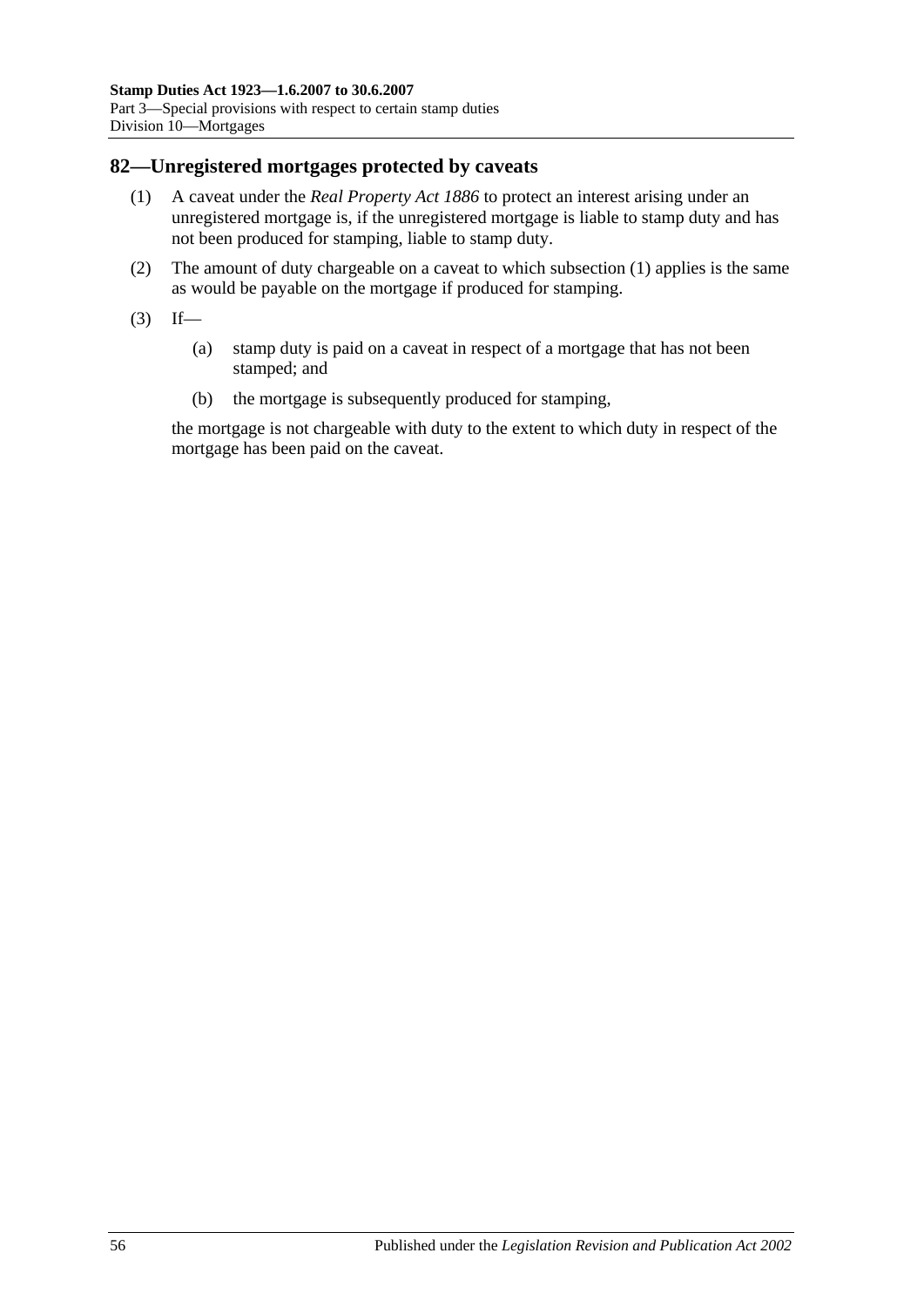## 82—Unregistered mortgages protected by caveats

(1) A caveat under the *Real Property Act 1886* to protect an interest arising under an unregistered mortgage is, if the unregistered mortgage is liable to stamp duty and has not been produced for stamping, liable to stamp duty.

(2) The amount of duty chargeable on a caveat to which subsection (1) applies is the same as would be payable on the mortgage if produced for stamping.

(3) If—

 (a) stamp duty is paid on a caveat in respect of a mortgage that has not been stamped; and

 (b) the mortgage is subsequently produced for stamping,

the mortgage is not chargeable with duty to the extent to which duty in respect of the mortgage has been paid on the caveat.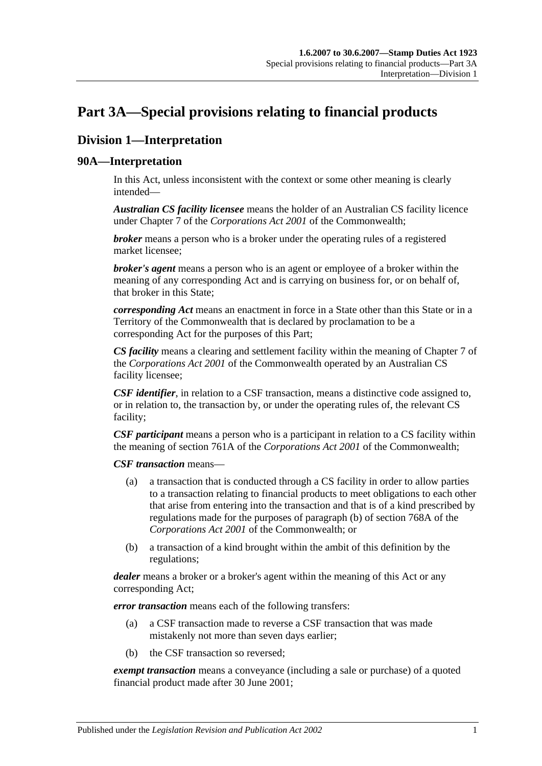# Part 3A—Special provisions relating to financial products

## Division 1—Interpretation

### 90A—Interpretation

In this Act, unless inconsistent with the context or some other meaning is clearly intended—

***Australian CS facility licensee*** means the holder of an Australian CS facility licence under Chapter 7 of the *Corporations Act 2001* of the Commonwealth;

***broker*** means a person who is a broker under the operating rules of a registered market licensee;

***broker's agent*** means a person who is an agent or employee of a broker within the meaning of any corresponding Act and is carrying on business for, or on behalf of, that broker in this State;

***corresponding Act*** means an enactment in force in a State other than this State or in a Territory of the Commonwealth that is declared by proclamation to be a corresponding Act for the purposes of this Part;

***CS facility*** means a clearing and settlement facility within the meaning of Chapter 7 of the *Corporations Act 2001* of the Commonwealth operated by an Australian CS facility licensee;

***CSF identifier***, in relation to a CSF transaction, means a distinctive code assigned to, or in relation to, the transaction by, or under the operating rules of, the relevant CS facility;

***CSF participant*** means a person who is a participant in relation to a CS facility within the meaning of section 761A of the *Corporations Act 2001* of the Commonwealth;

***CSF transaction*** means—

(a) a transaction that is conducted through a CS facility in order to allow parties to a transaction relating to financial products to meet obligations to each other that arise from entering into the transaction and that is of a kind prescribed by regulations made for the purposes of paragraph (b) of section 768A of the *Corporations Act 2001* of the Commonwealth; or

(b) a transaction of a kind brought within the ambit of this definition by the regulations;

***dealer*** means a broker or a broker's agent within the meaning of this Act or any corresponding Act;

***error transaction*** means each of the following transfers:

(a) a CSF transaction made to reverse a CSF transaction that was made mistakenly not more than seven days earlier;

(b) the CSF transaction so reversed;

***exempt transaction*** means a conveyance (including a sale or purchase) of a quoted financial product made after 30 June 2001;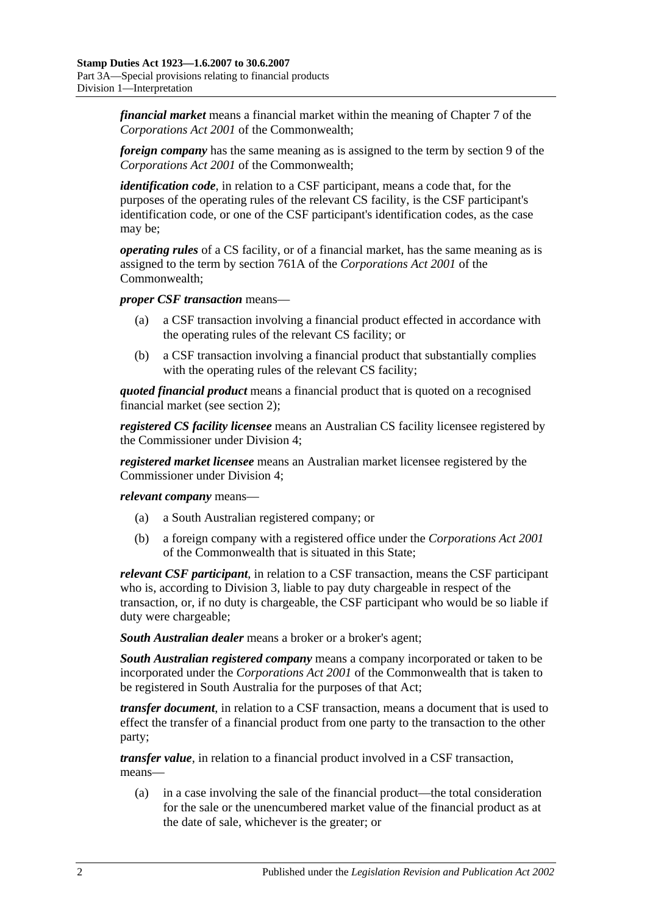***financial market*** means a financial market within the meaning of Chapter 7 of the *Corporations Act 2001* of the Commonwealth;

***foreign company*** has the same meaning as is assigned to the term by section 9 of the *Corporations Act 2001* of the Commonwealth;

***identification code***, in relation to a CSF participant, means a code that, for the purposes of the operating rules of the relevant CS facility, is the CSF participant's identification code, or one of the CSF participant's identification codes, as the case may be;

***operating rules*** of a CS facility, or of a financial market, has the same meaning as is assigned to the term by section 761A of the *Corporations Act 2001* of the Commonwealth;

***proper CSF transaction*** means—

(a) a CSF transaction involving a financial product effected in accordance with the operating rules of the relevant CS facility; or

(b) a CSF transaction involving a financial product that substantially complies with the operating rules of the relevant CS facility;

***quoted financial product*** means a financial product that is quoted on a recognised financial market (see section 2);

***registered CS facility licensee*** means an Australian CS facility licensee registered by the Commissioner under Division 4;

***registered market licensee*** means an Australian market licensee registered by the Commissioner under Division 4;

***relevant company*** means—

(a) a South Australian registered company; or

(b) a foreign company with a registered office under the *Corporations Act 2001* of the Commonwealth that is situated in this State;

***relevant CSF participant***, in relation to a CSF transaction, means the CSF participant who is, according to Division 3, liable to pay duty chargeable in respect of the transaction, or, if no duty is chargeable, the CSF participant who would be so liable if duty were chargeable;

***South Australian dealer*** means a broker or a broker's agent;

***South Australian registered company*** means a company incorporated or taken to be incorporated under the *Corporations Act 2001* of the Commonwealth that is taken to be registered in South Australia for the purposes of that Act;

***transfer document***, in relation to a CSF transaction, means a document that is used to effect the transfer of a financial product from one party to the transaction to the other party;

***transfer value***, in relation to a financial product involved in a CSF transaction, means—

(a) in a case involving the sale of the financial product—the total consideration for the sale or the unencumbered market value of the financial product as at the date of sale, whichever is the greater; or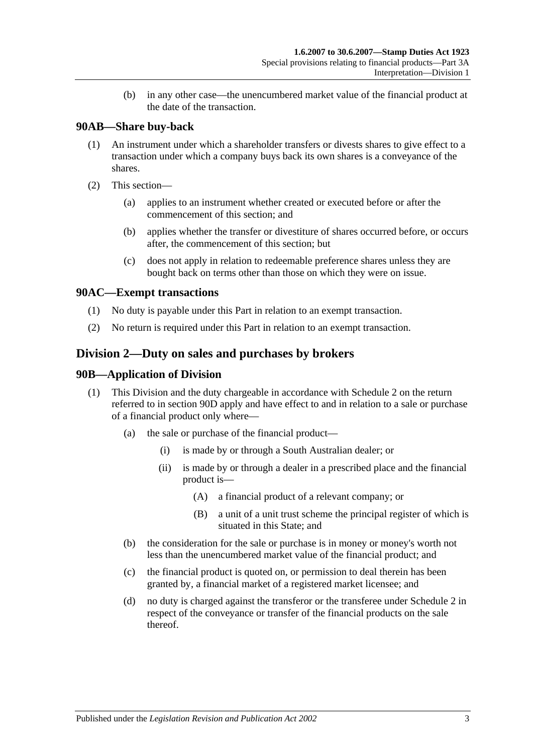(b) in any other case—the unencumbered market value of the financial product at the date of the transaction.

## 90AB—Share buy-back

(1) An instrument under which a shareholder transfers or divests shares to give effect to a transaction under which a company buys back its own shares is a conveyance of the shares.

(2) This section—

(a) applies to an instrument whether created or executed before or after the commencement of this section; and

(b) applies whether the transfer or divestiture of shares occurred before, or occurs after, the commencement of this section; but

(c) does not apply in relation to redeemable preference shares unless they are bought back on terms other than those on which they were on issue.

## 90AC—Exempt transactions

(1) No duty is payable under this Part in relation to an exempt transaction.

(2) No return is required under this Part in relation to an exempt transaction.

# Division 2—Duty on sales and purchases by brokers

## 90B—Application of Division

(1) This Division and the duty chargeable in accordance with Schedule 2 on the return referred to in section 90D apply and have effect to and in relation to a sale or purchase of a financial product only where—

(a) the sale or purchase of the financial product—

(i) is made by or through a South Australian dealer; or

(ii) is made by or through a dealer in a prescribed place and the financial product is—

(A) a financial product of a relevant company; or

(B) a unit of a unit trust scheme the principal register of which is situated in this State; and

(b) the consideration for the sale or purchase is in money or money's worth not less than the unencumbered market value of the financial product; and

(c) the financial product is quoted on, or permission to deal therein has been granted by, a financial market of a registered market licensee; and

(d) no duty is charged against the transferor or the transferee under Schedule 2 in respect of the conveyance or transfer of the financial products on the sale thereof.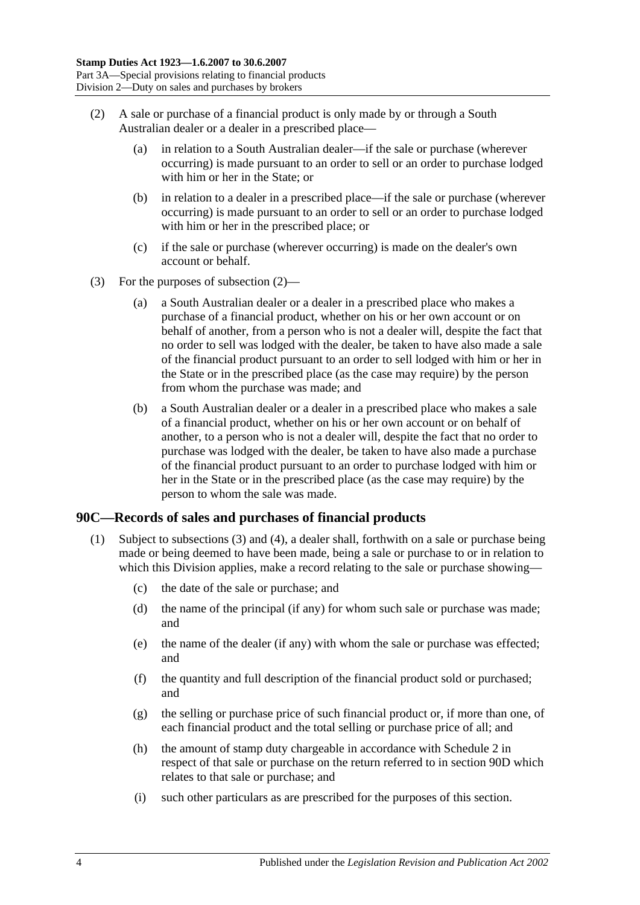(2) A sale or purchase of a financial product is only made by or through a South Australian dealer or a dealer in a prescribed place—

(a) in relation to a South Australian dealer—if the sale or purchase (wherever occurring) is made pursuant to an order to sell or an order to purchase lodged with him or her in the State; or

(b) in relation to a dealer in a prescribed place—if the sale or purchase (wherever occurring) is made pursuant to an order to sell or an order to purchase lodged with him or her in the prescribed place; or

(c) if the sale or purchase (wherever occurring) is made on the dealer's own account or behalf.

(3) For the purposes of subsection (2)—

(a) a South Australian dealer or a dealer in a prescribed place who makes a purchase of a financial product, whether on his or her own account or on behalf of another, from a person who is not a dealer will, despite the fact that no order to sell was lodged with the dealer, be taken to have also made a sale of the financial product pursuant to an order to sell lodged with him or her in the State or in the prescribed place (as the case may require) by the person from whom the purchase was made; and

(b) a South Australian dealer or a dealer in a prescribed place who makes a sale of a financial product, whether on his or her own account or on behalf of another, to a person who is not a dealer will, despite the fact that no order to purchase was lodged with the dealer, be taken to have also made a purchase of the financial product pursuant to an order to purchase lodged with him or her in the State or in the prescribed place (as the case may require) by the person to whom the sale was made.

## 90C—Records of sales and purchases of financial products

(1) Subject to subsections (3) and (4), a dealer shall, forthwith on a sale or purchase being made or being deemed to have been made, being a sale or purchase to or in relation to which this Division applies, make a record relating to the sale or purchase showing—

(c) the date of the sale or purchase; and

(d) the name of the principal (if any) for whom such sale or purchase was made; and

(e) the name of the dealer (if any) with whom the sale or purchase was effected; and

(f) the quantity and full description of the financial product sold or purchased; and

(g) the selling or purchase price of such financial product or, if more than one, of each financial product and the total selling or purchase price of all; and

(h) the amount of stamp duty chargeable in accordance with Schedule 2 in respect of that sale or purchase on the return referred to in section 90D which relates to that sale or purchase; and

(i) such other particulars as are prescribed for the purposes of this section.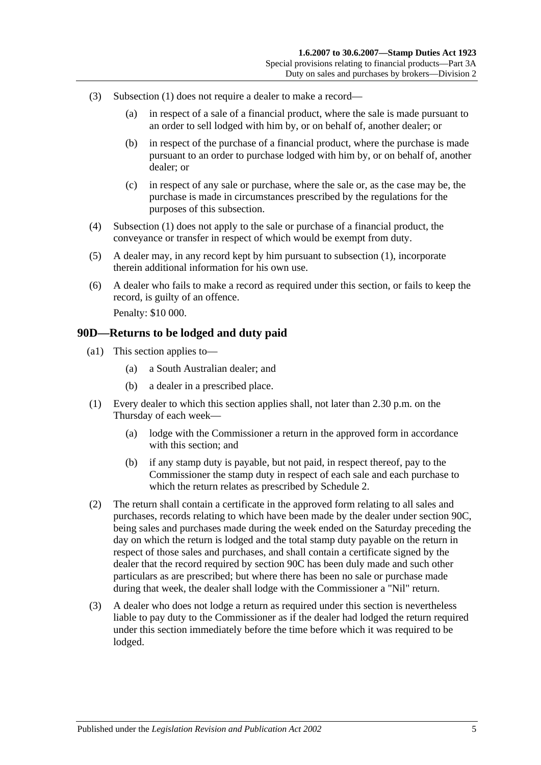(3) Subsection (1) does not require a dealer to make a record—

(a) in respect of a sale of a financial product, where the sale is made pursuant to an order to sell lodged with him by, or on behalf of, another dealer; or

(b) in respect of the purchase of a financial product, where the purchase is made pursuant to an order to purchase lodged with him by, or on behalf of, another dealer; or

(c) in respect of any sale or purchase, where the sale or, as the case may be, the purchase is made in circumstances prescribed by the regulations for the purposes of this subsection.

(4) Subsection (1) does not apply to the sale or purchase of a financial product, the conveyance or transfer in respect of which would be exempt from duty.

(5) A dealer may, in any record kept by him pursuant to subsection (1), incorporate therein additional information for his own use.

(6) A dealer who fails to make a record as required under this section, or fails to keep the record, is guilty of an offence.

Penalty: $10 000.

## 90D—Returns to be lodged and duty paid

(a1) This section applies to—

(a) a South Australian dealer; and

(b) a dealer in a prescribed place.

(1) Every dealer to which this section applies shall, not later than 2.30 p.m. on the Thursday of each week—

(a) lodge with the Commissioner a return in the approved form in accordance with this section; and

(b) if any stamp duty is payable, but not paid, in respect thereof, pay to the Commissioner the stamp duty in respect of each sale and each purchase to which the return relates as prescribed by Schedule 2.

(2) The return shall contain a certificate in the approved form relating to all sales and purchases, records relating to which have been made by the dealer under section 90C, being sales and purchases made during the week ended on the Saturday preceding the day on which the return is lodged and the total stamp duty payable on the return in respect of those sales and purchases, and shall contain a certificate signed by the dealer that the record required by section 90C has been duly made and such other particulars as are prescribed; but where there has been no sale or purchase made during that week, the dealer shall lodge with the Commissioner a "Nil" return.

(3) A dealer who does not lodge a return as required under this section is nevertheless liable to pay duty to the Commissioner as if the dealer had lodged the return required under this section immediately before the time before which it was required to be lodged.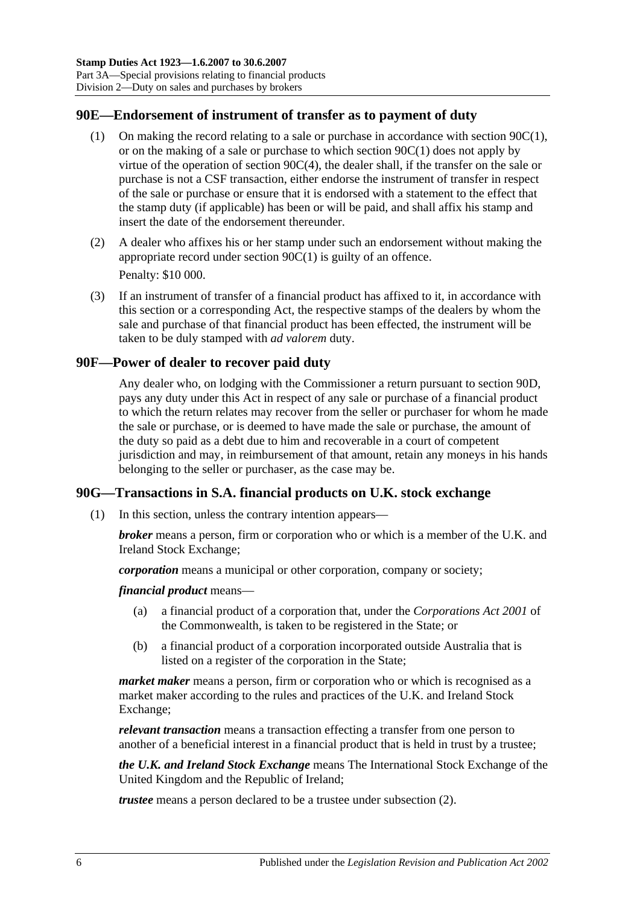## 90E—Endorsement of instrument of transfer as to payment of duty

(1) On making the record relating to a sale or purchase in accordance with section 90C(1), or on the making of a sale or purchase to which section 90C(1) does not apply by virtue of the operation of section 90C(4), the dealer shall, if the transfer on the sale or purchase is not a CSF transaction, either endorse the instrument of transfer in respect of the sale or purchase or ensure that it is endorsed with a statement to the effect that the stamp duty (if applicable) has been or will be paid, and shall affix his stamp and insert the date of the endorsement thereunder.

(2) A dealer who affixes his or her stamp under such an endorsement without making the appropriate record under section 90C(1) is guilty of an offence.

Penalty: $10 000.

(3) If an instrument of transfer of a financial product has affixed to it, in accordance with this section or a corresponding Act, the respective stamps of the dealers by whom the sale and purchase of that financial product has been effected, the instrument will be taken to be duly stamped with *ad valorem* duty.

## 90F—Power of dealer to recover paid duty

Any dealer who, on lodging with the Commissioner a return pursuant to section 90D, pays any duty under this Act in respect of any sale or purchase of a financial product to which the return relates may recover from the seller or purchaser for whom he made the sale or purchase, or is deemed to have made the sale or purchase, the amount of the duty so paid as a debt due to him and recoverable in a court of competent jurisdiction and may, in reimbursement of that amount, retain any moneys in his hands belonging to the seller or purchaser, as the case may be.

## 90G—Transactions in S.A. financial products on U.K. stock exchange

(1) In this section, unless the contrary intention appears—

***broker*** means a person, firm or corporation who or which is a member of the U.K. and Ireland Stock Exchange;

***corporation*** means a municipal or other corporation, company or society;

***financial product*** means—

(a) a financial product of a corporation that, under the *Corporations Act 2001* of the Commonwealth, is taken to be registered in the State; or

(b) a financial product of a corporation incorporated outside Australia that is listed on a register of the corporation in the State;

***market maker*** means a person, firm or corporation who or which is recognised as a market maker according to the rules and practices of the U.K. and Ireland Stock Exchange;

***relevant transaction*** means a transaction effecting a transfer from one person to another of a beneficial interest in a financial product that is held in trust by a trustee;

***the U.K. and Ireland Stock Exchange*** means The International Stock Exchange of the United Kingdom and the Republic of Ireland;

***trustee*** means a person declared to be a trustee under subsection (2).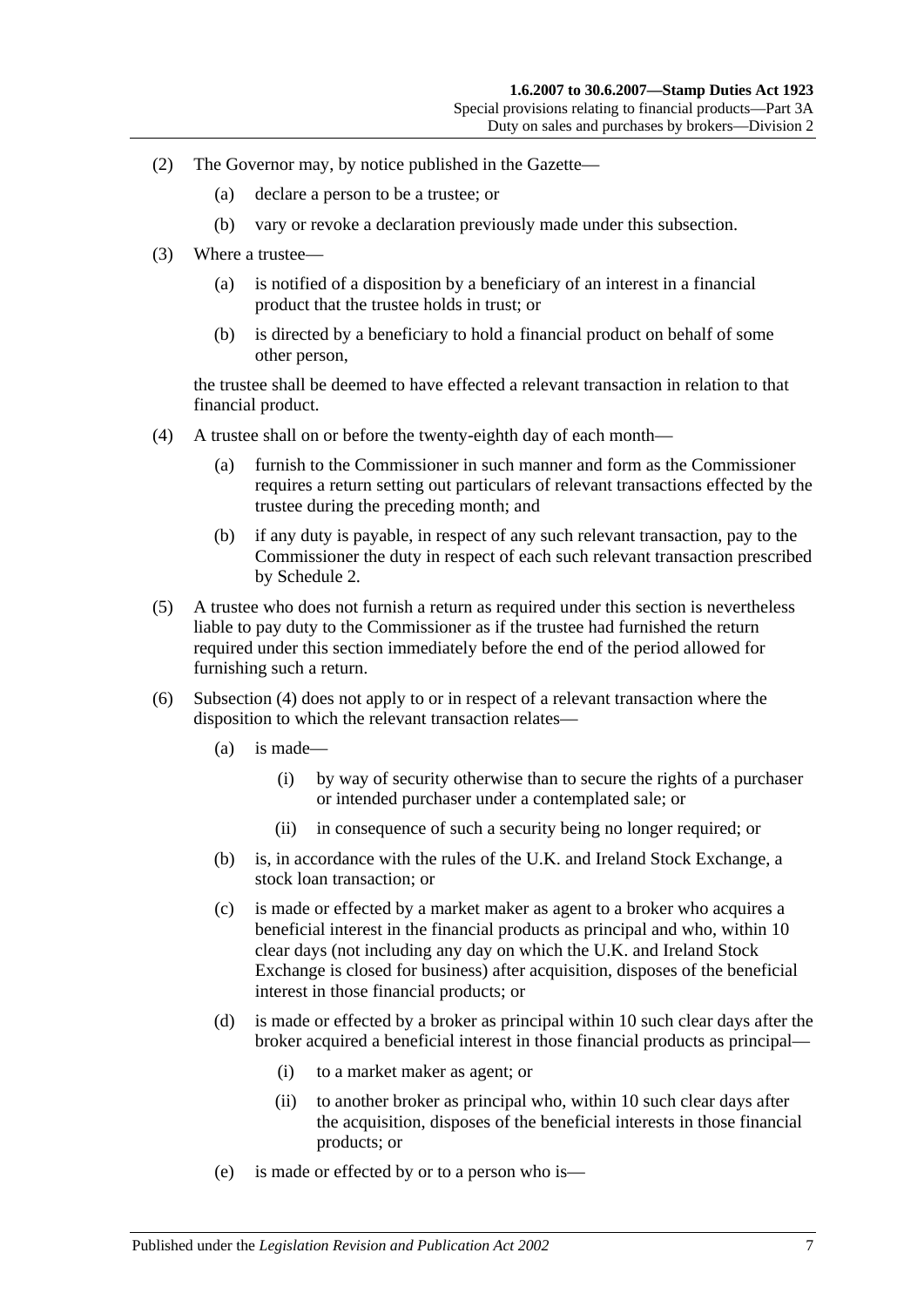(2) The Governor may, by notice published in the Gazette—

   (a) declare a person to be a trustee; or

   (b) vary or revoke a declaration previously made under this subsection.

(3) Where a trustee—

   (a) is notified of a disposition by a beneficiary of an interest in a financial product that the trustee holds in trust; or

   (b) is directed by a beneficiary to hold a financial product on behalf of some other person,

   the trustee shall be deemed to have effected a relevant transaction in relation to that financial product.

(4) A trustee shall on or before the twenty-eighth day of each month—

   (a) furnish to the Commissioner in such manner and form as the Commissioner requires a return setting out particulars of relevant transactions effected by the trustee during the preceding month; and

   (b) if any duty is payable, in respect of any such relevant transaction, pay to the Commissioner the duty in respect of each such relevant transaction prescribed by Schedule 2.

(5) A trustee who does not furnish a return as required under this section is nevertheless liable to pay duty to the Commissioner as if the trustee had furnished the return required under this section immediately before the end of the period allowed for furnishing such a return.

(6) Subsection (4) does not apply to or in respect of a relevant transaction where the disposition to which the relevant transaction relates—

   (a) is made—

      (i) by way of security otherwise than to secure the rights of a purchaser or intended purchaser under a contemplated sale; or

      (ii) in consequence of such a security being no longer required; or

   (b) is, in accordance with the rules of the U.K. and Ireland Stock Exchange, a stock loan transaction; or

   (c) is made or effected by a market maker as agent to a broker who acquires a beneficial interest in the financial products as principal and who, within 10 clear days (not including any day on which the U.K. and Ireland Stock Exchange is closed for business) after acquisition, disposes of the beneficial interest in those financial products; or

   (d) is made or effected by a broker as principal within 10 such clear days after the broker acquired a beneficial interest in those financial products as principal—

      (i) to a market maker as agent; or

      (ii) to another broker as principal who, within 10 such clear days after the acquisition, disposes of the beneficial interests in those financial products; or

   (e) is made or effected by or to a person who is—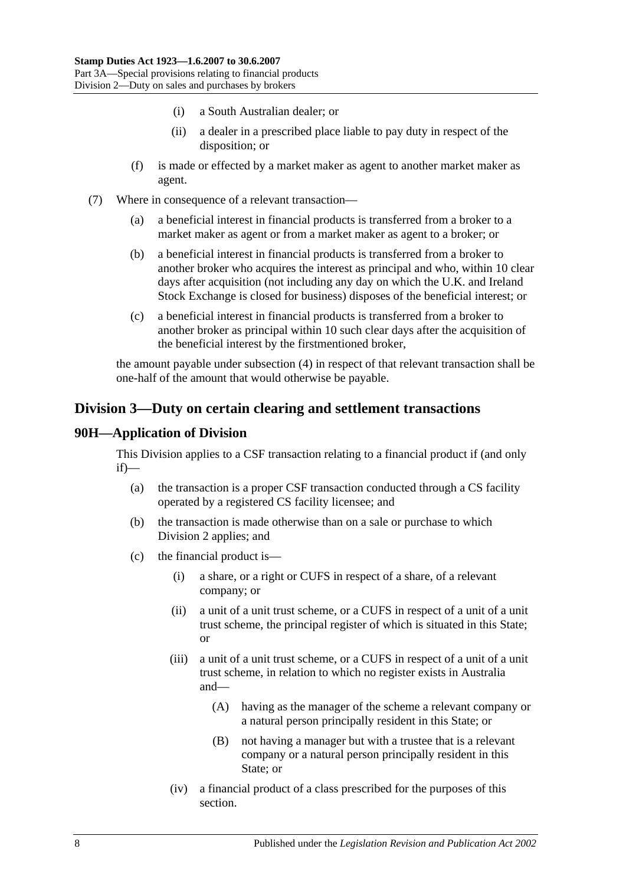(i) a South Australian dealer; or

(ii) a dealer in a prescribed place liable to pay duty in respect of the disposition; or

(f) is made or effected by a market maker as agent to another market maker as agent.

(7) Where in consequence of a relevant transaction—

(a) a beneficial interest in financial products is transferred from a broker to a market maker as agent or from a market maker as agent to a broker; or

(b) a beneficial interest in financial products is transferred from a broker to another broker who acquires the interest as principal and who, within 10 clear days after acquisition (not including any day on which the U.K. and Ireland Stock Exchange is closed for business) disposes of the beneficial interest; or

(c) a beneficial interest in financial products is transferred from a broker to another broker as principal within 10 such clear days after the acquisition of the beneficial interest by the firstmentioned broker,

the amount payable under subsection (4) in respect of that relevant transaction shall be one-half of the amount that would otherwise be payable.

## Division 3—Duty on certain clearing and settlement transactions

### 90H—Application of Division

This Division applies to a CSF transaction relating to a financial product if (and only if)—

(a) the transaction is a proper CSF transaction conducted through a CS facility operated by a registered CS facility licensee; and

(b) the transaction is made otherwise than on a sale or purchase to which Division 2 applies; and

(c) the financial product is—

(i) a share, or a right or CUFS in respect of a share, of a relevant company; or

(ii) a unit of a unit trust scheme, or a CUFS in respect of a unit of a unit trust scheme, the principal register of which is situated in this State; or

(iii) a unit of a unit trust scheme, or a CUFS in respect of a unit of a unit trust scheme, in relation to which no register exists in Australia and—

(A) having as the manager of the scheme a relevant company or a natural person principally resident in this State; or

(B) not having a manager but with a trustee that is a relevant company or a natural person principally resident in this State; or

(iv) a financial product of a class prescribed for the purposes of this section.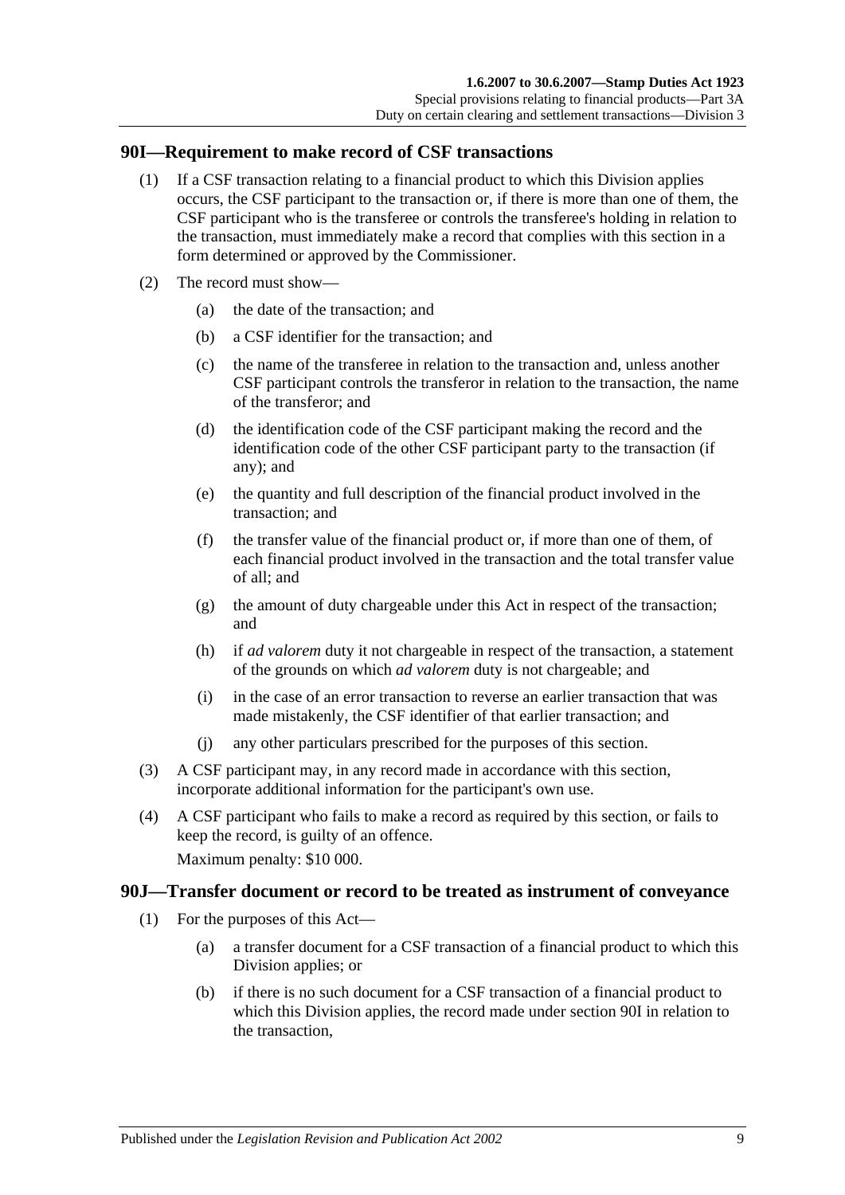## 90I—Requirement to make record of CSF transactions

(1) If a CSF transaction relating to a financial product to which this Division applies occurs, the CSF participant to the transaction or, if there is more than one of them, the CSF participant who is the transferee or controls the transferee's holding in relation to the transaction, must immediately make a record that complies with this section in a form determined or approved by the Commissioner.

(2) The record must show—

(a) the date of the transaction; and

(b) a CSF identifier for the transaction; and

(c) the name of the transferee in relation to the transaction and, unless another CSF participant controls the transferor in relation to the transaction, the name of the transferor; and

(d) the identification code of the CSF participant making the record and the identification code of the other CSF participant party to the transaction (if any); and

(e) the quantity and full description of the financial product involved in the transaction; and

(f) the transfer value of the financial product or, if more than one of them, of each financial product involved in the transaction and the total transfer value of all; and

(g) the amount of duty chargeable under this Act in respect of the transaction; and

(h) if *ad valorem* duty it not chargeable in respect of the transaction, a statement of the grounds on which *ad valorem* duty is not chargeable; and

(i) in the case of an error transaction to reverse an earlier transaction that was made mistakenly, the CSF identifier of that earlier transaction; and

(j) any other particulars prescribed for the purposes of this section.

(3) A CSF participant may, in any record made in accordance with this section, incorporate additional information for the participant's own use.

(4) A CSF participant who fails to make a record as required by this section, or fails to keep the record, is guilty of an offence.

Maximum penalty: $10 000.

## 90J—Transfer document or record to be treated as instrument of conveyance

(1) For the purposes of this Act—

(a) a transfer document for a CSF transaction of a financial product to which this Division applies; or

(b) if there is no such document for a CSF transaction of a financial product to which this Division applies, the record made under section 90I in relation to the transaction,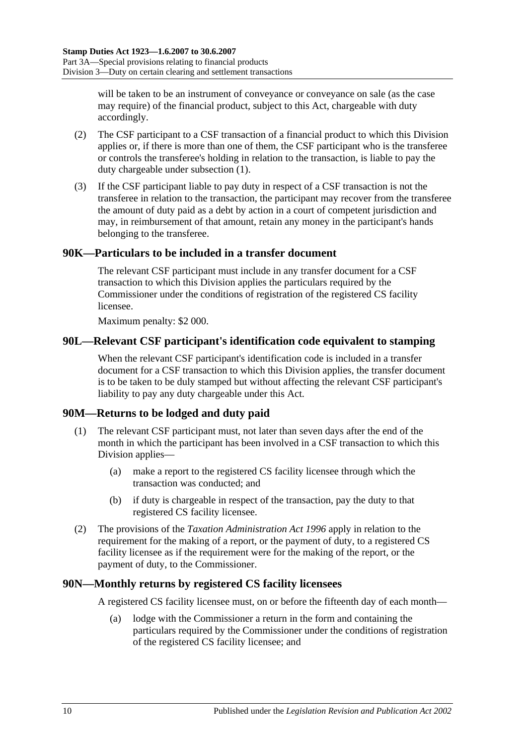will be taken to be an instrument of conveyance or conveyance on sale (as the case may require) of the financial product, subject to this Act, chargeable with duty accordingly.

(2) The CSF participant to a CSF transaction of a financial product to which this Division applies or, if there is more than one of them, the CSF participant who is the transferee or controls the transferee's holding in relation to the transaction, is liable to pay the duty chargeable under subsection (1).

(3) If the CSF participant liable to pay duty in respect of a CSF transaction is not the transferee in relation to the transaction, the participant may recover from the transferee the amount of duty paid as a debt by action in a court of competent jurisdiction and may, in reimbursement of that amount, retain any money in the participant's hands belonging to the transferee.

## 90K—Particulars to be included in a transfer document

The relevant CSF participant must include in any transfer document for a CSF transaction to which this Division applies the particulars required by the Commissioner under the conditions of registration of the registered CS facility licensee.

Maximum penalty: $2 000.

## 90L—Relevant CSF participant's identification code equivalent to stamping

When the relevant CSF participant's identification code is included in a transfer document for a CSF transaction to which this Division applies, the transfer document is to be taken to be duly stamped but without affecting the relevant CSF participant's liability to pay any duty chargeable under this Act.

## 90M—Returns to be lodged and duty paid

(1) The relevant CSF participant must, not later than seven days after the end of the month in which the participant has been involved in a CSF transaction to which this Division applies—

(a) make a report to the registered CS facility licensee through which the transaction was conducted; and

(b) if duty is chargeable in respect of the transaction, pay the duty to that registered CS facility licensee.

(2) The provisions of the *Taxation Administration Act 1996* apply in relation to the requirement for the making of a report, or the payment of duty, to a registered CS facility licensee as if the requirement were for the making of the report, or the payment of duty, to the Commissioner.

## 90N—Monthly returns by registered CS facility licensees

A registered CS facility licensee must, on or before the fifteenth day of each month—

(a) lodge with the Commissioner a return in the form and containing the particulars required by the Commissioner under the conditions of registration of the registered CS facility licensee; and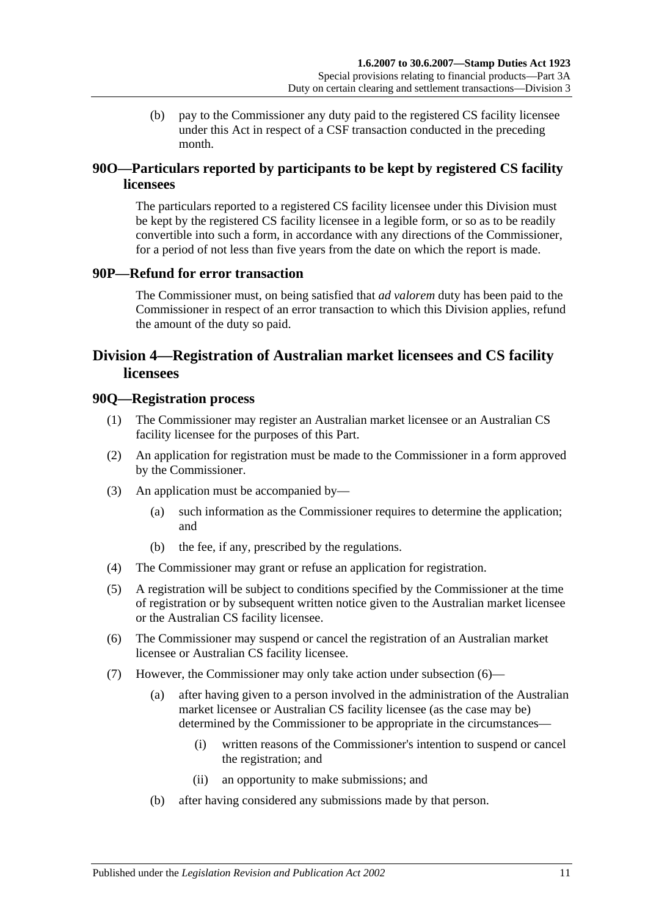(b) pay to the Commissioner any duty paid to the registered CS facility licensee under this Act in respect of a CSF transaction conducted in the preceding month.

## 90O—Particulars reported by participants to be kept by registered CS facility licensees

The particulars reported to a registered CS facility licensee under this Division must be kept by the registered CS facility licensee in a legible form, or so as to be readily convertible into such a form, in accordance with any directions of the Commissioner, for a period of not less than five years from the date on which the report is made.

## 90P—Refund for error transaction

The Commissioner must, on being satisfied that *ad valorem* duty has been paid to the Commissioner in respect of an error transaction to which this Division applies, refund the amount of the duty so paid.

# Division 4—Registration of Australian market licensees and CS facility licensees

## 90Q—Registration process

(1) The Commissioner may register an Australian market licensee or an Australian CS facility licensee for the purposes of this Part.

(2) An application for registration must be made to the Commissioner in a form approved by the Commissioner.

(3) An application must be accompanied by—

(a) such information as the Commissioner requires to determine the application; and

(b) the fee, if any, prescribed by the regulations.

(4) The Commissioner may grant or refuse an application for registration.

(5) A registration will be subject to conditions specified by the Commissioner at the time of registration or by subsequent written notice given to the Australian market licensee or the Australian CS facility licensee.

(6) The Commissioner may suspend or cancel the registration of an Australian market licensee or Australian CS facility licensee.

(7) However, the Commissioner may only take action under subsection (6)—

(a) after having given to a person involved in the administration of the Australian market licensee or Australian CS facility licensee (as the case may be) determined by the Commissioner to be appropriate in the circumstances—

(i) written reasons of the Commissioner's intention to suspend or cancel the registration; and

(ii) an opportunity to make submissions; and

(b) after having considered any submissions made by that person.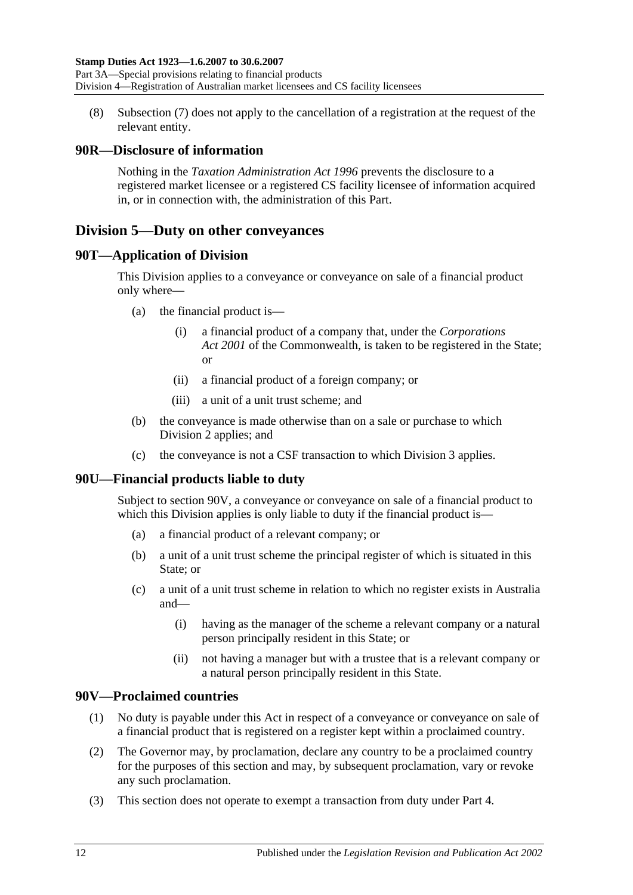(8) Subsection (7) does not apply to the cancellation of a registration at the request of the relevant entity.

## 90R—Disclosure of information

Nothing in the *Taxation Administration Act 1996* prevents the disclosure to a registered market licensee or a registered CS facility licensee of information acquired in, or in connection with, the administration of this Part.

# Division 5—Duty on other conveyances

## 90T—Application of Division

This Division applies to a conveyance or conveyance on sale of a financial product only where—

(a) the financial product is—

(i) a financial product of a company that, under the *Corporations Act 2001* of the Commonwealth, is taken to be registered in the State; or

(ii) a financial product of a foreign company; or

(iii) a unit of a unit trust scheme; and

(b) the conveyance is made otherwise than on a sale or purchase to which Division 2 applies; and

(c) the conveyance is not a CSF transaction to which Division 3 applies.

## 90U—Financial products liable to duty

Subject to section 90V, a conveyance or conveyance on sale of a financial product to which this Division applies is only liable to duty if the financial product is—

(a) a financial product of a relevant company; or

(b) a unit of a unit trust scheme the principal register of which is situated in this State; or

(c) a unit of a unit trust scheme in relation to which no register exists in Australia and—

(i) having as the manager of the scheme a relevant company or a natural person principally resident in this State; or

(ii) not having a manager but with a trustee that is a relevant company or a natural person principally resident in this State.

## 90V—Proclaimed countries

(1) No duty is payable under this Act in respect of a conveyance or conveyance on sale of a financial product that is registered on a register kept within a proclaimed country.

(2) The Governor may, by proclamation, declare any country to be a proclaimed country for the purposes of this section and may, by subsequent proclamation, vary or revoke any such proclamation.

(3) This section does not operate to exempt a transaction from duty under Part 4.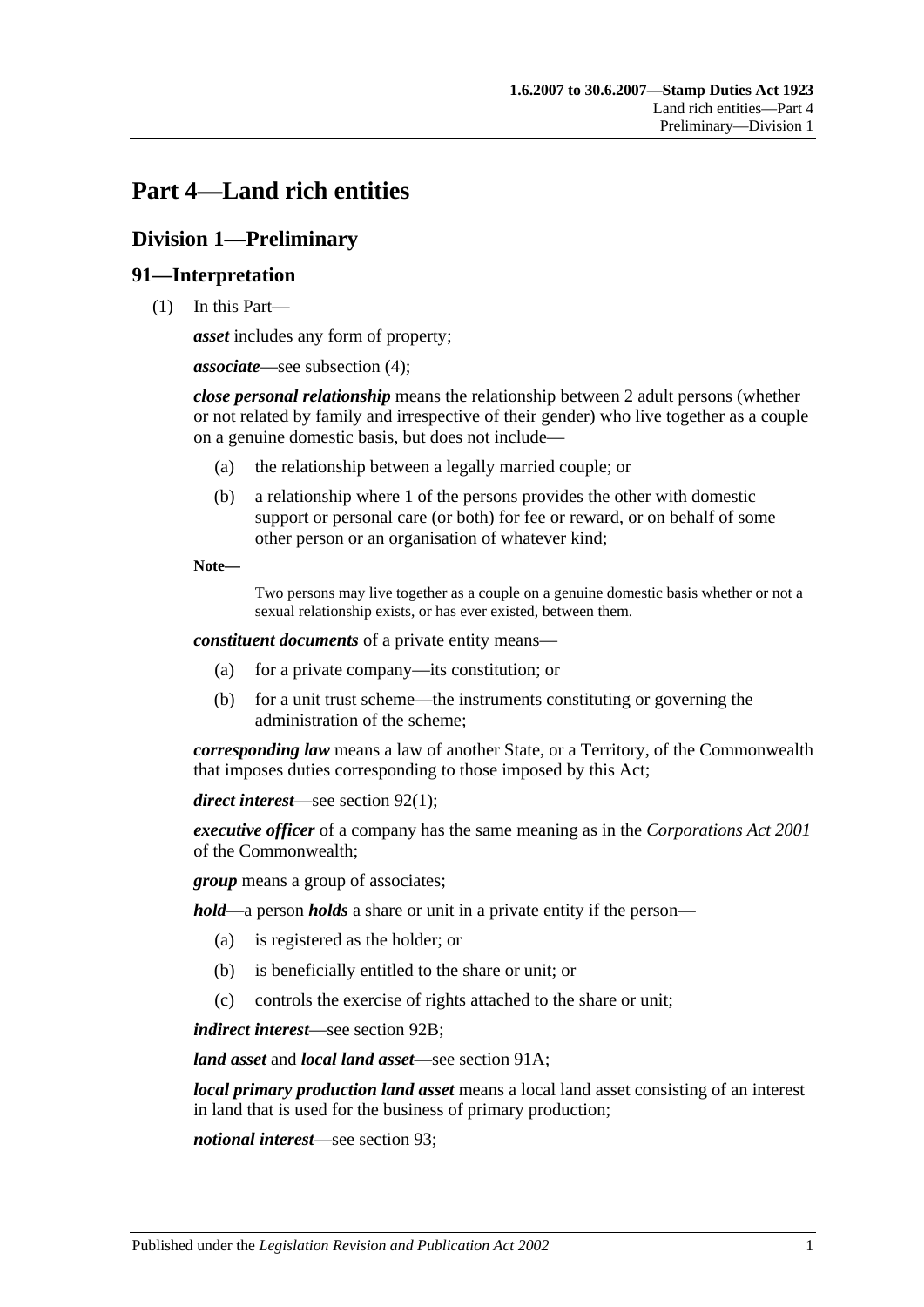# Part 4—Land rich entities

## Division 1—Preliminary

### 91—Interpretation

(1) In this Part—

***asset*** includes any form of property;

***associate***—see subsection (4);

***close personal relationship*** means the relationship between 2 adult persons (whether or not related by family and irrespective of their gender) who live together as a couple on a genuine domestic basis, but does not include—

- (a) the relationship between a legally married couple; or
- (b) a relationship where 1 of the persons provides the other with domestic support or personal care (or both) for fee or reward, or on behalf of some other person or an organisation of whatever kind;

**Note—**

Two persons may live together as a couple on a genuine domestic basis whether or not a sexual relationship exists, or has ever existed, between them.

***constituent documents*** of a private entity means—

- (a) for a private company—its constitution; or
- (b) for a unit trust scheme—the instruments constituting or governing the administration of the scheme;

***corresponding law*** means a law of another State, or a Territory, of the Commonwealth that imposes duties corresponding to those imposed by this Act;

***direct interest***—see section 92(1);

***executive officer*** of a company has the same meaning as in the *Corporations Act 2001* of the Commonwealth;

***group*** means a group of associates;

***hold***—a person ***holds*** a share or unit in a private entity if the person—

- (a) is registered as the holder; or
- (b) is beneficially entitled to the share or unit; or
- (c) controls the exercise of rights attached to the share or unit;

***indirect interest***—see section 92B;

***land asset*** and ***local land asset***—see section 91A;

***local primary production land asset*** means a local land asset consisting of an interest in land that is used for the business of primary production;

***notional interest***—see section 93;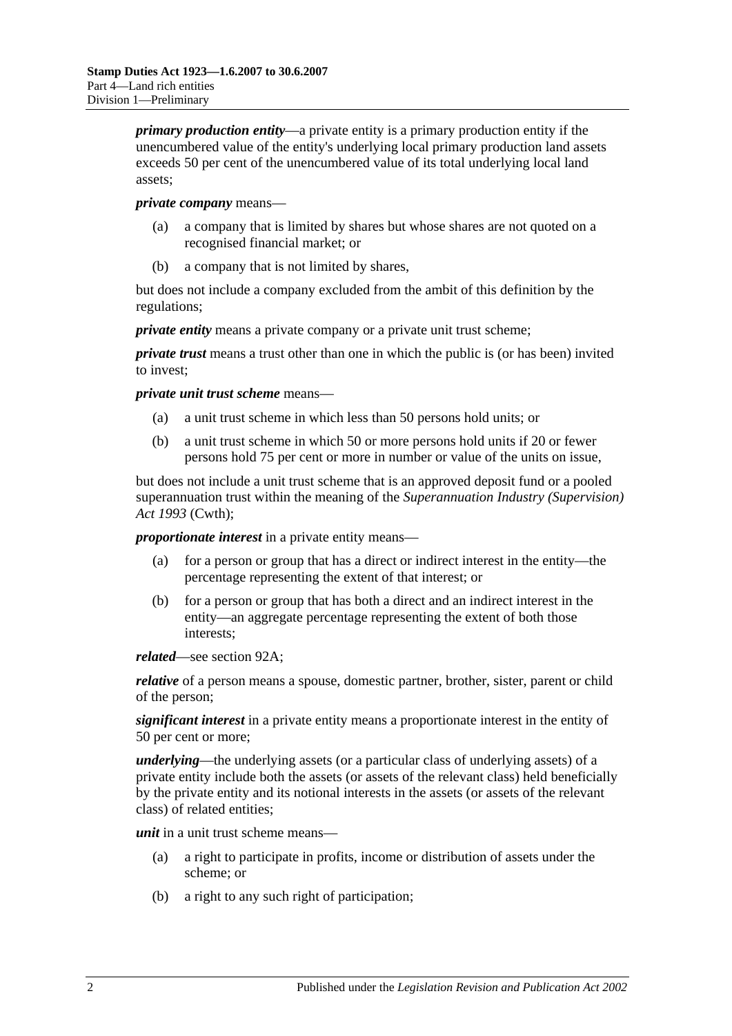***primary production entity***—a private entity is a primary production entity if the unencumbered value of the entity's underlying local primary production land assets exceeds 50 per cent of the unencumbered value of its total underlying local land assets;

***private company*** means—

- (a) a company that is limited by shares but whose shares are not quoted on a recognised financial market; or
- (b) a company that is not limited by shares,

but does not include a company excluded from the ambit of this definition by the regulations;

***private entity*** means a private company or a private unit trust scheme;

***private trust*** means a trust other than one in which the public is (or has been) invited to invest;

***private unit trust scheme*** means—

- (a) a unit trust scheme in which less than 50 persons hold units; or
- (b) a unit trust scheme in which 50 or more persons hold units if 20 or fewer persons hold 75 per cent or more in number or value of the units on issue,

but does not include a unit trust scheme that is an approved deposit fund or a pooled superannuation trust within the meaning of the *Superannuation Industry (Supervision) Act 1993* (Cwth);

***proportionate interest*** in a private entity means—

- (a) for a person or group that has a direct or indirect interest in the entity—the percentage representing the extent of that interest; or
- (b) for a person or group that has both a direct and an indirect interest in the entity—an aggregate percentage representing the extent of both those interests;

***related***—see section 92A;

***relative*** of a person means a spouse, domestic partner, brother, sister, parent or child of the person;

***significant interest*** in a private entity means a proportionate interest in the entity of 50 per cent or more;

***underlying***—the underlying assets (or a particular class of underlying assets) of a private entity include both the assets (or assets of the relevant class) held beneficially by the private entity and its notional interests in the assets (or assets of the relevant class) of related entities;

***unit*** in a unit trust scheme means—

- (a) a right to participate in profits, income or distribution of assets under the scheme; or
- (b) a right to any such right of participation;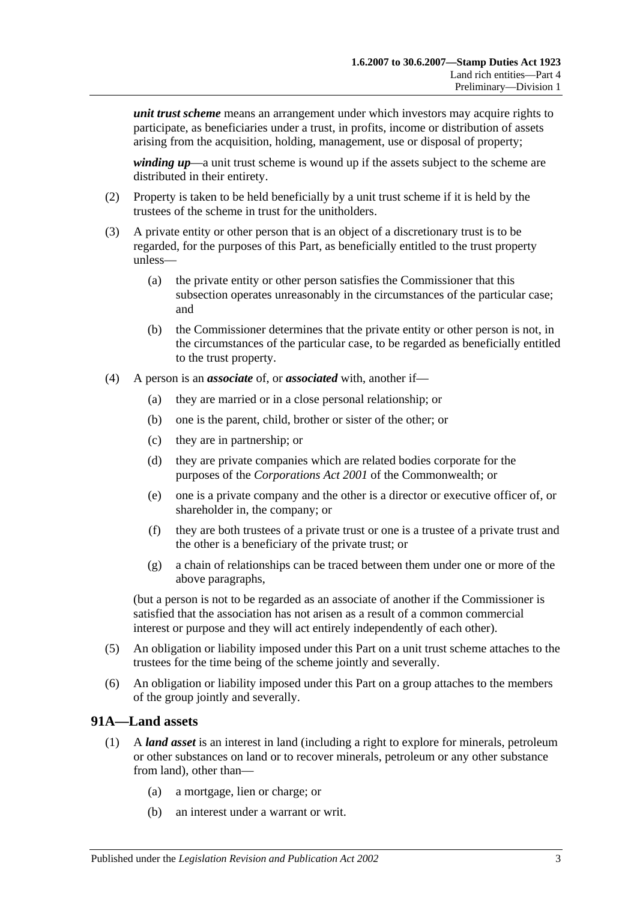***unit trust scheme*** means an arrangement under which investors may acquire rights to participate, as beneficiaries under a trust, in profits, income or distribution of assets arising from the acquisition, holding, management, use or disposal of property;

***winding up***—a unit trust scheme is wound up if the assets subject to the scheme are distributed in their entirety.

(2) Property is taken to be held beneficially by a unit trust scheme if it is held by the trustees of the scheme in trust for the unitholders.

(3) A private entity or other person that is an object of a discretionary trust is to be regarded, for the purposes of this Part, as beneficially entitled to the trust property unless—

(a) the private entity or other person satisfies the Commissioner that this subsection operates unreasonably in the circumstances of the particular case; and

(b) the Commissioner determines that the private entity or other person is not, in the circumstances of the particular case, to be regarded as beneficially entitled to the trust property.

(4) A person is an ***associate*** of, or ***associated*** with, another if—

(a) they are married or in a close personal relationship; or

(b) one is the parent, child, brother or sister of the other; or

(c) they are in partnership; or

(d) they are private companies which are related bodies corporate for the purposes of the *Corporations Act 2001* of the Commonwealth; or

(e) one is a private company and the other is a director or executive officer of, or shareholder in, the company; or

(f) they are both trustees of a private trust or one is a trustee of a private trust and the other is a beneficiary of the private trust; or

(g) a chain of relationships can be traced between them under one or more of the above paragraphs,

(but a person is not to be regarded as an associate of another if the Commissioner is satisfied that the association has not arisen as a result of a common commercial interest or purpose and they will act entirely independently of each other).

(5) An obligation or liability imposed under this Part on a unit trust scheme attaches to the trustees for the time being of the scheme jointly and severally.

(6) An obligation or liability imposed under this Part on a group attaches to the members of the group jointly and severally.

## 91A—Land assets

(1) A ***land asset*** is an interest in land (including a right to explore for minerals, petroleum or other substances on land or to recover minerals, petroleum or any other substance from land), other than—

(a) a mortgage, lien or charge; or

(b) an interest under a warrant or writ.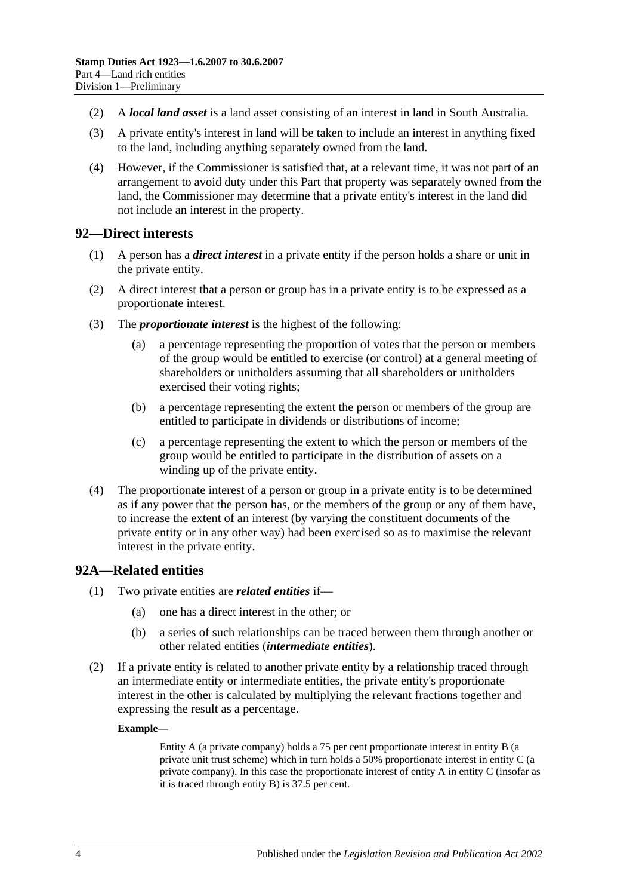(2) A ***local land asset*** is a land asset consisting of an interest in land in South Australia.

(3) A private entity's interest in land will be taken to include an interest in anything fixed to the land, including anything separately owned from the land.

(4) However, if the Commissioner is satisfied that, at a relevant time, it was not part of an arrangement to avoid duty under this Part that property was separately owned from the land, the Commissioner may determine that a private entity's interest in the land did not include an interest in the property.

## 92—Direct interests

(1) A person has a ***direct interest*** in a private entity if the person holds a share or unit in the private entity.

(2) A direct interest that a person or group has in a private entity is to be expressed as a proportionate interest.

(3) The ***proportionate interest*** is the highest of the following:

- (a) a percentage representing the proportion of votes that the person or members of the group would be entitled to exercise (or control) at a general meeting of shareholders or unitholders assuming that all shareholders or unitholders exercised their voting rights;
- (b) a percentage representing the extent the person or members of the group are entitled to participate in dividends or distributions of income;
- (c) a percentage representing the extent to which the person or members of the group would be entitled to participate in the distribution of assets on a winding up of the private entity.

(4) The proportionate interest of a person or group in a private entity is to be determined as if any power that the person has, or the members of the group or any of them have, to increase the extent of an interest (by varying the constituent documents of the private entity or in any other way) had been exercised so as to maximise the relevant interest in the private entity.

## 92A—Related entities

(1) Two private entities are ***related entities*** if—

- (a) one has a direct interest in the other; or
- (b) a series of such relationships can be traced between them through another or other related entities (***intermediate entities***).

(2) If a private entity is related to another private entity by a relationship traced through an intermediate entity or intermediate entities, the private entity's proportionate interest in the other is calculated by multiplying the relevant fractions together and expressing the result as a percentage.

**Example—**

Entity A (a private company) holds a 75 per cent proportionate interest in entity B (a private unit trust scheme) which in turn holds a 50% proportionate interest in entity C (a private company). In this case the proportionate interest of entity A in entity C (insofar as it is traced through entity B) is 37.5 per cent.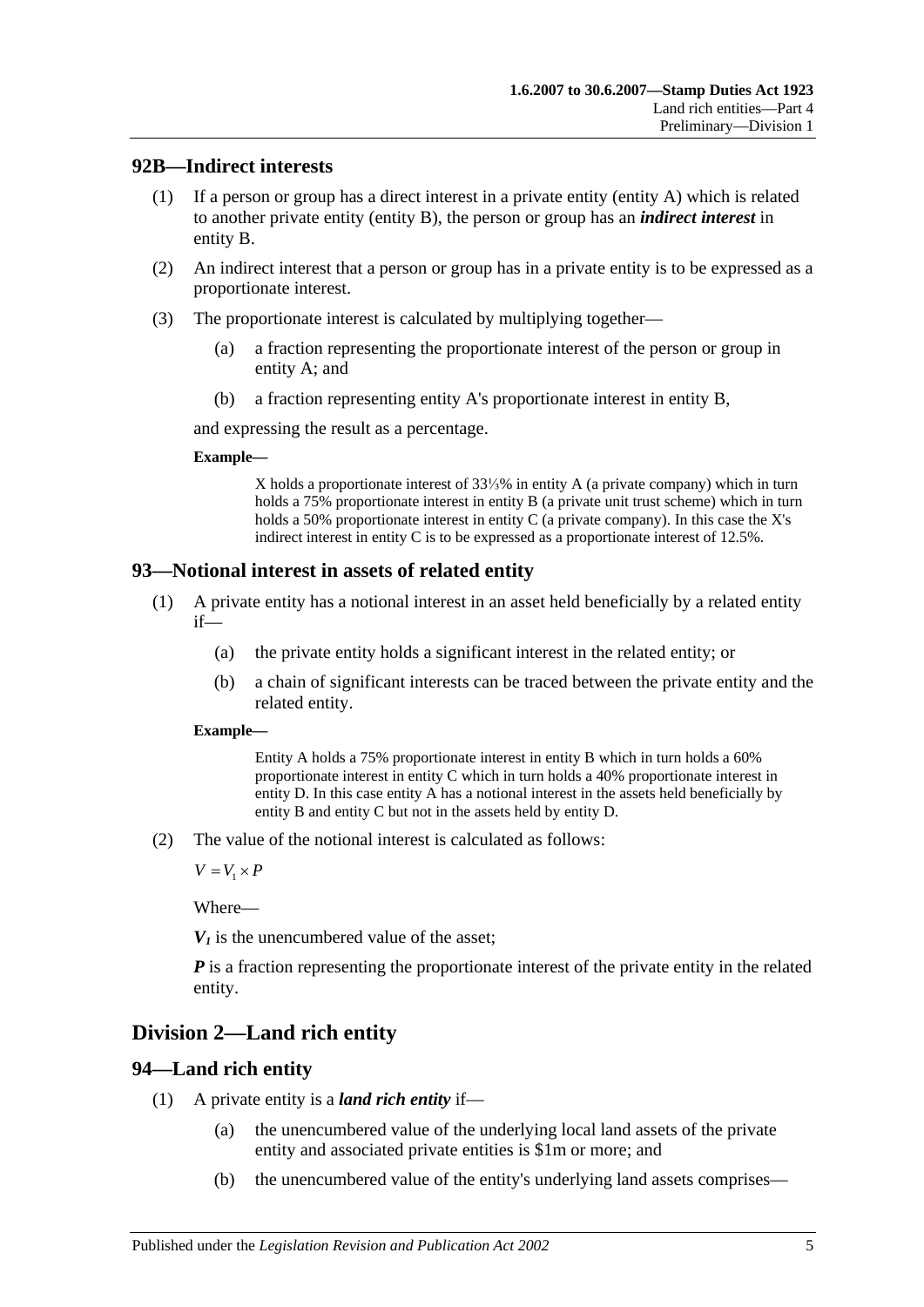## 92B—Indirect interests

(1) If a person or group has a direct interest in a private entity (entity A) which is related to another private entity (entity B), the person or group has an ***indirect interest*** in entity B.

(2) An indirect interest that a person or group has in a private entity is to be expressed as a proportionate interest.

(3) The proportionate interest is calculated by multiplying together—

(a) a fraction representing the proportionate interest of the person or group in entity A; and

(b) a fraction representing entity A's proportionate interest in entity B,

and expressing the result as a percentage.

**Example—**

X holds a proportionate interest of 33⅓% in entity A (a private company) which in turn holds a 75% proportionate interest in entity B (a private unit trust scheme) which in turn holds a 50% proportionate interest in entity C (a private company). In this case the X's indirect interest in entity C is to be expressed as a proportionate interest of 12.5%.

## 93—Notional interest in assets of related entity

(1) A private entity has a notional interest in an asset held beneficially by a related entity if—

(a) the private entity holds a significant interest in the related entity; or

(b) a chain of significant interests can be traced between the private entity and the related entity.

**Example—**

Entity A holds a 75% proportionate interest in entity B which in turn holds a 60% proportionate interest in entity C which in turn holds a 40% proportionate interest in entity D. In this case entity A has a notional interest in the assets held beneficially by entity B and entity C but not in the assets held by entity D.

(2) The value of the notional interest is calculated as follows:

$$V = V_1 \times P$$

Where—

$V_1$ is the unencumbered value of the asset;

$P$ is a fraction representing the proportionate interest of the private entity in the related entity.

# Division 2—Land rich entity

## 94—Land rich entity

(1) A private entity is a ***land rich entity*** if—

(a) the unencumbered value of the underlying local land assets of the private entity and associated private entities is $1m or more; and

(b) the unencumbered value of the entity's underlying land assets comprises—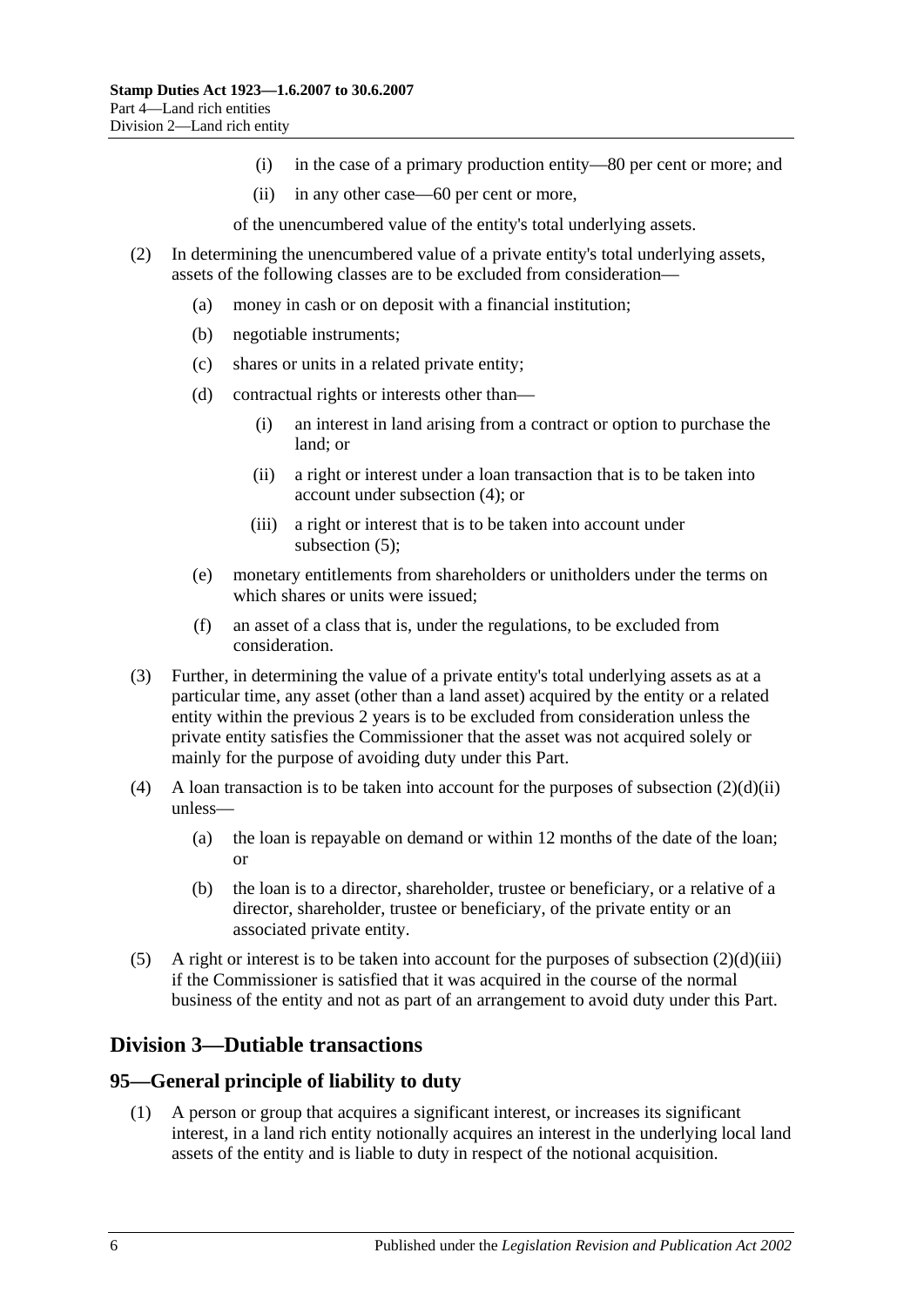(i) in the case of a primary production entity—80 per cent or more; and

(ii) in any other case—60 per cent or more,

of the unencumbered value of the entity's total underlying assets.

(2) In determining the unencumbered value of a private entity's total underlying assets, assets of the following classes are to be excluded from consideration—

(a) money in cash or on deposit with a financial institution;

(b) negotiable instruments;

(c) shares or units in a related private entity;

(d) contractual rights or interests other than—

(i) an interest in land arising from a contract or option to purchase the land; or

(ii) a right or interest under a loan transaction that is to be taken into account under subsection (4); or

(iii) a right or interest that is to be taken into account under subsection (5);

(e) monetary entitlements from shareholders or unitholders under the terms on which shares or units were issued;

(f) an asset of a class that is, under the regulations, to be excluded from consideration.

(3) Further, in determining the value of a private entity's total underlying assets as at a particular time, any asset (other than a land asset) acquired by the entity or a related entity within the previous 2 years is to be excluded from consideration unless the private entity satisfies the Commissioner that the asset was not acquired solely or mainly for the purpose of avoiding duty under this Part.

(4) A loan transaction is to be taken into account for the purposes of subsection (2)(d)(ii) unless—

(a) the loan is repayable on demand or within 12 months of the date of the loan; or

(b) the loan is to a director, shareholder, trustee or beneficiary, or a relative of a director, shareholder, trustee or beneficiary, of the private entity or an associated private entity.

(5) A right or interest is to be taken into account for the purposes of subsection (2)(d)(iii) if the Commissioner is satisfied that it was acquired in the course of the normal business of the entity and not as part of an arrangement to avoid duty under this Part.

## Division 3—Dutiable transactions

### 95—General principle of liability to duty

(1) A person or group that acquires a significant interest, or increases its significant interest, in a land rich entity notionally acquires an interest in the underlying local land assets of the entity and is liable to duty in respect of the notional acquisition.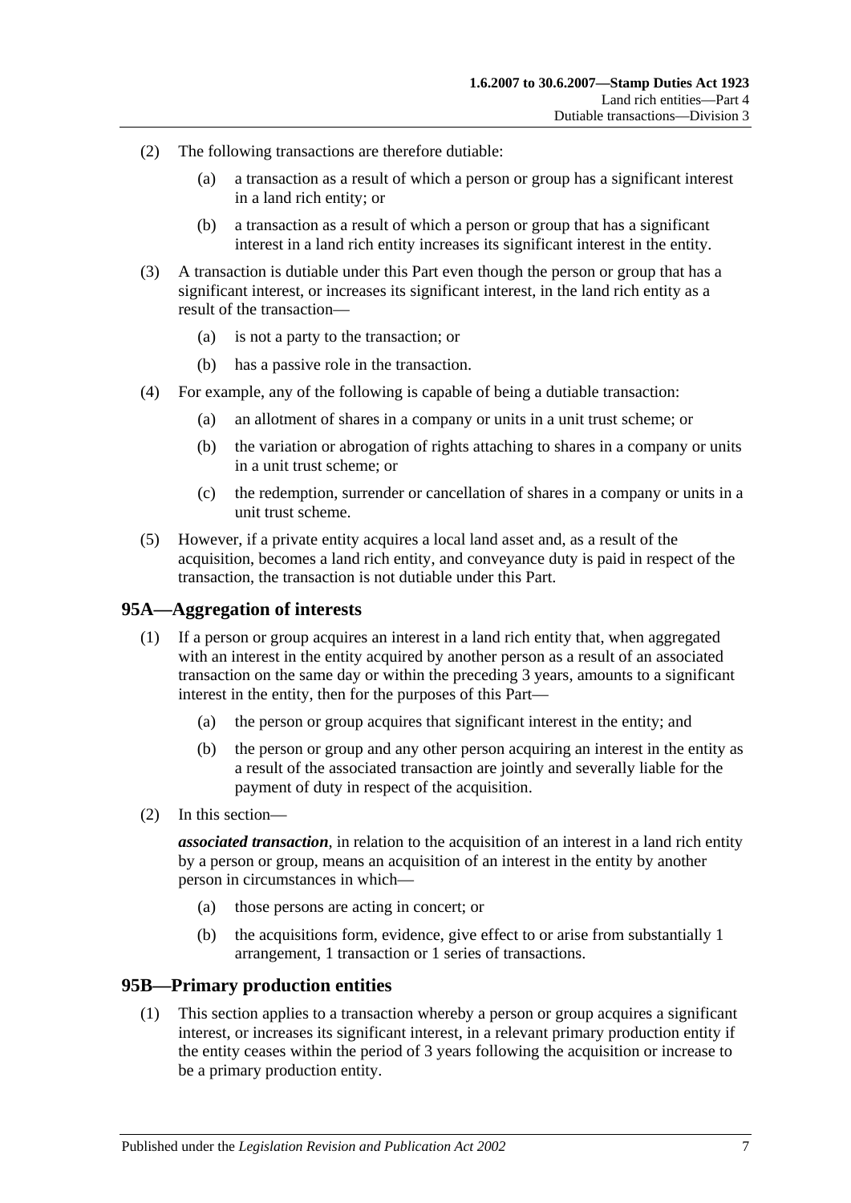(2) The following transactions are therefore dutiable:

(a) a transaction as a result of which a person or group has a significant interest in a land rich entity; or

(b) a transaction as a result of which a person or group that has a significant interest in a land rich entity increases its significant interest in the entity.

(3) A transaction is dutiable under this Part even though the person or group that has a significant interest, or increases its significant interest, in the land rich entity as a result of the transaction—

(a) is not a party to the transaction; or

(b) has a passive role in the transaction.

(4) For example, any of the following is capable of being a dutiable transaction:

(a) an allotment of shares in a company or units in a unit trust scheme; or

(b) the variation or abrogation of rights attaching to shares in a company or units in a unit trust scheme; or

(c) the redemption, surrender or cancellation of shares in a company or units in a unit trust scheme.

(5) However, if a private entity acquires a local land asset and, as a result of the acquisition, becomes a land rich entity, and conveyance duty is paid in respect of the transaction, the transaction is not dutiable under this Part.

## 95A—Aggregation of interests

(1) If a person or group acquires an interest in a land rich entity that, when aggregated with an interest in the entity acquired by another person as a result of an associated transaction on the same day or within the preceding 3 years, amounts to a significant interest in the entity, then for the purposes of this Part—

(a) the person or group acquires that significant interest in the entity; and

(b) the person or group and any other person acquiring an interest in the entity as a result of the associated transaction are jointly and severally liable for the payment of duty in respect of the acquisition.

(2) In this section—

***associated transaction***, in relation to the acquisition of an interest in a land rich entity by a person or group, means an acquisition of an interest in the entity by another person in circumstances in which—

(a) those persons are acting in concert; or

(b) the acquisitions form, evidence, give effect to or arise from substantially 1 arrangement, 1 transaction or 1 series of transactions.

## 95B—Primary production entities

(1) This section applies to a transaction whereby a person or group acquires a significant interest, or increases its significant interest, in a relevant primary production entity if the entity ceases within the period of 3 years following the acquisition or increase to be a primary production entity.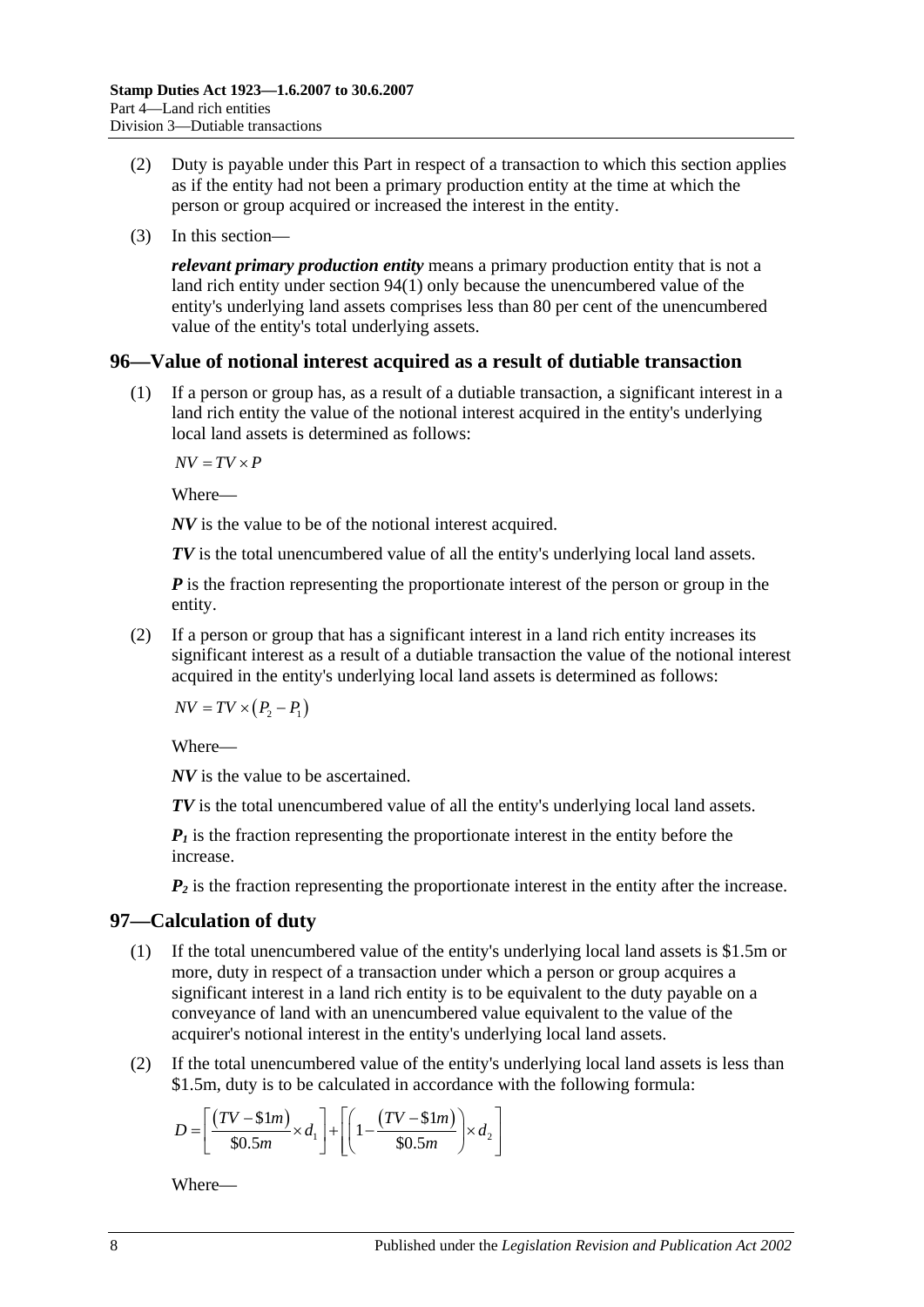(2) Duty is payable under this Part in respect of a transaction to which this section applies as if the entity had not been a primary production entity at the time at which the person or group acquired or increased the interest in the entity.

(3) In this section—

***relevant primary production entity*** means a primary production entity that is not a land rich entity under section 94(1) only because the unencumbered value of the entity's underlying land assets comprises less than 80 per cent of the unencumbered value of the entity's total underlying assets.

## 96—Value of notional interest acquired as a result of dutiable transaction

(1) If a person or group has, as a result of a dutiable transaction, a significant interest in a land rich entity the value of the notional interest acquired in the entity's underlying local land assets is determined as follows:

$$NV = TV \times P$$

Where—

***NV*** is the value to be of the notional interest acquired.

***TV*** is the total unencumbered value of all the entity's underlying local land assets.

***P*** is the fraction representing the proportionate interest of the person or group in the entity.

(2) If a person or group that has a significant interest in a land rich entity increases its significant interest as a result of a dutiable transaction the value of the notional interest acquired in the entity's underlying local land assets is determined as follows:

$$NV = TV \times (P_2 - P_1)$$

Where—

***NV*** is the value to be ascertained.

***TV*** is the total unencumbered value of all the entity's underlying local land assets.

$P_1$ is the fraction representing the proportionate interest in the entity before the increase.

$P_2$ is the fraction representing the proportionate interest in the entity after the increase.

## 97—Calculation of duty

(1) If the total unencumbered value of the entity's underlying local land assets is \$1.5m or more, duty in respect of a transaction under which a person or group acquires a significant interest in a land rich entity is to be equivalent to the duty payable on a conveyance of land with an unencumbered value equivalent to the value of the acquirer's notional interest in the entity's underlying local land assets.

(2) If the total unencumbered value of the entity's underlying local land assets is less than \$1.5m, duty is to be calculated in accordance with the following formula:

$$D = \left[\frac{(TV - \$1m)}{\$0.5m} \times d_1\right] + \left[\left(1 - \frac{(TV - \$1m)}{\$0.5m}\right) \times d_2\right]$$

Where—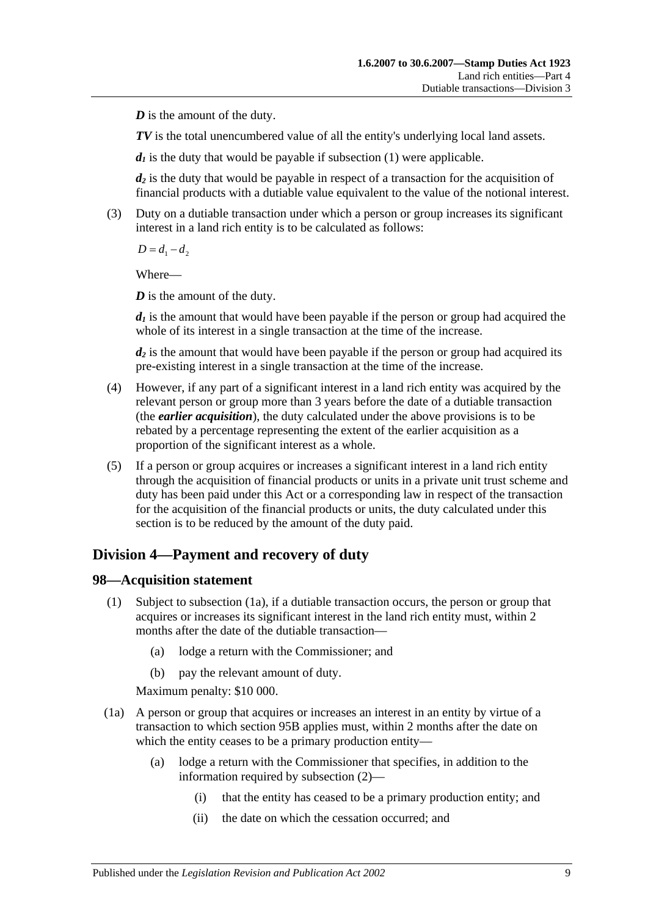***D*** is the amount of the duty.

***TV*** is the total unencumbered value of all the entity's underlying local land assets.

$d_1$ is the duty that would be payable if subsection (1) were applicable.

$d_2$ is the duty that would be payable in respect of a transaction for the acquisition of financial products with a dutiable value equivalent to the value of the notional interest.

(3) Duty on a dutiable transaction under which a person or group increases its significant interest in a land rich entity is to be calculated as follows:

$$D = d_1 - d_2$$

Where—

***D*** is the amount of the duty.

$d_1$ is the amount that would have been payable if the person or group had acquired the whole of its interest in a single transaction at the time of the increase.

$d_2$ is the amount that would have been payable if the person or group had acquired its pre-existing interest in a single transaction at the time of the increase.

(4) However, if any part of a significant interest in a land rich entity was acquired by the relevant person or group more than 3 years before the date of a dutiable transaction (the ***earlier acquisition***), the duty calculated under the above provisions is to be rebated by a percentage representing the extent of the earlier acquisition as a proportion of the significant interest as a whole.

(5) If a person or group acquires or increases a significant interest in a land rich entity through the acquisition of financial products or units in a private unit trust scheme and duty has been paid under this Act or a corresponding law in respect of the transaction for the acquisition of the financial products or units, the duty calculated under this section is to be reduced by the amount of the duty paid.

## Division 4—Payment and recovery of duty

### 98—Acquisition statement

(1) Subject to subsection (1a), if a dutiable transaction occurs, the person or group that acquires or increases its significant interest in the land rich entity must, within 2 months after the date of the dutiable transaction—

(a) lodge a return with the Commissioner; and

(b) pay the relevant amount of duty.

Maximum penalty: $10 000.

(1a) A person or group that acquires or increases an interest in an entity by virtue of a transaction to which section 95B applies must, within 2 months after the date on which the entity ceases to be a primary production entity—

(a) lodge a return with the Commissioner that specifies, in addition to the information required by subsection (2)—

(i) that the entity has ceased to be a primary production entity; and

(ii) the date on which the cessation occurred; and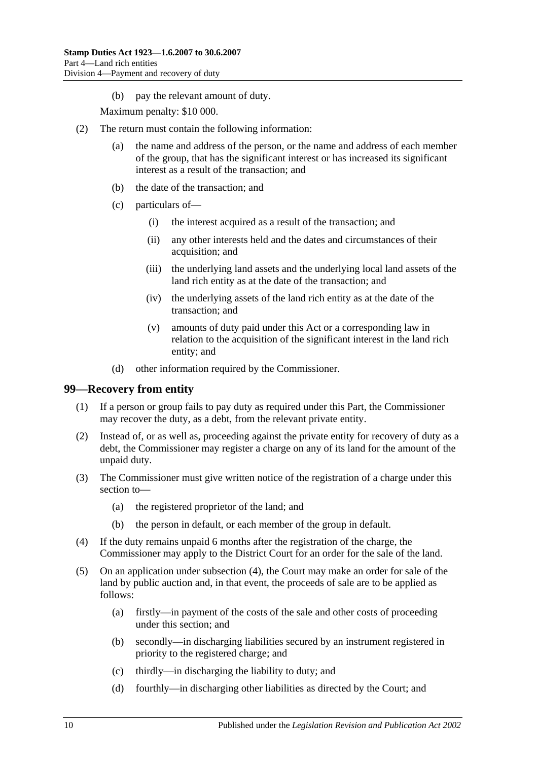(b) pay the relevant amount of duty.

Maximum penalty: $10 000.

(2) The return must contain the following information:

(a) the name and address of the person, or the name and address of each member of the group, that has the significant interest or has increased its significant interest as a result of the transaction; and

(b) the date of the transaction; and

(c) particulars of—

(i) the interest acquired as a result of the transaction; and

(ii) any other interests held and the dates and circumstances of their acquisition; and

(iii) the underlying land assets and the underlying local land assets of the land rich entity as at the date of the transaction; and

(iv) the underlying assets of the land rich entity as at the date of the transaction; and

(v) amounts of duty paid under this Act or a corresponding law in relation to the acquisition of the significant interest in the land rich entity; and

(d) other information required by the Commissioner.

## 99—Recovery from entity

(1) If a person or group fails to pay duty as required under this Part, the Commissioner may recover the duty, as a debt, from the relevant private entity.

(2) Instead of, or as well as, proceeding against the private entity for recovery of duty as a debt, the Commissioner may register a charge on any of its land for the amount of the unpaid duty.

(3) The Commissioner must give written notice of the registration of a charge under this section to—

(a) the registered proprietor of the land; and

(b) the person in default, or each member of the group in default.

(4) If the duty remains unpaid 6 months after the registration of the charge, the Commissioner may apply to the District Court for an order for the sale of the land.

(5) On an application under subsection (4), the Court may make an order for sale of the land by public auction and, in that event, the proceeds of sale are to be applied as follows:

(a) firstly—in payment of the costs of the sale and other costs of proceeding under this section; and

(b) secondly—in discharging liabilities secured by an instrument registered in priority to the registered charge; and

(c) thirdly—in discharging the liability to duty; and

(d) fourthly—in discharging other liabilities as directed by the Court; and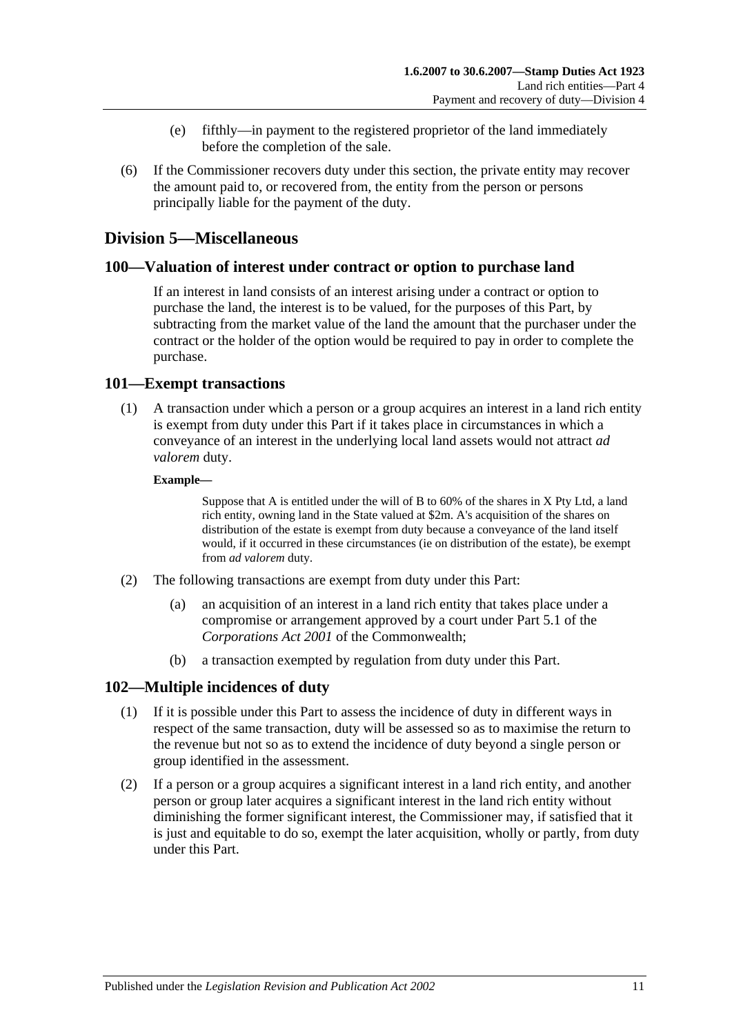(e) fifthly—in payment to the registered proprietor of the land immediately before the completion of the sale.

(6) If the Commissioner recovers duty under this section, the private entity may recover the amount paid to, or recovered from, the entity from the person or persons principally liable for the payment of the duty.

## Division 5—Miscellaneous

### 100—Valuation of interest under contract or option to purchase land

If an interest in land consists of an interest arising under a contract or option to purchase the land, the interest is to be valued, for the purposes of this Part, by subtracting from the market value of the land the amount that the purchaser under the contract or the holder of the option would be required to pay in order to complete the purchase.

### 101—Exempt transactions

(1) A transaction under which a person or a group acquires an interest in a land rich entity is exempt from duty under this Part if it takes place in circumstances in which a conveyance of an interest in the underlying local land assets would not attract *ad valorem* duty.

**Example—**

Suppose that A is entitled under the will of B to 60% of the shares in X Pty Ltd, a land rich entity, owning land in the State valued at $2m. A's acquisition of the shares on distribution of the estate is exempt from duty because a conveyance of the land itself would, if it occurred in these circumstances (ie on distribution of the estate), be exempt from *ad valorem* duty.

(2) The following transactions are exempt from duty under this Part:

(a) an acquisition of an interest in a land rich entity that takes place under a compromise or arrangement approved by a court under Part 5.1 of the *Corporations Act 2001* of the Commonwealth;

(b) a transaction exempted by regulation from duty under this Part.

### 102—Multiple incidences of duty

(1) If it is possible under this Part to assess the incidence of duty in different ways in respect of the same transaction, duty will be assessed so as to maximise the return to the revenue but not so as to extend the incidence of duty beyond a single person or group identified in the assessment.

(2) If a person or a group acquires a significant interest in a land rich entity, and another person or group later acquires a significant interest in the land rich entity without diminishing the former significant interest, the Commissioner may, if satisfied that it is just and equitable to do so, exempt the later acquisition, wholly or partly, from duty under this Part.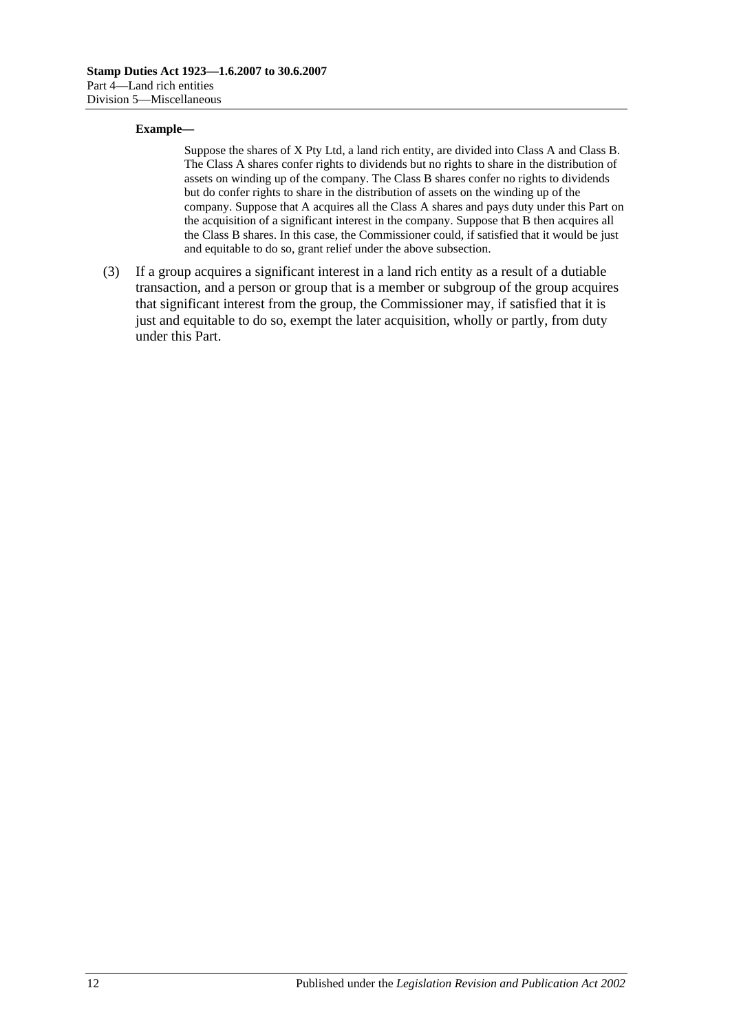**Example—**

Suppose the shares of X Pty Ltd, a land rich entity, are divided into Class A and Class B. The Class A shares confer rights to dividends but no rights to share in the distribution of assets on winding up of the company. The Class B shares confer no rights to dividends but do confer rights to share in the distribution of assets on the winding up of the company. Suppose that A acquires all the Class A shares and pays duty under this Part on the acquisition of a significant interest in the company. Suppose that B then acquires all the Class B shares. In this case, the Commissioner could, if satisfied that it would be just and equitable to do so, grant relief under the above subsection.

(3) If a group acquires a significant interest in a land rich entity as a result of a dutiable transaction, and a person or group that is a member or subgroup of the group acquires that significant interest from the group, the Commissioner may, if satisfied that it is just and equitable to do so, exempt the later acquisition, wholly or partly, from duty under this Part.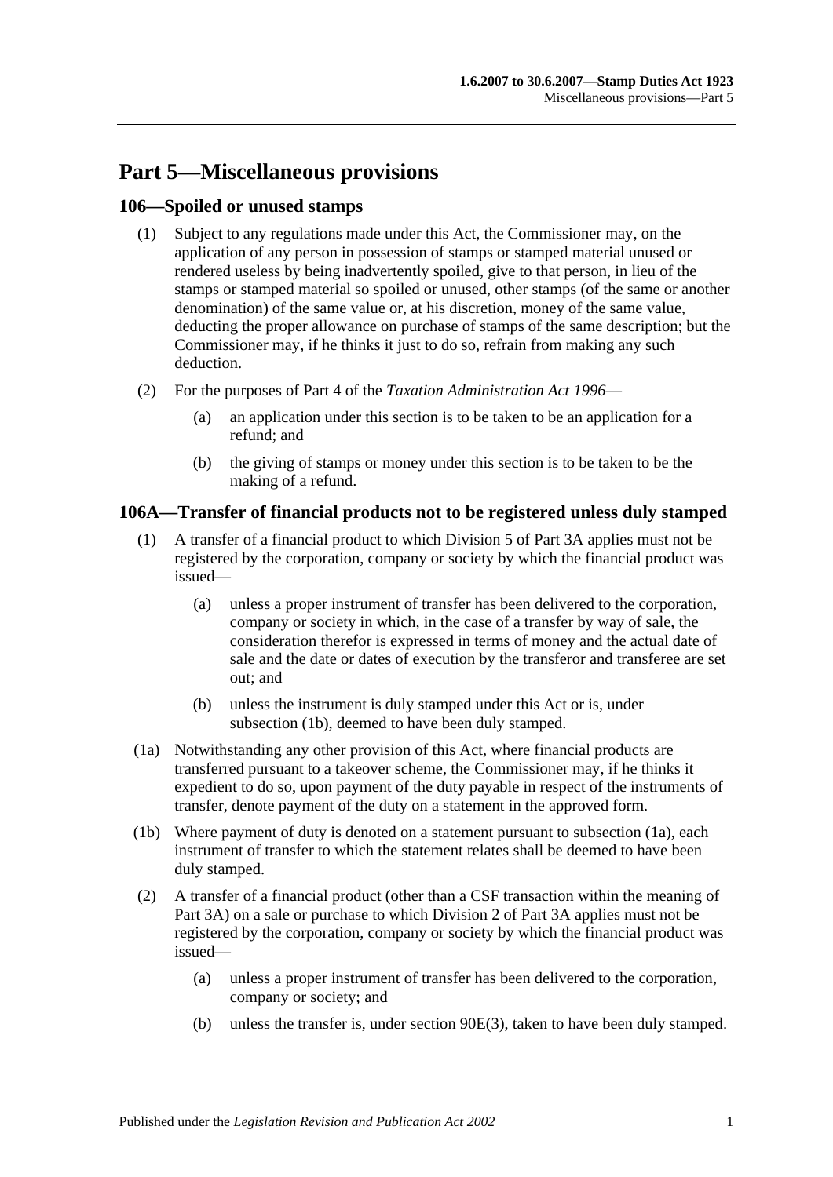# Part 5—Miscellaneous provisions

## 106—Spoiled or unused stamps

(1) Subject to any regulations made under this Act, the Commissioner may, on the application of any person in possession of stamps or stamped material unused or rendered useless by being inadvertently spoiled, give to that person, in lieu of the stamps or stamped material so spoiled or unused, other stamps (of the same or another denomination) of the same value or, at his discretion, money of the same value, deducting the proper allowance on purchase of stamps of the same description; but the Commissioner may, if he thinks it just to do so, refrain from making any such deduction.

(2) For the purposes of Part 4 of the *Taxation Administration Act 1996*—

(a) an application under this section is to be taken to be an application for a refund; and

(b) the giving of stamps or money under this section is to be taken to be the making of a refund.

## 106A—Transfer of financial products not to be registered unless duly stamped

(1) A transfer of a financial product to which Division 5 of Part 3A applies must not be registered by the corporation, company or society by which the financial product was issued—

(a) unless a proper instrument of transfer has been delivered to the corporation, company or society in which, in the case of a transfer by way of sale, the consideration therefor is expressed in terms of money and the actual date of sale and the date or dates of execution by the transferor and transferee are set out; and

(b) unless the instrument is duly stamped under this Act or is, under subsection (1b), deemed to have been duly stamped.

(1a) Notwithstanding any other provision of this Act, where financial products are transferred pursuant to a takeover scheme, the Commissioner may, if he thinks it expedient to do so, upon payment of the duty payable in respect of the instruments of transfer, denote payment of the duty on a statement in the approved form.

(1b) Where payment of duty is denoted on a statement pursuant to subsection (1a), each instrument of transfer to which the statement relates shall be deemed to have been duly stamped.

(2) A transfer of a financial product (other than a CSF transaction within the meaning of Part 3A) on a sale or purchase to which Division 2 of Part 3A applies must not be registered by the corporation, company or society by which the financial product was issued—

(a) unless a proper instrument of transfer has been delivered to the corporation, company or society; and

(b) unless the transfer is, under section 90E(3), taken to have been duly stamped.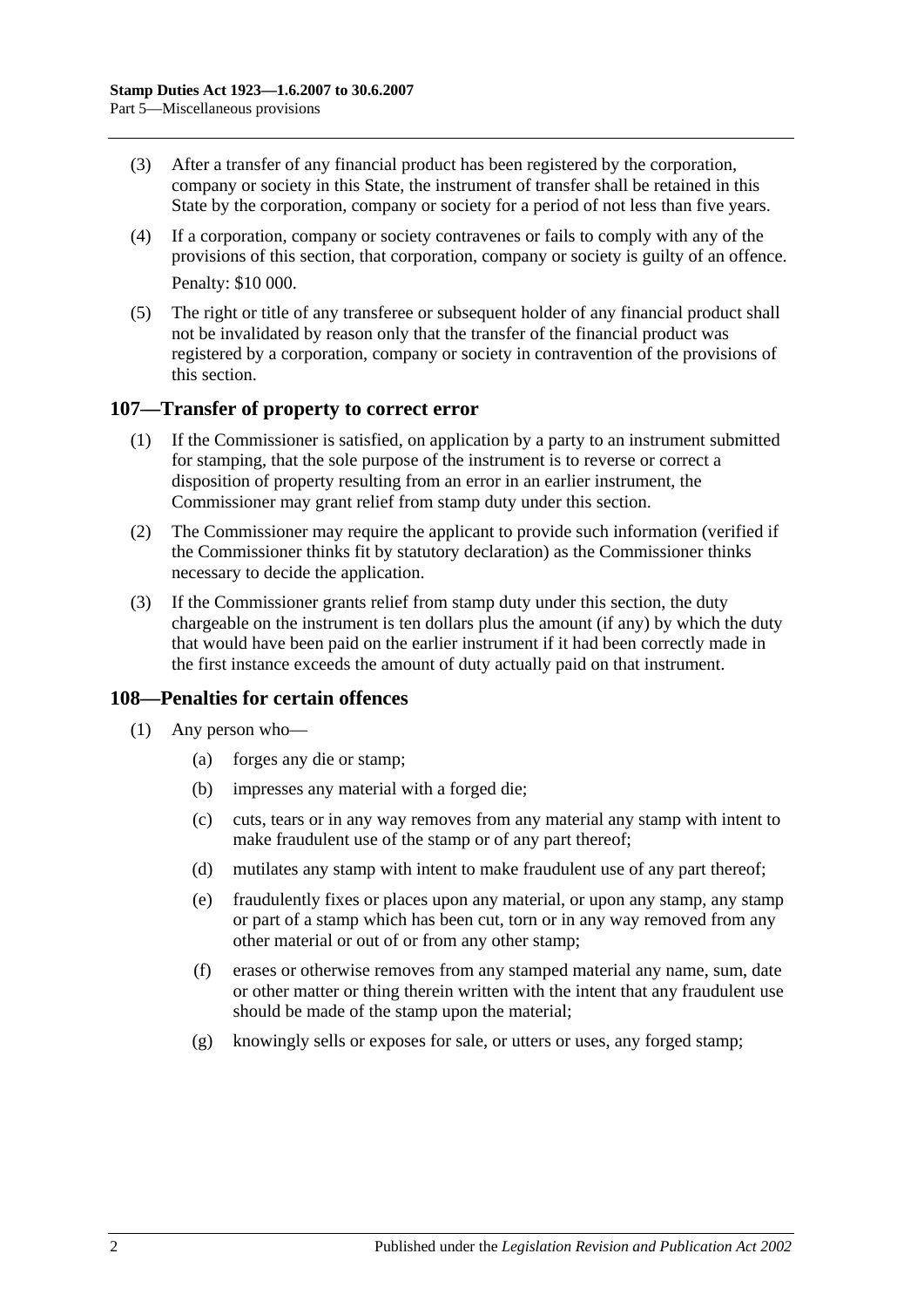(3) After a transfer of any financial product has been registered by the corporation, company or society in this State, the instrument of transfer shall be retained in this State by the corporation, company or society for a period of not less than five years.

(4) If a corporation, company or society contravenes or fails to comply with any of the provisions of this section, that corporation, company or society is guilty of an offence.

Penalty: $10 000.

(5) The right or title of any transferee or subsequent holder of any financial product shall not be invalidated by reason only that the transfer of the financial product was registered by a corporation, company or society in contravention of the provisions of this section.

## 107—Transfer of property to correct error

(1) If the Commissioner is satisfied, on application by a party to an instrument submitted for stamping, that the sole purpose of the instrument is to reverse or correct a disposition of property resulting from an error in an earlier instrument, the Commissioner may grant relief from stamp duty under this section.

(2) The Commissioner may require the applicant to provide such information (verified if the Commissioner thinks fit by statutory declaration) as the Commissioner thinks necessary to decide the application.

(3) If the Commissioner grants relief from stamp duty under this section, the duty chargeable on the instrument is ten dollars plus the amount (if any) by which the duty that would have been paid on the earlier instrument if it had been correctly made in the first instance exceeds the amount of duty actually paid on that instrument.

## 108—Penalties for certain offences

(1) Any person who—

(a) forges any die or stamp;

(b) impresses any material with a forged die;

(c) cuts, tears or in any way removes from any material any stamp with intent to make fraudulent use of the stamp or of any part thereof;

(d) mutilates any stamp with intent to make fraudulent use of any part thereof;

(e) fraudulently fixes or places upon any material, or upon any stamp, any stamp or part of a stamp which has been cut, torn or in any way removed from any other material or out of or from any other stamp;

(f) erases or otherwise removes from any stamped material any name, sum, date or other matter or thing therein written with the intent that any fraudulent use should be made of the stamp upon the material;

(g) knowingly sells or exposes for sale, or utters or uses, any forged stamp;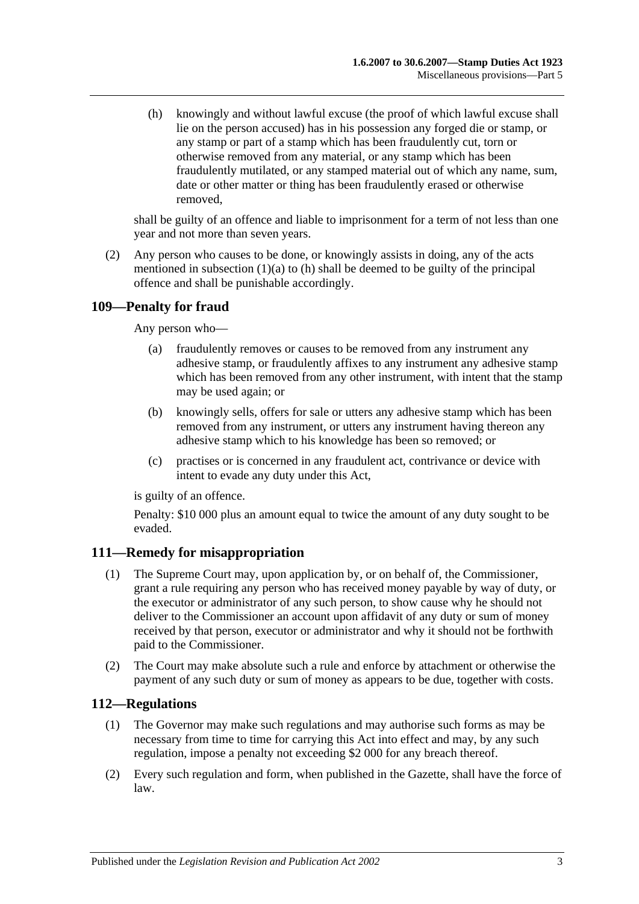(h) knowingly and without lawful excuse (the proof of which lawful excuse shall lie on the person accused) has in his possession any forged die or stamp, or any stamp or part of a stamp which has been fraudulently cut, torn or otherwise removed from any material, or any stamp which has been fraudulently mutilated, or any stamped material out of which any name, sum, date or other matter or thing has been fraudulently erased or otherwise removed,

shall be guilty of an offence and liable to imprisonment for a term of not less than one year and not more than seven years.

(2) Any person who causes to be done, or knowingly assists in doing, any of the acts mentioned in subsection (1)(a) to (h) shall be deemed to be guilty of the principal offence and shall be punishable accordingly.

## 109—Penalty for fraud

Any person who—

(a) fraudulently removes or causes to be removed from any instrument any adhesive stamp, or fraudulently affixes to any instrument any adhesive stamp which has been removed from any other instrument, with intent that the stamp may be used again; or

(b) knowingly sells, offers for sale or utters any adhesive stamp which has been removed from any instrument, or utters any instrument having thereon any adhesive stamp which to his knowledge has been so removed; or

(c) practises or is concerned in any fraudulent act, contrivance or device with intent to evade any duty under this Act,

is guilty of an offence.

Penalty: $10 000 plus an amount equal to twice the amount of any duty sought to be evaded.

## 111—Remedy for misappropriation

(1) The Supreme Court may, upon application by, or on behalf of, the Commissioner, grant a rule requiring any person who has received money payable by way of duty, or the executor or administrator of any such person, to show cause why he should not deliver to the Commissioner an account upon affidavit of any duty or sum of money received by that person, executor or administrator and why it should not be forthwith paid to the Commissioner.

(2) The Court may make absolute such a rule and enforce by attachment or otherwise the payment of any such duty or sum of money as appears to be due, together with costs.

## 112—Regulations

(1) The Governor may make such regulations and may authorise such forms as may be necessary from time to time for carrying this Act into effect and may, by any such regulation, impose a penalty not exceeding $2 000 for any breach thereof.

(2) Every such regulation and form, when published in the Gazette, shall have the force of law.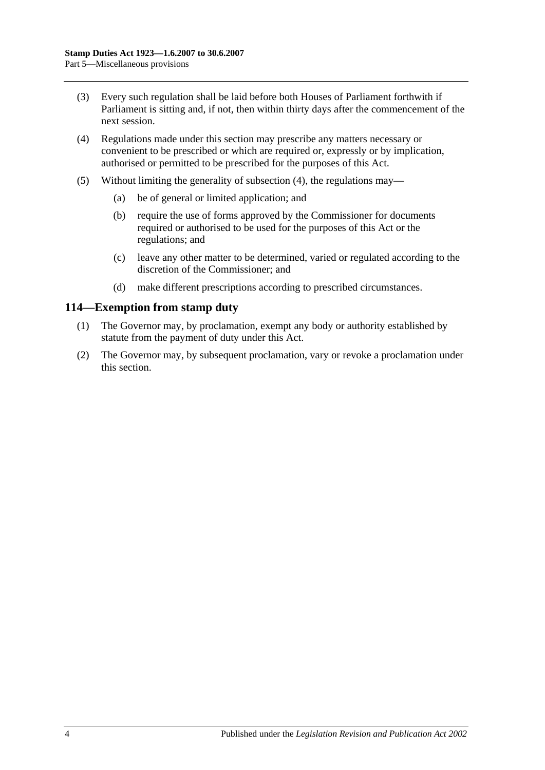(3) Every such regulation shall be laid before both Houses of Parliament forthwith if Parliament is sitting and, if not, then within thirty days after the commencement of the next session.

(4) Regulations made under this section may prescribe any matters necessary or convenient to be prescribed or which are required or, expressly or by implication, authorised or permitted to be prescribed for the purposes of this Act.

(5) Without limiting the generality of subsection (4), the regulations may—

(a) be of general or limited application; and

(b) require the use of forms approved by the Commissioner for documents required or authorised to be used for the purposes of this Act or the regulations; and

(c) leave any other matter to be determined, varied or regulated according to the discretion of the Commissioner; and

(d) make different prescriptions according to prescribed circumstances.

## 114—Exemption from stamp duty

(1) The Governor may, by proclamation, exempt any body or authority established by statute from the payment of duty under this Act.

(2) The Governor may, by subsequent proclamation, vary or revoke a proclamation under this section.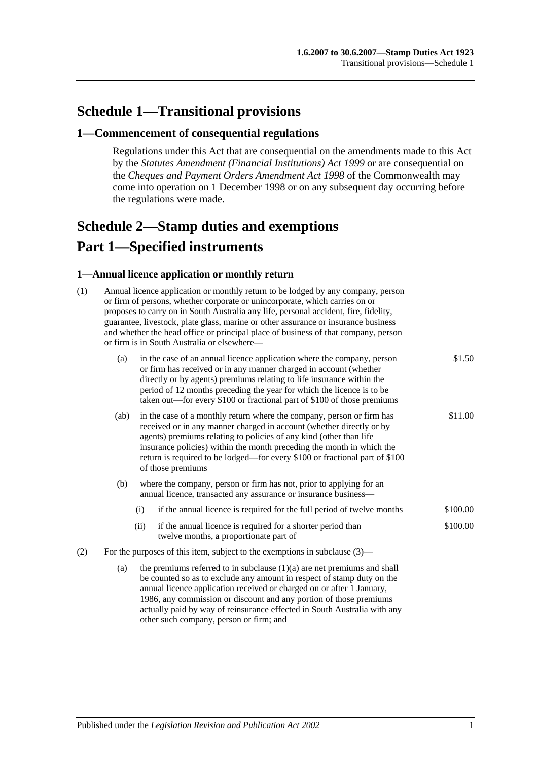# Schedule 1—Transitional provisions

## 1—Commencement of consequential regulations

Regulations under this Act that are consequential on the amendments made to this Act by the *Statutes Amendment (Financial Institutions) Act 1999* or are consequential on the *Cheques and Payment Orders Amendment Act 1998* of the Commonwealth may come into operation on 1 December 1998 or on any subsequent day occurring before the regulations were made.

# Schedule 2—Stamp duties and exemptions

# Part 1—Specified instruments

### 1—Annual licence application or monthly return

(1) Annual licence application or monthly return to be lodged by any company, person or firm of persons, whether corporate or unincorporate, which carries on or proposes to carry on in South Australia any life, personal accident, fire, fidelity, guarantee, livestock, plate glass, marine or other assurance or insurance business and whether the head office or principal place of business of that company, person or firm is in South Australia or elsewhere—

| | |
|---|---|
| (a) in the case of an annual licence application where the company, person or firm has received or in any manner charged in account (whether directly or by agents) premiums relating to life insurance within the period of 12 months preceding the year for which the licence is to be taken out—for every $100 or fractional part of $100 of those premiums | $1.50 |
| (ab) in the case of a monthly return where the company, person or firm has received or in any manner charged in account (whether directly or by agents) premiums relating to policies of any kind (other than life insurance policies) within the month preceding the month in which the return is required to be lodged—for every $100 or fractional part of $100 of those premiums | $11.00 |
| (b) where the company, person or firm has not, prior to applying for an annual licence, transacted any assurance or insurance business— | |
| (i) if the annual licence is required for the full period of twelve months | $100.00 |
| (ii) if the annual licence is required for a shorter period than twelve months, a proportionate part of | $100.00 |

(2) For the purposes of this item, subject to the exemptions in subclause (3)—

(a) the premiums referred to in subclause (1)(a) are net premiums and shall be counted so as to exclude any amount in respect of stamp duty on the annual licence application received or charged on or after 1 January, 1986, any commission or discount and any portion of those premiums actually paid by way of reinsurance effected in South Australia with any other such company, person or firm; and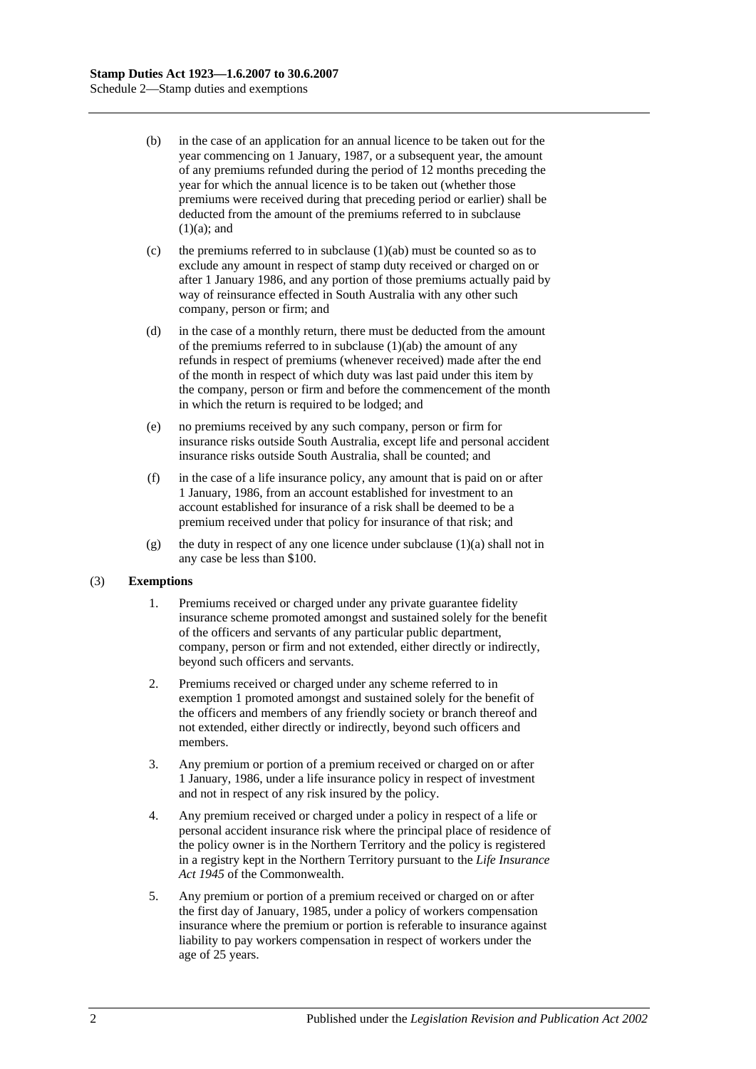(b) in the case of an application for an annual licence to be taken out for the year commencing on 1 January, 1987, or a subsequent year, the amount of any premiums refunded during the period of 12 months preceding the year for which the annual licence is to be taken out (whether those premiums were received during that preceding period or earlier) shall be deducted from the amount of the premiums referred to in subclause (1)(a); and

(c) the premiums referred to in subclause (1)(ab) must be counted so as to exclude any amount in respect of stamp duty received or charged on or after 1 January 1986, and any portion of those premiums actually paid by way of reinsurance effected in South Australia with any other such company, person or firm; and

(d) in the case of a monthly return, there must be deducted from the amount of the premiums referred to in subclause (1)(ab) the amount of any refunds in respect of premiums (whenever received) made after the end of the month in respect of which duty was last paid under this item by the company, person or firm and before the commencement of the month in which the return is required to be lodged; and

(e) no premiums received by any such company, person or firm for insurance risks outside South Australia, except life and personal accident insurance risks outside South Australia, shall be counted; and

(f) in the case of a life insurance policy, any amount that is paid on or after 1 January, 1986, from an account established for investment to an account established for insurance of a risk shall be deemed to be a premium received under that policy for insurance of that risk; and

(g) the duty in respect of any one licence under subclause (1)(a) shall not in any case be less than $100.

(3) **Exemptions**

1. Premiums received or charged under any private guarantee fidelity insurance scheme promoted amongst and sustained solely for the benefit of the officers and servants of any particular public department, company, person or firm and not extended, either directly or indirectly, beyond such officers and servants.

2. Premiums received or charged under any scheme referred to in exemption 1 promoted amongst and sustained solely for the benefit of the officers and members of any friendly society or branch thereof and not extended, either directly or indirectly, beyond such officers and members.

3. Any premium or portion of a premium received or charged on or after 1 January, 1986, under a life insurance policy in respect of investment and not in respect of any risk insured by the policy.

4. Any premium received or charged under a policy in respect of a life or personal accident insurance risk where the principal place of residence of the policy owner is in the Northern Territory and the policy is registered in a registry kept in the Northern Territory pursuant to the *Life Insurance Act 1945* of the Commonwealth.

5. Any premium or portion of a premium received or charged on or after the first day of January, 1985, under a policy of workers compensation insurance where the premium or portion is referable to insurance against liability to pay workers compensation in respect of workers under the age of 25 years.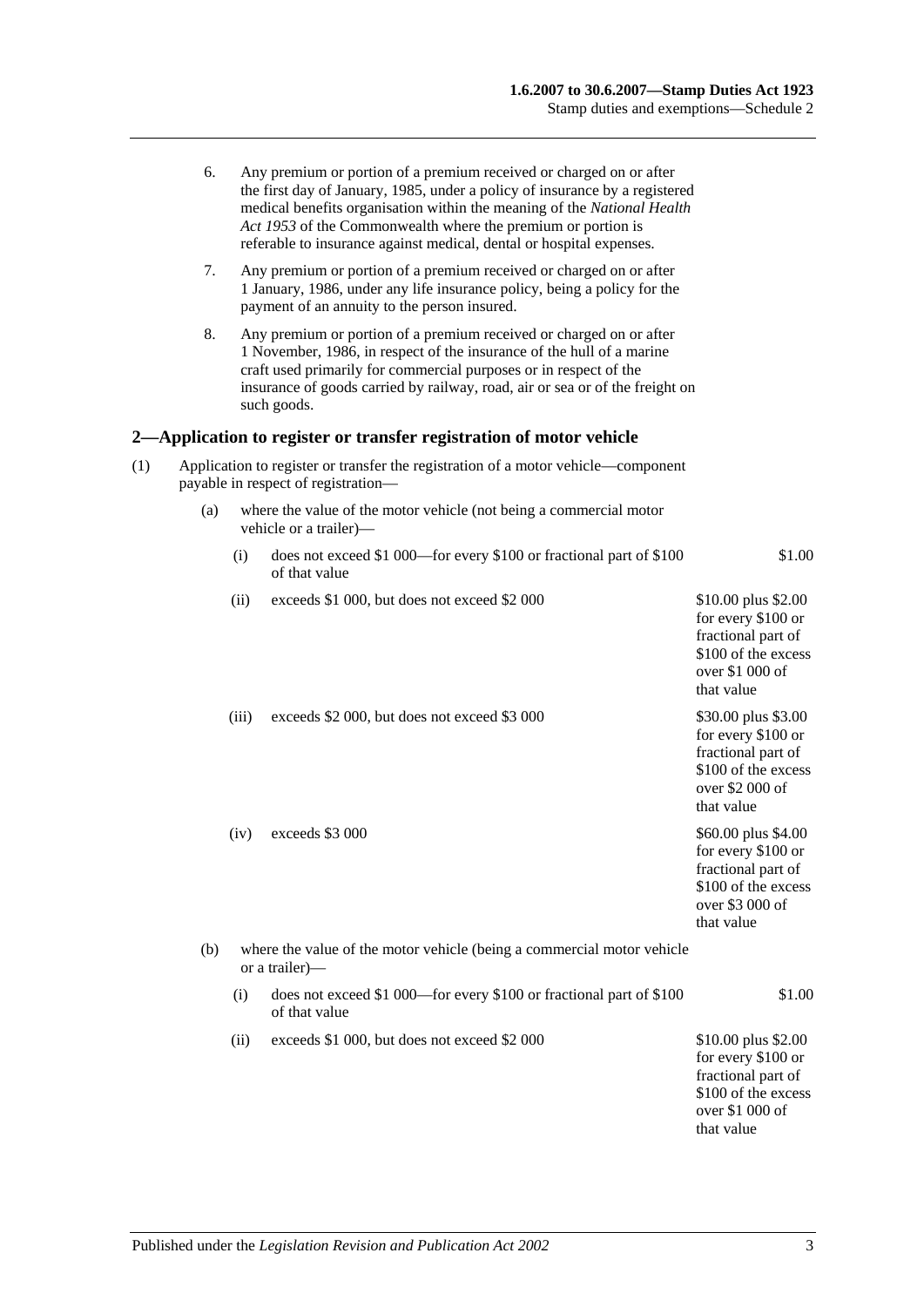6. Any premium or portion of a premium received or charged on or after the first day of January, 1985, under a policy of insurance by a registered medical benefits organisation within the meaning of the *National Health Act 1953* of the Commonwealth where the premium or portion is referable to insurance against medical, dental or hospital expenses.

7. Any premium or portion of a premium received or charged on or after 1 January, 1986, under any life insurance policy, being a policy for the payment of an annuity to the person insured.

8. Any premium or portion of a premium received or charged on or after 1 November, 1986, in respect of the insurance of the hull of a marine craft used primarily for commercial purposes or in respect of the insurance of goods carried by railway, road, air or sea or of the freight on such goods.

## 2—Application to register or transfer registration of motor vehicle

(1) Application to register or transfer the registration of a motor vehicle—component payable in respect of registration—

(a) where the value of the motor vehicle (not being a commercial motor vehicle or a trailer)—

| | | |
|---|---|---|
| (i) | does not exceed $1 000—for every $100 or fractional part of $100 of that value | $1.00 |
| (ii) | exceeds $1 000, but does not exceed $2 000 | $10.00 plus $2.00 for every $100 or fractional part of $100 of the excess over $1 000 of that value |
| (iii) | exceeds $2 000, but does not exceed $3 000 | $30.00 plus $3.00 for every $100 or fractional part of $100 of the excess over $2 000 of that value |
| (iv) | exceeds $3 000 | $60.00 plus $4.00 for every $100 or fractional part of $100 of the excess over $3 000 of that value |

(b) where the value of the motor vehicle (being a commercial motor vehicle or a trailer)—

| | | |
|---|---|---|
| (i) | does not exceed $1 000—for every $100 or fractional part of $100 of that value | $1.00 |
| (ii) | exceeds $1 000, but does not exceed $2 000 | $10.00 plus $2.00 for every $100 or fractional part of $100 of the excess over $1 000 of that value |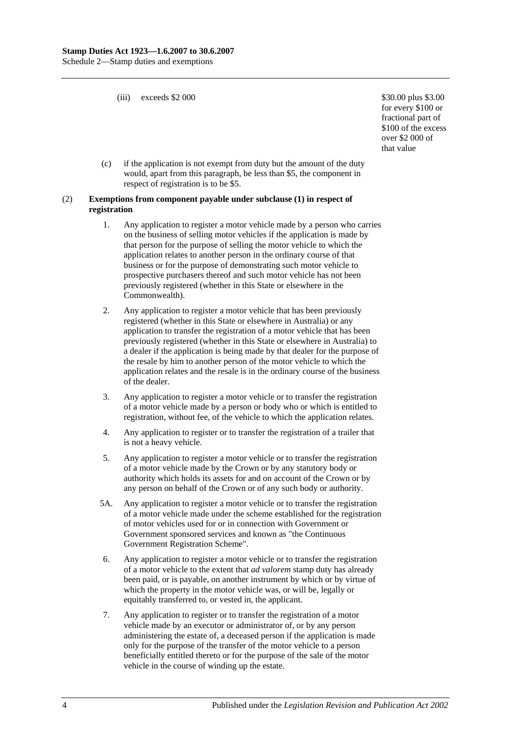(iii) exceeds $2 000 — $30.00 plus $3.00 for every $100 or fractional part of $100 of the excess over $2 000 of that value

(c) if the application is not exempt from duty but the amount of the duty would, apart from this paragraph, be less than $5, the component in respect of registration is to be $5.

(2) **Exemptions from component payable under subclause (1) in respect of registration**

1. Any application to register a motor vehicle made by a person who carries on the business of selling motor vehicles if the application is made by that person for the purpose of selling the motor vehicle to which the application relates to another person in the ordinary course of that business or for the purpose of demonstrating such motor vehicle to prospective purchasers thereof and such motor vehicle has not been previously registered (whether in this State or elsewhere in the Commonwealth).

2. Any application to register a motor vehicle that has been previously registered (whether in this State or elsewhere in Australia) or any application to transfer the registration of a motor vehicle that has been previously registered (whether in this State or elsewhere in Australia) to a dealer if the application is being made by that dealer for the purpose of the resale by him to another person of the motor vehicle to which the application relates and the resale is in the ordinary course of the business of the dealer.

3. Any application to register a motor vehicle or to transfer the registration of a motor vehicle made by a person or body who or which is entitled to registration, without fee, of the vehicle to which the application relates.

4. Any application to register or to transfer the registration of a trailer that is not a heavy vehicle.

5. Any application to register a motor vehicle or to transfer the registration of a motor vehicle made by the Crown or by any statutory body or authority which holds its assets for and on account of the Crown or by any person on behalf of the Crown or of any such body or authority.

5A. Any application to register a motor vehicle or to transfer the registration of a motor vehicle made under the scheme established for the registration of motor vehicles used for or in connection with Government or Government sponsored services and known as "the Continuous Government Registration Scheme".

6. Any application to register a motor vehicle or to transfer the registration of a motor vehicle to the extent that *ad valorem* stamp duty has already been paid, or is payable, on another instrument by which or by virtue of which the property in the motor vehicle was, or will be, legally or equitably transferred to, or vested in, the applicant.

7. Any application to register or to transfer the registration of a motor vehicle made by an executor or administrator of, or by any person administering the estate of, a deceased person if the application is made only for the purpose of the transfer of the motor vehicle to a person beneficially entitled thereto or for the purpose of the sale of the motor vehicle in the course of winding up the estate.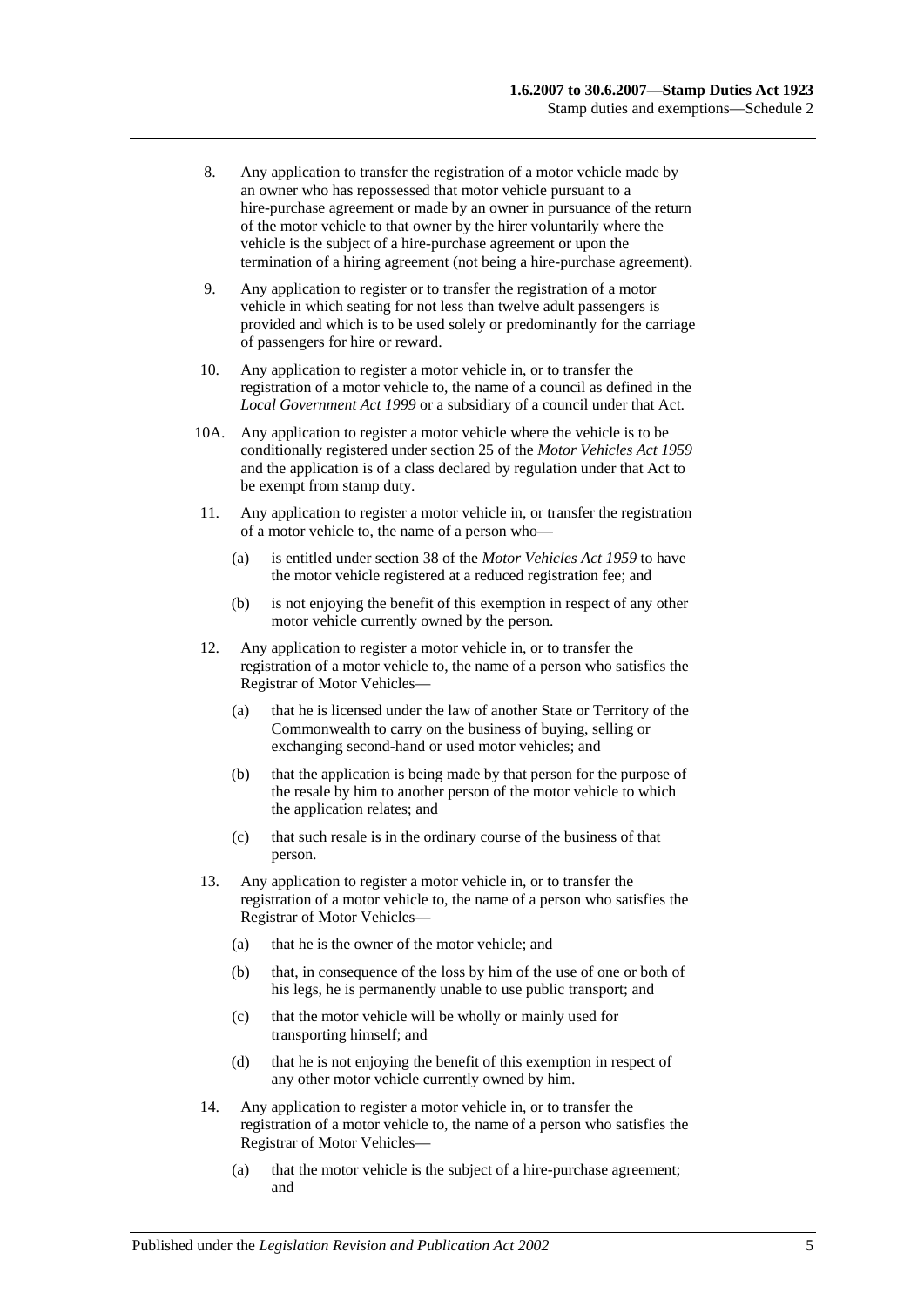8. Any application to transfer the registration of a motor vehicle made by an owner who has repossessed that motor vehicle pursuant to a hire-purchase agreement or made by an owner in pursuance of the return of the motor vehicle to that owner by the hirer voluntarily where the vehicle is the subject of a hire-purchase agreement or upon the termination of a hiring agreement (not being a hire-purchase agreement).

9. Any application to register or to transfer the registration of a motor vehicle in which seating for not less than twelve adult passengers is provided and which is to be used solely or predominantly for the carriage of passengers for hire or reward.

10. Any application to register a motor vehicle in, or to transfer the registration of a motor vehicle to, the name of a council as defined in the *Local Government Act 1999* or a subsidiary of a council under that Act.

10A. Any application to register a motor vehicle where the vehicle is to be conditionally registered under section 25 of the *Motor Vehicles Act 1959* and the application is of a class declared by regulation under that Act to be exempt from stamp duty.

11. Any application to register a motor vehicle in, or transfer the registration of a motor vehicle to, the name of a person who—

   (a) is entitled under section 38 of the *Motor Vehicles Act 1959* to have the motor vehicle registered at a reduced registration fee; and

   (b) is not enjoying the benefit of this exemption in respect of any other motor vehicle currently owned by the person.

12. Any application to register a motor vehicle in, or to transfer the registration of a motor vehicle to, the name of a person who satisfies the Registrar of Motor Vehicles—

   (a) that he is licensed under the law of another State or Territory of the Commonwealth to carry on the business of buying, selling or exchanging second-hand or used motor vehicles; and

   (b) that the application is being made by that person for the purpose of the resale by him to another person of the motor vehicle to which the application relates; and

   (c) that such resale is in the ordinary course of the business of that person.

13. Any application to register a motor vehicle in, or to transfer the registration of a motor vehicle to, the name of a person who satisfies the Registrar of Motor Vehicles—

   (a) that he is the owner of the motor vehicle; and

   (b) that, in consequence of the loss by him of the use of one or both of his legs, he is permanently unable to use public transport; and

   (c) that the motor vehicle will be wholly or mainly used for transporting himself; and

   (d) that he is not enjoying the benefit of this exemption in respect of any other motor vehicle currently owned by him.

14. Any application to register a motor vehicle in, or to transfer the registration of a motor vehicle to, the name of a person who satisfies the Registrar of Motor Vehicles—

   (a) that the motor vehicle is the subject of a hire-purchase agreement; and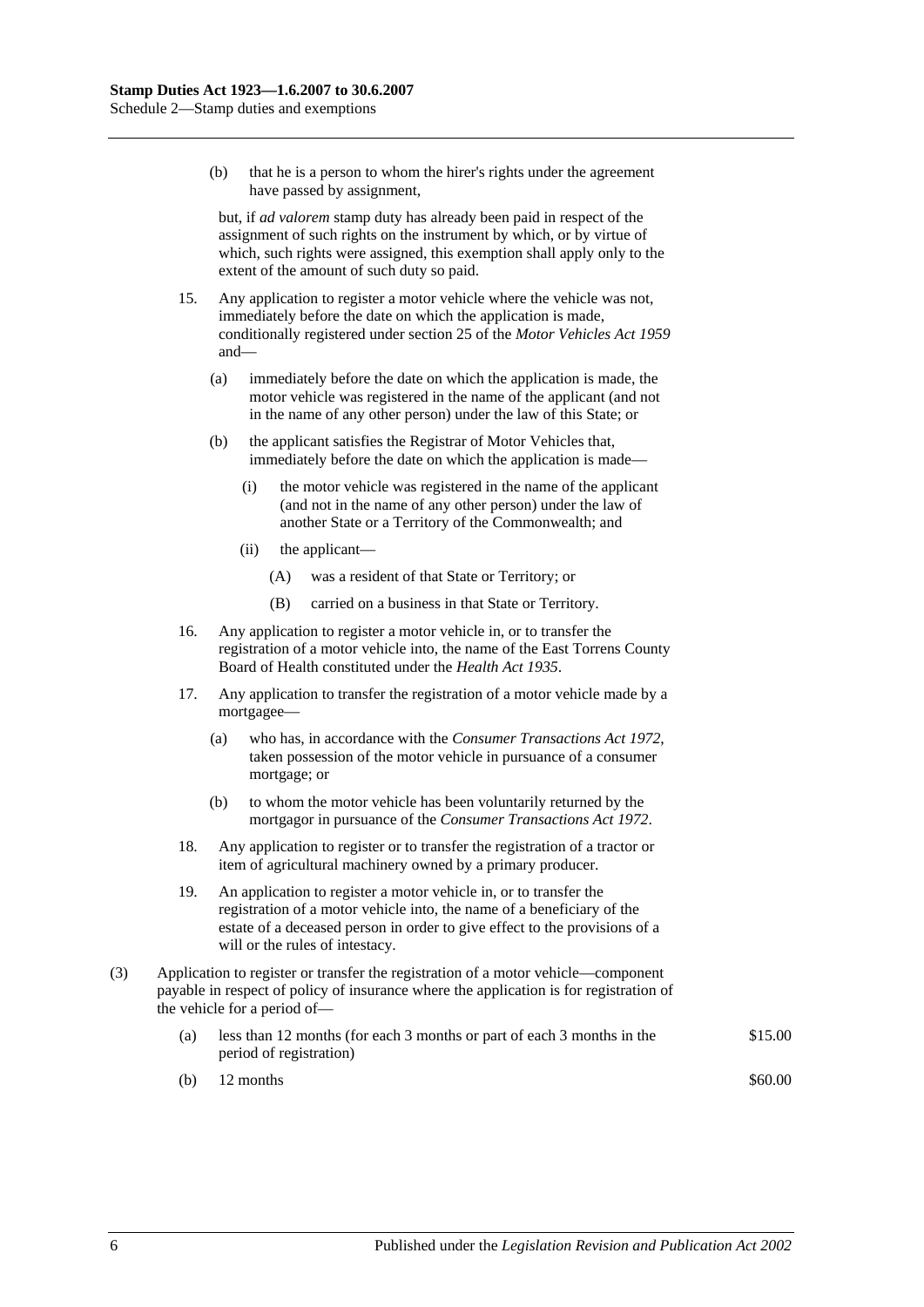(b) that he is a person to whom the hirer's rights under the agreement have passed by assignment,

but, if *ad valorem* stamp duty has already been paid in respect of the assignment of such rights on the instrument by which, or by virtue of which, such rights were assigned, this exemption shall apply only to the extent of the amount of such duty so paid.

15. Any application to register a motor vehicle where the vehicle was not, immediately before the date on which the application is made, conditionally registered under section 25 of the *Motor Vehicles Act 1959* and—

 (a) immediately before the date on which the application is made, the motor vehicle was registered in the name of the applicant (and not in the name of any other person) under the law of this State; or

 (b) the applicant satisfies the Registrar of Motor Vehicles that, immediately before the date on which the application is made—

  (i) the motor vehicle was registered in the name of the applicant (and not in the name of any other person) under the law of another State or a Territory of the Commonwealth; and

  (ii) the applicant—

   (A) was a resident of that State or Territory; or

   (B) carried on a business in that State or Territory.

16. Any application to register a motor vehicle in, or to transfer the registration of a motor vehicle into, the name of the East Torrens County Board of Health constituted under the *Health Act 1935*.

17. Any application to transfer the registration of a motor vehicle made by a mortgagee—

 (a) who has, in accordance with the *Consumer Transactions Act 1972*, taken possession of the motor vehicle in pursuance of a consumer mortgage; or

 (b) to whom the motor vehicle has been voluntarily returned by the mortgagor in pursuance of the *Consumer Transactions Act 1972*.

18. Any application to register or to transfer the registration of a tractor or item of agricultural machinery owned by a primary producer.

19. An application to register a motor vehicle in, or to transfer the registration of a motor vehicle into, the name of a beneficiary of the estate of a deceased person in order to give effect to the provisions of a will or the rules of intestacy.

(3) Application to register or transfer the registration of a motor vehicle—component payable in respect of policy of insurance where the application is for registration of the vehicle for a period of—

| | | |
|---|---|---|
| (a) | less than 12 months (for each 3 months or part of each 3 months in the period of registration) | \$15.00 |
| (b) | 12 months | \$60.00 |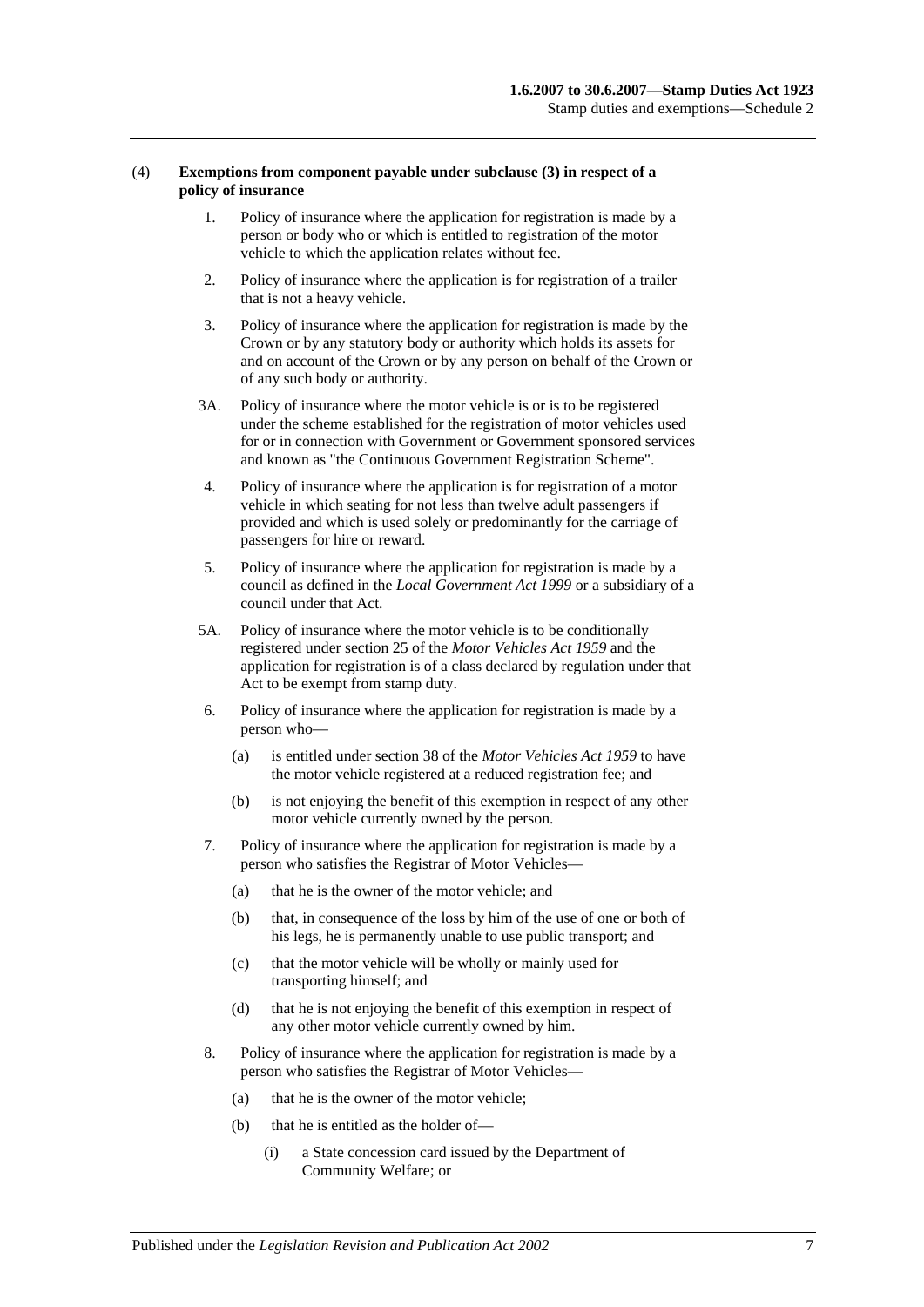(4) **Exemptions from component payable under subclause (3) in respect of a policy of insurance**

1. Policy of insurance where the application for registration is made by a person or body who or which is entitled to registration of the motor vehicle to which the application relates without fee.

2. Policy of insurance where the application is for registration of a trailer that is not a heavy vehicle.

3. Policy of insurance where the application for registration is made by the Crown or by any statutory body or authority which holds its assets for and on account of the Crown or by any person on behalf of the Crown or of any such body or authority.

3A. Policy of insurance where the motor vehicle is or is to be registered under the scheme established for the registration of motor vehicles used for or in connection with Government or Government sponsored services and known as "the Continuous Government Registration Scheme".

4. Policy of insurance where the application is for registration of a motor vehicle in which seating for not less than twelve adult passengers if provided and which is used solely or predominantly for the carriage of passengers for hire or reward.

5. Policy of insurance where the application for registration is made by a council as defined in the *Local Government Act 1999* or a subsidiary of a council under that Act.

5A. Policy of insurance where the motor vehicle is to be conditionally registered under section 25 of the *Motor Vehicles Act 1959* and the application for registration is of a class declared by regulation under that Act to be exempt from stamp duty.

6. Policy of insurance where the application for registration is made by a person who—

   (a) is entitled under section 38 of the *Motor Vehicles Act 1959* to have the motor vehicle registered at a reduced registration fee; and

   (b) is not enjoying the benefit of this exemption in respect of any other motor vehicle currently owned by the person.

7. Policy of insurance where the application for registration is made by a person who satisfies the Registrar of Motor Vehicles—

   (a) that he is the owner of the motor vehicle; and

   (b) that, in consequence of the loss by him of the use of one or both of his legs, he is permanently unable to use public transport; and

   (c) that the motor vehicle will be wholly or mainly used for transporting himself; and

   (d) that he is not enjoying the benefit of this exemption in respect of any other motor vehicle currently owned by him.

8. Policy of insurance where the application for registration is made by a person who satisfies the Registrar of Motor Vehicles—

   (a) that he is the owner of the motor vehicle;

   (b) that he is entitled as the holder of—

      (i) a State concession card issued by the Department of Community Welfare; or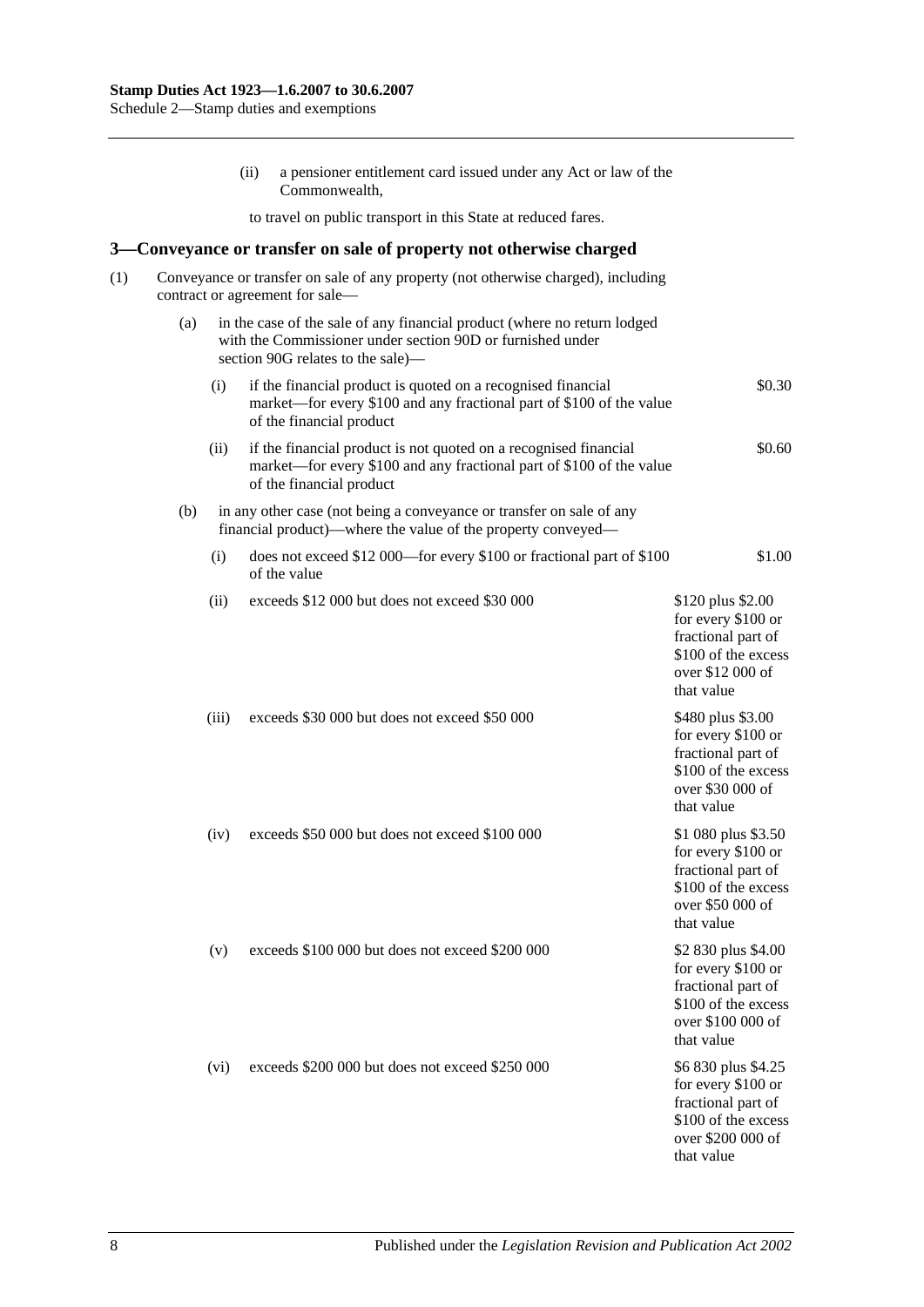(ii) a pensioner entitlement card issued under any Act or law of the Commonwealth,

to travel on public transport in this State at reduced fares.

## 3—Conveyance or transfer on sale of property not otherwise charged

(1) Conveyance or transfer on sale of any property (not otherwise charged), including contract or agreement for sale—

(a) in the case of the sale of any financial product (where no return lodged with the Commissioner under section 90D or furnished under section 90G relates to the sale)—

| | | |
|---|---|---|
| (i) | if the financial product is quoted on a recognised financial market—for every $100 and any fractional part of $100 of the value of the financial product | $0.30 |
| (ii) | if the financial product is not quoted on a recognised financial market—for every $100 and any fractional part of $100 of the value of the financial product | $0.60 |

(b) in any other case (not being a conveyance or transfer on sale of any financial product)—where the value of the property conveyed—

| | | |
|---|---|---|
| (i) | does not exceed $12 000—for every $100 or fractional part of $100 of the value | $1.00 |
| (ii) | exceeds $12 000 but does not exceed $30 000 | $120 plus $2.00 for every $100 or fractional part of $100 of the excess over $12 000 of that value |
| (iii) | exceeds $30 000 but does not exceed $50 000 | $480 plus $3.00 for every $100 or fractional part of $100 of the excess over $30 000 of that value |
| (iv) | exceeds $50 000 but does not exceed $100 000 | $1 080 plus $3.50 for every $100 or fractional part of $100 of the excess over $50 000 of that value |
| (v) | exceeds $100 000 but does not exceed $200 000 | $2 830 plus $4.00 for every $100 or fractional part of $100 of the excess over $100 000 of that value |
| (vi) | exceeds $200 000 but does not exceed $250 000 | $6 830 plus $4.25 for every $100 or fractional part of $100 of the excess over $200 000 of that value |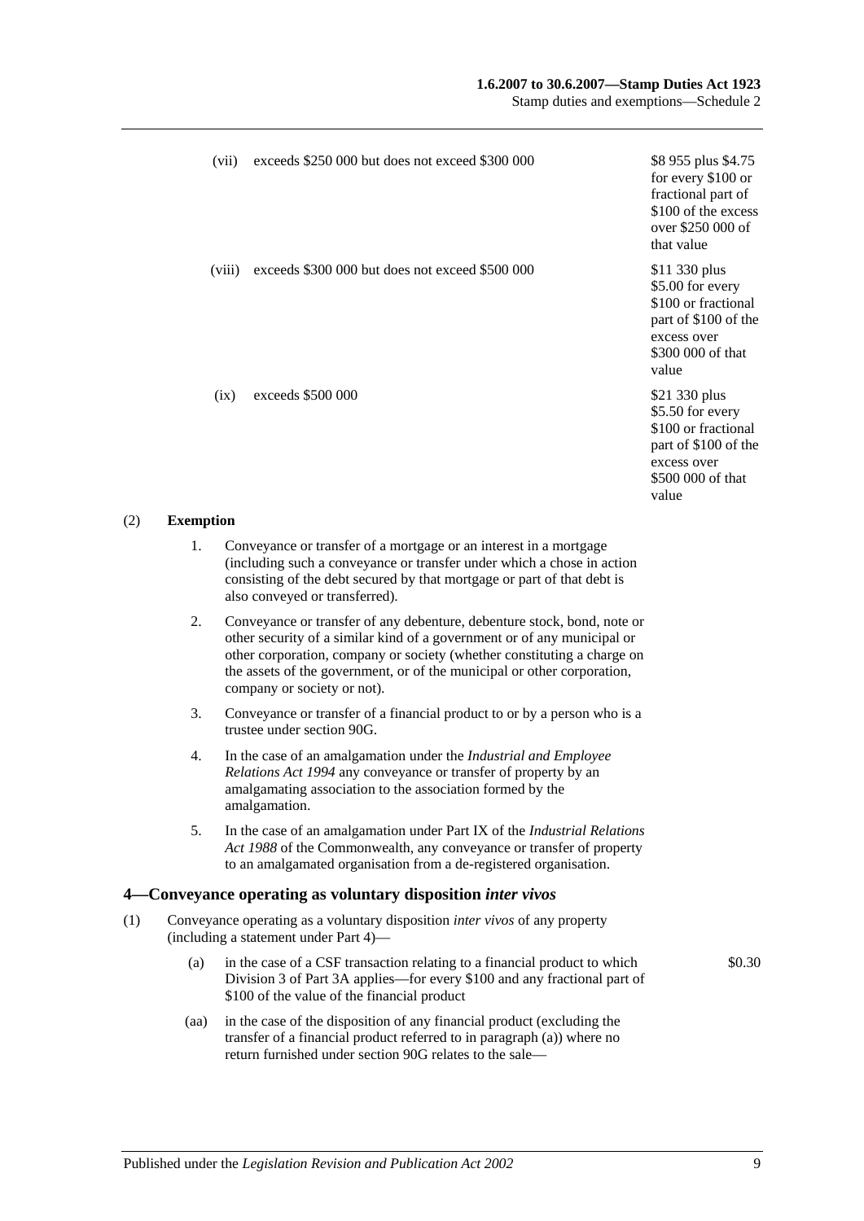| | | |
|---|---|---|
| (vii) | exceeds \$250 000 but does not exceed \$300 000 | \$8 955 plus \$4.75 for every \$100 or fractional part of \$100 of the excess over \$250 000 of that value |
| (viii) | exceeds \$300 000 but does not exceed \$500 000 | \$11 330 plus \$5.00 for every \$100 or fractional part of \$100 of the excess over \$300 000 of that value |
| (ix) | exceeds \$500 000 | \$21 330 plus \$5.50 for every \$100 or fractional part of \$100 of the excess over \$500 000 of that value |

(2) **Exemption**

1. Conveyance or transfer of a mortgage or an interest in a mortgage (including such a conveyance or transfer under which a chose in action consisting of the debt secured by that mortgage or part of that debt is also conveyed or transferred).

2. Conveyance or transfer of any debenture, debenture stock, bond, note or other security of a similar kind of a government or of any municipal or other corporation, company or society (whether constituting a charge on the assets of the government, or of the municipal or other corporation, company or society or not).

3. Conveyance or transfer of a financial product to or by a person who is a trustee under section 90G.

4. In the case of an amalgamation under the *Industrial and Employee Relations Act 1994* any conveyance or transfer of property by an amalgamating association to the association formed by the amalgamation.

5. In the case of an amalgamation under Part IX of the *Industrial Relations Act 1988* of the Commonwealth, any conveyance or transfer of property to an amalgamated organisation from a de-registered organisation.

## 4—Conveyance operating as voluntary disposition *inter vivos*

(1) Conveyance operating as a voluntary disposition *inter vivos* of any property (including a statement under Part 4)—

(a) in the case of a CSF transaction relating to a financial product to which Division 3 of Part 3A applies—for every \$100 and any fractional part of \$100 of the value of the financial product — \$0.30

(aa) in the case of the disposition of any financial product (excluding the transfer of a financial product referred to in paragraph (a)) where no return furnished under section 90G relates to the sale—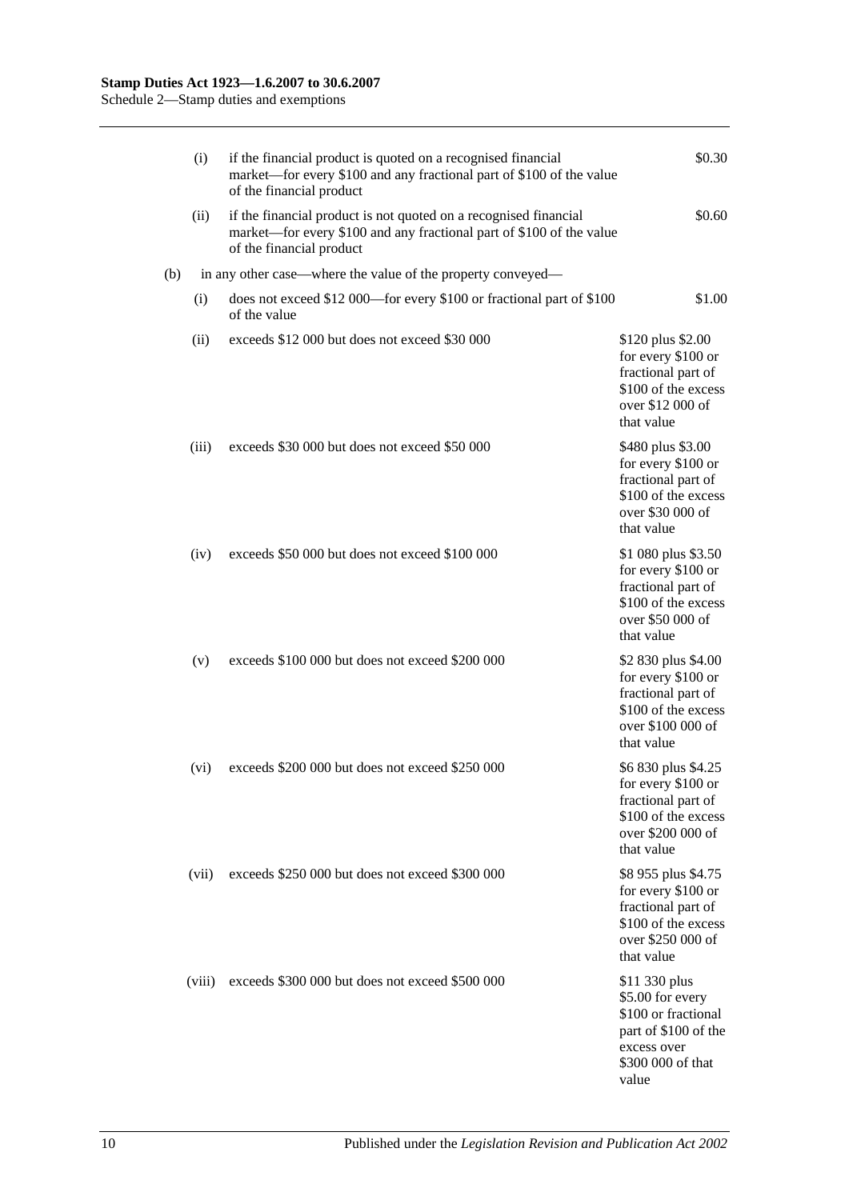| | | |
|---|---|---|
| (i) | if the financial product is quoted on a recognised financial market—for every $100 and any fractional part of $100 of the value of the financial product | $0.30 |
| (ii) | if the financial product is not quoted on a recognised financial market—for every $100 and any fractional part of $100 of the value of the financial product | $0.60 |

(b) in any other case—where the value of the property conveyed—

| | | |
|---|---|---|
| (i) | does not exceed $12 000—for every $100 or fractional part of $100 of the value | $1.00 |
| (ii) | exceeds $12 000 but does not exceed $30 000 | $120 plus $2.00 for every $100 or fractional part of $100 of the excess over $12 000 of that value |
| (iii) | exceeds $30 000 but does not exceed $50 000 | $480 plus $3.00 for every $100 or fractional part of $100 of the excess over $30 000 of that value |
| (iv) | exceeds $50 000 but does not exceed $100 000 | $1 080 plus $3.50 for every $100 or fractional part of $100 of the excess over $50 000 of that value |
| (v) | exceeds $100 000 but does not exceed $200 000 | $2 830 plus $4.00 for every $100 or fractional part of $100 of the excess over $100 000 of that value |
| (vi) | exceeds $200 000 but does not exceed $250 000 | $6 830 plus $4.25 for every $100 or fractional part of $100 of the excess over $200 000 of that value |
| (vii) | exceeds $250 000 but does not exceed $300 000 | $8 955 plus $4.75 for every $100 or fractional part of $100 of the excess over $250 000 of that value |
| (viii) | exceeds $300 000 but does not exceed $500 000 | $11 330 plus $5.00 for every $100 or fractional part of $100 of the excess over $300 000 of that value |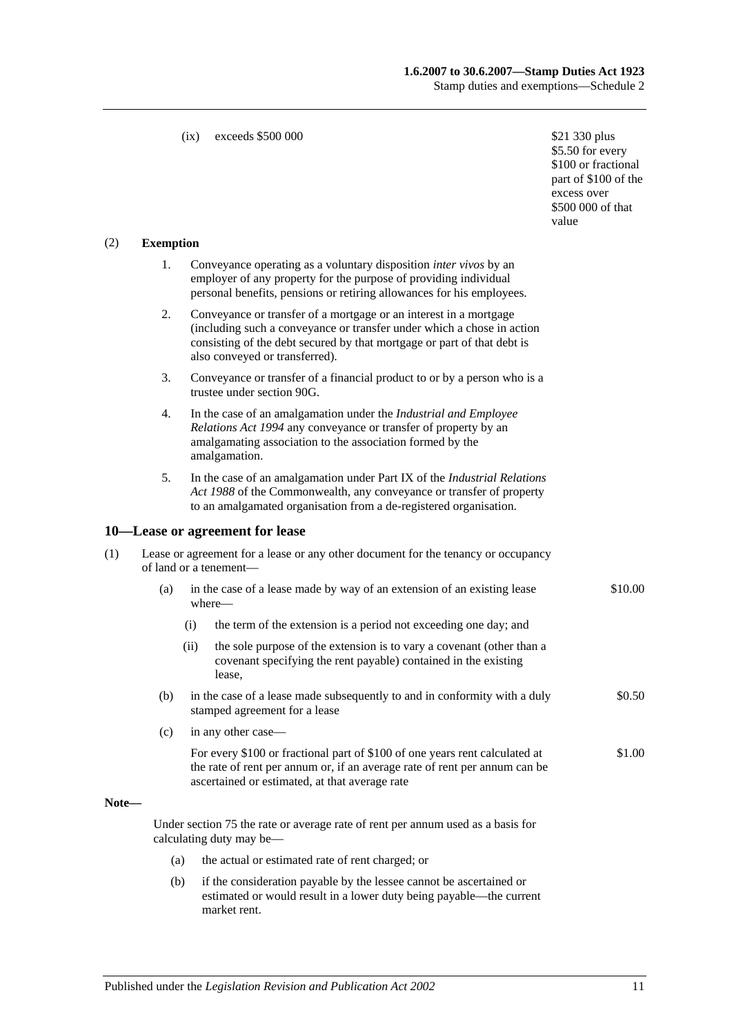(ix) exceeds $500 000 — $21 330 plus $5.50 for every $100 or fractional part of $100 of the excess over $500 000 of that value

(2) **Exemption**

1. Conveyance operating as a voluntary disposition *inter vivos* by an employer of any property for the purpose of providing individual personal benefits, pensions or retiring allowances for his employees.

2. Conveyance or transfer of a mortgage or an interest in a mortgage (including such a conveyance or transfer under which a chose in action consisting of the debt secured by that mortgage or part of that debt is also conveyed or transferred).

3. Conveyance or transfer of a financial product to or by a person who is a trustee under section 90G.

4. In the case of an amalgamation under the *Industrial and Employee Relations Act 1994* any conveyance or transfer of property by an amalgamating association to the association formed by the amalgamation.

5. In the case of an amalgamation under Part IX of the *Industrial Relations Act 1988* of the Commonwealth, any conveyance or transfer of property to an amalgamated organisation from a de-registered organisation.

## 10—Lease or agreement for lease

(1) Lease or agreement for a lease or any other document for the tenancy or occupancy of land or a tenement—

(a) in the case of a lease made by way of an extension of an existing lease where— — $10.00

(i) the term of the extension is a period not exceeding one day; and

(ii) the sole purpose of the extension is to vary a covenant (other than a covenant specifying the rent payable) contained in the existing lease,

(b) in the case of a lease made subsequently to and in conformity with a duly stamped agreement for a lease — $0.50

(c) in any other case—

For every $100 or fractional part of $100 of one years rent calculated at the rate of rent per annum or, if an average rate of rent per annum can be ascertained or estimated, at that average rate — $1.00

**Note—**

Under section 75 the rate or average rate of rent per annum used as a basis for calculating duty may be—

(a) the actual or estimated rate of rent charged; or

(b) if the consideration payable by the lessee cannot be ascertained or estimated or would result in a lower duty being payable—the current market rent.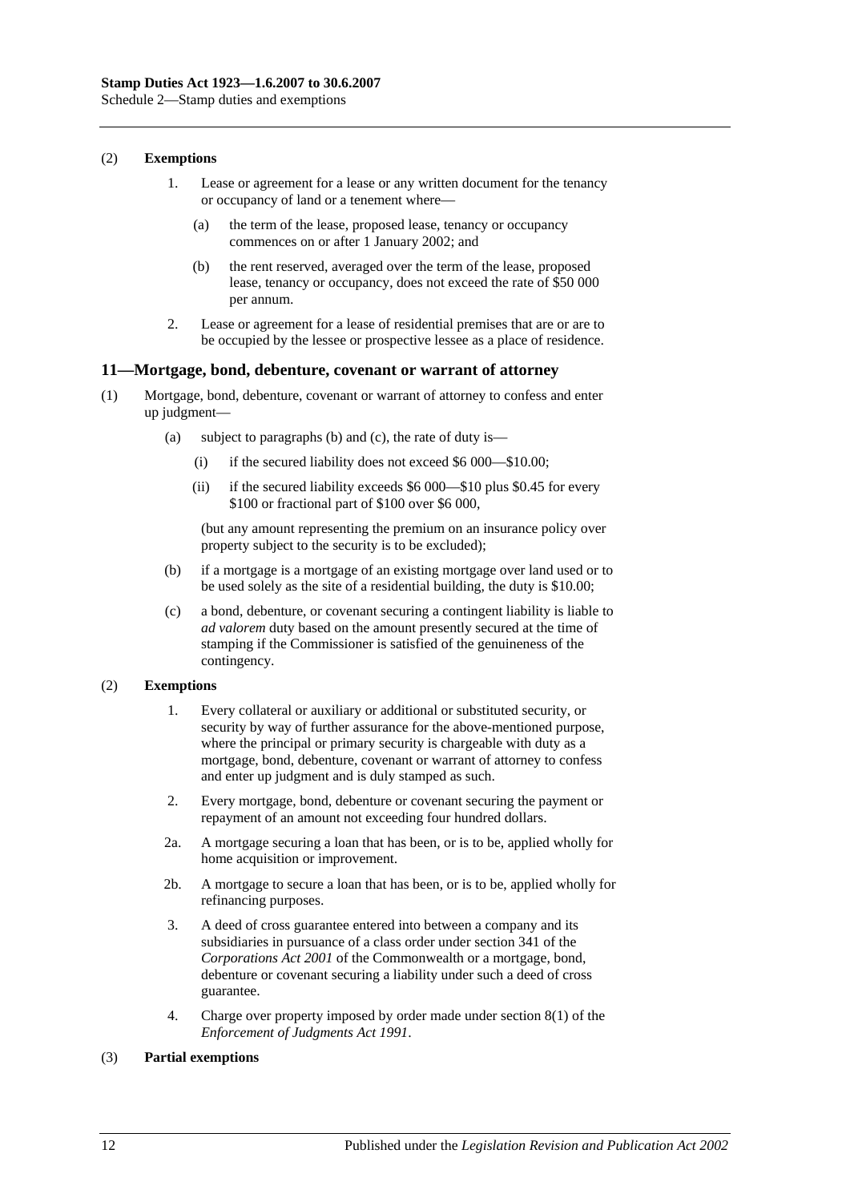(2) **Exemptions**

1. Lease or agreement for a lease or any written document for the tenancy or occupancy of land or a tenement where—

   (a) the term of the lease, proposed lease, tenancy or occupancy commences on or after 1 January 2002; and

   (b) the rent reserved, averaged over the term of the lease, proposed lease, tenancy or occupancy, does not exceed the rate of $50 000 per annum.

2. Lease or agreement for a lease of residential premises that are or are to be occupied by the lessee or prospective lessee as a place of residence.

## 11—Mortgage, bond, debenture, covenant or warrant of attorney

(1) Mortgage, bond, debenture, covenant or warrant of attorney to confess and enter up judgment—

   (a) subject to paragraphs (b) and (c), the rate of duty is—

      (i) if the secured liability does not exceed $6 000—$10.00;

      (ii) if the secured liability exceeds $6 000—$10 plus $0.45 for every $100 or fractional part of $100 over $6 000,

   (but any amount representing the premium on an insurance policy over property subject to the security is to be excluded);

   (b) if a mortgage is a mortgage of an existing mortgage over land used or to be used solely as the site of a residential building, the duty is $10.00;

   (c) a bond, debenture, or covenant securing a contingent liability is liable to *ad valorem* duty based on the amount presently secured at the time of stamping if the Commissioner is satisfied of the genuineness of the contingency.

(2) **Exemptions**

1. Every collateral or auxiliary or additional or substituted security, or security by way of further assurance for the above-mentioned purpose, where the principal or primary security is chargeable with duty as a mortgage, bond, debenture, covenant or warrant of attorney to confess and enter up judgment and is duly stamped as such.

2. Every mortgage, bond, debenture or covenant securing the payment or repayment of an amount not exceeding four hundred dollars.

2a. A mortgage securing a loan that has been, or is to be, applied wholly for home acquisition or improvement.

2b. A mortgage to secure a loan that has been, or is to be, applied wholly for refinancing purposes.

3. A deed of cross guarantee entered into between a company and its subsidiaries in pursuance of a class order under section 341 of the *Corporations Act 2001* of the Commonwealth or a mortgage, bond, debenture or covenant securing a liability under such a deed of cross guarantee.

4. Charge over property imposed by order made under section 8(1) of the *Enforcement of Judgments Act 1991*.

(3) **Partial exemptions**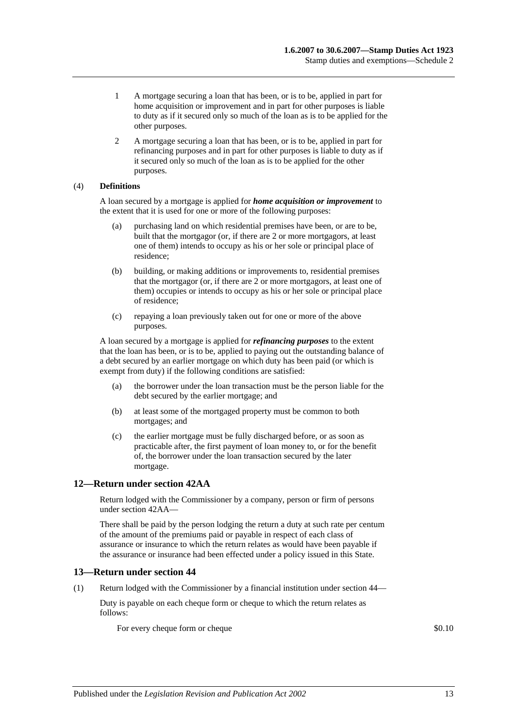1 A mortgage securing a loan that has been, or is to be, applied in part for home acquisition or improvement and in part for other purposes is liable to duty as if it secured only so much of the loan as is to be applied for the other purposes.

2 A mortgage securing a loan that has been, or is to be, applied in part for refinancing purposes and in part for other purposes is liable to duty as if it secured only so much of the loan as is to be applied for the other purposes.

(4) **Definitions**

A loan secured by a mortgage is applied for ***home acquisition or improvement*** to the extent that it is used for one or more of the following purposes:

- (a) purchasing land on which residential premises have been, or are to be, built that the mortgagor (or, if there are 2 or more mortgagors, at least one of them) intends to occupy as his or her sole or principal place of residence;
- (b) building, or making additions or improvements to, residential premises that the mortgagor (or, if there are 2 or more mortgagors, at least one of them) occupies or intends to occupy as his or her sole or principal place of residence;
- (c) repaying a loan previously taken out for one or more of the above purposes.

A loan secured by a mortgage is applied for ***refinancing purposes*** to the extent that the loan has been, or is to be, applied to paying out the outstanding balance of a debt secured by an earlier mortgage on which duty has been paid (or which is exempt from duty) if the following conditions are satisfied:

- (a) the borrower under the loan transaction must be the person liable for the debt secured by the earlier mortgage; and
- (b) at least some of the mortgaged property must be common to both mortgages; and
- (c) the earlier mortgage must be fully discharged before, or as soon as practicable after, the first payment of loan money to, or for the benefit of, the borrower under the loan transaction secured by the later mortgage.

## 12—Return under section 42AA

Return lodged with the Commissioner by a company, person or firm of persons under section 42AA—

There shall be paid by the person lodging the return a duty at such rate per centum of the amount of the premiums paid or payable in respect of each class of assurance or insurance to which the return relates as would have been payable if the assurance or insurance had been effected under a policy issued in this State.

## 13—Return under section 44

(1) Return lodged with the Commissioner by a financial institution under section 44—

Duty is payable on each cheque form or cheque to which the return relates as follows:

For every cheque form or cheque $0.10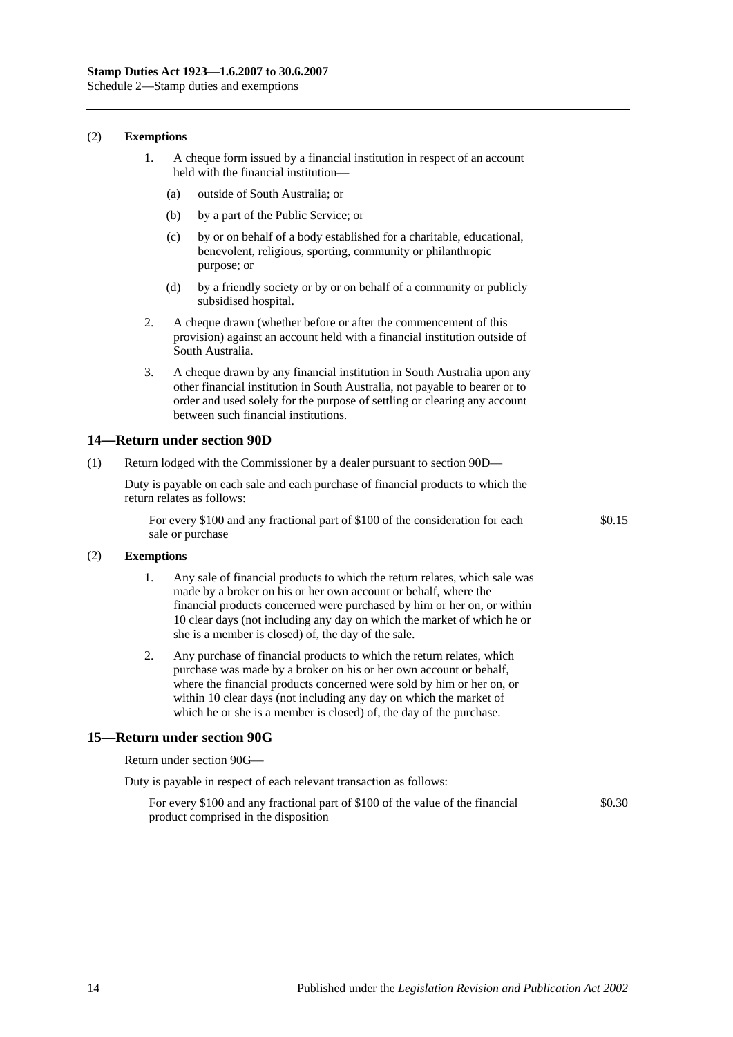(2) **Exemptions**

1. A cheque form issued by a financial institution in respect of an account held with the financial institution—
   (a) outside of South Australia; or
   (b) by a part of the Public Service; or
   (c) by or on behalf of a body established for a charitable, educational, benevolent, religious, sporting, community or philanthropic purpose; or
   (d) by a friendly society or by or on behalf of a community or publicly subsidised hospital.
2. A cheque drawn (whether before or after the commencement of this provision) against an account held with a financial institution outside of South Australia.
3. A cheque drawn by any financial institution in South Australia upon any other financial institution in South Australia, not payable to bearer or to order and used solely for the purpose of settling or clearing any account between such financial institutions.

## 14—Return under section 90D

(1) Return lodged with the Commissioner by a dealer pursuant to section 90D—

Duty is payable on each sale and each purchase of financial products to which the return relates as follows:

For every \$100 and any fractional part of \$100 of the consideration for each sale or purchase — \$0.15

(2) **Exemptions**

1. Any sale of financial products to which the return relates, which sale was made by a broker on his or her own account or behalf, where the financial products concerned were purchased by him or her on, or within 10 clear days (not including any day on which the market of which he or she is a member is closed) of, the day of the sale.
2. Any purchase of financial products to which the return relates, which purchase was made by a broker on his or her own account or behalf, where the financial products concerned were sold by him or her on, or within 10 clear days (not including any day on which the market of which he or she is a member is closed) of, the day of the purchase.

## 15—Return under section 90G

Return under section 90G—

Duty is payable in respect of each relevant transaction as follows:

For every \$100 and any fractional part of \$100 of the value of the financial product comprised in the disposition — \$0.30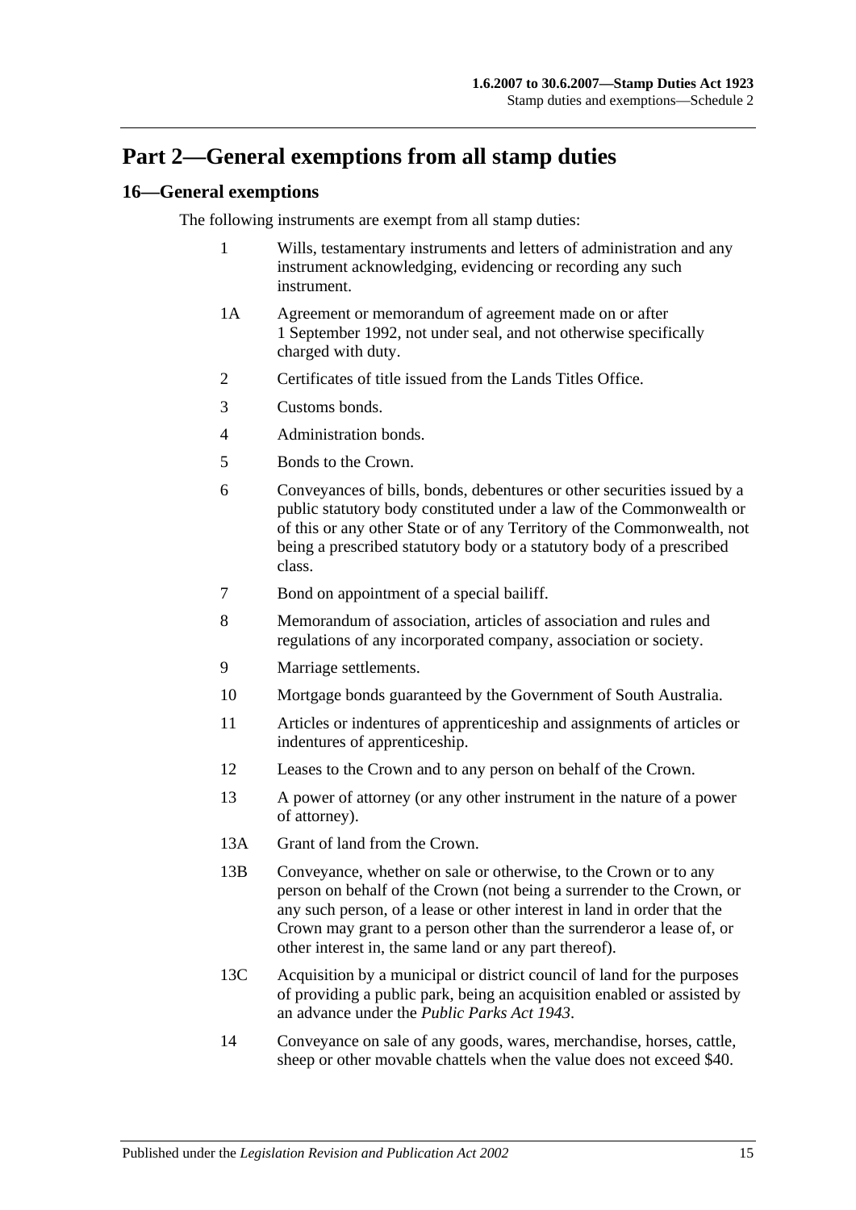# Part 2—General exemptions from all stamp duties

## 16—General exemptions

The following instruments are exempt from all stamp duties:

1 Wills, testamentary instruments and letters of administration and any instrument acknowledging, evidencing or recording any such instrument.

1A Agreement or memorandum of agreement made on or after 1 September 1992, not under seal, and not otherwise specifically charged with duty.

2 Certificates of title issued from the Lands Titles Office.

3 Customs bonds.

4 Administration bonds.

5 Bonds to the Crown.

6 Conveyances of bills, bonds, debentures or other securities issued by a public statutory body constituted under a law of the Commonwealth or of this or any other State or of any Territory of the Commonwealth, not being a prescribed statutory body or a statutory body of a prescribed class.

7 Bond on appointment of a special bailiff.

8 Memorandum of association, articles of association and rules and regulations of any incorporated company, association or society.

9 Marriage settlements.

10 Mortgage bonds guaranteed by the Government of South Australia.

11 Articles or indentures of apprenticeship and assignments of articles or indentures of apprenticeship.

12 Leases to the Crown and to any person on behalf of the Crown.

13 A power of attorney (or any other instrument in the nature of a power of attorney).

13A Grant of land from the Crown.

13B Conveyance, whether on sale or otherwise, to the Crown or to any person on behalf of the Crown (not being a surrender to the Crown, or any such person, of a lease or other interest in land in order that the Crown may grant to a person other than the surrenderor a lease of, or other interest in, the same land or any part thereof).

13C Acquisition by a municipal or district council of land for the purposes of providing a public park, being an acquisition enabled or assisted by an advance under the *Public Parks Act 1943*.

14 Conveyance on sale of any goods, wares, merchandise, horses, cattle, sheep or other movable chattels when the value does not exceed $40.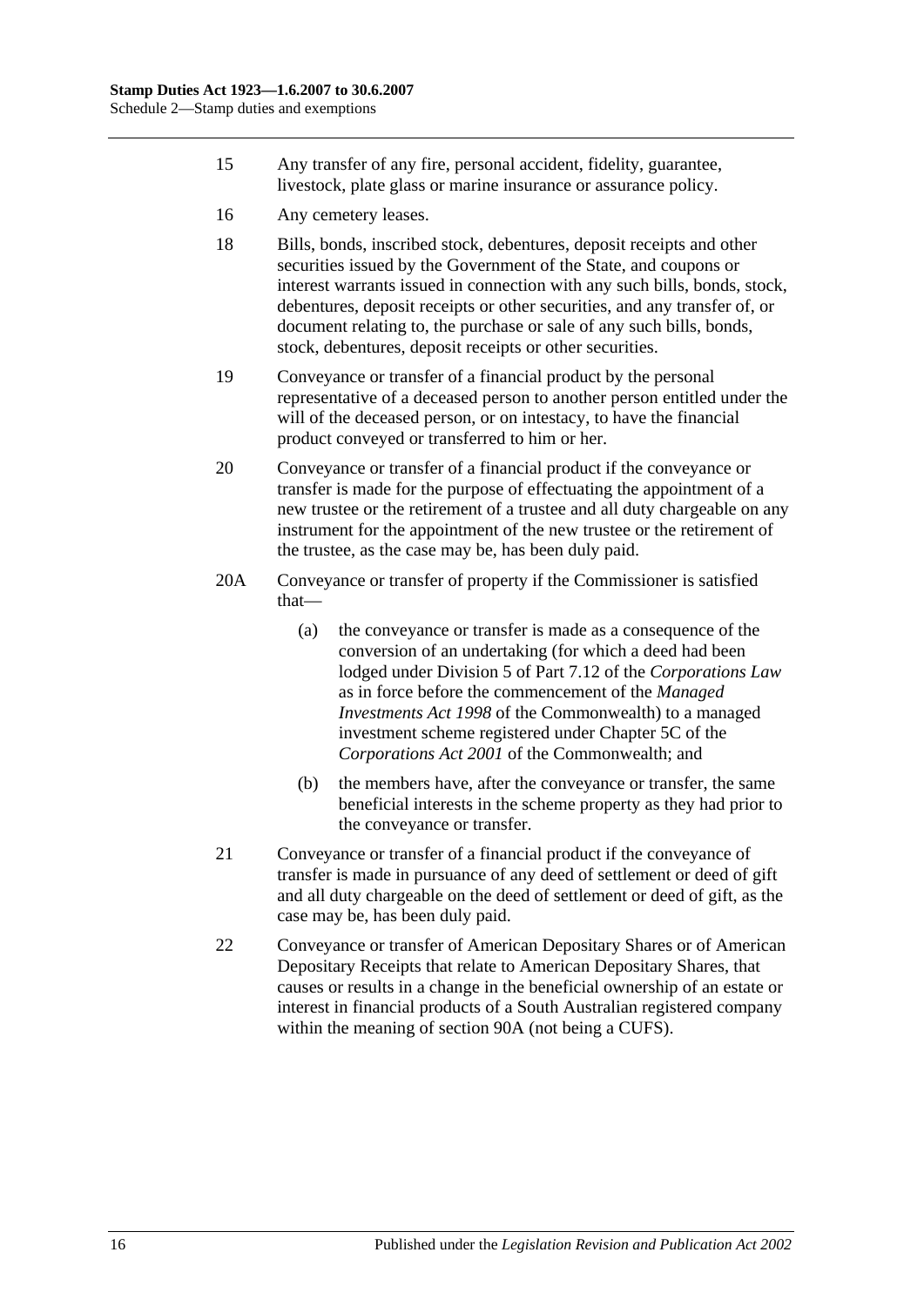15 Any transfer of any fire, personal accident, fidelity, guarantee, livestock, plate glass or marine insurance or assurance policy.

16 Any cemetery leases.

18 Bills, bonds, inscribed stock, debentures, deposit receipts and other securities issued by the Government of the State, and coupons or interest warrants issued in connection with any such bills, bonds, stock, debentures, deposit receipts or other securities, and any transfer of, or document relating to, the purchase or sale of any such bills, bonds, stock, debentures, deposit receipts or other securities.

19 Conveyance or transfer of a financial product by the personal representative of a deceased person to another person entitled under the will of the deceased person, or on intestacy, to have the financial product conveyed or transferred to him or her.

20 Conveyance or transfer of a financial product if the conveyance or transfer is made for the purpose of effectuating the appointment of a new trustee or the retirement of a trustee and all duty chargeable on any instrument for the appointment of the new trustee or the retirement of the trustee, as the case may be, has been duly paid.

20A Conveyance or transfer of property if the Commissioner is satisfied that—

(a) the conveyance or transfer is made as a consequence of the conversion of an undertaking (for which a deed had been lodged under Division 5 of Part 7.12 of the *Corporations Law* as in force before the commencement of the *Managed Investments Act 1998* of the Commonwealth) to a managed investment scheme registered under Chapter 5C of the *Corporations Act 2001* of the Commonwealth; and

(b) the members have, after the conveyance or transfer, the same beneficial interests in the scheme property as they had prior to the conveyance or transfer.

21 Conveyance or transfer of a financial product if the conveyance of transfer is made in pursuance of any deed of settlement or deed of gift and all duty chargeable on the deed of settlement or deed of gift, as the case may be, has been duly paid.

22 Conveyance or transfer of American Depositary Shares or of American Depositary Receipts that relate to American Depositary Shares, that causes or results in a change in the beneficial ownership of an estate or interest in financial products of a South Australian registered company within the meaning of section 90A (not being a CUFS).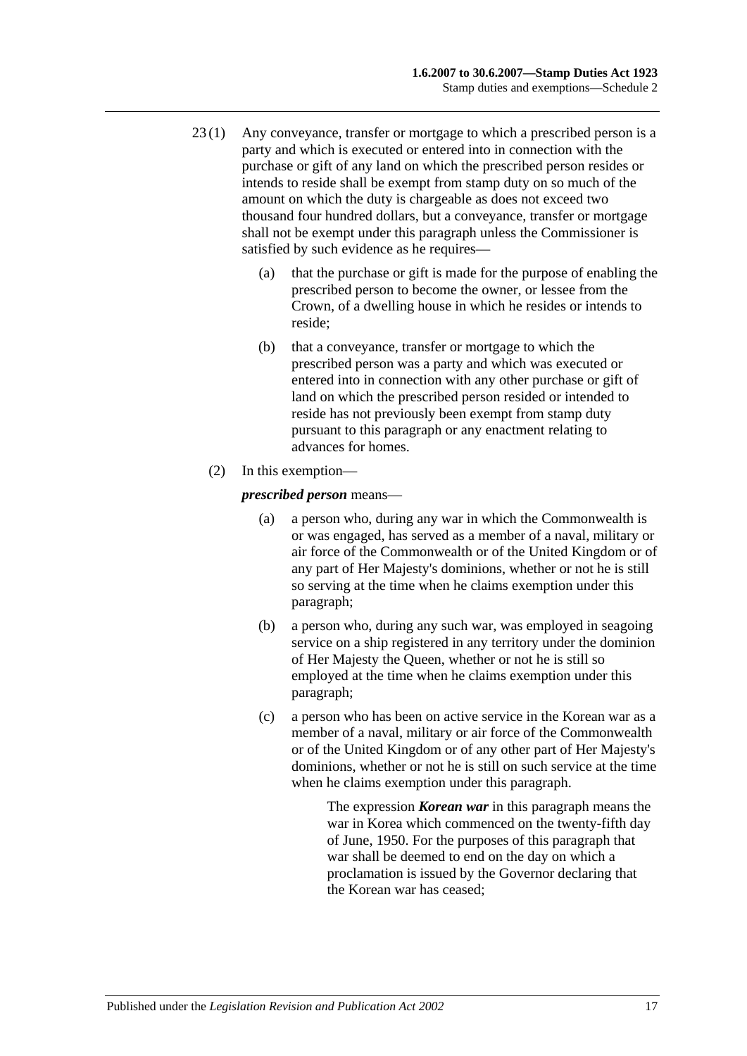23 (1) Any conveyance, transfer or mortgage to which a prescribed person is a party and which is executed or entered into in connection with the purchase or gift of any land on which the prescribed person resides or intends to reside shall be exempt from stamp duty on so much of the amount on which the duty is chargeable as does not exceed two thousand four hundred dollars, but a conveyance, transfer or mortgage shall not be exempt under this paragraph unless the Commissioner is satisfied by such evidence as he requires—

(a) that the purchase or gift is made for the purpose of enabling the prescribed person to become the owner, or lessee from the Crown, of a dwelling house in which he resides or intends to reside;

(b) that a conveyance, transfer or mortgage to which the prescribed person was a party and which was executed or entered into in connection with any other purchase or gift of land on which the prescribed person resided or intended to reside has not previously been exempt from stamp duty pursuant to this paragraph or any enactment relating to advances for homes.

(2) In this exemption—

***prescribed person*** means—

(a) a person who, during any war in which the Commonwealth is or was engaged, has served as a member of a naval, military or air force of the Commonwealth or of the United Kingdom or of any part of Her Majesty's dominions, whether or not he is still so serving at the time when he claims exemption under this paragraph;

(b) a person who, during any such war, was employed in seagoing service on a ship registered in any territory under the dominion of Her Majesty the Queen, whether or not he is still so employed at the time when he claims exemption under this paragraph;

(c) a person who has been on active service in the Korean war as a member of a naval, military or air force of the Commonwealth or of the United Kingdom or of any other part of Her Majesty's dominions, whether or not he is still on such service at the time when he claims exemption under this paragraph.

The expression ***Korean war*** in this paragraph means the war in Korea which commenced on the twenty-fifth day of June, 1950. For the purposes of this paragraph that war shall be deemed to end on the day on which a proclamation is issued by the Governor declaring that the Korean war has ceased;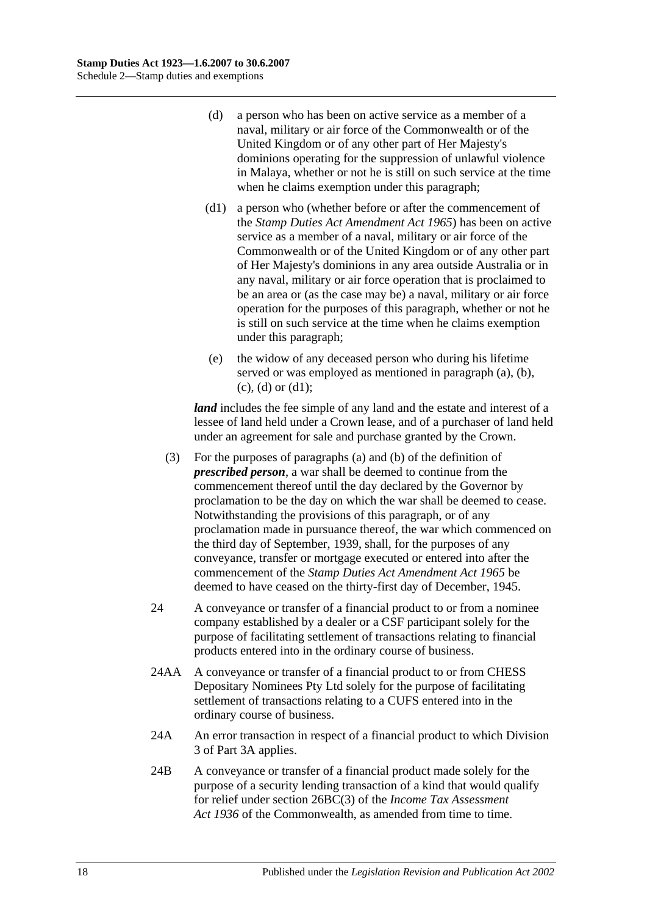(d) a person who has been on active service as a member of a naval, military or air force of the Commonwealth or of the United Kingdom or of any other part of Her Majesty's dominions operating for the suppression of unlawful violence in Malaya, whether or not he is still on such service at the time when he claims exemption under this paragraph;

(d1) a person who (whether before or after the commencement of the *Stamp Duties Act Amendment Act 1965*) has been on active service as a member of a naval, military or air force of the Commonwealth or of the United Kingdom or of any other part of Her Majesty's dominions in any area outside Australia or in any naval, military or air force operation that is proclaimed to be an area or (as the case may be) a naval, military or air force operation for the purposes of this paragraph, whether or not he is still on such service at the time when he claims exemption under this paragraph;

(e) the widow of any deceased person who during his lifetime served or was employed as mentioned in paragraph (a), (b), (c), (d) or (d1);

***land*** includes the fee simple of any land and the estate and interest of a lessee of land held under a Crown lease, and of a purchaser of land held under an agreement for sale and purchase granted by the Crown.

(3) For the purposes of paragraphs (a) and (b) of the definition of ***prescribed person***, a war shall be deemed to continue from the commencement thereof until the day declared by the Governor by proclamation to be the day on which the war shall be deemed to cease. Notwithstanding the provisions of this paragraph, or of any proclamation made in pursuance thereof, the war which commenced on the third day of September, 1939, shall, for the purposes of any conveyance, transfer or mortgage executed or entered into after the commencement of the *Stamp Duties Act Amendment Act 1965* be deemed to have ceased on the thirty-first day of December, 1945.

24 A conveyance or transfer of a financial product to or from a nominee company established by a dealer or a CSF participant solely for the purpose of facilitating settlement of transactions relating to financial products entered into in the ordinary course of business.

24AA A conveyance or transfer of a financial product to or from CHESS Depositary Nominees Pty Ltd solely for the purpose of facilitating settlement of transactions relating to a CUFS entered into in the ordinary course of business.

24A An error transaction in respect of a financial product to which Division 3 of Part 3A applies.

24B A conveyance or transfer of a financial product made solely for the purpose of a security lending transaction of a kind that would qualify for relief under section 26BC(3) of the *Income Tax Assessment Act 1936* of the Commonwealth, as amended from time to time.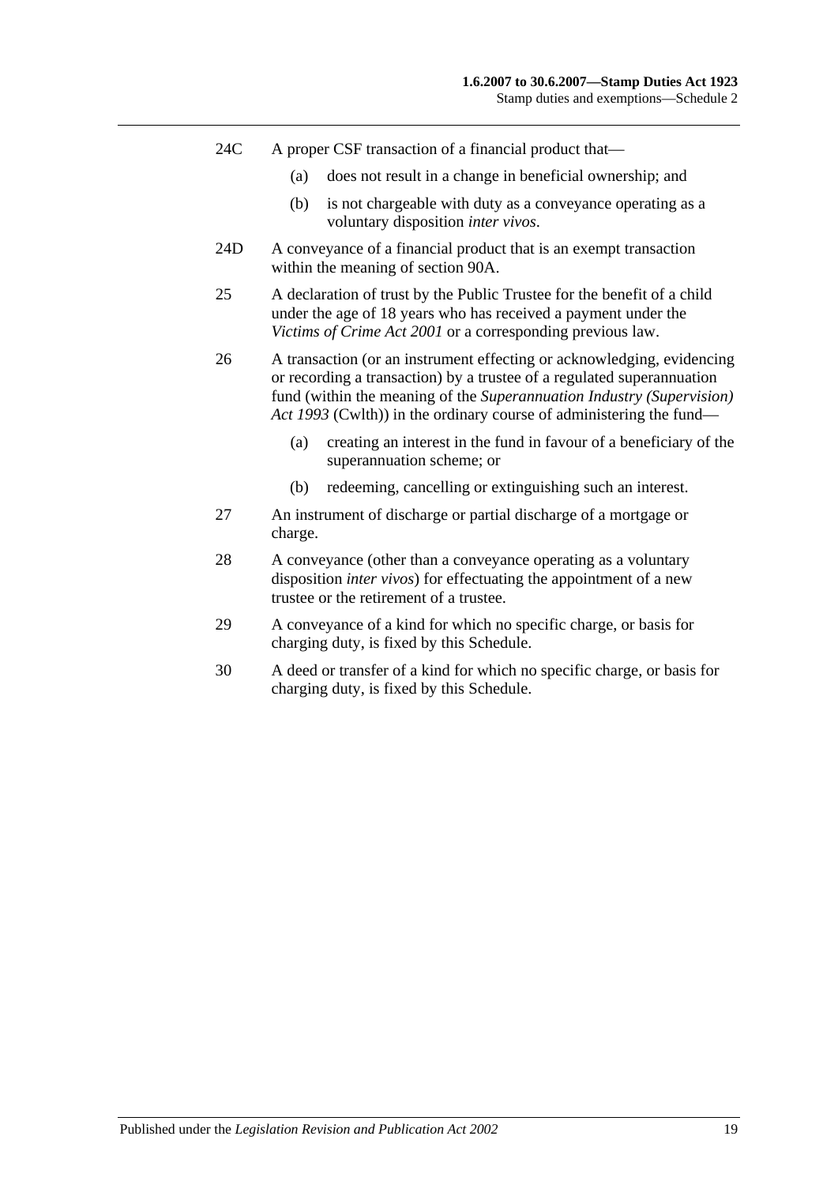24C A proper CSF transaction of a financial product that—

(a) does not result in a change in beneficial ownership; and

(b) is not chargeable with duty as a conveyance operating as a voluntary disposition *inter vivos*.

24D A conveyance of a financial product that is an exempt transaction within the meaning of section 90A.

25 A declaration of trust by the Public Trustee for the benefit of a child under the age of 18 years who has received a payment under the *Victims of Crime Act 2001* or a corresponding previous law.

26 A transaction (or an instrument effecting or acknowledging, evidencing or recording a transaction) by a trustee of a regulated superannuation fund (within the meaning of the *Superannuation Industry (Supervision) Act 1993* (Cwlth)) in the ordinary course of administering the fund—

(a) creating an interest in the fund in favour of a beneficiary of the superannuation scheme; or

(b) redeeming, cancelling or extinguishing such an interest.

27 An instrument of discharge or partial discharge of a mortgage or charge.

28 A conveyance (other than a conveyance operating as a voluntary disposition *inter vivos*) for effectuating the appointment of a new trustee or the retirement of a trustee.

29 A conveyance of a kind for which no specific charge, or basis for charging duty, is fixed by this Schedule.

30 A deed or transfer of a kind for which no specific charge, or basis for charging duty, is fixed by this Schedule.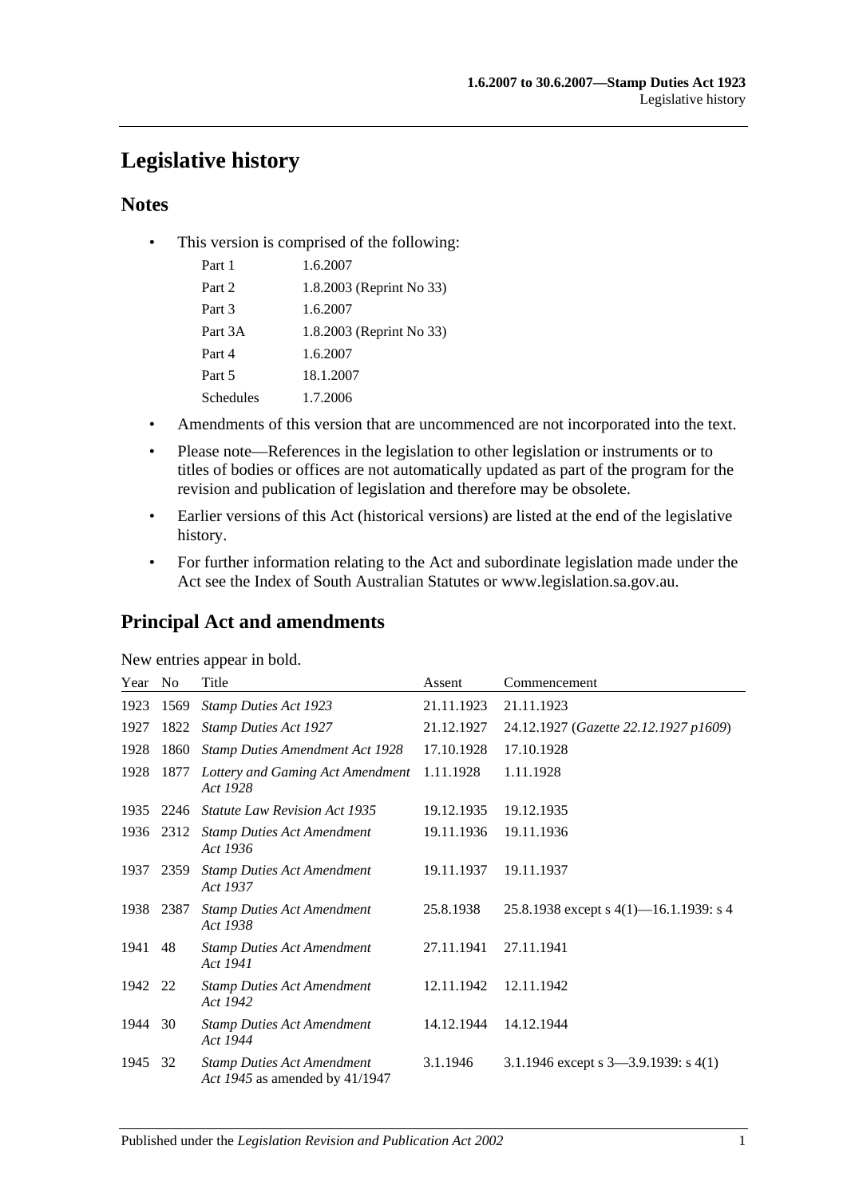# Legislative history

## Notes

- This version is comprised of the following:

| | |
|---|---|
| Part 1 | 1.6.2007 |
| Part 2 | 1.8.2003 (Reprint No 33) |
| Part 3 | 1.6.2007 |
| Part 3A | 1.8.2003 (Reprint No 33) |
| Part 4 | 1.6.2007 |
| Part 5 | 18.1.2007 |
| Schedules | 1.7.2006 |

- Amendments of this version that are uncommenced are not incorporated into the text.
- Please note—References in the legislation to other legislation or instruments or to titles of bodies or offices are not automatically updated as part of the program for the revision and publication of legislation and therefore may be obsolete.
- Earlier versions of this Act (historical versions) are listed at the end of the legislative history.
- For further information relating to the Act and subordinate legislation made under the Act see the Index of South Australian Statutes or www.legislation.sa.gov.au.

## Principal Act and amendments

New entries appear in bold.

| Year | No | Title | Assent | Commencement |
|---|---|---|---|---|
| 1923 | 1569 | *Stamp Duties Act 1923* | 21.11.1923 | 21.11.1923 |
| 1927 | 1822 | *Stamp Duties Act 1927* | 21.12.1927 | 24.12.1927 (*Gazette 22.12.1927 p1609*) |
| 1928 | 1860 | *Stamp Duties Amendment Act 1928* | 17.10.1928 | 17.10.1928 |
| 1928 | 1877 | *Lottery and Gaming Act Amendment Act 1928* | 1.11.1928 | 1.11.1928 |
| 1935 | 2246 | *Statute Law Revision Act 1935* | 19.12.1935 | 19.12.1935 |
| 1936 | 2312 | *Stamp Duties Act Amendment Act 1936* | 19.11.1936 | 19.11.1936 |
| 1937 | 2359 | *Stamp Duties Act Amendment Act 1937* | 19.11.1937 | 19.11.1937 |
| 1938 | 2387 | *Stamp Duties Act Amendment Act 1938* | 25.8.1938 | 25.8.1938 except s 4(1)—16.1.1939: s 4 |
| 1941 | 48 | *Stamp Duties Act Amendment Act 1941* | 27.11.1941 | 27.11.1941 |
| 1942 | 22 | *Stamp Duties Act Amendment Act 1942* | 12.11.1942 | 12.11.1942 |
| 1944 | 30 | *Stamp Duties Act Amendment Act 1944* | 14.12.1944 | 14.12.1944 |
| 1945 | 32 | *Stamp Duties Act Amendment Act 1945* as amended by 41/1947 | 3.1.1946 | 3.1.1946 except s 3—3.9.1939: s 4(1) |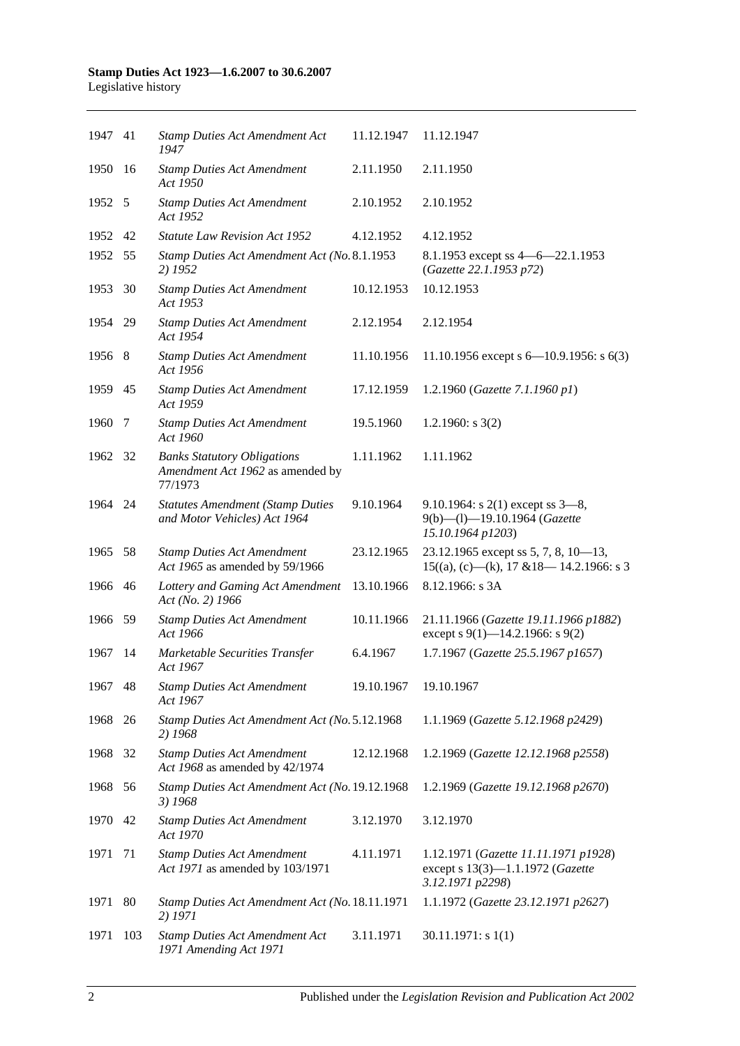| | | | | |
|---|---|---|---|---|
| 1947 | 41 | *Stamp Duties Act Amendment Act 1947* | 11.12.1947 | 11.12.1947 |
| 1950 | 16 | *Stamp Duties Act Amendment Act 1950* | 2.11.1950 | 2.11.1950 |
| 1952 | 5 | *Stamp Duties Act Amendment Act 1952* | 2.10.1952 | 2.10.1952 |
| 1952 | 42 | *Statute Law Revision Act 1952* | 4.12.1952 | 4.12.1952 |
| 1952 | 55 | *Stamp Duties Act Amendment Act (No. 2) 1952* | 8.1.1953 | 8.1.1953 except ss 4—6—22.1.1953 (*Gazette 22.1.1953 p72*) |
| 1953 | 30 | *Stamp Duties Act Amendment Act 1953* | 10.12.1953 | 10.12.1953 |
| 1954 | 29 | *Stamp Duties Act Amendment Act 1954* | 2.12.1954 | 2.12.1954 |
| 1956 | 8 | *Stamp Duties Act Amendment Act 1956* | 11.10.1956 | 11.10.1956 except s 6—10.9.1956: s 6(3) |
| 1959 | 45 | *Stamp Duties Act Amendment Act 1959* | 17.12.1959 | 1.2.1960 (*Gazette 7.1.1960 p1*) |
| 1960 | 7 | *Stamp Duties Act Amendment Act 1960* | 19.5.1960 | 1.2.1960: s 3(2) |
| 1962 | 32 | *Banks Statutory Obligations Amendment Act 1962* as amended by 77/1973 | 1.11.1962 | 1.11.1962 |
| 1964 | 24 | *Statutes Amendment (Stamp Duties and Motor Vehicles) Act 1964* | 9.10.1964 | 9.10.1964: s 2(1) except ss 3—8, 9(b)—(l)—19.10.1964 (*Gazette 15.10.1964 p1203*) |
| 1965 | 58 | *Stamp Duties Act Amendment Act 1965* as amended by 59/1966 | 23.12.1965 | 23.12.1965 except ss 5, 7, 8, 10—13, 15((a), (c)—(k), 17 &18— 14.2.1966: s 3 |
| 1966 | 46 | *Lottery and Gaming Act Amendment Act (No. 2) 1966* | 13.10.1966 | 8.12.1966: s 3A |
| 1966 | 59 | *Stamp Duties Act Amendment Act 1966* | 10.11.1966 | 21.11.1966 (*Gazette 19.11.1966 p1882*) except s 9(1)—14.2.1966: s 9(2) |
| 1967 | 14 | *Marketable Securities Transfer Act 1967* | 6.4.1967 | 1.7.1967 (*Gazette 25.5.1967 p1657*) |
| 1967 | 48 | *Stamp Duties Act Amendment Act 1967* | 19.10.1967 | 19.10.1967 |
| 1968 | 26 | *Stamp Duties Act Amendment Act (No. 2) 1968* | 5.12.1968 | 1.1.1969 (*Gazette 5.12.1968 p2429*) |
| 1968 | 32 | *Stamp Duties Act Amendment Act 1968* as amended by 42/1974 | 12.12.1968 | 1.2.1969 (*Gazette 12.12.1968 p2558*) |
| 1968 | 56 | *Stamp Duties Act Amendment Act (No. 3) 1968* | 19.12.1968 | 1.2.1969 (*Gazette 19.12.1968 p2670*) |
| 1970 | 42 | *Stamp Duties Act Amendment Act 1970* | 3.12.1970 | 3.12.1970 |
| 1971 | 71 | *Stamp Duties Act Amendment Act 1971* as amended by 103/1971 | 4.11.1971 | 1.12.1971 (*Gazette 11.11.1971 p1928*) except s 13(3)—1.1.1972 (*Gazette 3.12.1971 p2298*) |
| 1971 | 80 | *Stamp Duties Act Amendment Act (No. 2) 1971* | 18.11.1971 | 1.1.1972 (*Gazette 23.12.1971 p2627*) |
| 1971 | 103 | *Stamp Duties Act Amendment Act 1971 Amending Act 1971* | 3.11.1971 | 30.11.1971: s 1(1) |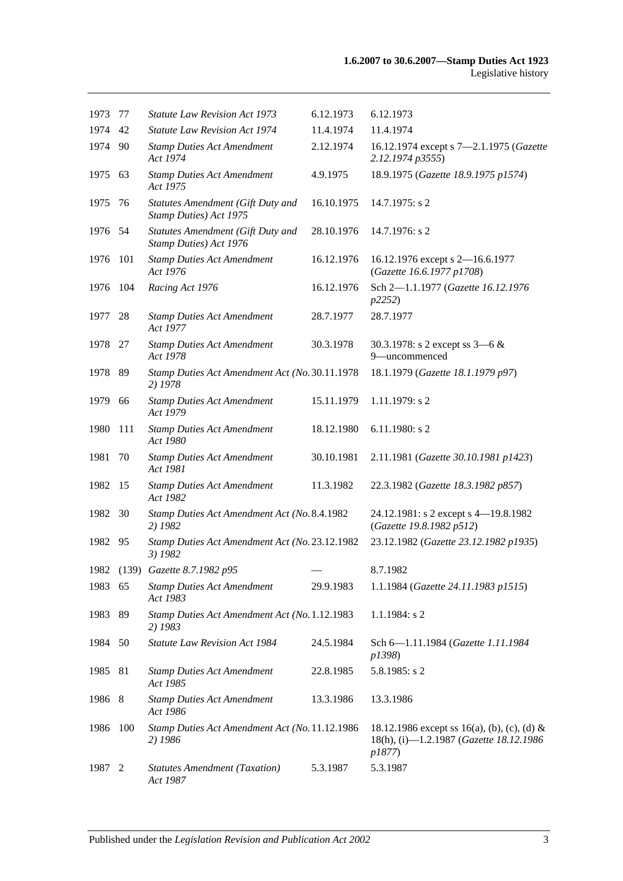| | | | | |
|---|---|---|---|---|
| 1973 | 77 | *Statute Law Revision Act 1973* | 6.12.1973 | 6.12.1973 |
| 1974 | 42 | *Statute Law Revision Act 1974* | 11.4.1974 | 11.4.1974 |
| 1974 | 90 | *Stamp Duties Act Amendment Act 1974* | 2.12.1974 | 16.12.1974 except s 7—2.1.1975 (*Gazette 2.12.1974 p3555*) |
| 1975 | 63 | *Stamp Duties Act Amendment Act 1975* | 4.9.1975 | 18.9.1975 (*Gazette 18.9.1975 p1574*) |
| 1975 | 76 | *Statutes Amendment (Gift Duty and Stamp Duties) Act 1975* | 16.10.1975 | 14.7.1975: s 2 |
| 1976 | 54 | *Statutes Amendment (Gift Duty and Stamp Duties) Act 1976* | 28.10.1976 | 14.7.1976: s 2 |
| 1976 | 101 | *Stamp Duties Act Amendment Act 1976* | 16.12.1976 | 16.12.1976 except s 2—16.6.1977 (*Gazette 16.6.1977 p1708*) |
| 1976 | 104 | *Racing Act 1976* | 16.12.1976 | Sch 2—1.1.1977 (*Gazette 16.12.1976 p2252*) |
| 1977 | 28 | *Stamp Duties Act Amendment Act 1977* | 28.7.1977 | 28.7.1977 |
| 1978 | 27 | *Stamp Duties Act Amendment Act 1978* | 30.3.1978 | 30.3.1978: s 2 except ss 3—6 & 9—uncommenced |
| 1978 | 89 | *Stamp Duties Act Amendment Act (No. 2) 1978* | 30.11.1978 | 18.1.1979 (*Gazette 18.1.1979 p97*) |
| 1979 | 66 | *Stamp Duties Act Amendment Act 1979* | 15.11.1979 | 1.11.1979: s 2 |
| 1980 | 111 | *Stamp Duties Act Amendment Act 1980* | 18.12.1980 | 6.11.1980: s 2 |
| 1981 | 70 | *Stamp Duties Act Amendment Act 1981* | 30.10.1981 | 2.11.1981 (*Gazette 30.10.1981 p1423*) |
| 1982 | 15 | *Stamp Duties Act Amendment Act 1982* | 11.3.1982 | 22.3.1982 (*Gazette 18.3.1982 p857*) |
| 1982 | 30 | *Stamp Duties Act Amendment Act (No. 2) 1982* | 8.4.1982 | 24.12.1981: s 2 except s 4—19.8.1982 (*Gazette 19.8.1982 p512*) |
| 1982 | 95 | *Stamp Duties Act Amendment Act (No. 3) 1982* | 23.12.1982 | 23.12.1982 (*Gazette 23.12.1982 p1935*) |
| 1982 | (139) | *Gazette 8.7.1982 p95* | — | 8.7.1982 |
| 1983 | 65 | *Stamp Duties Act Amendment Act 1983* | 29.9.1983 | 1.1.1984 (*Gazette 24.11.1983 p1515*) |
| 1983 | 89 | *Stamp Duties Act Amendment Act (No. 2) 1983* | 1.12.1983 | 1.1.1984: s 2 |
| 1984 | 50 | *Statute Law Revision Act 1984* | 24.5.1984 | Sch 6—1.11.1984 (*Gazette 1.11.1984 p1398*) |
| 1985 | 81 | *Stamp Duties Act Amendment Act 1985* | 22.8.1985 | 5.8.1985: s 2 |
| 1986 | 8 | *Stamp Duties Act Amendment Act 1986* | 13.3.1986 | 13.3.1986 |
| 1986 | 100 | *Stamp Duties Act Amendment Act (No. 2) 1986* | 11.12.1986 | 18.12.1986 except ss 16(a), (b), (c), (d) & 18(h), (i)—1.2.1987 (*Gazette 18.12.1986 p1877*) |
| 1987 | 2 | *Statutes Amendment (Taxation) Act 1987* | 5.3.1987 | 5.3.1987 |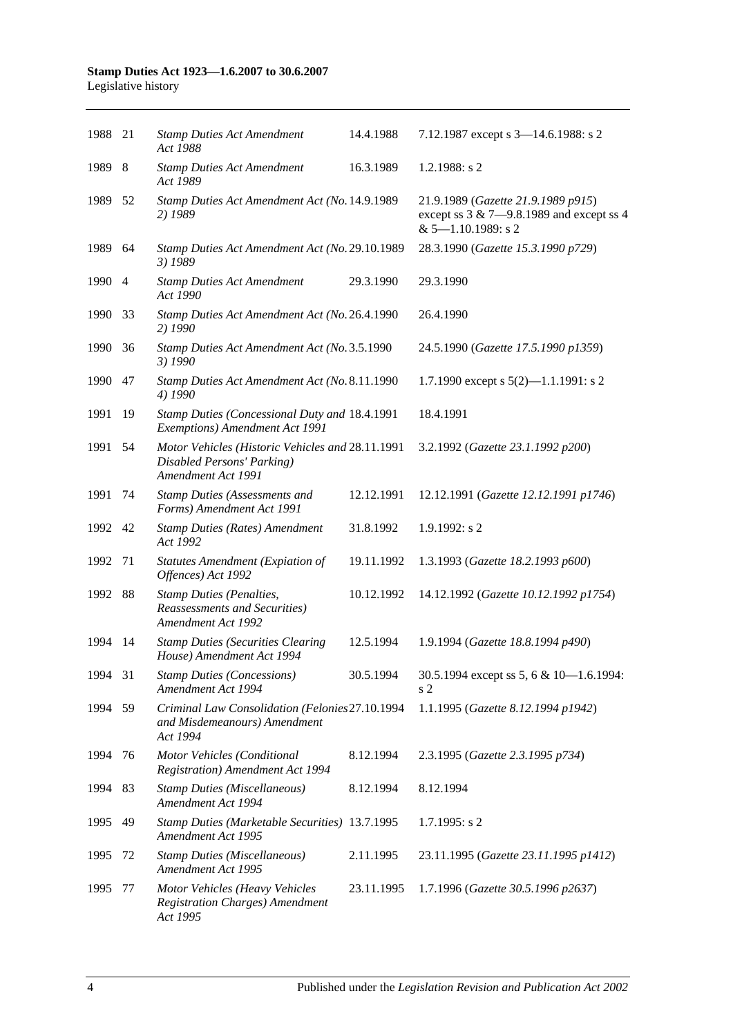| | | | | |
|---|---|---|---|---|
| 1988 | 21 | *Stamp Duties Act Amendment Act 1988* | 14.4.1988 | 7.12.1987 except s 3—14.6.1988: s 2 |
| 1989 | 8 | *Stamp Duties Act Amendment Act 1989* | 16.3.1989 | 1.2.1988: s 2 |
| 1989 | 52 | *Stamp Duties Act Amendment Act (No. 2) 1989* | 14.9.1989 | 21.9.1989 (*Gazette 21.9.1989 p915*) except ss 3 & 7—9.8.1989 and except ss 4 & 5—1.10.1989: s 2 |
| 1989 | 64 | *Stamp Duties Act Amendment Act (No. 3) 1989* | 29.10.1989 | 28.3.1990 (*Gazette 15.3.1990 p729*) |
| 1990 | 4 | *Stamp Duties Act Amendment Act 1990* | 29.3.1990 | 29.3.1990 |
| 1990 | 33 | *Stamp Duties Act Amendment Act (No. 2) 1990* | 26.4.1990 | 26.4.1990 |
| 1990 | 36 | *Stamp Duties Act Amendment Act (No. 3) 1990* | 3.5.1990 | 24.5.1990 (*Gazette 17.5.1990 p1359*) |
| 1990 | 47 | *Stamp Duties Act Amendment Act (No. 4) 1990* | 8.11.1990 | 1.7.1990 except s 5(2)—1.1.1991: s 2 |
| 1991 | 19 | *Stamp Duties (Concessional Duty and Exemptions) Amendment Act 1991* | 18.4.1991 | 18.4.1991 |
| 1991 | 54 | *Motor Vehicles (Historic Vehicles and Disabled Persons' Parking) Amendment Act 1991* | 28.11.1991 | 3.2.1992 (*Gazette 23.1.1992 p200*) |
| 1991 | 74 | *Stamp Duties (Assessments and Forms) Amendment Act 1991* | 12.12.1991 | 12.12.1991 (*Gazette 12.12.1991 p1746*) |
| 1992 | 42 | *Stamp Duties (Rates) Amendment Act 1992* | 31.8.1992 | 1.9.1992: s 2 |
| 1992 | 71 | *Statutes Amendment (Expiation of Offences) Act 1992* | 19.11.1992 | 1.3.1993 (*Gazette 18.2.1993 p600*) |
| 1992 | 88 | *Stamp Duties (Penalties, Reassessments and Securities) Amendment Act 1992* | 10.12.1992 | 14.12.1992 (*Gazette 10.12.1992 p1754*) |
| 1994 | 14 | *Stamp Duties (Securities Clearing House) Amendment Act 1994* | 12.5.1994 | 1.9.1994 (*Gazette 18.8.1994 p490*) |
| 1994 | 31 | *Stamp Duties (Concessions) Amendment Act 1994* | 30.5.1994 | 30.5.1994 except ss 5, 6 & 10—1.6.1994: s 2 |
| 1994 | 59 | *Criminal Law Consolidation (Felonies and Misdemeanours) Amendment Act 1994* | 27.10.1994 | 1.1.1995 (*Gazette 8.12.1994 p1942*) |
| 1994 | 76 | *Motor Vehicles (Conditional Registration) Amendment Act 1994* | 8.12.1994 | 2.3.1995 (*Gazette 2.3.1995 p734*) |
| 1994 | 83 | *Stamp Duties (Miscellaneous) Amendment Act 1994* | 8.12.1994 | 8.12.1994 |
| 1995 | 49 | *Stamp Duties (Marketable Securities) Amendment Act 1995* | 13.7.1995 | 1.7.1995: s 2 |
| 1995 | 72 | *Stamp Duties (Miscellaneous) Amendment Act 1995* | 2.11.1995 | 23.11.1995 (*Gazette 23.11.1995 p1412*) |
| 1995 | 77 | *Motor Vehicles (Heavy Vehicles Registration Charges) Amendment Act 1995* | 23.11.1995 | 1.7.1996 (*Gazette 30.5.1996 p2637*) |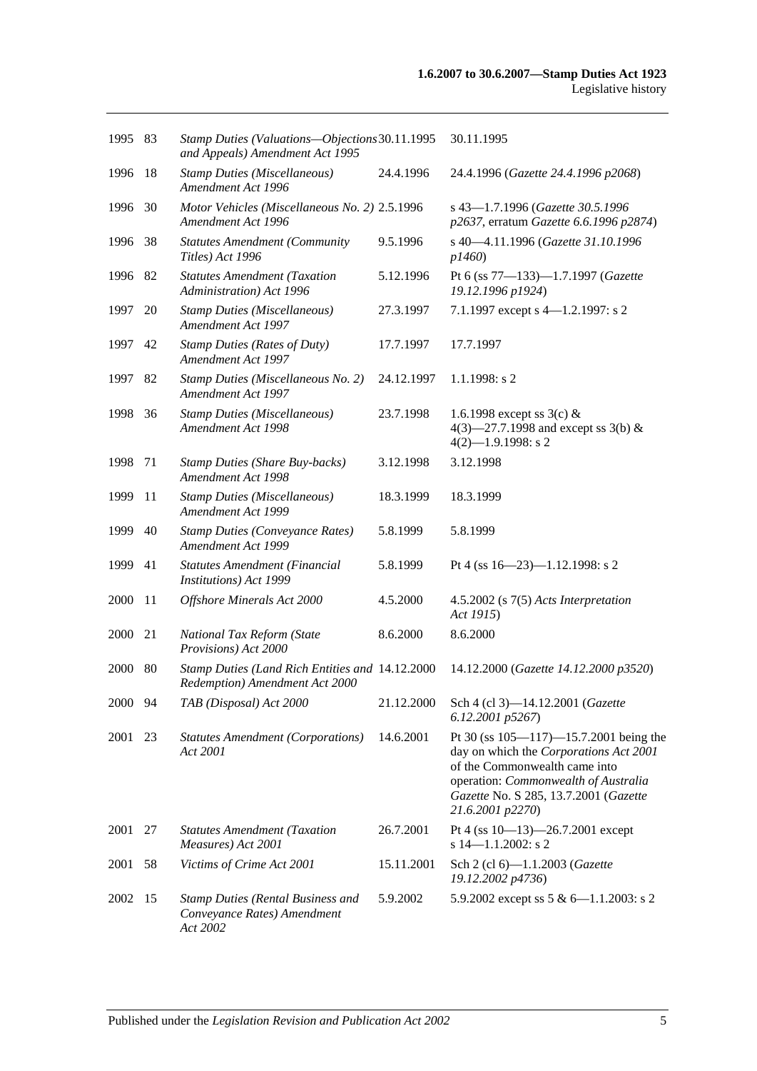| | | | | |
|---|---|---|---|---|
| 1995 | 83 | *Stamp Duties (Valuations—Objections and Appeals) Amendment Act 1995* | 30.11.1995 | 30.11.1995 |
| 1996 | 18 | *Stamp Duties (Miscellaneous) Amendment Act 1996* | 24.4.1996 | 24.4.1996 (*Gazette 24.4.1996 p2068*) |
| 1996 | 30 | *Motor Vehicles (Miscellaneous No. 2) Amendment Act 1996* | 2.5.1996 | s 43—1.7.1996 (*Gazette 30.5.1996 p2637*, erratum *Gazette 6.6.1996 p2874*) |
| 1996 | 38 | *Statutes Amendment (Community Titles) Act 1996* | 9.5.1996 | s 40—4.11.1996 (*Gazette 31.10.1996 p1460*) |
| 1996 | 82 | *Statutes Amendment (Taxation Administration) Act 1996* | 5.12.1996 | Pt 6 (ss 77—133)—1.7.1997 (*Gazette 19.12.1996 p1924*) |
| 1997 | 20 | *Stamp Duties (Miscellaneous) Amendment Act 1997* | 27.3.1997 | 7.1.1997 except s 4—1.2.1997: s 2 |
| 1997 | 42 | *Stamp Duties (Rates of Duty) Amendment Act 1997* | 17.7.1997 | 17.7.1997 |
| 1997 | 82 | *Stamp Duties (Miscellaneous No. 2) Amendment Act 1997* | 24.12.1997 | 1.1.1998: s 2 |
| 1998 | 36 | *Stamp Duties (Miscellaneous) Amendment Act 1998* | 23.7.1998 | 1.6.1998 except ss 3(c) & 4(3)—27.7.1998 and except ss 3(b) & 4(2)—1.9.1998: s 2 |
| 1998 | 71 | *Stamp Duties (Share Buy-backs) Amendment Act 1998* | 3.12.1998 | 3.12.1998 |
| 1999 | 11 | *Stamp Duties (Miscellaneous) Amendment Act 1999* | 18.3.1999 | 18.3.1999 |
| 1999 | 40 | *Stamp Duties (Conveyance Rates) Amendment Act 1999* | 5.8.1999 | 5.8.1999 |
| 1999 | 41 | *Statutes Amendment (Financial Institutions) Act 1999* | 5.8.1999 | Pt 4 (ss 16—23)—1.12.1998: s 2 |
| 2000 | 11 | *Offshore Minerals Act 2000* | 4.5.2000 | 4.5.2002 (s 7(5) *Acts Interpretation Act 1915*) |
| 2000 | 21 | *National Tax Reform (State Provisions) Act 2000* | 8.6.2000 | 8.6.2000 |
| 2000 | 80 | *Stamp Duties (Land Rich Entities and Redemption) Amendment Act 2000* | 14.12.2000 | 14.12.2000 (*Gazette 14.12.2000 p3520*) |
| 2000 | 94 | *TAB (Disposal) Act 2000* | 21.12.2000 | Sch 4 (cl 3)—14.12.2001 (*Gazette 6.12.2001 p5267*) |
| 2001 | 23 | *Statutes Amendment (Corporations) Act 2001* | 14.6.2001 | Pt 30 (ss 105—117)—15.7.2001 being the day on which the *Corporations Act 2001* of the Commonwealth came into operation: *Commonwealth of Australia Gazette* No. S 285, 13.7.2001 (*Gazette 21.6.2001 p2270*) |
| 2001 | 27 | *Statutes Amendment (Taxation Measures) Act 2001* | 26.7.2001 | Pt 4 (ss 10—13)—26.7.2001 except s 14—1.1.2002: s 2 |
| 2001 | 58 | *Victims of Crime Act 2001* | 15.11.2001 | Sch 2 (cl 6)—1.1.2003 (*Gazette 19.12.2002 p4736*) |
| 2002 | 15 | *Stamp Duties (Rental Business and Conveyance Rates) Amendment Act 2002* | 5.9.2002 | 5.9.2002 except ss 5 & 6—1.1.2003: s 2 |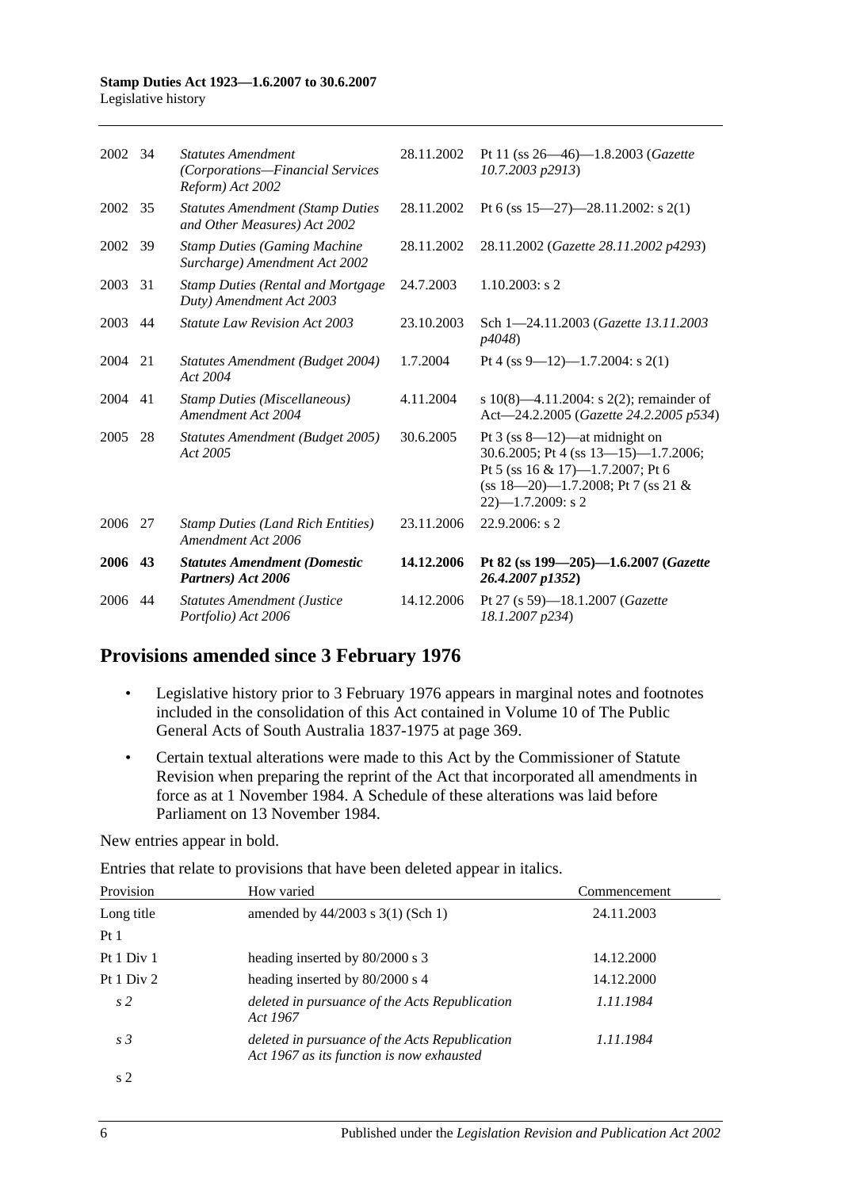| | | | | |
|---|---|---|---|---|
| 2002 | 34 | *Statutes Amendment (Corporations—Financial Services Reform) Act 2002* | 28.11.2002 | Pt 11 (ss 26—46)—1.8.2003 (*Gazette 10.7.2003 p2913*) |
| 2002 | 35 | *Statutes Amendment (Stamp Duties and Other Measures) Act 2002* | 28.11.2002 | Pt 6 (ss 15—27)—28.11.2002: s 2(1) |
| 2002 | 39 | *Stamp Duties (Gaming Machine Surcharge) Amendment Act 2002* | 28.11.2002 | 28.11.2002 (*Gazette 28.11.2002 p4293*) |
| 2003 | 31 | *Stamp Duties (Rental and Mortgage Duty) Amendment Act 2003* | 24.7.2003 | 1.10.2003: s 2 |
| 2003 | 44 | *Statute Law Revision Act 2003* | 23.10.2003 | Sch 1—24.11.2003 (*Gazette 13.11.2003 p4048*) |
| 2004 | 21 | *Statutes Amendment (Budget 2004) Act 2004* | 1.7.2004 | Pt 4 (ss 9—12)—1.7.2004: s 2(1) |
| 2004 | 41 | *Stamp Duties (Miscellaneous) Amendment Act 2004* | 4.11.2004 | s 10(8)—4.11.2004: s 2(2); remainder of Act—24.2.2005 (*Gazette 24.2.2005 p534*) |
| 2005 | 28 | *Statutes Amendment (Budget 2005) Act 2005* | 30.6.2005 | Pt 3 (ss 8—12)—at midnight on 30.6.2005; Pt 4 (ss 13—15)—1.7.2006; Pt 5 (ss 16 & 17)—1.7.2007; Pt 6 (ss 18—20)—1.7.2008; Pt 7 (ss 21 & 22)—1.7.2009: s 2 |
| 2006 | 27 | *Stamp Duties (Land Rich Entities) Amendment Act 2006* | 23.11.2006 | 22.9.2006: s 2 |
| **2006** | **43** | ***Statutes Amendment (Domestic Partners) Act 2006*** | **14.12.2006** | **Pt 82 (ss 199—205)—1.6.2007 (*Gazette 26.4.2007 p1352*)** |
| 2006 | 44 | *Statutes Amendment (Justice Portfolio) Act 2006* | 14.12.2006 | Pt 27 (s 59)—18.1.2007 (*Gazette 18.1.2007 p234*) |

## Provisions amended since 3 February 1976

- Legislative history prior to 3 February 1976 appears in marginal notes and footnotes included in the consolidation of this Act contained in Volume 10 of The Public General Acts of South Australia 1837-1975 at page 369.
- Certain textual alterations were made to this Act by the Commissioner of Statute Revision when preparing the reprint of the Act that incorporated all amendments in force as at 1 November 1984. A Schedule of these alterations was laid before Parliament on 13 November 1984.

New entries appear in bold.

Entries that relate to provisions that have been deleted appear in italics.

| Provision | How varied | Commencement |
|---|---|---|
| Long title | amended by 44/2003 s 3(1) (Sch 1) | 24.11.2003 |
| Pt 1 | | |
| Pt 1 Div 1 | heading inserted by 80/2000 s 3 | 14.12.2000 |
| Pt 1 Div 2 | heading inserted by 80/2000 s 4 | 14.12.2000 |
| *s 2* | *deleted in pursuance of the Acts Republication Act 1967* | *1.11.1984* |
| *s 3* | *deleted in pursuance of the Acts Republication Act 1967 as its function is now exhausted* | *1.11.1984* |
| s 2 | | |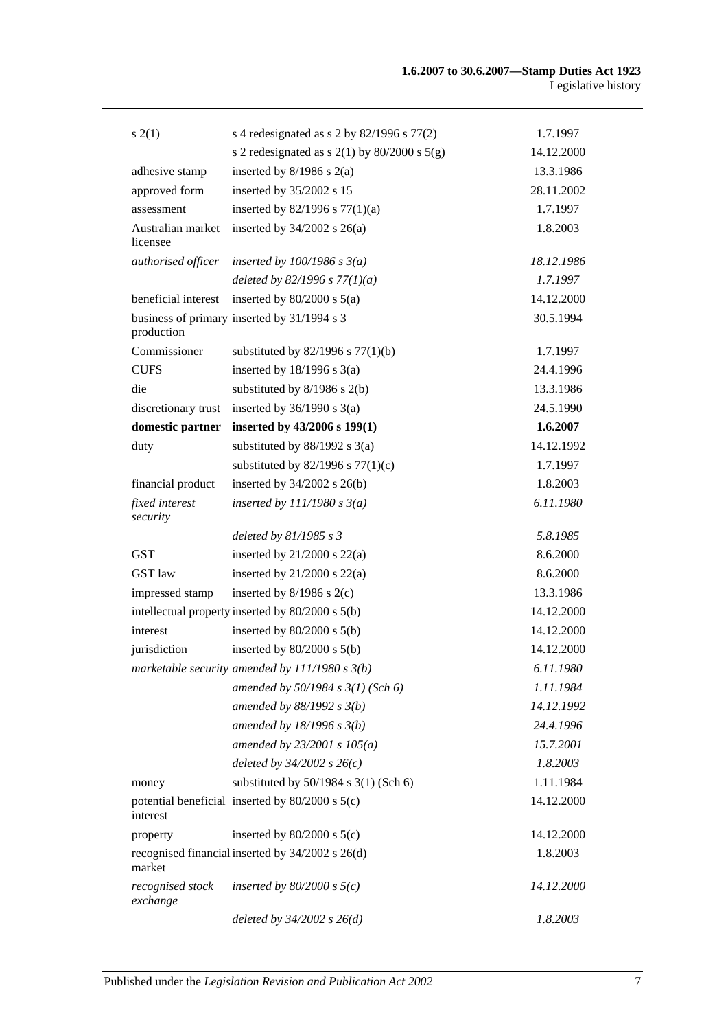| | | |
|---|---|---|
| s 2(1) | s 4 redesignated as s 2 by 82/1996 s 77(2) | 1.7.1997 |
| | s 2 redesignated as s 2(1) by 80/2000 s 5(g) | 14.12.2000 |
| adhesive stamp | inserted by 8/1986 s 2(a) | 13.3.1986 |
| approved form | inserted by 35/2002 s 15 | 28.11.2002 |
| assessment | inserted by 82/1996 s 77(1)(a) | 1.7.1997 |
| Australian market licensee | inserted by 34/2002 s 26(a) | 1.8.2003 |
| *authorised officer* | *inserted by 100/1986 s 3(a)* | *18.12.1986* |
| | *deleted by 82/1996 s 77(1)(a)* | *1.7.1997* |
| beneficial interest | inserted by 80/2000 s 5(a) | 14.12.2000 |
| business of primary production | inserted by 31/1994 s 3 | 30.5.1994 |
| Commissioner | substituted by 82/1996 s 77(1)(b) | 1.7.1997 |
| CUFS | inserted by 18/1996 s 3(a) | 24.4.1996 |
| die | substituted by 8/1986 s 2(b) | 13.3.1986 |
| discretionary trust | inserted by 36/1990 s 3(a) | 24.5.1990 |
| **domestic partner** | **inserted by 43/2006 s 199(1)** | **1.6.2007** |
| duty | substituted by 88/1992 s 3(a) | 14.12.1992 |
| | substituted by 82/1996 s 77(1)(c) | 1.7.1997 |
| financial product | inserted by 34/2002 s 26(b) | 1.8.2003 |
| *fixed interest security* | *inserted by 111/1980 s 3(a)* | *6.11.1980* |
| | *deleted by 81/1985 s 3* | *5.8.1985* |
| GST | inserted by 21/2000 s 22(a) | 8.6.2000 |
| GST law | inserted by 21/2000 s 22(a) | 8.6.2000 |
| impressed stamp | inserted by 8/1986 s 2(c) | 13.3.1986 |
| intellectual property | inserted by 80/2000 s 5(b) | 14.12.2000 |
| interest | inserted by 80/2000 s 5(b) | 14.12.2000 |
| jurisdiction | inserted by 80/2000 s 5(b) | 14.12.2000 |
| *marketable security* | *amended by 111/1980 s 3(b)* | *6.11.1980* |
| | *amended by 50/1984 s 3(1) (Sch 6)* | *1.11.1984* |
| | *amended by 88/1992 s 3(b)* | *14.12.1992* |
| | *amended by 18/1996 s 3(b)* | *24.4.1996* |
| | *amended by 23/2001 s 105(a)* | *15.7.2001* |
| | *deleted by 34/2002 s 26(c)* | *1.8.2003* |
| money | substituted by 50/1984 s 3(1) (Sch 6) | 1.11.1984 |
| potential beneficial interest | inserted by 80/2000 s 5(c) | 14.12.2000 |
| property | inserted by 80/2000 s 5(c) | 14.12.2000 |
| recognised financial market | inserted by 34/2002 s 26(d) | 1.8.2003 |
| *recognised stock exchange* | *inserted by 80/2000 s 5(c)* | *14.12.2000* |
| | *deleted by 34/2002 s 26(d)* | *1.8.2003* |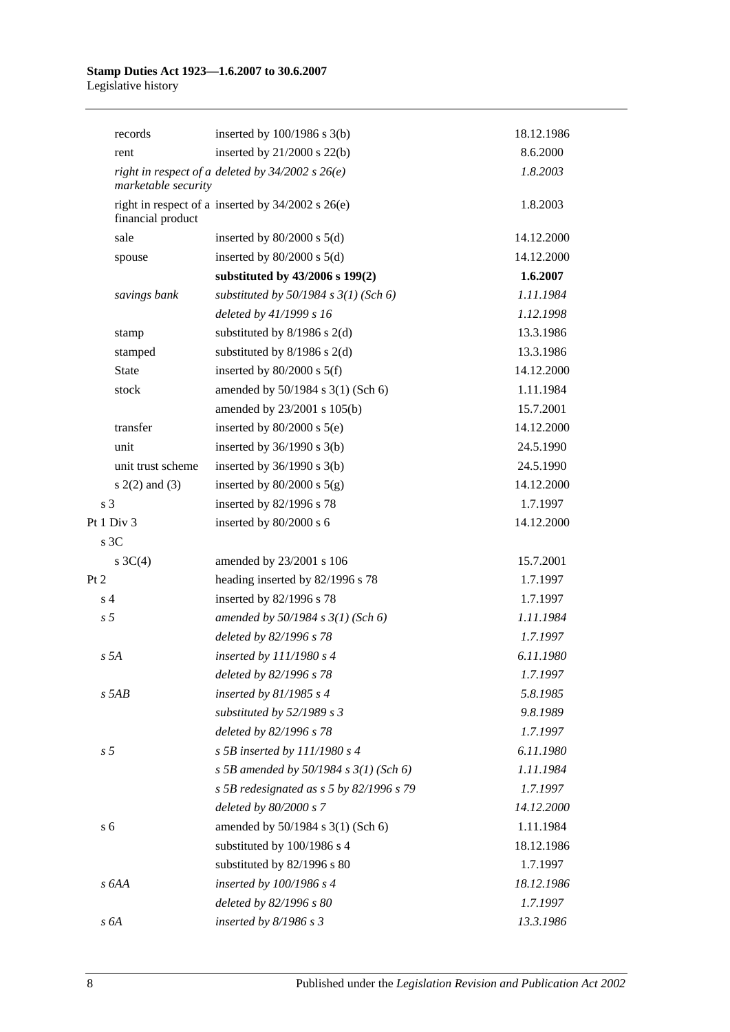| | | |
|---|---|---|
| records | inserted by 100/1986 s 3(b) | 18.12.1986 |
| rent | inserted by 21/2000 s 22(b) | 8.6.2000 |
| *right in respect of a marketable security* | *deleted by 34/2002 s 26(e)* | *1.8.2003* |
| right in respect of a financial product | inserted by 34/2002 s 26(e) | 1.8.2003 |
| sale | inserted by 80/2000 s 5(d) | 14.12.2000 |
| spouse | inserted by 80/2000 s 5(d) | 14.12.2000 |
| | **substituted by 43/2006 s 199(2)** | **1.6.2007** |
| *savings bank* | *substituted by 50/1984 s 3(1) (Sch 6)* | *1.11.1984* |
| | *deleted by 41/1999 s 16* | *1.12.1998* |
| stamp | substituted by 8/1986 s 2(d) | 13.3.1986 |
| stamped | substituted by 8/1986 s 2(d) | 13.3.1986 |
| State | inserted by 80/2000 s 5(f) | 14.12.2000 |
| stock | amended by 50/1984 s 3(1) (Sch 6) | 1.11.1984 |
| | amended by 23/2001 s 105(b) | 15.7.2001 |
| transfer | inserted by 80/2000 s 5(e) | 14.12.2000 |
| unit | inserted by 36/1990 s 3(b) | 24.5.1990 |
| unit trust scheme | inserted by 36/1990 s 3(b) | 24.5.1990 |
| s 2(2) and (3) | inserted by 80/2000 s 5(g) | 14.12.2000 |
| s 3 | inserted by 82/1996 s 78 | 1.7.1997 |
| Pt 1 Div 3 | inserted by 80/2000 s 6 | 14.12.2000 |
| s 3C | | |
| s 3C(4) | amended by 23/2001 s 106 | 15.7.2001 |
| Pt 2 | heading inserted by 82/1996 s 78 | 1.7.1997 |
| s 4 | inserted by 82/1996 s 78 | 1.7.1997 |
| *s 5* | *amended by 50/1984 s 3(1) (Sch 6)* | *1.11.1984* |
| | *deleted by 82/1996 s 78* | *1.7.1997* |
| *s 5A* | *inserted by 111/1980 s 4* | *6.11.1980* |
| | *deleted by 82/1996 s 78* | *1.7.1997* |
| *s 5AB* | *inserted by 81/1985 s 4* | *5.8.1985* |
| | *substituted by 52/1989 s 3* | *9.8.1989* |
| | *deleted by 82/1996 s 78* | *1.7.1997* |
| *s 5* | *s 5B inserted by 111/1980 s 4* | *6.11.1980* |
| | *s 5B amended by 50/1984 s 3(1) (Sch 6)* | *1.11.1984* |
| | *s 5B redesignated as s 5 by 82/1996 s 79* | *1.7.1997* |
| | *deleted by 80/2000 s 7* | *14.12.2000* |
| s 6 | amended by 50/1984 s 3(1) (Sch 6) | 1.11.1984 |
| | substituted by 100/1986 s 4 | 18.12.1986 |
| | substituted by 82/1996 s 80 | 1.7.1997 |
| *s 6AA* | *inserted by 100/1986 s 4* | *18.12.1986* |
| | *deleted by 82/1996 s 80* | *1.7.1997* |
| *s 6A* | *inserted by 8/1986 s 3* | *13.3.1986* |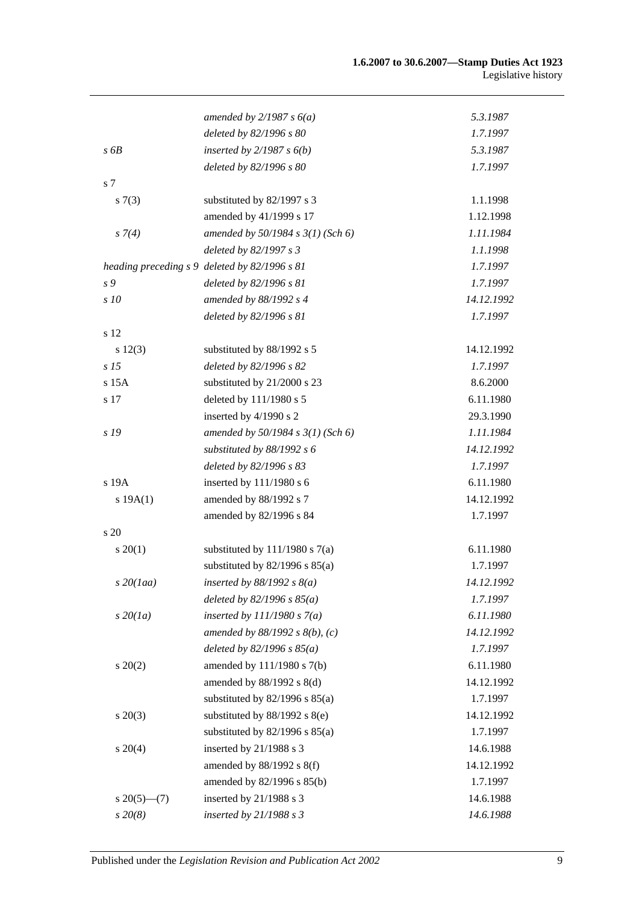| | | |
|---|---|---|
| | *amended by 2/1987 s 6(a)* | *5.3.1987* |
| | *deleted by 82/1996 s 80* | *1.7.1997* |
| *s 6B* | *inserted by 2/1987 s 6(b)* | *5.3.1987* |
| | *deleted by 82/1996 s 80* | *1.7.1997* |
| s 7 | | |
| s 7(3) | substituted by 82/1997 s 3 | 1.1.1998 |
| | amended by 41/1999 s 17 | 1.12.1998 |
| *s 7(4)* | *amended by 50/1984 s 3(1) (Sch 6)* | *1.11.1984* |
| | *deleted by 82/1997 s 3* | *1.1.1998* |
| *heading preceding s 9* | *deleted by 82/1996 s 81* | *1.7.1997* |
| *s 9* | *deleted by 82/1996 s 81* | *1.7.1997* |
| *s 10* | *amended by 88/1992 s 4* | *14.12.1992* |
| | *deleted by 82/1996 s 81* | *1.7.1997* |
| s 12 | | |
| s 12(3) | substituted by 88/1992 s 5 | 14.12.1992 |
| *s 15* | *deleted by 82/1996 s 82* | *1.7.1997* |
| s 15A | substituted by 21/2000 s 23 | 8.6.2000 |
| s 17 | deleted by 111/1980 s 5 | 6.11.1980 |
| | inserted by 4/1990 s 2 | 29.3.1990 |
| *s 19* | *amended by 50/1984 s 3(1) (Sch 6)* | *1.11.1984* |
| | *substituted by 88/1992 s 6* | *14.12.1992* |
| | *deleted by 82/1996 s 83* | *1.7.1997* |
| s 19A | inserted by 111/1980 s 6 | 6.11.1980 |
| s 19A(1) | amended by 88/1992 s 7 | 14.12.1992 |
| | amended by 82/1996 s 84 | 1.7.1997 |
| s 20 | | |
| s 20(1) | substituted by 111/1980 s 7(a) | 6.11.1980 |
| | substituted by 82/1996 s 85(a) | 1.7.1997 |
| *s 20(1aa)* | *inserted by 88/1992 s 8(a)* | *14.12.1992* |
| | *deleted by 82/1996 s 85(a)* | *1.7.1997* |
| *s 20(1a)* | *inserted by 111/1980 s 7(a)* | *6.11.1980* |
| | *amended by 88/1992 s 8(b), (c)* | *14.12.1992* |
| | *deleted by 82/1996 s 85(a)* | *1.7.1997* |
| s 20(2) | amended by 111/1980 s 7(b) | 6.11.1980 |
| | amended by 88/1992 s 8(d) | 14.12.1992 |
| | substituted by 82/1996 s 85(a) | 1.7.1997 |
| s 20(3) | substituted by 88/1992 s 8(e) | 14.12.1992 |
| | substituted by 82/1996 s 85(a) | 1.7.1997 |
| s 20(4) | inserted by 21/1988 s 3 | 14.6.1988 |
| | amended by 88/1992 s 8(f) | 14.12.1992 |
| | amended by 82/1996 s 85(b) | 1.7.1997 |
| s 20(5)—(7) | inserted by 21/1988 s 3 | 14.6.1988 |
| *s 20(8)* | *inserted by 21/1988 s 3* | *14.6.1988* |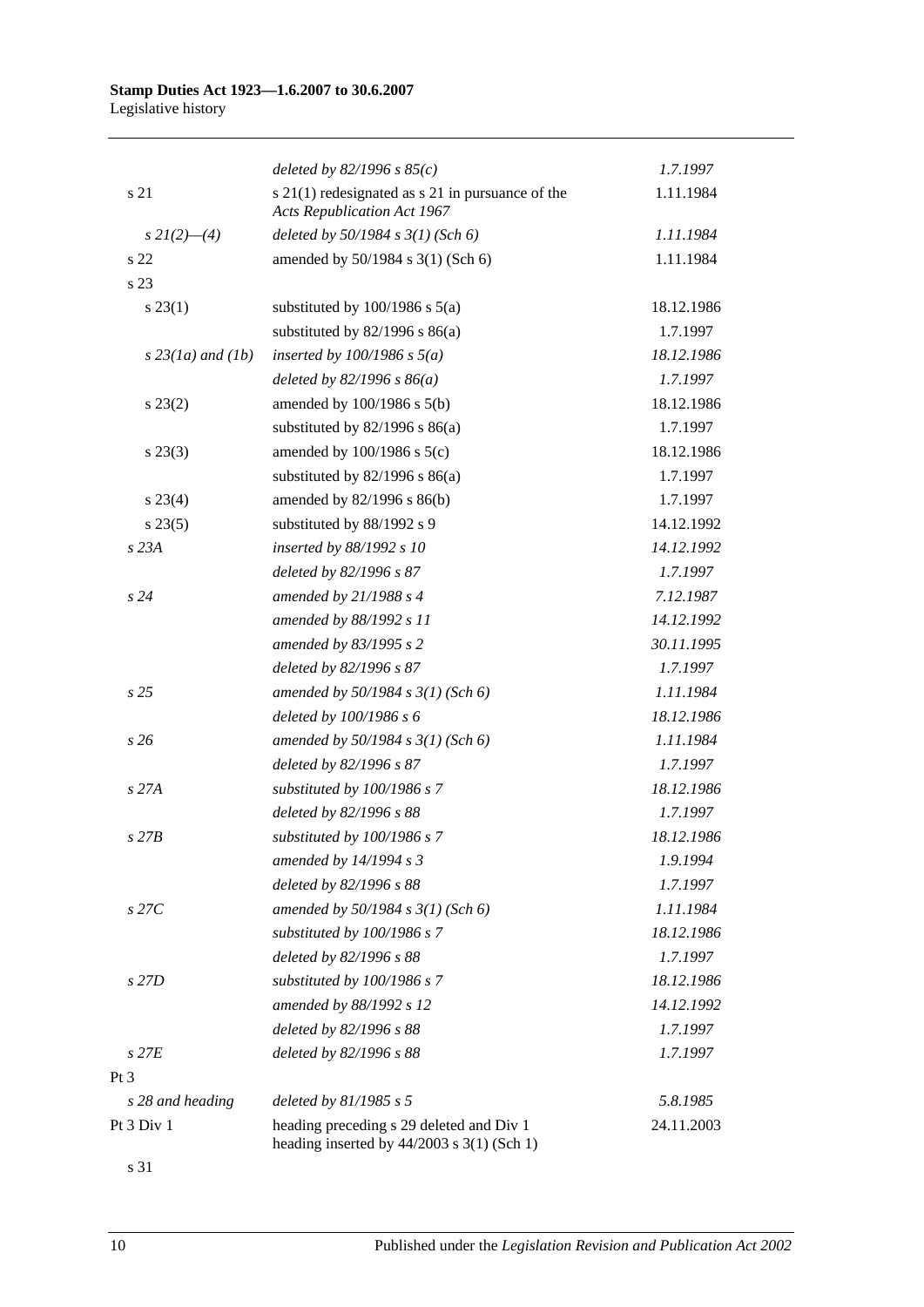| | | |
|---|---|---|
| | *deleted by 82/1996 s 85(c)* | *1.7.1997* |
| s 21 | s 21(1) redesignated as s 21 in pursuance of the *Acts Republication Act 1967* | 1.11.1984 |
| *s 21(2)—(4)* | *deleted by 50/1984 s 3(1) (Sch 6)* | *1.11.1984* |
| s 22 | amended by 50/1984 s 3(1) (Sch 6) | 1.11.1984 |
| s 23 | | |
| s 23(1) | substituted by 100/1986 s 5(a) | 18.12.1986 |
| | substituted by 82/1996 s 86(a) | 1.7.1997 |
| *s 23(1a) and (1b)* | *inserted by 100/1986 s 5(a)* | *18.12.1986* |
| | *deleted by 82/1996 s 86(a)* | *1.7.1997* |
| s 23(2) | amended by 100/1986 s 5(b) | 18.12.1986 |
| | substituted by 82/1996 s 86(a) | 1.7.1997 |
| s 23(3) | amended by 100/1986 s 5(c) | 18.12.1986 |
| | substituted by 82/1996 s 86(a) | 1.7.1997 |
| s 23(4) | amended by 82/1996 s 86(b) | 1.7.1997 |
| s 23(5) | substituted by 88/1992 s 9 | 14.12.1992 |
| *s 23A* | *inserted by 88/1992 s 10* | *14.12.1992* |
| | *deleted by 82/1996 s 87* | *1.7.1997* |
| *s 24* | *amended by 21/1988 s 4* | *7.12.1987* |
| | *amended by 88/1992 s 11* | *14.12.1992* |
| | *amended by 83/1995 s 2* | *30.11.1995* |
| | *deleted by 82/1996 s 87* | *1.7.1997* |
| *s 25* | *amended by 50/1984 s 3(1) (Sch 6)* | *1.11.1984* |
| | *deleted by 100/1986 s 6* | *18.12.1986* |
| *s 26* | *amended by 50/1984 s 3(1) (Sch 6)* | *1.11.1984* |
| | *deleted by 82/1996 s 87* | *1.7.1997* |
| *s 27A* | *substituted by 100/1986 s 7* | *18.12.1986* |
| | *deleted by 82/1996 s 88* | *1.7.1997* |
| *s 27B* | *substituted by 100/1986 s 7* | *18.12.1986* |
| | *amended by 14/1994 s 3* | *1.9.1994* |
| | *deleted by 82/1996 s 88* | *1.7.1997* |
| *s 27C* | *amended by 50/1984 s 3(1) (Sch 6)* | *1.11.1984* |
| | *substituted by 100/1986 s 7* | *18.12.1986* |
| | *deleted by 82/1996 s 88* | *1.7.1997* |
| *s 27D* | *substituted by 100/1986 s 7* | *18.12.1986* |
| | *amended by 88/1992 s 12* | *14.12.1992* |
| | *deleted by 82/1996 s 88* | *1.7.1997* |
| *s 27E* | *deleted by 82/1996 s 88* | *1.7.1997* |
| Pt 3 | | |
| *s 28 and heading* | *deleted by 81/1985 s 5* | *5.8.1985* |
| Pt 3 Div 1 | heading preceding s 29 deleted and Div 1 heading inserted by 44/2003 s 3(1) (Sch 1) | 24.11.2003 |
| s 31 | | |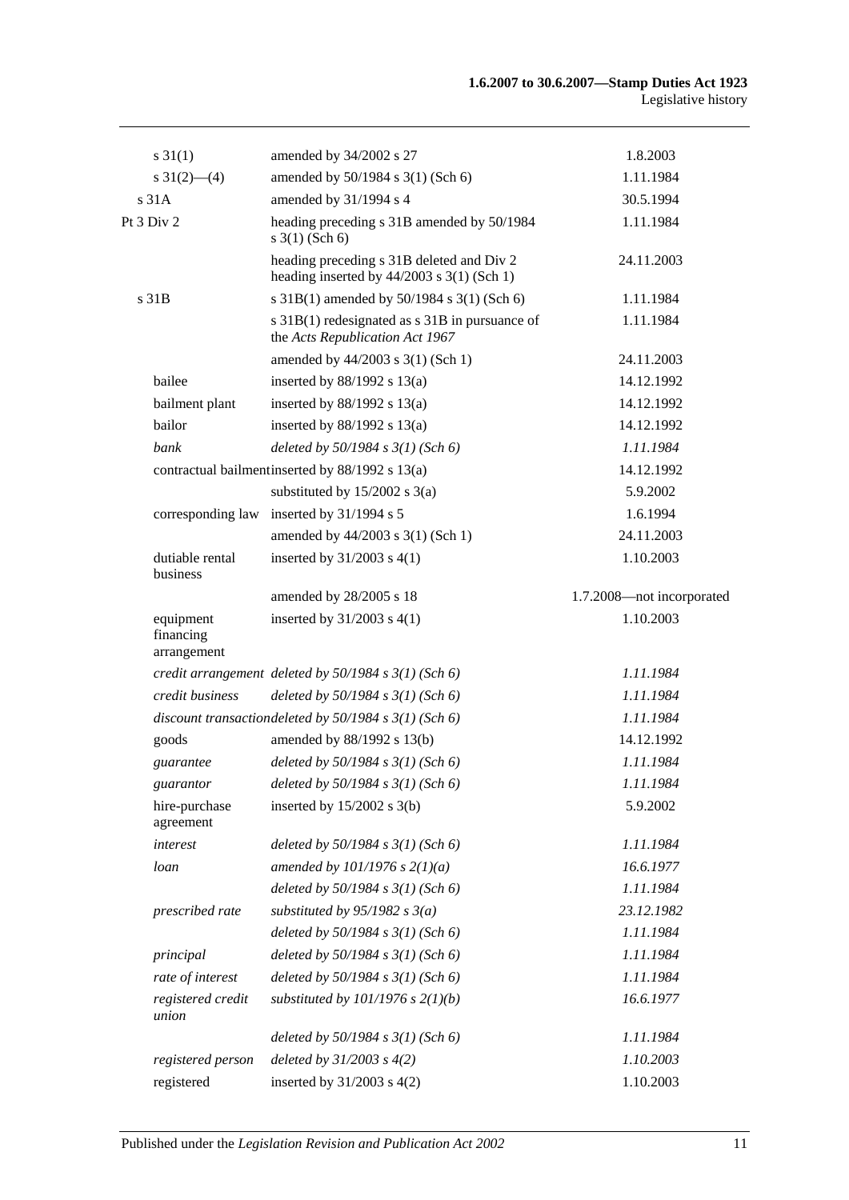| | | |
|---|---|---|
| s 31(1) | amended by 34/2002 s 27 | 1.8.2003 |
| s 31(2)—(4) | amended by 50/1984 s 3(1) (Sch 6) | 1.11.1984 |
| s 31A | amended by 31/1994 s 4 | 30.5.1994 |
| Pt 3 Div 2 | heading preceding s 31B amended by 50/1984 s 3(1) (Sch 6) | 1.11.1984 |
| | heading preceding s 31B deleted and Div 2 heading inserted by 44/2003 s 3(1) (Sch 1) | 24.11.2003 |
| s 31B | s 31B(1) amended by 50/1984 s 3(1) (Sch 6) | 1.11.1984 |
| | s 31B(1) redesignated as s 31B in pursuance of the *Acts Republication Act 1967* | 1.11.1984 |
| | amended by 44/2003 s 3(1) (Sch 1) | 24.11.2003 |
| bailee | inserted by 88/1992 s 13(a) | 14.12.1992 |
| bailment plant | inserted by 88/1992 s 13(a) | 14.12.1992 |
| bailor | inserted by 88/1992 s 13(a) | 14.12.1992 |
| *bank* | *deleted by 50/1984 s 3(1) (Sch 6)* | *1.11.1984* |
| contractual bailment | inserted by 88/1992 s 13(a) | 14.12.1992 |
| | substituted by 15/2002 s 3(a) | 5.9.2002 |
| corresponding law | inserted by 31/1994 s 5 | 1.6.1994 |
| | amended by 44/2003 s 3(1) (Sch 1) | 24.11.2003 |
| dutiable rental business | inserted by 31/2003 s 4(1) | 1.10.2003 |
| | amended by 28/2005 s 18 | 1.7.2008—not incorporated |
| equipment financing arrangement | inserted by 31/2003 s 4(1) | 1.10.2003 |
| *credit arrangement* | *deleted by 50/1984 s 3(1) (Sch 6)* | *1.11.1984* |
| *credit business* | *deleted by 50/1984 s 3(1) (Sch 6)* | *1.11.1984* |
| *discount transaction* | *deleted by 50/1984 s 3(1) (Sch 6)* | *1.11.1984* |
| goods | amended by 88/1992 s 13(b) | 14.12.1992 |
| *guarantee* | *deleted by 50/1984 s 3(1) (Sch 6)* | *1.11.1984* |
| *guarantor* | *deleted by 50/1984 s 3(1) (Sch 6)* | *1.11.1984* |
| hire-purchase agreement | inserted by 15/2002 s 3(b) | 5.9.2002 |
| *interest* | *deleted by 50/1984 s 3(1) (Sch 6)* | *1.11.1984* |
| *loan* | *amended by 101/1976 s 2(1)(a)* | *16.6.1977* |
| | *deleted by 50/1984 s 3(1) (Sch 6)* | *1.11.1984* |
| *prescribed rate* | *substituted by 95/1982 s 3(a)* | *23.12.1982* |
| | *deleted by 50/1984 s 3(1) (Sch 6)* | *1.11.1984* |
| *principal* | *deleted by 50/1984 s 3(1) (Sch 6)* | *1.11.1984* |
| *rate of interest* | *deleted by 50/1984 s 3(1) (Sch 6)* | *1.11.1984* |
| *registered credit union* | *substituted by 101/1976 s 2(1)(b)* | *16.6.1977* |
| | *deleted by 50/1984 s 3(1) (Sch 6)* | *1.11.1984* |
| *registered person* | *deleted by 31/2003 s 4(2)* | *1.10.2003* |
| registered | inserted by 31/2003 s 4(2) | 1.10.2003 |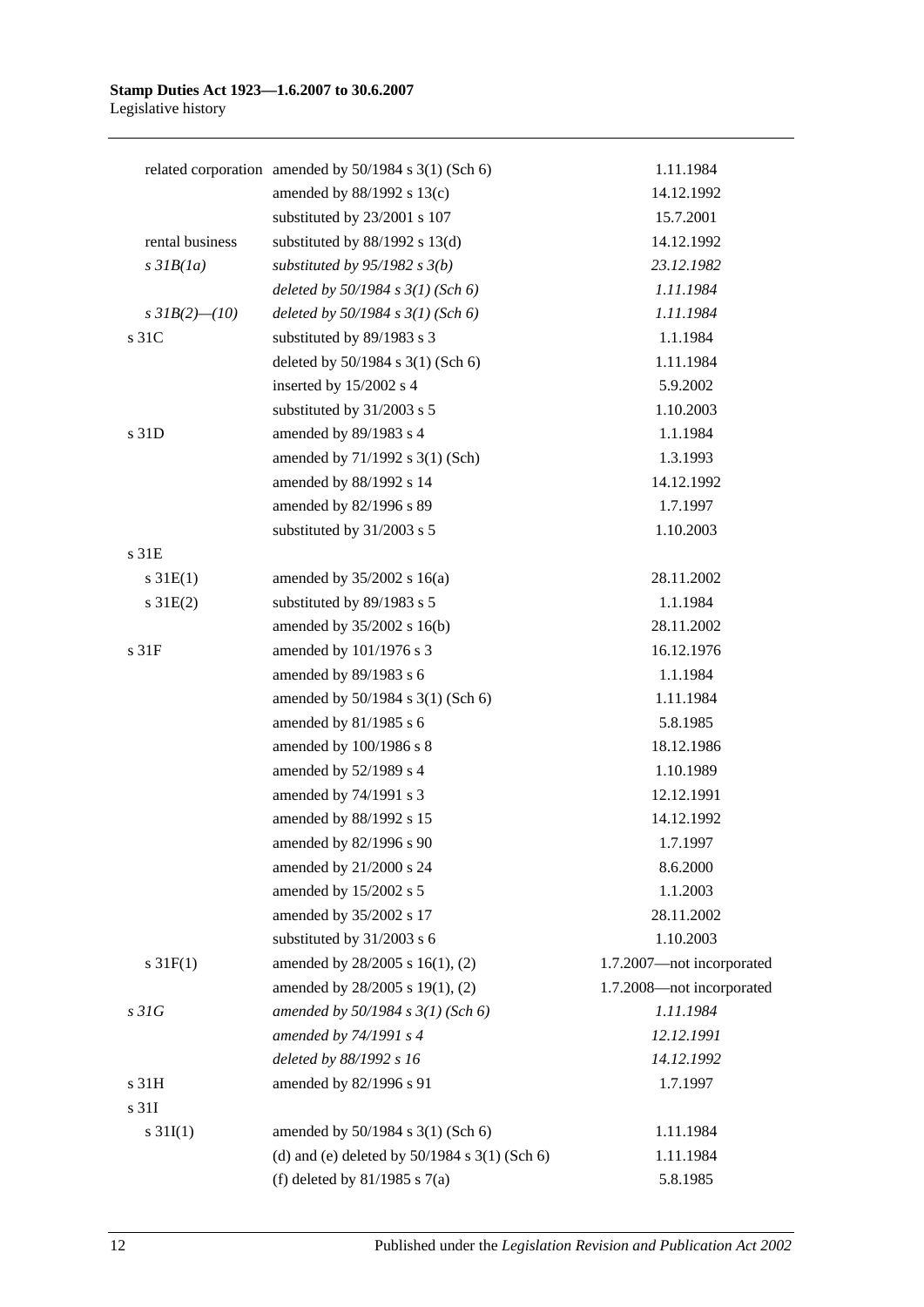| | | |
|---|---|---|
| related corporation | amended by 50/1984 s 3(1) (Sch 6) | 1.11.1984 |
| | amended by 88/1992 s 13(c) | 14.12.1992 |
| | substituted by 23/2001 s 107 | 15.7.2001 |
| rental business | substituted by 88/1992 s 13(d) | 14.12.1992 |
| *s 31B(1a)* | *substituted by 95/1982 s 3(b)* | *23.12.1982* |
| | *deleted by 50/1984 s 3(1) (Sch 6)* | *1.11.1984* |
| *s 31B(2)—(10)* | *deleted by 50/1984 s 3(1) (Sch 6)* | *1.11.1984* |
| s 31C | substituted by 89/1983 s 3 | 1.1.1984 |
| | deleted by 50/1984 s 3(1) (Sch 6) | 1.11.1984 |
| | inserted by 15/2002 s 4 | 5.9.2002 |
| | substituted by 31/2003 s 5 | 1.10.2003 |
| s 31D | amended by 89/1983 s 4 | 1.1.1984 |
| | amended by 71/1992 s 3(1) (Sch) | 1.3.1993 |
| | amended by 88/1992 s 14 | 14.12.1992 |
| | amended by 82/1996 s 89 | 1.7.1997 |
| | substituted by 31/2003 s 5 | 1.10.2003 |
| s 31E | | |
| s 31E(1) | amended by 35/2002 s 16(a) | 28.11.2002 |
| s 31E(2) | substituted by 89/1983 s 5 | 1.1.1984 |
| | amended by 35/2002 s 16(b) | 28.11.2002 |
| s 31F | amended by 101/1976 s 3 | 16.12.1976 |
| | amended by 89/1983 s 6 | 1.1.1984 |
| | amended by 50/1984 s 3(1) (Sch 6) | 1.11.1984 |
| | amended by 81/1985 s 6 | 5.8.1985 |
| | amended by 100/1986 s 8 | 18.12.1986 |
| | amended by 52/1989 s 4 | 1.10.1989 |
| | amended by 74/1991 s 3 | 12.12.1991 |
| | amended by 88/1992 s 15 | 14.12.1992 |
| | amended by 82/1996 s 90 | 1.7.1997 |
| | amended by 21/2000 s 24 | 8.6.2000 |
| | amended by 15/2002 s 5 | 1.1.2003 |
| | amended by 35/2002 s 17 | 28.11.2002 |
| | substituted by 31/2003 s 6 | 1.10.2003 |
| s 31F(1) | amended by 28/2005 s 16(1), (2) | 1.7.2007—not incorporated |
| | amended by 28/2005 s 19(1), (2) | 1.7.2008—not incorporated |
| *s 31G* | *amended by 50/1984 s 3(1) (Sch 6)* | *1.11.1984* |
| | *amended by 74/1991 s 4* | *12.12.1991* |
| | *deleted by 88/1992 s 16* | *14.12.1992* |
| s 31H | amended by 82/1996 s 91 | 1.7.1997 |
| s 31I | | |
| s 31I(1) | amended by 50/1984 s 3(1) (Sch 6) | 1.11.1984 |
| | (d) and (e) deleted by 50/1984 s 3(1) (Sch 6) | 1.11.1984 |
| | (f) deleted by 81/1985 s 7(a) | 5.8.1985 |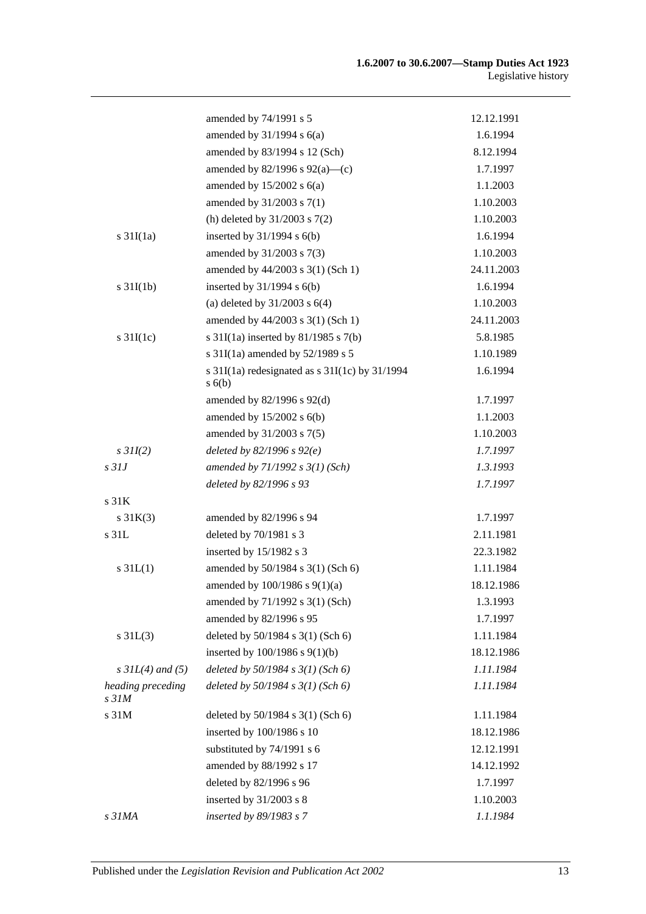| | | |
|---|---|---|
| | amended by 74/1991 s 5 | 12.12.1991 |
| | amended by 31/1994 s 6(a) | 1.6.1994 |
| | amended by 83/1994 s 12 (Sch) | 8.12.1994 |
| | amended by 82/1996 s 92(a)—(c) | 1.7.1997 |
| | amended by 15/2002 s 6(a) | 1.1.2003 |
| | amended by 31/2003 s 7(1) | 1.10.2003 |
| | (h) deleted by 31/2003 s 7(2) | 1.10.2003 |
| s 31I(1a) | inserted by 31/1994 s 6(b) | 1.6.1994 |
| | amended by 31/2003 s 7(3) | 1.10.2003 |
| | amended by 44/2003 s 3(1) (Sch 1) | 24.11.2003 |
| s 31I(1b) | inserted by 31/1994 s 6(b) | 1.6.1994 |
| | (a) deleted by 31/2003 s 6(4) | 1.10.2003 |
| | amended by 44/2003 s 3(1) (Sch 1) | 24.11.2003 |
| s 31I(1c) | s 31I(1a) inserted by 81/1985 s 7(b) | 5.8.1985 |
| | s 31I(1a) amended by 52/1989 s 5 | 1.10.1989 |
| | s 31I(1a) redesignated as s 31I(1c) by 31/1994 s 6(b) | 1.6.1994 |
| | amended by 82/1996 s 92(d) | 1.7.1997 |
| | amended by 15/2002 s 6(b) | 1.1.2003 |
| | amended by 31/2003 s 7(5) | 1.10.2003 |
| *s 31I(2)* | *deleted by 82/1996 s 92(e)* | *1.7.1997* |
| *s 31J* | *amended by 71/1992 s 3(1) (Sch)* | *1.3.1993* |
| | *deleted by 82/1996 s 93* | *1.7.1997* |
| s 31K | | |
| s 31K(3) | amended by 82/1996 s 94 | 1.7.1997 |
| s 31L | deleted by 70/1981 s 3 | 2.11.1981 |
| | inserted by 15/1982 s 3 | 22.3.1982 |
| s 31L(1) | amended by 50/1984 s 3(1) (Sch 6) | 1.11.1984 |
| | amended by 100/1986 s 9(1)(a) | 18.12.1986 |
| | amended by 71/1992 s 3(1) (Sch) | 1.3.1993 |
| | amended by 82/1996 s 95 | 1.7.1997 |
| s 31L(3) | deleted by 50/1984 s 3(1) (Sch 6) | 1.11.1984 |
| | inserted by 100/1986 s 9(1)(b) | 18.12.1986 |
| *s 31L(4) and (5)* | *deleted by 50/1984 s 3(1) (Sch 6)* | *1.11.1984* |
| *heading preceding s 31M* | *deleted by 50/1984 s 3(1) (Sch 6)* | *1.11.1984* |
| s 31M | deleted by 50/1984 s 3(1) (Sch 6) | 1.11.1984 |
| | inserted by 100/1986 s 10 | 18.12.1986 |
| | substituted by 74/1991 s 6 | 12.12.1991 |
| | amended by 88/1992 s 17 | 14.12.1992 |
| | deleted by 82/1996 s 96 | 1.7.1997 |
| | inserted by 31/2003 s 8 | 1.10.2003 |
| *s 31MA* | *inserted by 89/1983 s 7* | *1.1.1984* |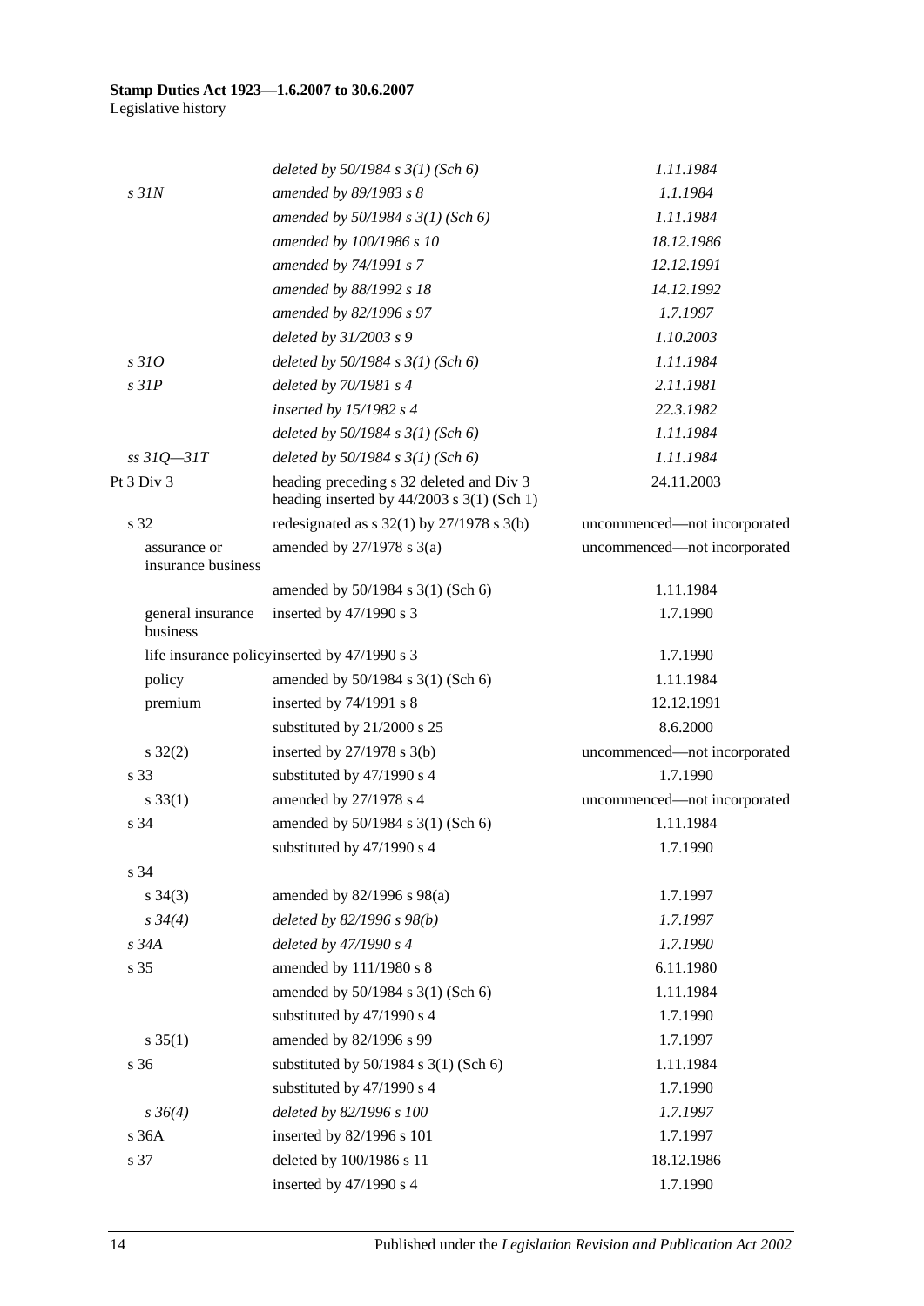| | | |
|---|---|---|
| | *deleted by 50/1984 s 3(1) (Sch 6)* | *1.11.1984* |
| *s 31N* | *amended by 89/1983 s 8* | *1.1.1984* |
| | *amended by 50/1984 s 3(1) (Sch 6)* | *1.11.1984* |
| | *amended by 100/1986 s 10* | *18.12.1986* |
| | *amended by 74/1991 s 7* | *12.12.1991* |
| | *amended by 88/1992 s 18* | *14.12.1992* |
| | *amended by 82/1996 s 97* | *1.7.1997* |
| | *deleted by 31/2003 s 9* | *1.10.2003* |
| *s 31O* | *deleted by 50/1984 s 3(1) (Sch 6)* | *1.11.1984* |
| *s 31P* | *deleted by 70/1981 s 4* | *2.11.1981* |
| | *inserted by 15/1982 s 4* | *22.3.1982* |
| | *deleted by 50/1984 s 3(1) (Sch 6)* | *1.11.1984* |
| *ss 31Q—31T* | *deleted by 50/1984 s 3(1) (Sch 6)* | *1.11.1984* |
| Pt 3 Div 3 | heading preceding s 32 deleted and Div 3 heading inserted by 44/2003 s 3(1) (Sch 1) | 24.11.2003 |
| s 32 | redesignated as s 32(1) by 27/1978 s 3(b) | uncommenced—not incorporated |
| assurance or insurance business | amended by 27/1978 s 3(a) | uncommenced—not incorporated |
| | amended by 50/1984 s 3(1) (Sch 6) | 1.11.1984 |
| general insurance business | inserted by 47/1990 s 3 | 1.7.1990 |
| life insurance policy | inserted by 47/1990 s 3 | 1.7.1990 |
| policy | amended by 50/1984 s 3(1) (Sch 6) | 1.11.1984 |
| premium | inserted by 74/1991 s 8 | 12.12.1991 |
| | substituted by 21/2000 s 25 | 8.6.2000 |
| s 32(2) | inserted by 27/1978 s 3(b) | uncommenced—not incorporated |
| s 33 | substituted by 47/1990 s 4 | 1.7.1990 |
| s 33(1) | amended by 27/1978 s 4 | uncommenced—not incorporated |
| s 34 | amended by 50/1984 s 3(1) (Sch 6) | 1.11.1984 |
| | substituted by 47/1990 s 4 | 1.7.1990 |
| s 34 | | |
| s 34(3) | amended by 82/1996 s 98(a) | 1.7.1997 |
| *s 34(4)* | *deleted by 82/1996 s 98(b)* | *1.7.1997* |
| *s 34A* | *deleted by 47/1990 s 4* | *1.7.1990* |
| s 35 | amended by 111/1980 s 8 | 6.11.1980 |
| | amended by 50/1984 s 3(1) (Sch 6) | 1.11.1984 |
| | substituted by 47/1990 s 4 | 1.7.1990 |
| s 35(1) | amended by 82/1996 s 99 | 1.7.1997 |
| s 36 | substituted by 50/1984 s 3(1) (Sch 6) | 1.11.1984 |
| | substituted by 47/1990 s 4 | 1.7.1990 |
| *s 36(4)* | *deleted by 82/1996 s 100* | *1.7.1997* |
| s 36A | inserted by 82/1996 s 101 | 1.7.1997 |
| s 37 | deleted by 100/1986 s 11 | 18.12.1986 |
| | inserted by 47/1990 s 4 | 1.7.1990 |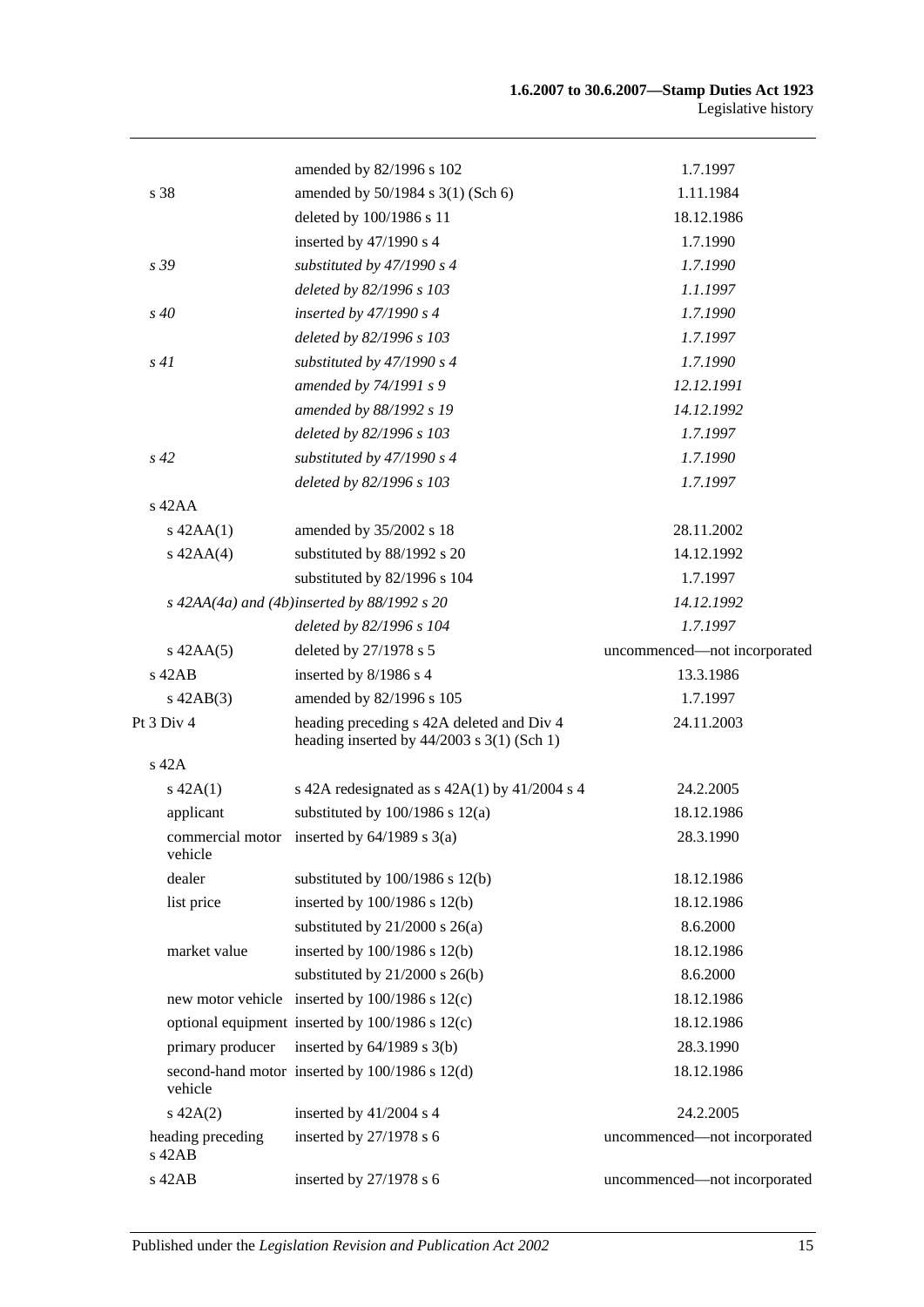| | | |
|---|---|---|
| | amended by 82/1996 s 102 | 1.7.1997 |
| s 38 | amended by 50/1984 s 3(1) (Sch 6) | 1.11.1984 |
| | deleted by 100/1986 s 11 | 18.12.1986 |
| | inserted by 47/1990 s 4 | 1.7.1990 |
| *s 39* | *substituted by 47/1990 s 4* | *1.7.1990* |
| | *deleted by 82/1996 s 103* | *1.1.1997* |
| *s 40* | *inserted by 47/1990 s 4* | *1.7.1990* |
| | *deleted by 82/1996 s 103* | *1.7.1997* |
| *s 41* | *substituted by 47/1990 s 4* | *1.7.1990* |
| | *amended by 74/1991 s 9* | *12.12.1991* |
| | *amended by 88/1992 s 19* | *14.12.1992* |
| | *deleted by 82/1996 s 103* | *1.7.1997* |
| *s 42* | *substituted by 47/1990 s 4* | *1.7.1990* |
| | *deleted by 82/1996 s 103* | *1.7.1997* |
| s 42AA | | |
| s 42AA(1) | amended by 35/2002 s 18 | 28.11.2002 |
| s 42AA(4) | substituted by 88/1992 s 20 | 14.12.1992 |
| | substituted by 82/1996 s 104 | 1.7.1997 |
| *s 42AA(4a) and (4b)* | *inserted by 88/1992 s 20* | *14.12.1992* |
| | *deleted by 82/1996 s 104* | *1.7.1997* |
| s 42AA(5) | deleted by 27/1978 s 5 | uncommenced—not incorporated |
| s 42AB | inserted by 8/1986 s 4 | 13.3.1986 |
| s 42AB(3) | amended by 82/1996 s 105 | 1.7.1997 |
| Pt 3 Div 4 | heading preceding s 42A deleted and Div 4 heading inserted by 44/2003 s 3(1) (Sch 1) | 24.11.2003 |
| s 42A | | |
| s 42A(1) | s 42A redesignated as s 42A(1) by 41/2004 s 4 | 24.2.2005 |
| applicant | substituted by 100/1986 s 12(a) | 18.12.1986 |
| commercial motor vehicle | inserted by 64/1989 s 3(a) | 28.3.1990 |
| dealer | substituted by 100/1986 s 12(b) | 18.12.1986 |
| list price | inserted by 100/1986 s 12(b) | 18.12.1986 |
| | substituted by 21/2000 s 26(a) | 8.6.2000 |
| market value | inserted by 100/1986 s 12(b) | 18.12.1986 |
| | substituted by 21/2000 s 26(b) | 8.6.2000 |
| new motor vehicle | inserted by 100/1986 s 12(c) | 18.12.1986 |
| optional equipment | inserted by 100/1986 s 12(c) | 18.12.1986 |
| primary producer | inserted by 64/1989 s 3(b) | 28.3.1990 |
| second-hand motor vehicle | inserted by 100/1986 s 12(d) | 18.12.1986 |
| s 42A(2) | inserted by 41/2004 s 4 | 24.2.2005 |
| heading preceding s 42AB | inserted by 27/1978 s 6 | uncommenced—not incorporated |
| s 42AB | inserted by 27/1978 s 6 | uncommenced—not incorporated |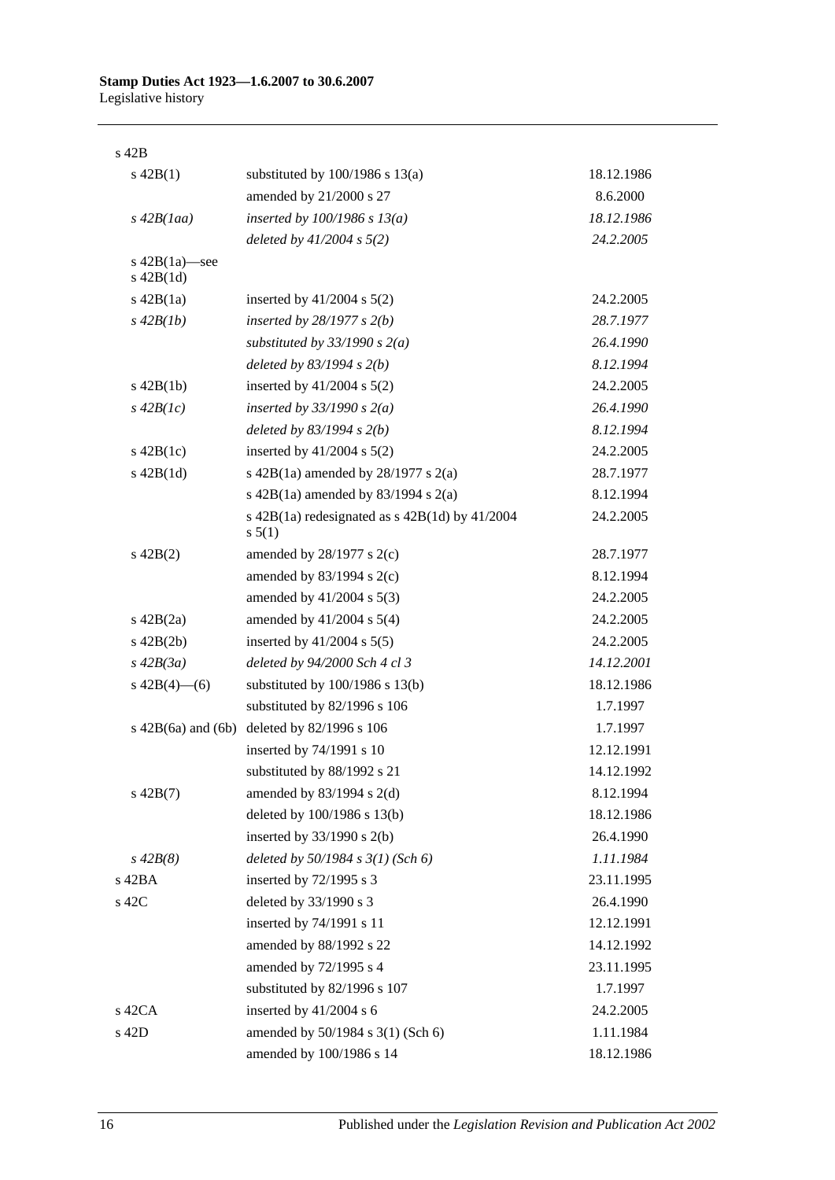| | | |
|---|---|---|
| s 42B | | |
| s 42B(1) | substituted by 100/1986 s 13(a) | 18.12.1986 |
| | amended by 21/2000 s 27 | 8.6.2000 |
| *s 42B(1aa)* | *inserted by 100/1986 s 13(a)* | *18.12.1986* |
| | *deleted by 41/2004 s 5(2)* | *24.2.2005* |
| s 42B(1a)—see s 42B(1d) | | |
| s 42B(1a) | inserted by 41/2004 s 5(2) | 24.2.2005 |
| *s 42B(1b)* | *inserted by 28/1977 s 2(b)* | *28.7.1977* |
| | *substituted by 33/1990 s 2(a)* | *26.4.1990* |
| | *deleted by 83/1994 s 2(b)* | *8.12.1994* |
| s 42B(1b) | inserted by 41/2004 s 5(2) | 24.2.2005 |
| *s 42B(1c)* | *inserted by 33/1990 s 2(a)* | *26.4.1990* |
| | *deleted by 83/1994 s 2(b)* | *8.12.1994* |
| s 42B(1c) | inserted by 41/2004 s 5(2) | 24.2.2005 |
| s 42B(1d) | s 42B(1a) amended by 28/1977 s 2(a) | 28.7.1977 |
| | s 42B(1a) amended by 83/1994 s 2(a) | 8.12.1994 |
| | s 42B(1a) redesignated as s 42B(1d) by 41/2004 s 5(1) | 24.2.2005 |
| s 42B(2) | amended by 28/1977 s 2(c) | 28.7.1977 |
| | amended by 83/1994 s 2(c) | 8.12.1994 |
| | amended by 41/2004 s 5(3) | 24.2.2005 |
| s 42B(2a) | amended by 41/2004 s 5(4) | 24.2.2005 |
| s 42B(2b) | inserted by 41/2004 s 5(5) | 24.2.2005 |
| *s 42B(3a)* | *deleted by 94/2000 Sch 4 cl 3* | *14.12.2001* |
| s 42B(4)—(6) | substituted by 100/1986 s 13(b) | 18.12.1986 |
| | substituted by 82/1996 s 106 | 1.7.1997 |
| s 42B(6a) and (6b) | deleted by 82/1996 s 106 | 1.7.1997 |
| | inserted by 74/1991 s 10 | 12.12.1991 |
| | substituted by 88/1992 s 21 | 14.12.1992 |
| s 42B(7) | amended by 83/1994 s 2(d) | 8.12.1994 |
| | deleted by 100/1986 s 13(b) | 18.12.1986 |
| | inserted by 33/1990 s 2(b) | 26.4.1990 |
| *s 42B(8)* | *deleted by 50/1984 s 3(1) (Sch 6)* | *1.11.1984* |
| s 42BA | inserted by 72/1995 s 3 | 23.11.1995 |
| s 42C | deleted by 33/1990 s 3 | 26.4.1990 |
| | inserted by 74/1991 s 11 | 12.12.1991 |
| | amended by 88/1992 s 22 | 14.12.1992 |
| | amended by 72/1995 s 4 | 23.11.1995 |
| | substituted by 82/1996 s 107 | 1.7.1997 |
| s 42CA | inserted by 41/2004 s 6 | 24.2.2005 |
| s 42D | amended by 50/1984 s 3(1) (Sch 6) | 1.11.1984 |
| | amended by 100/1986 s 14 | 18.12.1986 |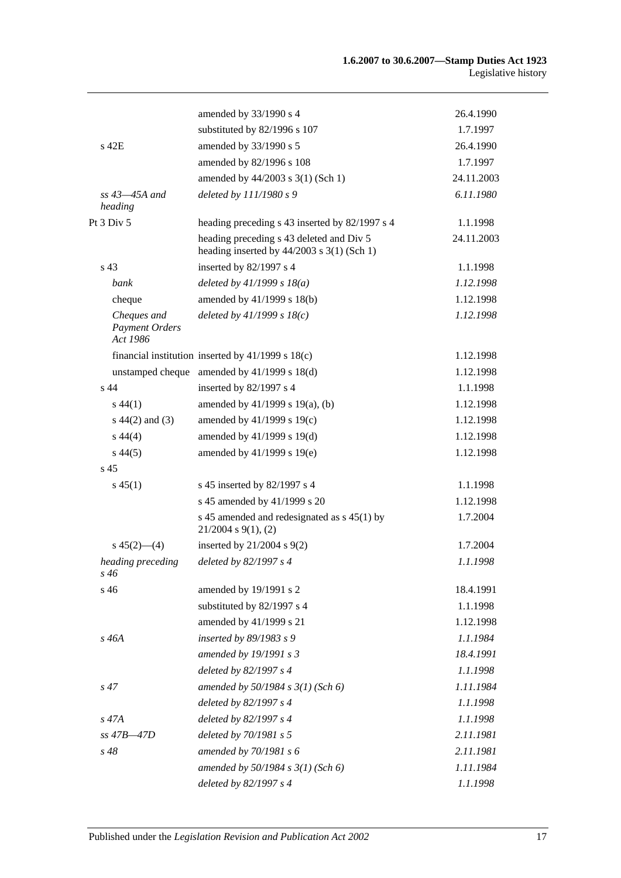| | | |
|---|---|---|
| | amended by 33/1990 s 4 | 26.4.1990 |
| | substituted by 82/1996 s 107 | 1.7.1997 |
| s 42E | amended by 33/1990 s 5 | 26.4.1990 |
| | amended by 82/1996 s 108 | 1.7.1997 |
| | amended by 44/2003 s 3(1) (Sch 1) | 24.11.2003 |
| *ss 43—45A and heading* | *deleted by 111/1980 s 9* | *6.11.1980* |
| Pt 3 Div 5 | heading preceding s 43 inserted by 82/1997 s 4 | 1.1.1998 |
| | heading preceding s 43 deleted and Div 5 heading inserted by 44/2003 s 3(1) (Sch 1) | 24.11.2003 |
| s 43 | inserted by 82/1997 s 4 | 1.1.1998 |
| *bank* | *deleted by 41/1999 s 18(a)* | *1.12.1998* |
| cheque | amended by 41/1999 s 18(b) | 1.12.1998 |
| *Cheques and Payment Orders Act 1986* | *deleted by 41/1999 s 18(c)* | *1.12.1998* |
| financial institution | inserted by 41/1999 s 18(c) | 1.12.1998 |
| unstamped cheque | amended by 41/1999 s 18(d) | 1.12.1998 |
| s 44 | inserted by 82/1997 s 4 | 1.1.1998 |
| s 44(1) | amended by 41/1999 s 19(a), (b) | 1.12.1998 |
| s 44(2) and (3) | amended by 41/1999 s 19(c) | 1.12.1998 |
| s 44(4) | amended by 41/1999 s 19(d) | 1.12.1998 |
| s 44(5) | amended by 41/1999 s 19(e) | 1.12.1998 |
| s 45 | | |
| s 45(1) | s 45 inserted by 82/1997 s 4 | 1.1.1998 |
| | s 45 amended by 41/1999 s 20 | 1.12.1998 |
| | s 45 amended and redesignated as s 45(1) by 21/2004 s 9(1), (2) | 1.7.2004 |
| s 45(2)—(4) | inserted by 21/2004 s 9(2) | 1.7.2004 |
| *heading preceding s 46* | *deleted by 82/1997 s 4* | *1.1.1998* |
| s 46 | amended by 19/1991 s 2 | 18.4.1991 |
| | substituted by 82/1997 s 4 | 1.1.1998 |
| | amended by 41/1999 s 21 | 1.12.1998 |
| *s 46A* | *inserted by 89/1983 s 9* | *1.1.1984* |
| | *amended by 19/1991 s 3* | *18.4.1991* |
| | *deleted by 82/1997 s 4* | *1.1.1998* |
| *s 47* | *amended by 50/1984 s 3(1) (Sch 6)* | *1.11.1984* |
| | *deleted by 82/1997 s 4* | *1.1.1998* |
| *s 47A* | *deleted by 82/1997 s 4* | *1.1.1998* |
| *ss 47B—47D* | *deleted by 70/1981 s 5* | *2.11.1981* |
| *s 48* | *amended by 70/1981 s 6* | *2.11.1981* |
| | *amended by 50/1984 s 3(1) (Sch 6)* | *1.11.1984* |
| | *deleted by 82/1997 s 4* | *1.1.1998* |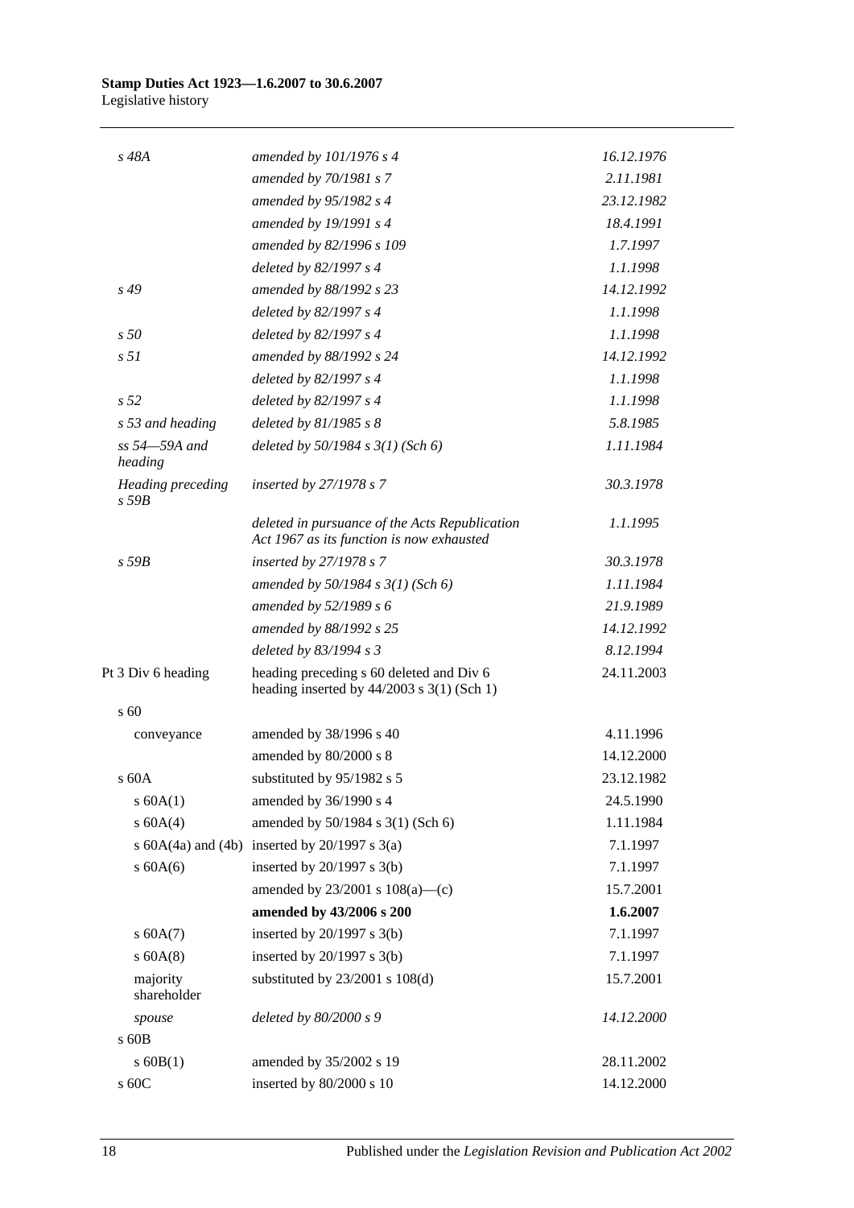| | | |
|---|---|---|
| *s 48A* | *amended by 101/1976 s 4* | *16.12.1976* |
| | *amended by 70/1981 s 7* | *2.11.1981* |
| | *amended by 95/1982 s 4* | *23.12.1982* |
| | *amended by 19/1991 s 4* | *18.4.1991* |
| | *amended by 82/1996 s 109* | *1.7.1997* |
| | *deleted by 82/1997 s 4* | *1.1.1998* |
| *s 49* | *amended by 88/1992 s 23* | *14.12.1992* |
| | *deleted by 82/1997 s 4* | *1.1.1998* |
| *s 50* | *deleted by 82/1997 s 4* | *1.1.1998* |
| *s 51* | *amended by 88/1992 s 24* | *14.12.1992* |
| | *deleted by 82/1997 s 4* | *1.1.1998* |
| *s 52* | *deleted by 82/1997 s 4* | *1.1.1998* |
| *s 53 and heading* | *deleted by 81/1985 s 8* | *5.8.1985* |
| *ss 54—59A and heading* | *deleted by 50/1984 s 3(1) (Sch 6)* | *1.11.1984* |
| *Heading preceding s 59B* | *inserted by 27/1978 s 7* | *30.3.1978* |
| | *deleted in pursuance of the Acts Republication Act 1967 as its function is now exhausted* | *1.1.1995* |
| *s 59B* | *inserted by 27/1978 s 7* | *30.3.1978* |
| | *amended by 50/1984 s 3(1) (Sch 6)* | *1.11.1984* |
| | *amended by 52/1989 s 6* | *21.9.1989* |
| | *amended by 88/1992 s 25* | *14.12.1992* |
| | *deleted by 83/1994 s 3* | *8.12.1994* |
| Pt 3 Div 6 heading | heading preceding s 60 deleted and Div 6 heading inserted by 44/2003 s 3(1) (Sch 1) | 24.11.2003 |
| s 60 | | |
| conveyance | amended by 38/1996 s 40 | 4.11.1996 |
| | amended by 80/2000 s 8 | 14.12.2000 |
| s 60A | substituted by 95/1982 s 5 | 23.12.1982 |
| s 60A(1) | amended by 36/1990 s 4 | 24.5.1990 |
| s 60A(4) | amended by 50/1984 s 3(1) (Sch 6) | 1.11.1984 |
| s 60A(4a) and (4b) | inserted by 20/1997 s 3(a) | 7.1.1997 |
| s 60A(6) | inserted by 20/1997 s 3(b) | 7.1.1997 |
| | amended by 23/2001 s 108(a)—(c) | 15.7.2001 |
| | **amended by 43/2006 s 200** | **1.6.2007** |
| s 60A(7) | inserted by 20/1997 s 3(b) | 7.1.1997 |
| s 60A(8) | inserted by 20/1997 s 3(b) | 7.1.1997 |
| majority shareholder | substituted by 23/2001 s 108(d) | 15.7.2001 |
| *spouse* | *deleted by 80/2000 s 9* | *14.12.2000* |
| s 60B | | |
| s 60B(1) | amended by 35/2002 s 19 | 28.11.2002 |
| s 60C | inserted by 80/2000 s 10 | 14.12.2000 |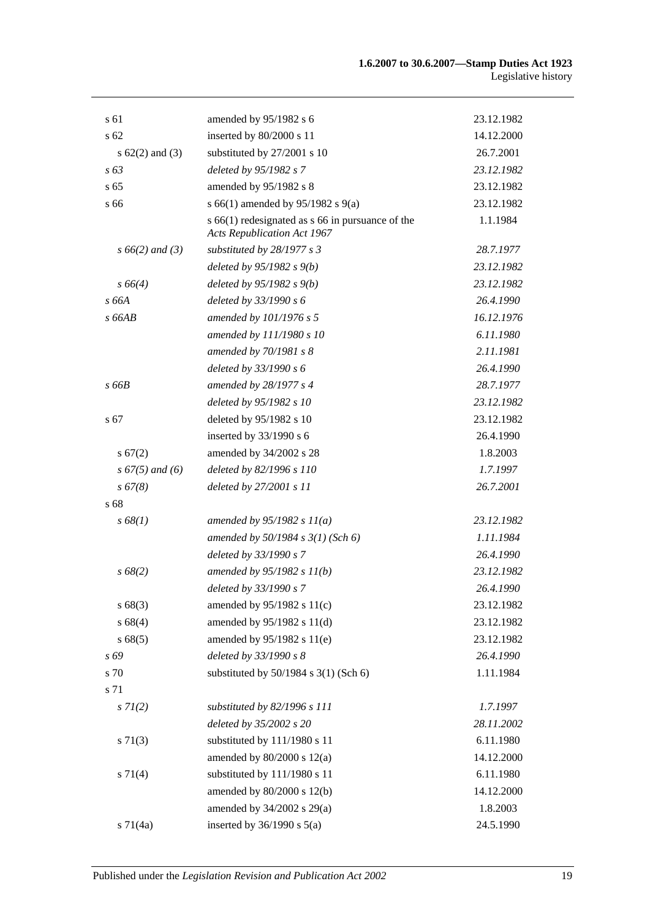| | | |
|---|---|---|
| s 61 | amended by 95/1982 s 6 | 23.12.1982 |
| s 62 | inserted by 80/2000 s 11 | 14.12.2000 |
| s 62(2) and (3) | substituted by 27/2001 s 10 | 26.7.2001 |
| *s 63* | *deleted by 95/1982 s 7* | *23.12.1982* |
| s 65 | amended by 95/1982 s 8 | 23.12.1982 |
| s 66 | s 66(1) amended by 95/1982 s 9(a) | 23.12.1982 |
| | s 66(1) redesignated as s 66 in pursuance of the *Acts Republication Act 1967* | 1.1.1984 |
| *s 66(2) and (3)* | *substituted by 28/1977 s 3* | *28.7.1977* |
| | *deleted by 95/1982 s 9(b)* | *23.12.1982* |
| *s 66(4)* | *deleted by 95/1982 s 9(b)* | *23.12.1982* |
| *s 66A* | *deleted by 33/1990 s 6* | *26.4.1990* |
| *s 66AB* | *amended by 101/1976 s 5* | *16.12.1976* |
| | *amended by 111/1980 s 10* | *6.11.1980* |
| | *amended by 70/1981 s 8* | *2.11.1981* |
| | *deleted by 33/1990 s 6* | *26.4.1990* |
| *s 66B* | *amended by 28/1977 s 4* | *28.7.1977* |
| | *deleted by 95/1982 s 10* | *23.12.1982* |
| s 67 | deleted by 95/1982 s 10 | 23.12.1982 |
| | inserted by 33/1990 s 6 | 26.4.1990 |
| s 67(2) | amended by 34/2002 s 28 | 1.8.2003 |
| *s 67(5) and (6)* | *deleted by 82/1996 s 110* | *1.7.1997* |
| *s 67(8)* | *deleted by 27/2001 s 11* | *26.7.2001* |
| s 68 | | |
| *s 68(1)* | *amended by 95/1982 s 11(a)* | *23.12.1982* |
| | *amended by 50/1984 s 3(1) (Sch 6)* | *1.11.1984* |
| | *deleted by 33/1990 s 7* | *26.4.1990* |
| *s 68(2)* | *amended by 95/1982 s 11(b)* | *23.12.1982* |
| | *deleted by 33/1990 s 7* | *26.4.1990* |
| s 68(3) | amended by 95/1982 s 11(c) | 23.12.1982 |
| s 68(4) | amended by 95/1982 s 11(d) | 23.12.1982 |
| s 68(5) | amended by 95/1982 s 11(e) | 23.12.1982 |
| *s 69* | *deleted by 33/1990 s 8* | *26.4.1990* |
| s 70 | substituted by 50/1984 s 3(1) (Sch 6) | 1.11.1984 |
| s 71 | | |
| *s 71(2)* | *substituted by 82/1996 s 111* | *1.7.1997* |
| | *deleted by 35/2002 s 20* | *28.11.2002* |
| s 71(3) | substituted by 111/1980 s 11 | 6.11.1980 |
| | amended by 80/2000 s 12(a) | 14.12.2000 |
| s 71(4) | substituted by 111/1980 s 11 | 6.11.1980 |
| | amended by 80/2000 s 12(b) | 14.12.2000 |
| | amended by 34/2002 s 29(a) | 1.8.2003 |
| s 71(4a) | inserted by 36/1990 s 5(a) | 24.5.1990 |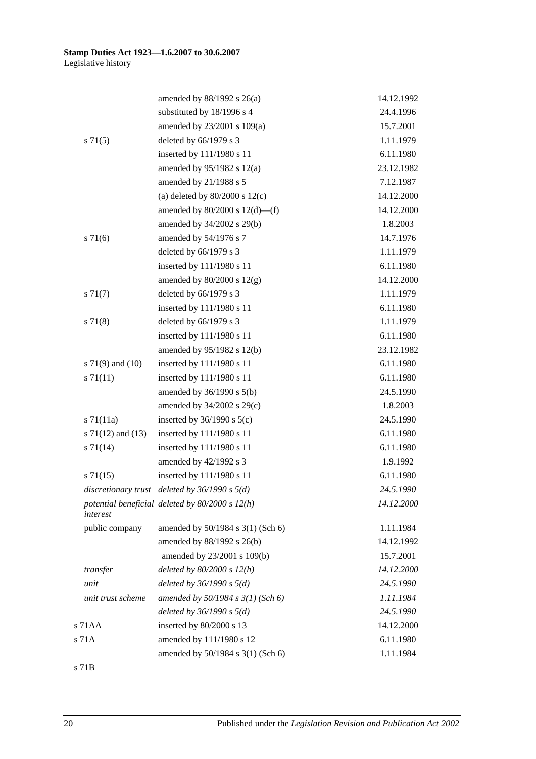| | | |
|---|---|---|
| | amended by 88/1992 s 26(a) | 14.12.1992 |
| | substituted by 18/1996 s 4 | 24.4.1996 |
| | amended by 23/2001 s 109(a) | 15.7.2001 |
| s 71(5) | deleted by 66/1979 s 3 | 1.11.1979 |
| | inserted by 111/1980 s 11 | 6.11.1980 |
| | amended by 95/1982 s 12(a) | 23.12.1982 |
| | amended by 21/1988 s 5 | 7.12.1987 |
| | (a) deleted by 80/2000 s 12(c) | 14.12.2000 |
| | amended by 80/2000 s 12(d)—(f) | 14.12.2000 |
| | amended by 34/2002 s 29(b) | 1.8.2003 |
| s 71(6) | amended by 54/1976 s 7 | 14.7.1976 |
| | deleted by 66/1979 s 3 | 1.11.1979 |
| | inserted by 111/1980 s 11 | 6.11.1980 |
| | amended by 80/2000 s 12(g) | 14.12.2000 |
| s 71(7) | deleted by 66/1979 s 3 | 1.11.1979 |
| | inserted by 111/1980 s 11 | 6.11.1980 |
| s 71(8) | deleted by 66/1979 s 3 | 1.11.1979 |
| | inserted by 111/1980 s 11 | 6.11.1980 |
| | amended by 95/1982 s 12(b) | 23.12.1982 |
| s 71(9) and (10) | inserted by 111/1980 s 11 | 6.11.1980 |
| s 71(11) | inserted by 111/1980 s 11 | 6.11.1980 |
| | amended by 36/1990 s 5(b) | 24.5.1990 |
| | amended by 34/2002 s 29(c) | 1.8.2003 |
| s 71(11a) | inserted by 36/1990 s 5(c) | 24.5.1990 |
| s 71(12) and (13) | inserted by 111/1980 s 11 | 6.11.1980 |
| s 71(14) | inserted by 111/1980 s 11 | 6.11.1980 |
| | amended by 42/1992 s 3 | 1.9.1992 |
| s 71(15) | inserted by 111/1980 s 11 | 6.11.1980 |
| *discretionary trust* | *deleted by 36/1990 s 5(d)* | *24.5.1990* |
| *potential beneficial interest* | *deleted by 80/2000 s 12(h)* | *14.12.2000* |
| public company | amended by 50/1984 s 3(1) (Sch 6) | 1.11.1984 |
| | amended by 88/1992 s 26(b) | 14.12.1992 |
| | amended by 23/2001 s 109(b) | 15.7.2001 |
| *transfer* | *deleted by 80/2000 s 12(h)* | *14.12.2000* |
| *unit* | *deleted by 36/1990 s 5(d)* | *24.5.1990* |
| *unit trust scheme* | *amended by 50/1984 s 3(1) (Sch 6)* | *1.11.1984* |
| | *deleted by 36/1990 s 5(d)* | *24.5.1990* |
| s 71AA | inserted by 80/2000 s 13 | 14.12.2000 |
| s 71A | amended by 111/1980 s 12 | 6.11.1980 |
| | amended by 50/1984 s 3(1) (Sch 6) | 1.11.1984 |
| s 71B | | |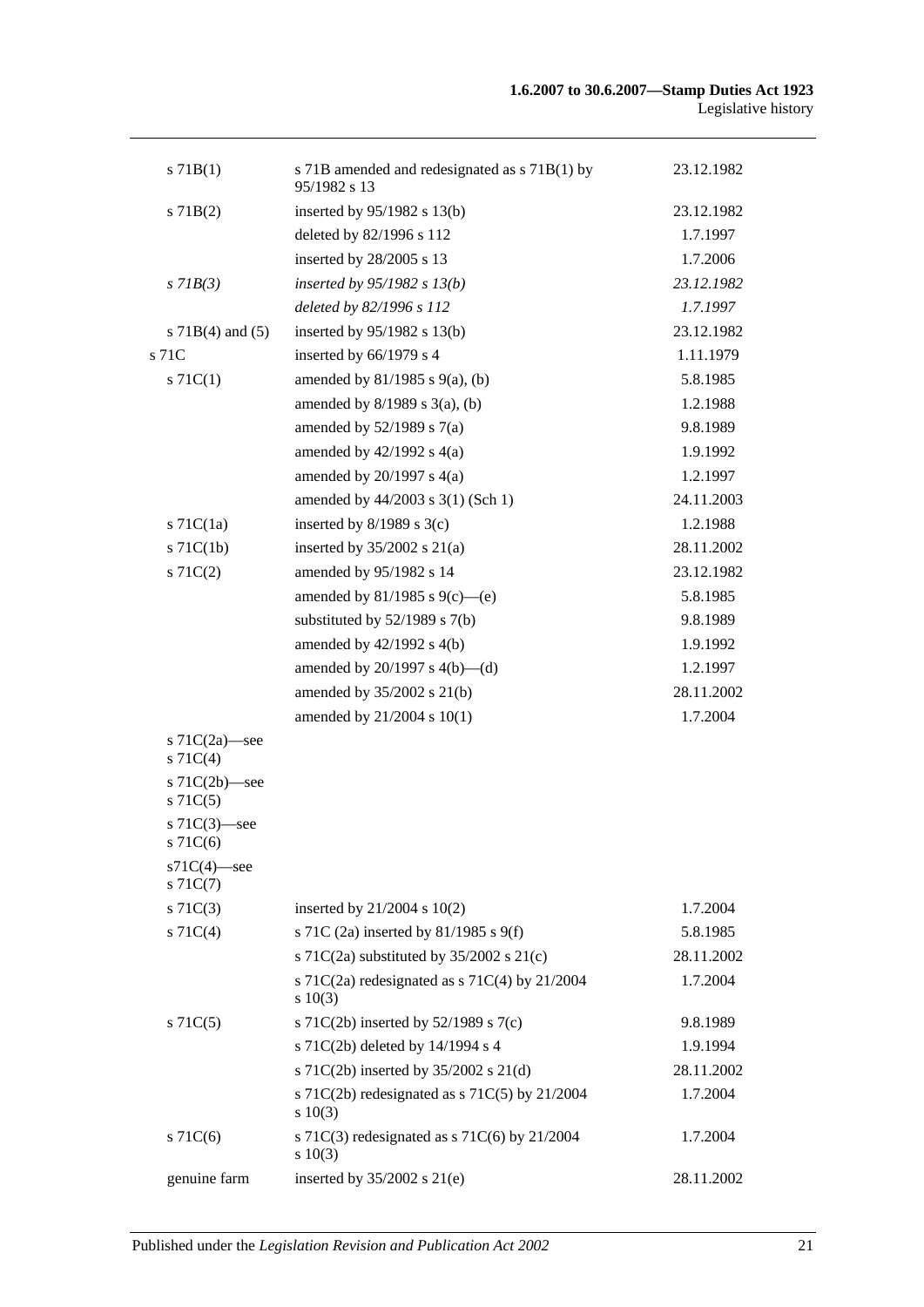| | | |
|---|---|---|
| s 71B(1) | s 71B amended and redesignated as s 71B(1) by 95/1982 s 13 | 23.12.1982 |
| s 71B(2) | inserted by 95/1982 s 13(b) | 23.12.1982 |
| | deleted by 82/1996 s 112 | 1.7.1997 |
| | inserted by 28/2005 s 13 | 1.7.2006 |
| *s 71B(3)* | *inserted by 95/1982 s 13(b)* | *23.12.1982* |
| | *deleted by 82/1996 s 112* | *1.7.1997* |
| s 71B(4) and (5) | inserted by 95/1982 s 13(b) | 23.12.1982 |
| s 71C | inserted by 66/1979 s 4 | 1.11.1979 |
| s 71C(1) | amended by 81/1985 s 9(a), (b) | 5.8.1985 |
| | amended by 8/1989 s 3(a), (b) | 1.2.1988 |
| | amended by 52/1989 s 7(a) | 9.8.1989 |
| | amended by 42/1992 s 4(a) | 1.9.1992 |
| | amended by 20/1997 s 4(a) | 1.2.1997 |
| | amended by 44/2003 s 3(1) (Sch 1) | 24.11.2003 |
| s 71C(1a) | inserted by 8/1989 s 3(c) | 1.2.1988 |
| s 71C(1b) | inserted by 35/2002 s 21(a) | 28.11.2002 |
| s 71C(2) | amended by 95/1982 s 14 | 23.12.1982 |
| | amended by 81/1985 s 9(c)—(e) | 5.8.1985 |
| | substituted by 52/1989 s 7(b) | 9.8.1989 |
| | amended by 42/1992 s 4(b) | 1.9.1992 |
| | amended by 20/1997 s 4(b)—(d) | 1.2.1997 |
| | amended by 35/2002 s 21(b) | 28.11.2002 |
| | amended by 21/2004 s 10(1) | 1.7.2004 |
| s 71C(2a)—see s 71C(4) | | |
| s 71C(2b)—see s 71C(5) | | |
| s 71C(3)—see s 71C(6) | | |
| s71C(4)—see s 71C(7) | | |
| s 71C(3) | inserted by 21/2004 s 10(2) | 1.7.2004 |
| s 71C(4) | s 71C (2a) inserted by 81/1985 s 9(f) | 5.8.1985 |
| | s 71C(2a) substituted by 35/2002 s 21(c) | 28.11.2002 |
| | s 71C(2a) redesignated as s 71C(4) by 21/2004 s 10(3) | 1.7.2004 |
| s 71C(5) | s 71C(2b) inserted by 52/1989 s 7(c) | 9.8.1989 |
| | s 71C(2b) deleted by 14/1994 s 4 | 1.9.1994 |
| | s 71C(2b) inserted by 35/2002 s 21(d) | 28.11.2002 |
| | s 71C(2b) redesignated as s 71C(5) by 21/2004 s 10(3) | 1.7.2004 |
| s 71C(6) | s 71C(3) redesignated as s 71C(6) by 21/2004 s 10(3) | 1.7.2004 |
| genuine farm | inserted by 35/2002 s 21(e) | 28.11.2002 |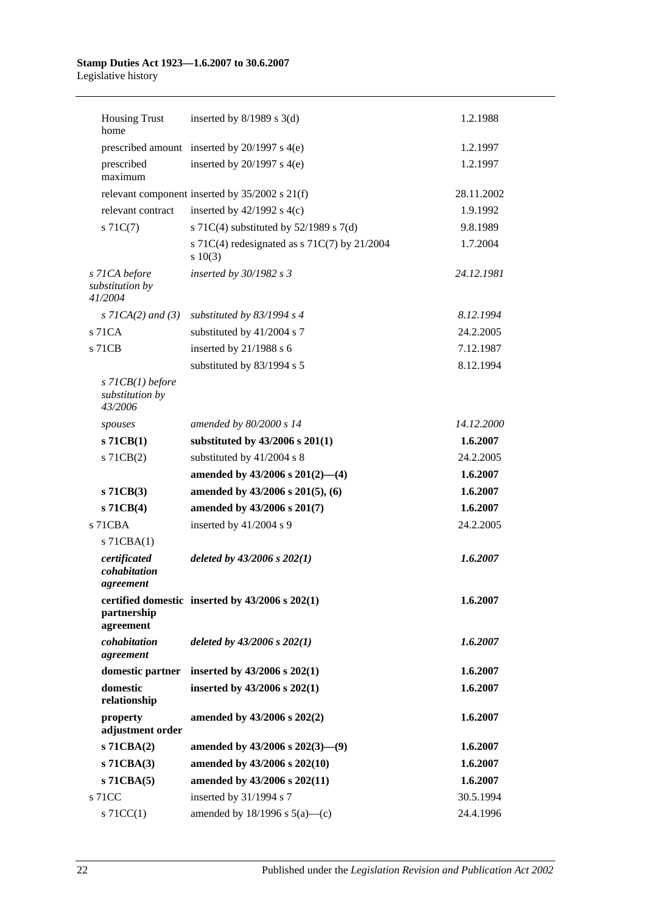| | | |
|---|---|---|
| Housing Trust home | inserted by 8/1989 s 3(d) | 1.2.1988 |
| prescribed amount | inserted by 20/1997 s 4(e) | 1.2.1997 |
| prescribed maximum | inserted by 20/1997 s 4(e) | 1.2.1997 |
| relevant component | inserted by 35/2002 s 21(f) | 28.11.2002 |
| relevant contract | inserted by 42/1992 s 4(c) | 1.9.1992 |
| s 71C(7) | s 71C(4) substituted by 52/1989 s 7(d) | 9.8.1989 |
| | s 71C(4) redesignated as s 71C(7) by 21/2004 s 10(3) | 1.7.2004 |
| *s 71CA before substitution by 41/2004* | *inserted by 30/1982 s 3* | *24.12.1981* |
| *s 71CA(2) and (3)* | *substituted by 83/1994 s 4* | *8.12.1994* |
| s 71CA | substituted by 41/2004 s 7 | 24.2.2005 |
| s 71CB | inserted by 21/1988 s 6 | 7.12.1987 |
| | substituted by 83/1994 s 5 | 8.12.1994 |
| *s 71CB(1) before substitution by 43/2006* | | |
| *spouses* | *amended by 80/2000 s 14* | *14.12.2000* |
| **s 71CB(1)** | **substituted by 43/2006 s 201(1)** | **1.6.2007** |
| s 71CB(2) | substituted by 41/2004 s 8 | 24.2.2005 |
| | **amended by 43/2006 s 201(2)—(4)** | **1.6.2007** |
| **s 71CB(3)** | **amended by 43/2006 s 201(5), (6)** | **1.6.2007** |
| **s 71CB(4)** | **amended by 43/2006 s 201(7)** | **1.6.2007** |
| s 71CBA | inserted by 41/2004 s 9 | 24.2.2005 |
| s 71CBA(1) | | |
| ***certificated cohabitation agreement*** | ***deleted by 43/2006 s 202(1)*** | ***1.6.2007*** |
| **certified domestic partnership agreement** | **inserted by 43/2006 s 202(1)** | **1.6.2007** |
| ***cohabitation agreement*** | ***deleted by 43/2006 s 202(1)*** | ***1.6.2007*** |
| **domestic partner** | **inserted by 43/2006 s 202(1)** | **1.6.2007** |
| **domestic relationship** | **inserted by 43/2006 s 202(1)** | **1.6.2007** |
| **property adjustment order** | **amended by 43/2006 s 202(2)** | **1.6.2007** |
| **s 71CBA(2)** | **amended by 43/2006 s 202(3)—(9)** | **1.6.2007** |
| **s 71CBA(3)** | **amended by 43/2006 s 202(10)** | **1.6.2007** |
| **s 71CBA(5)** | **amended by 43/2006 s 202(11)** | **1.6.2007** |
| s 71CC | inserted by 31/1994 s 7 | 30.5.1994 |
| s 71CC(1) | amended by 18/1996 s 5(a)—(c) | 24.4.1996 |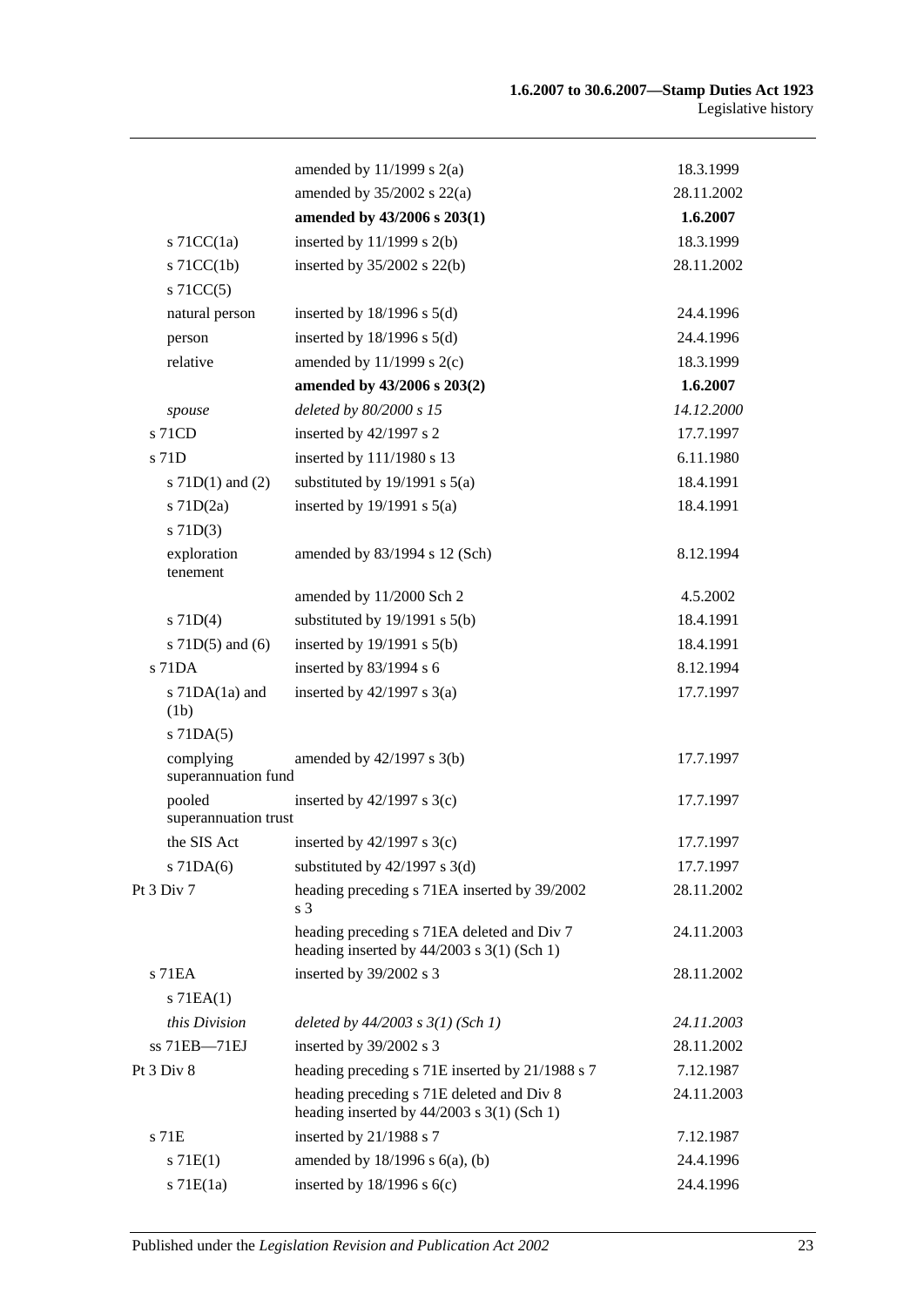| | | |
|---|---|---|
| | amended by 11/1999 s 2(a) | 18.3.1999 |
| | amended by 35/2002 s 22(a) | 28.11.2002 |
| | **amended by 43/2006 s 203(1)** | **1.6.2007** |
| s 71CC(1a) | inserted by 11/1999 s 2(b) | 18.3.1999 |
| s 71CC(1b) | inserted by 35/2002 s 22(b) | 28.11.2002 |
| s 71CC(5) | | |
| natural person | inserted by 18/1996 s 5(d) | 24.4.1996 |
| person | inserted by 18/1996 s 5(d) | 24.4.1996 |
| relative | amended by 11/1999 s 2(c) | 18.3.1999 |
| | **amended by 43/2006 s 203(2)** | **1.6.2007** |
| *spouse* | *deleted by 80/2000 s 15* | *14.12.2000* |
| s 71CD | inserted by 42/1997 s 2 | 17.7.1997 |
| s 71D | inserted by 111/1980 s 13 | 6.11.1980 |
| s 71D(1) and (2) | substituted by 19/1991 s 5(a) | 18.4.1991 |
| s 71D(2a) | inserted by 19/1991 s 5(a) | 18.4.1991 |
| s 71D(3) | | |
| exploration tenement | amended by 83/1994 s 12 (Sch) | 8.12.1994 |
| | amended by 11/2000 Sch 2 | 4.5.2002 |
| s 71D(4) | substituted by 19/1991 s 5(b) | 18.4.1991 |
| s 71D(5) and (6) | inserted by 19/1991 s 5(b) | 18.4.1991 |
| s 71DA | inserted by 83/1994 s 6 | 8.12.1994 |
| s 71DA(1a) and (1b) | inserted by 42/1997 s 3(a) | 17.7.1997 |
| s 71DA(5) | | |
| complying superannuation fund | amended by 42/1997 s 3(b) | 17.7.1997 |
| pooled superannuation trust | inserted by 42/1997 s 3(c) | 17.7.1997 |
| the SIS Act | inserted by 42/1997 s 3(c) | 17.7.1997 |
| s 71DA(6) | substituted by 42/1997 s 3(d) | 17.7.1997 |
| Pt 3 Div 7 | heading preceding s 71EA inserted by 39/2002 s 3 | 28.11.2002 |
| | heading preceding s 71EA deleted and Div 7 heading inserted by 44/2003 s 3(1) (Sch 1) | 24.11.2003 |
| s 71EA | inserted by 39/2002 s 3 | 28.11.2002 |
| s 71EA(1) | | |
| *this Division* | *deleted by 44/2003 s 3(1) (Sch 1)* | *24.11.2003* |
| ss 71EB—71EJ | inserted by 39/2002 s 3 | 28.11.2002 |
| Pt 3 Div 8 | heading preceding s 71E inserted by 21/1988 s 7 | 7.12.1987 |
| | heading preceding s 71E deleted and Div 8 heading inserted by 44/2003 s 3(1) (Sch 1) | 24.11.2003 |
| s 71E | inserted by 21/1988 s 7 | 7.12.1987 |
| s 71E(1) | amended by 18/1996 s 6(a), (b) | 24.4.1996 |
| s 71E(1a) | inserted by 18/1996 s 6(c) | 24.4.1996 |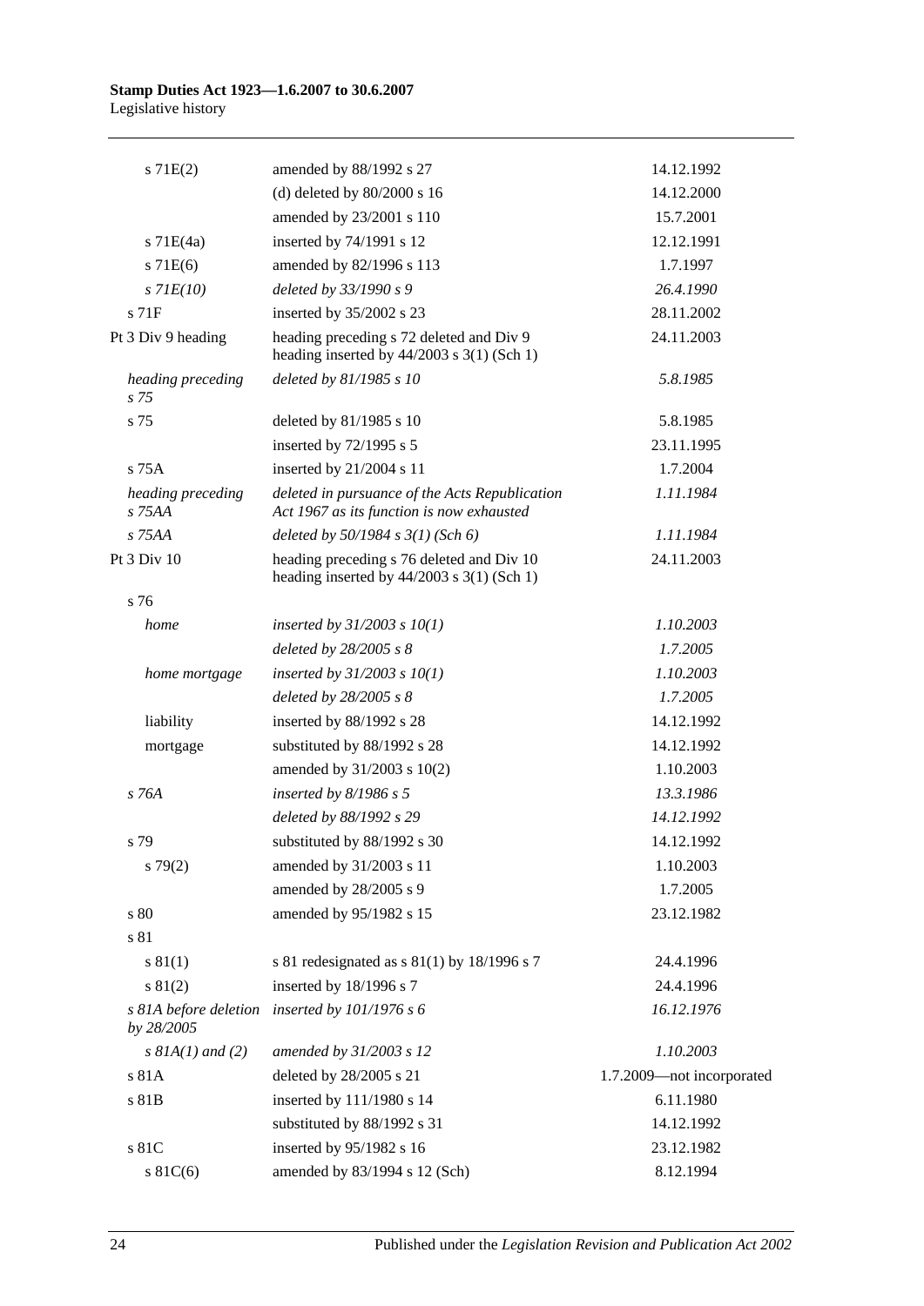| | | |
|---|---|---|
| s 71E(2) | amended by 88/1992 s 27 | 14.12.1992 |
| | (d) deleted by 80/2000 s 16 | 14.12.2000 |
| | amended by 23/2001 s 110 | 15.7.2001 |
| s 71E(4a) | inserted by 74/1991 s 12 | 12.12.1991 |
| s 71E(6) | amended by 82/1996 s 113 | 1.7.1997 |
| *s 71E(10)* | *deleted by 33/1990 s 9* | *26.4.1990* |
| s 71F | inserted by 35/2002 s 23 | 28.11.2002 |
| Pt 3 Div 9 heading | heading preceding s 72 deleted and Div 9 heading inserted by 44/2003 s 3(1) (Sch 1) | 24.11.2003 |
| *heading preceding s 75* | *deleted by 81/1985 s 10* | *5.8.1985* |
| s 75 | deleted by 81/1985 s 10 | 5.8.1985 |
| | inserted by 72/1995 s 5 | 23.11.1995 |
| s 75A | inserted by 21/2004 s 11 | 1.7.2004 |
| *heading preceding s 75AA* | *deleted in pursuance of the Acts Republication Act 1967 as its function is now exhausted* | *1.11.1984* |
| *s 75AA* | *deleted by 50/1984 s 3(1) (Sch 6)* | *1.11.1984* |
| Pt 3 Div 10 | heading preceding s 76 deleted and Div 10 heading inserted by 44/2003 s 3(1) (Sch 1) | 24.11.2003 |
| s 76 | | |
| *home* | *inserted by 31/2003 s 10(1)* | *1.10.2003* |
| | *deleted by 28/2005 s 8* | *1.7.2005* |
| *home mortgage* | *inserted by 31/2003 s 10(1)* | *1.10.2003* |
| | *deleted by 28/2005 s 8* | *1.7.2005* |
| liability | inserted by 88/1992 s 28 | 14.12.1992 |
| mortgage | substituted by 88/1992 s 28 | 14.12.1992 |
| | amended by 31/2003 s 10(2) | 1.10.2003 |
| *s 76A* | *inserted by 8/1986 s 5* | *13.3.1986* |
| | *deleted by 88/1992 s 29* | *14.12.1992* |
| s 79 | substituted by 88/1992 s 30 | 14.12.1992 |
| s 79(2) | amended by 31/2003 s 11 | 1.10.2003 |
| | amended by 28/2005 s 9 | 1.7.2005 |
| s 80 | amended by 95/1982 s 15 | 23.12.1982 |
| s 81 | | |
| s 81(1) | s 81 redesignated as s 81(1) by 18/1996 s 7 | 24.4.1996 |
| s 81(2) | inserted by 18/1996 s 7 | 24.4.1996 |
| *s 81A before deletion by 28/2005* | *inserted by 101/1976 s 6* | *16.12.1976* |
| *s 81A(1) and (2)* | *amended by 31/2003 s 12* | *1.10.2003* |
| s 81A | deleted by 28/2005 s 21 | 1.7.2009—not incorporated |
| s 81B | inserted by 111/1980 s 14 | 6.11.1980 |
| | substituted by 88/1992 s 31 | 14.12.1992 |
| s 81C | inserted by 95/1982 s 16 | 23.12.1982 |
| s 81C(6) | amended by 83/1994 s 12 (Sch) | 8.12.1994 |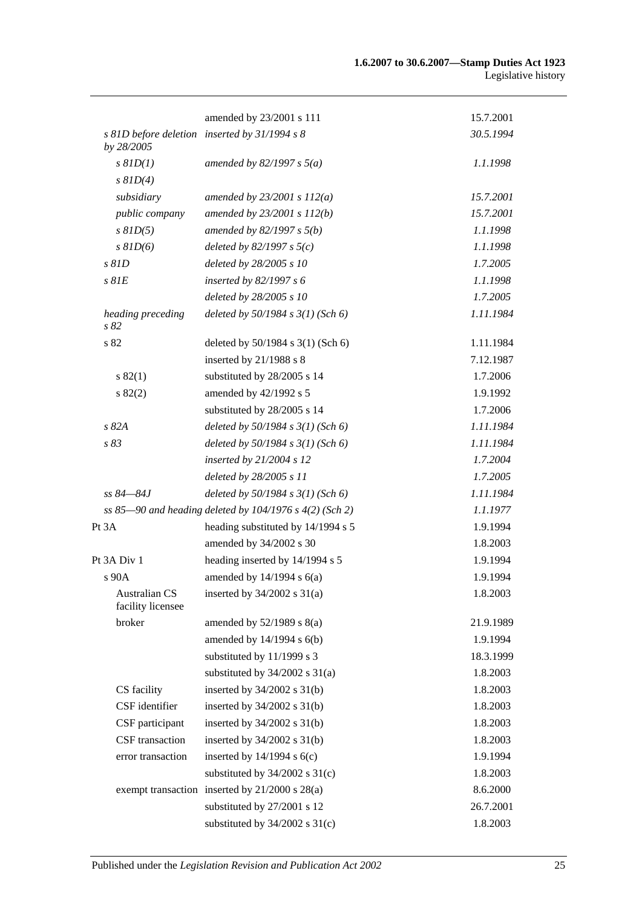| | | |
|---|---|---|
| | amended by 23/2001 s 111 | 15.7.2001 |
| *s 81D before deletion by 28/2005* | *inserted by 31/1994 s 8* | *30.5.1994* |
| *s 81D(1)* | *amended by 82/1997 s 5(a)* | *1.1.1998* |
| *s 81D(4)* | | |
| *subsidiary* | *amended by 23/2001 s 112(a)* | *15.7.2001* |
| *public company* | *amended by 23/2001 s 112(b)* | *15.7.2001* |
| *s 81D(5)* | *amended by 82/1997 s 5(b)* | *1.1.1998* |
| *s 81D(6)* | *deleted by 82/1997 s 5(c)* | *1.1.1998* |
| *s 81D* | *deleted by 28/2005 s 10* | *1.7.2005* |
| *s 81E* | *inserted by 82/1997 s 6* | *1.1.1998* |
| | *deleted by 28/2005 s 10* | *1.7.2005* |
| *heading preceding s 82* | *deleted by 50/1984 s 3(1) (Sch 6)* | *1.11.1984* |
| s 82 | deleted by 50/1984 s 3(1) (Sch 6) | 1.11.1984 |
| | inserted by 21/1988 s 8 | 7.12.1987 |
| s 82(1) | substituted by 28/2005 s 14 | 1.7.2006 |
| s 82(2) | amended by 42/1992 s 5 | 1.9.1992 |
| | substituted by 28/2005 s 14 | 1.7.2006 |
| *s 82A* | *deleted by 50/1984 s 3(1) (Sch 6)* | *1.11.1984* |
| *s 83* | *deleted by 50/1984 s 3(1) (Sch 6)* | *1.11.1984* |
| | *inserted by 21/2004 s 12* | *1.7.2004* |
| | *deleted by 28/2005 s 11* | *1.7.2005* |
| *ss 84—84J* | *deleted by 50/1984 s 3(1) (Sch 6)* | *1.11.1984* |
| *ss 85—90 and heading deleted by 104/1976 s 4(2) (Sch 2)* | | *1.1.1977* |
| Pt 3A | heading substituted by 14/1994 s 5 | 1.9.1994 |
| | amended by 34/2002 s 30 | 1.8.2003 |
| Pt 3A Div 1 | heading inserted by 14/1994 s 5 | 1.9.1994 |
| s 90A | amended by 14/1994 s 6(a) | 1.9.1994 |
| Australian CS facility licensee | inserted by 34/2002 s 31(a) | 1.8.2003 |
| broker | amended by 52/1989 s 8(a) | 21.9.1989 |
| | amended by 14/1994 s 6(b) | 1.9.1994 |
| | substituted by 11/1999 s 3 | 18.3.1999 |
| | substituted by 34/2002 s 31(a) | 1.8.2003 |
| CS facility | inserted by 34/2002 s 31(b) | 1.8.2003 |
| CSF identifier | inserted by 34/2002 s 31(b) | 1.8.2003 |
| CSF participant | inserted by 34/2002 s 31(b) | 1.8.2003 |
| CSF transaction | inserted by 34/2002 s 31(b) | 1.8.2003 |
| error transaction | inserted by 14/1994 s 6(c) | 1.9.1994 |
| | substituted by 34/2002 s 31(c) | 1.8.2003 |
| exempt transaction | inserted by 21/2000 s 28(a) | 8.6.2000 |
| | substituted by 27/2001 s 12 | 26.7.2001 |
| | substituted by 34/2002 s 31(c) | 1.8.2003 |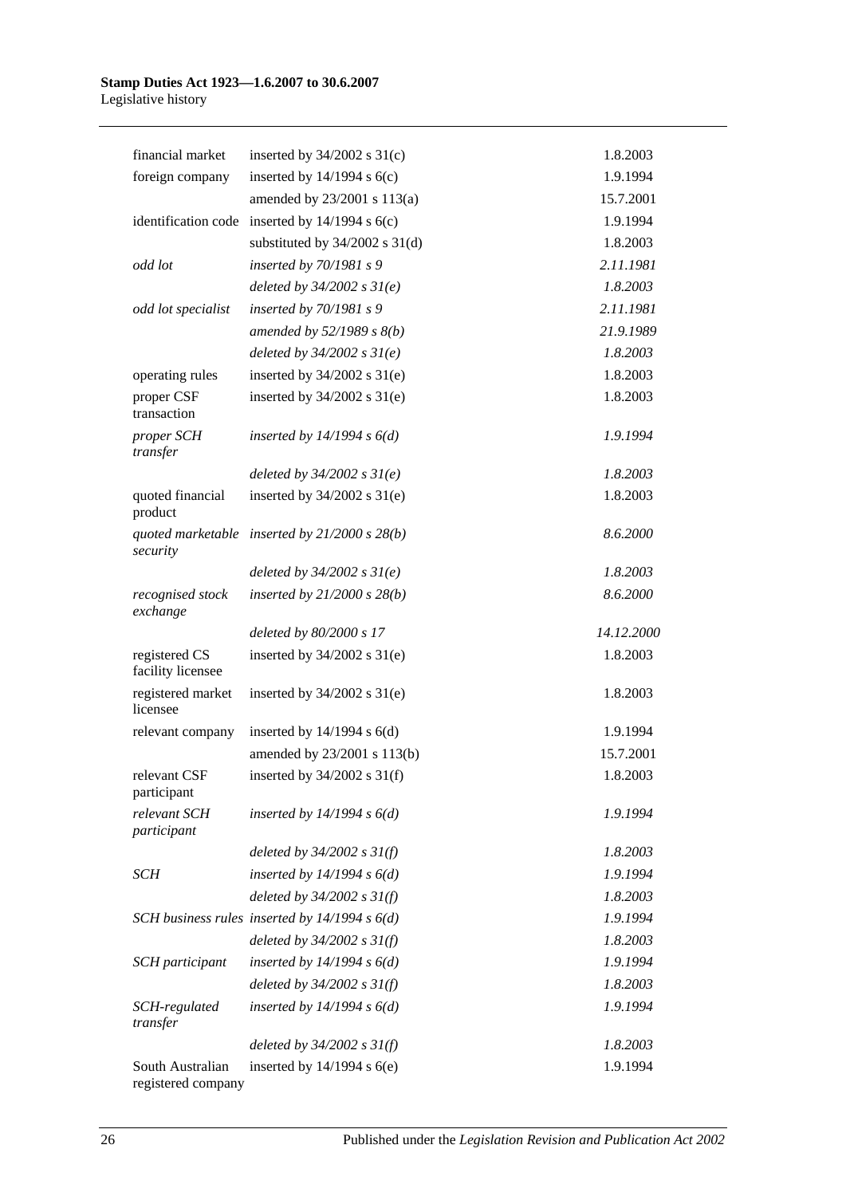| | | |
|---|---|---|
| financial market | inserted by 34/2002 s 31(c) | 1.8.2003 |
| foreign company | inserted by 14/1994 s 6(c) | 1.9.1994 |
| | amended by 23/2001 s 113(a) | 15.7.2001 |
| identification code | inserted by 14/1994 s 6(c) | 1.9.1994 |
| | substituted by 34/2002 s 31(d) | 1.8.2003 |
| *odd lot* | *inserted by 70/1981 s 9* | *2.11.1981* |
| | *deleted by 34/2002 s 31(e)* | *1.8.2003* |
| *odd lot specialist* | *inserted by 70/1981 s 9* | *2.11.1981* |
| | *amended by 52/1989 s 8(b)* | *21.9.1989* |
| | *deleted by 34/2002 s 31(e)* | *1.8.2003* |
| operating rules | inserted by 34/2002 s 31(e) | 1.8.2003 |
| proper CSF transaction | inserted by 34/2002 s 31(e) | 1.8.2003 |
| *proper SCH transfer* | *inserted by 14/1994 s 6(d)* | *1.9.1994* |
| | *deleted by 34/2002 s 31(e)* | *1.8.2003* |
| quoted financial product | inserted by 34/2002 s 31(e) | 1.8.2003 |
| *quoted marketable security* | *inserted by 21/2000 s 28(b)* | *8.6.2000* |
| | *deleted by 34/2002 s 31(e)* | *1.8.2003* |
| *recognised stock exchange* | *inserted by 21/2000 s 28(b)* | *8.6.2000* |
| | *deleted by 80/2000 s 17* | *14.12.2000* |
| registered CS facility licensee | inserted by 34/2002 s 31(e) | 1.8.2003 |
| registered market licensee | inserted by 34/2002 s 31(e) | 1.8.2003 |
| relevant company | inserted by 14/1994 s 6(d) | 1.9.1994 |
| | amended by 23/2001 s 113(b) | 15.7.2001 |
| relevant CSF participant | inserted by 34/2002 s 31(f) | 1.8.2003 |
| *relevant SCH participant* | *inserted by 14/1994 s 6(d)* | *1.9.1994* |
| | *deleted by 34/2002 s 31(f)* | *1.8.2003* |
| *SCH* | *inserted by 14/1994 s 6(d)* | *1.9.1994* |
| | *deleted by 34/2002 s 31(f)* | *1.8.2003* |
| *SCH business rules* | *inserted by 14/1994 s 6(d)* | *1.9.1994* |
| | *deleted by 34/2002 s 31(f)* | *1.8.2003* |
| *SCH participant* | *inserted by 14/1994 s 6(d)* | *1.9.1994* |
| | *deleted by 34/2002 s 31(f)* | *1.8.2003* |
| *SCH-regulated transfer* | *inserted by 14/1994 s 6(d)* | *1.9.1994* |
| | *deleted by 34/2002 s 31(f)* | *1.8.2003* |
| South Australian registered company | inserted by 14/1994 s 6(e) | 1.9.1994 |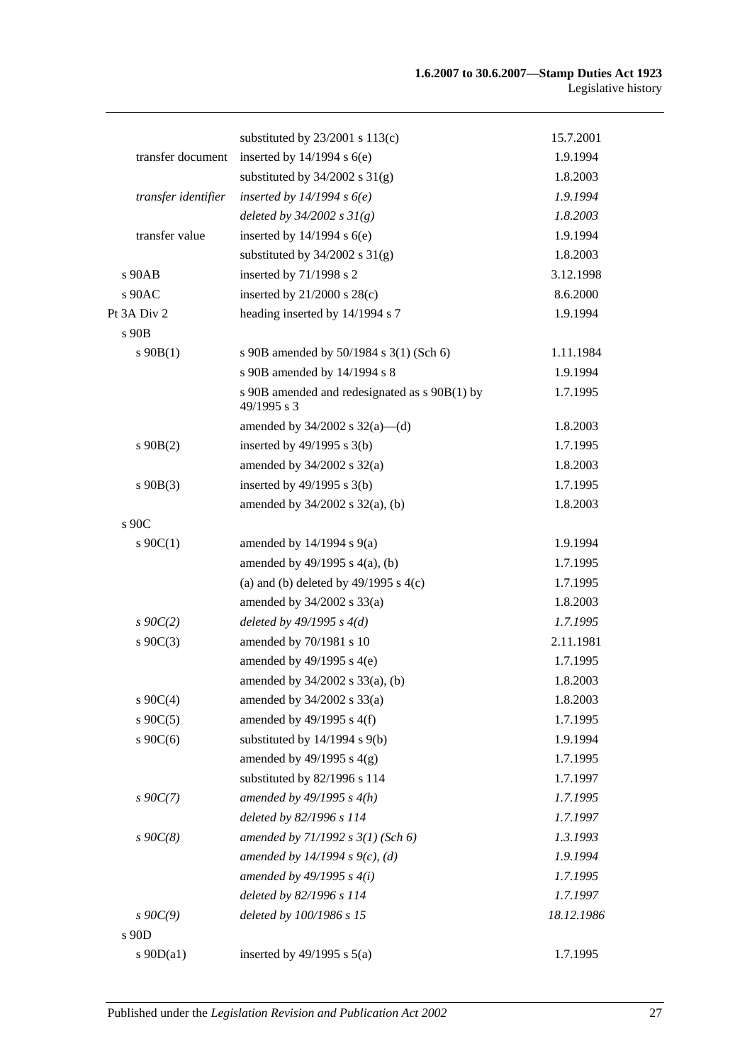| | | |
|---|---|---|
| | substituted by 23/2001 s 113(c) | 15.7.2001 |
| transfer document | inserted by 14/1994 s 6(e) | 1.9.1994 |
| | substituted by 34/2002 s 31(g) | 1.8.2003 |
| *transfer identifier* | *inserted by 14/1994 s 6(e)* | *1.9.1994* |
| | *deleted by 34/2002 s 31(g)* | *1.8.2003* |
| transfer value | inserted by 14/1994 s 6(e) | 1.9.1994 |
| | substituted by 34/2002 s 31(g) | 1.8.2003 |
| s 90AB | inserted by 71/1998 s 2 | 3.12.1998 |
| s 90AC | inserted by 21/2000 s 28(c) | 8.6.2000 |
| Pt 3A Div 2 | heading inserted by 14/1994 s 7 | 1.9.1994 |
| s 90B | | |
| s 90B(1) | s 90B amended by 50/1984 s 3(1) (Sch 6) | 1.11.1984 |
| | s 90B amended by 14/1994 s 8 | 1.9.1994 |
| | s 90B amended and redesignated as s 90B(1) by 49/1995 s 3 | 1.7.1995 |
| | amended by 34/2002 s 32(a)—(d) | 1.8.2003 |
| s 90B(2) | inserted by 49/1995 s 3(b) | 1.7.1995 |
| | amended by 34/2002 s 32(a) | 1.8.2003 |
| s 90B(3) | inserted by 49/1995 s 3(b) | 1.7.1995 |
| | amended by 34/2002 s 32(a), (b) | 1.8.2003 |
| s 90C | | |
| s 90C(1) | amended by 14/1994 s 9(a) | 1.9.1994 |
| | amended by 49/1995 s 4(a), (b) | 1.7.1995 |
| | (a) and (b) deleted by 49/1995 s 4(c) | 1.7.1995 |
| | amended by 34/2002 s 33(a) | 1.8.2003 |
| *s 90C(2)* | *deleted by 49/1995 s 4(d)* | *1.7.1995* |
| s 90C(3) | amended by 70/1981 s 10 | 2.11.1981 |
| | amended by 49/1995 s 4(e) | 1.7.1995 |
| | amended by 34/2002 s 33(a), (b) | 1.8.2003 |
| s 90C(4) | amended by 34/2002 s 33(a) | 1.8.2003 |
| s 90C(5) | amended by 49/1995 s 4(f) | 1.7.1995 |
| s 90C(6) | substituted by 14/1994 s 9(b) | 1.9.1994 |
| | amended by 49/1995 s 4(g) | 1.7.1995 |
| | substituted by 82/1996 s 114 | 1.7.1997 |
| *s 90C(7)* | *amended by 49/1995 s 4(h)* | *1.7.1995* |
| | *deleted by 82/1996 s 114* | *1.7.1997* |
| *s 90C(8)* | *amended by 71/1992 s 3(1) (Sch 6)* | *1.3.1993* |
| | *amended by 14/1994 s 9(c), (d)* | *1.9.1994* |
| | *amended by 49/1995 s 4(i)* | *1.7.1995* |
| | *deleted by 82/1996 s 114* | *1.7.1997* |
| *s 90C(9)* | *deleted by 100/1986 s 15* | *18.12.1986* |
| s 90D | | |
| s 90D(a1) | inserted by 49/1995 s 5(a) | 1.7.1995 |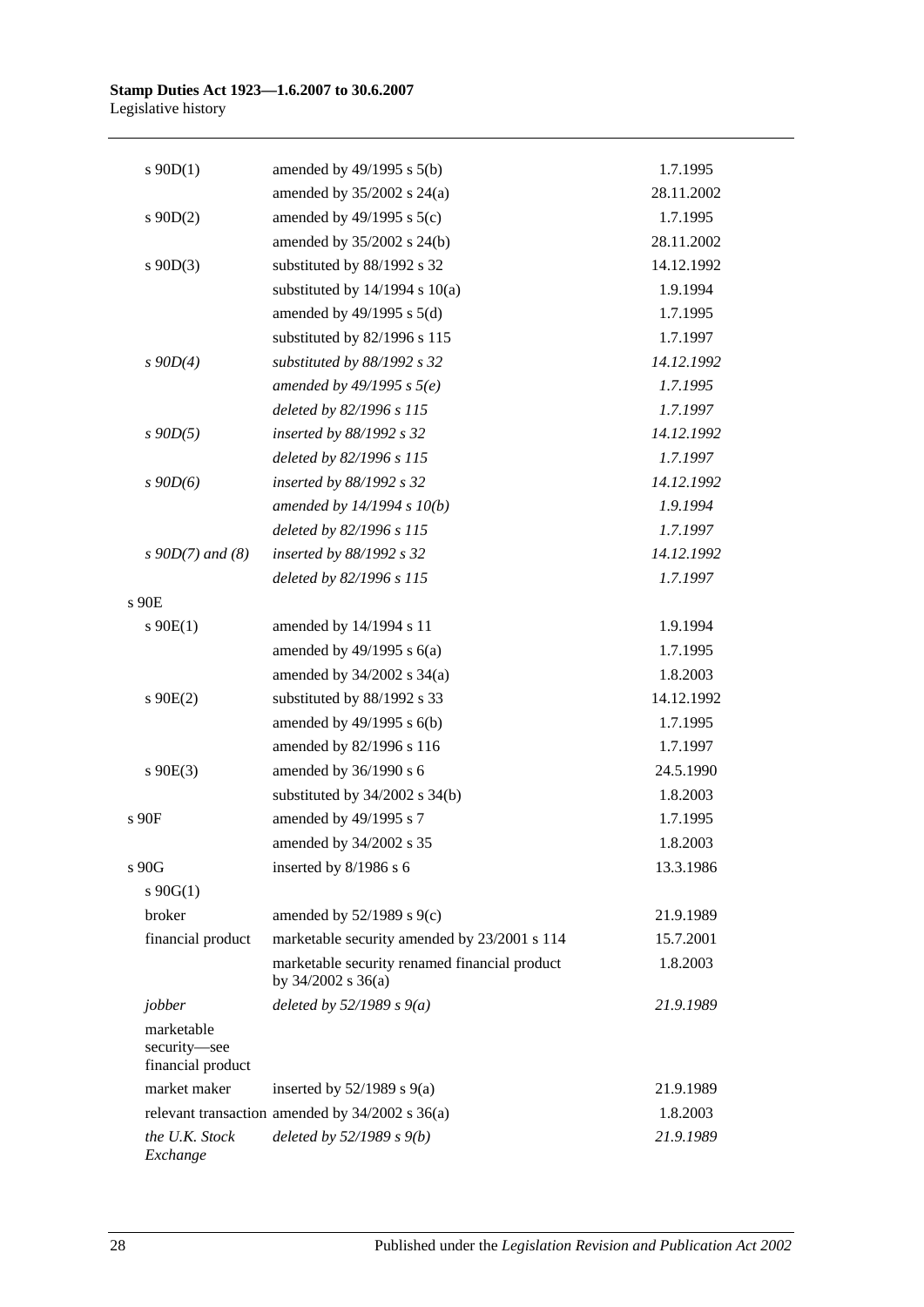| | | |
|---|---|---|
| s 90D(1) | amended by 49/1995 s 5(b) | 1.7.1995 |
| | amended by 35/2002 s 24(a) | 28.11.2002 |
| s 90D(2) | amended by 49/1995 s 5(c) | 1.7.1995 |
| | amended by 35/2002 s 24(b) | 28.11.2002 |
| s 90D(3) | substituted by 88/1992 s 32 | 14.12.1992 |
| | substituted by 14/1994 s 10(a) | 1.9.1994 |
| | amended by 49/1995 s 5(d) | 1.7.1995 |
| | substituted by 82/1996 s 115 | 1.7.1997 |
| *s 90D(4)* | *substituted by 88/1992 s 32* | *14.12.1992* |
| | *amended by 49/1995 s 5(e)* | *1.7.1995* |
| | *deleted by 82/1996 s 115* | *1.7.1997* |
| *s 90D(5)* | *inserted by 88/1992 s 32* | *14.12.1992* |
| | *deleted by 82/1996 s 115* | *1.7.1997* |
| *s 90D(6)* | *inserted by 88/1992 s 32* | *14.12.1992* |
| | *amended by 14/1994 s 10(b)* | *1.9.1994* |
| | *deleted by 82/1996 s 115* | *1.7.1997* |
| *s 90D(7) and (8)* | *inserted by 88/1992 s 32* | *14.12.1992* |
| | *deleted by 82/1996 s 115* | *1.7.1997* |
| s 90E | | |
| s 90E(1) | amended by 14/1994 s 11 | 1.9.1994 |
| | amended by 49/1995 s 6(a) | 1.7.1995 |
| | amended by 34/2002 s 34(a) | 1.8.2003 |
| s 90E(2) | substituted by 88/1992 s 33 | 14.12.1992 |
| | amended by 49/1995 s 6(b) | 1.7.1995 |
| | amended by 82/1996 s 116 | 1.7.1997 |
| s 90E(3) | amended by 36/1990 s 6 | 24.5.1990 |
| | substituted by 34/2002 s 34(b) | 1.8.2003 |
| s 90F | amended by 49/1995 s 7 | 1.7.1995 |
| | amended by 34/2002 s 35 | 1.8.2003 |
| s 90G | inserted by 8/1986 s 6 | 13.3.1986 |
| s 90G(1) | | |
| broker | amended by 52/1989 s 9(c) | 21.9.1989 |
| financial product | marketable security amended by 23/2001 s 114 | 15.7.2001 |
| | marketable security renamed financial product by 34/2002 s 36(a) | 1.8.2003 |
| *jobber* | *deleted by 52/1989 s 9(a)* | *21.9.1989* |
| marketable security—see financial product | | |
| market maker | inserted by 52/1989 s 9(a) | 21.9.1989 |
| relevant transaction | amended by 34/2002 s 36(a) | 1.8.2003 |
| *the U.K. Stock Exchange* | *deleted by 52/1989 s 9(b)* | *21.9.1989* |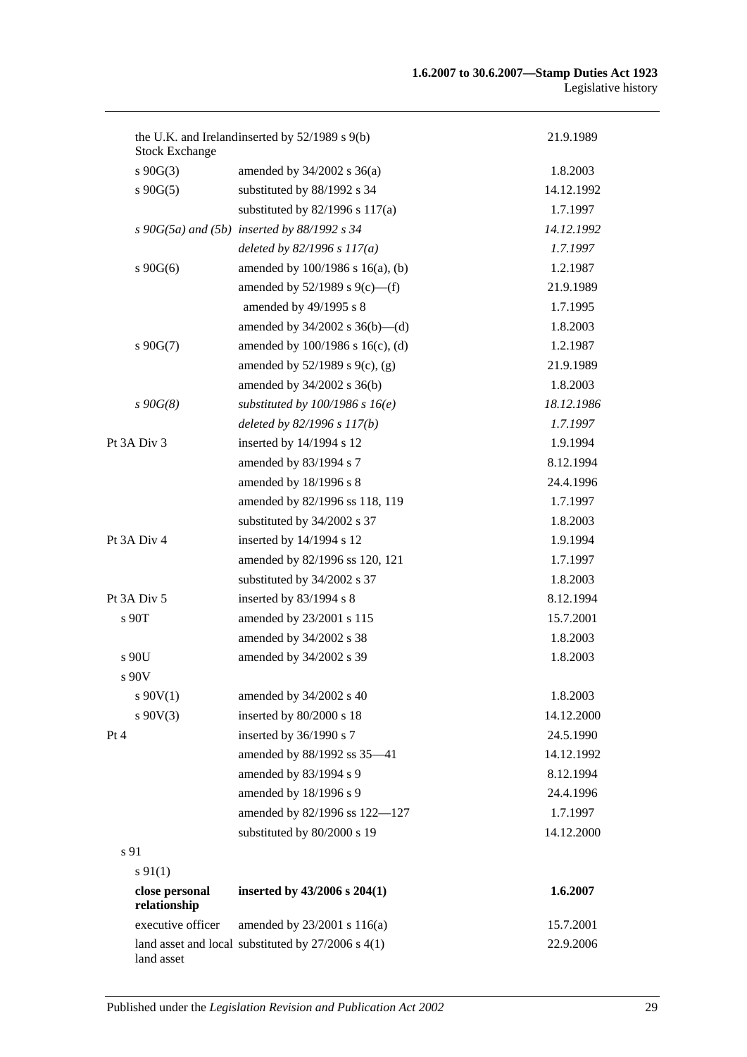| | | |
|---|---|---|
| the U.K. and Ireland Stock Exchange | inserted by 52/1989 s 9(b) | 21.9.1989 |
| s 90G(3) | amended by 34/2002 s 36(a) | 1.8.2003 |
| s 90G(5) | substituted by 88/1992 s 34 | 14.12.1992 |
| | substituted by 82/1996 s 117(a) | 1.7.1997 |
| *s 90G(5a) and (5b)* | *inserted by 88/1992 s 34* | *14.12.1992* |
| | *deleted by 82/1996 s 117(a)* | *1.7.1997* |
| s 90G(6) | amended by 100/1986 s 16(a), (b) | 1.2.1987 |
| | amended by 52/1989 s 9(c)—(f) | 21.9.1989 |
| | amended by 49/1995 s 8 | 1.7.1995 |
| | amended by 34/2002 s 36(b)—(d) | 1.8.2003 |
| s 90G(7) | amended by 100/1986 s 16(c), (d) | 1.2.1987 |
| | amended by 52/1989 s 9(c), (g) | 21.9.1989 |
| | amended by 34/2002 s 36(b) | 1.8.2003 |
| *s 90G(8)* | *substituted by 100/1986 s 16(e)* | *18.12.1986* |
| | *deleted by 82/1996 s 117(b)* | *1.7.1997* |
| Pt 3A Div 3 | inserted by 14/1994 s 12 | 1.9.1994 |
| | amended by 83/1994 s 7 | 8.12.1994 |
| | amended by 18/1996 s 8 | 24.4.1996 |
| | amended by 82/1996 ss 118, 119 | 1.7.1997 |
| | substituted by 34/2002 s 37 | 1.8.2003 |
| Pt 3A Div 4 | inserted by 14/1994 s 12 | 1.9.1994 |
| | amended by 82/1996 ss 120, 121 | 1.7.1997 |
| | substituted by 34/2002 s 37 | 1.8.2003 |
| Pt 3A Div 5 | inserted by 83/1994 s 8 | 8.12.1994 |
| s 90T | amended by 23/2001 s 115 | 15.7.2001 |
| | amended by 34/2002 s 38 | 1.8.2003 |
| s 90U | amended by 34/2002 s 39 | 1.8.2003 |
| s 90V | | |
| s 90V(1) | amended by 34/2002 s 40 | 1.8.2003 |
| s 90V(3) | inserted by 80/2000 s 18 | 14.12.2000 |
| Pt 4 | inserted by 36/1990 s 7 | 24.5.1990 |
| | amended by 88/1992 ss 35—41 | 14.12.1992 |
| | amended by 83/1994 s 9 | 8.12.1994 |
| | amended by 18/1996 s 9 | 24.4.1996 |
| | amended by 82/1996 ss 122—127 | 1.7.1997 |
| | substituted by 80/2000 s 19 | 14.12.2000 |
| s 91 | | |
| s 91(1) | | |
| **close personal relationship** | **inserted by 43/2006 s 204(1)** | **1.6.2007** |
| executive officer | amended by 23/2001 s 116(a) | 15.7.2001 |
| land asset and local land asset | substituted by 27/2006 s 4(1) | 22.9.2006 |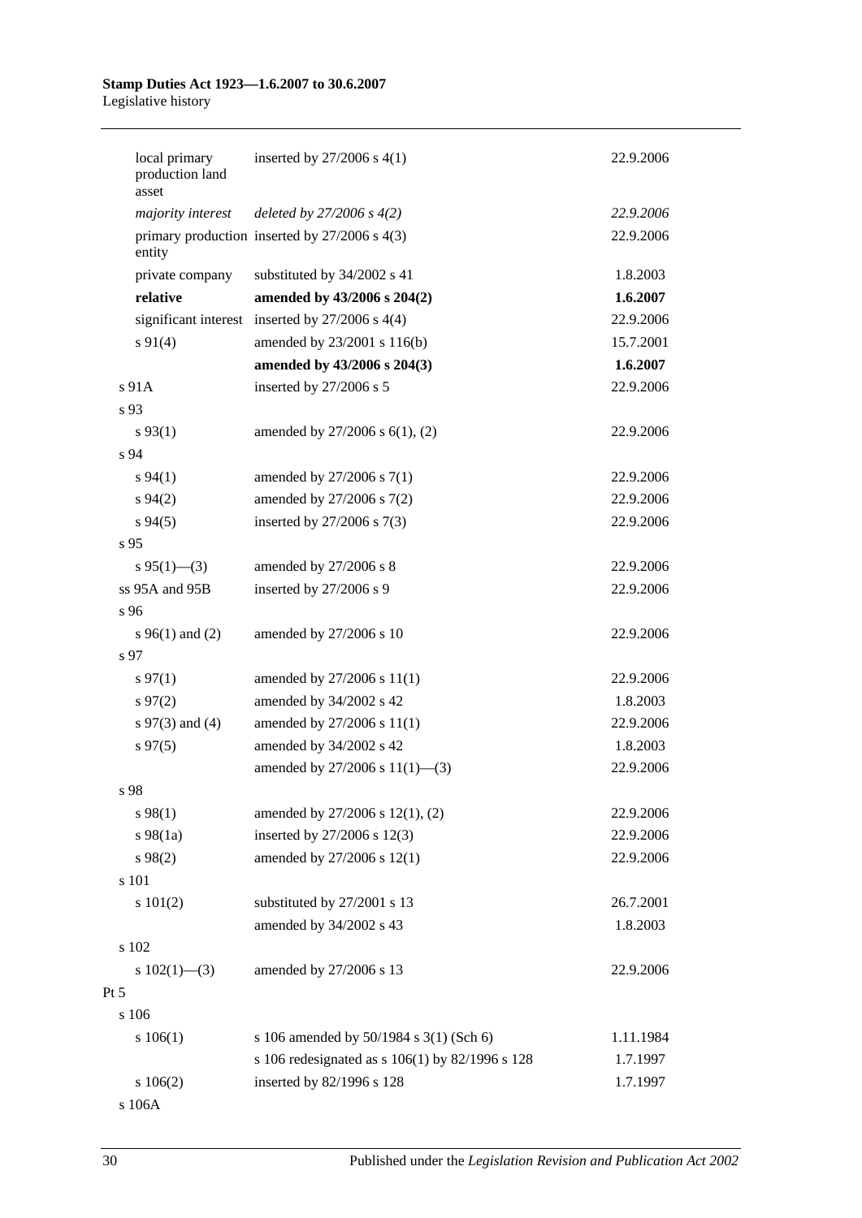| | | |
|---|---|---|
| local primary production land asset | inserted by 27/2006 s 4(1) | 22.9.2006 |
| *majority interest* | *deleted by 27/2006 s 4(2)* | *22.9.2006* |
| primary production entity | inserted by 27/2006 s 4(3) | 22.9.2006 |
| private company | substituted by 34/2002 s 41 | 1.8.2003 |
| **relative** | **amended by 43/2006 s 204(2)** | **1.6.2007** |
| significant interest | inserted by 27/2006 s 4(4) | 22.9.2006 |
| s 91(4) | amended by 23/2001 s 116(b) | 15.7.2001 |
| | **amended by 43/2006 s 204(3)** | **1.6.2007** |
| s 91A | inserted by 27/2006 s 5 | 22.9.2006 |
| s 93 | | |
| s 93(1) | amended by 27/2006 s 6(1), (2) | 22.9.2006 |
| s 94 | | |
| s 94(1) | amended by 27/2006 s 7(1) | 22.9.2006 |
| s 94(2) | amended by 27/2006 s 7(2) | 22.9.2006 |
| s 94(5) | inserted by 27/2006 s 7(3) | 22.9.2006 |
| s 95 | | |
| s 95(1)—(3) | amended by 27/2006 s 8 | 22.9.2006 |
| ss 95A and 95B | inserted by 27/2006 s 9 | 22.9.2006 |
| s 96 | | |
| s 96(1) and (2) | amended by 27/2006 s 10 | 22.9.2006 |
| s 97 | | |
| s 97(1) | amended by 27/2006 s 11(1) | 22.9.2006 |
| s 97(2) | amended by 34/2002 s 42 | 1.8.2003 |
| s 97(3) and (4) | amended by 27/2006 s 11(1) | 22.9.2006 |
| s 97(5) | amended by 34/2002 s 42 | 1.8.2003 |
| | amended by 27/2006 s 11(1)—(3) | 22.9.2006 |
| s 98 | | |
| s 98(1) | amended by 27/2006 s 12(1), (2) | 22.9.2006 |
| s 98(1a) | inserted by 27/2006 s 12(3) | 22.9.2006 |
| s 98(2) | amended by 27/2006 s 12(1) | 22.9.2006 |
| s 101 | | |
| s 101(2) | substituted by 27/2001 s 13 | 26.7.2001 |
| | amended by 34/2002 s 43 | 1.8.2003 |
| s 102 | | |
| s 102(1)—(3) | amended by 27/2006 s 13 | 22.9.2006 |
| Pt 5 | | |
| s 106 | | |
| s 106(1) | s 106 amended by 50/1984 s 3(1) (Sch 6) | 1.11.1984 |
| | s 106 redesignated as s 106(1) by 82/1996 s 128 | 1.7.1997 |
| s 106(2) | inserted by 82/1996 s 128 | 1.7.1997 |
| s 106A | | |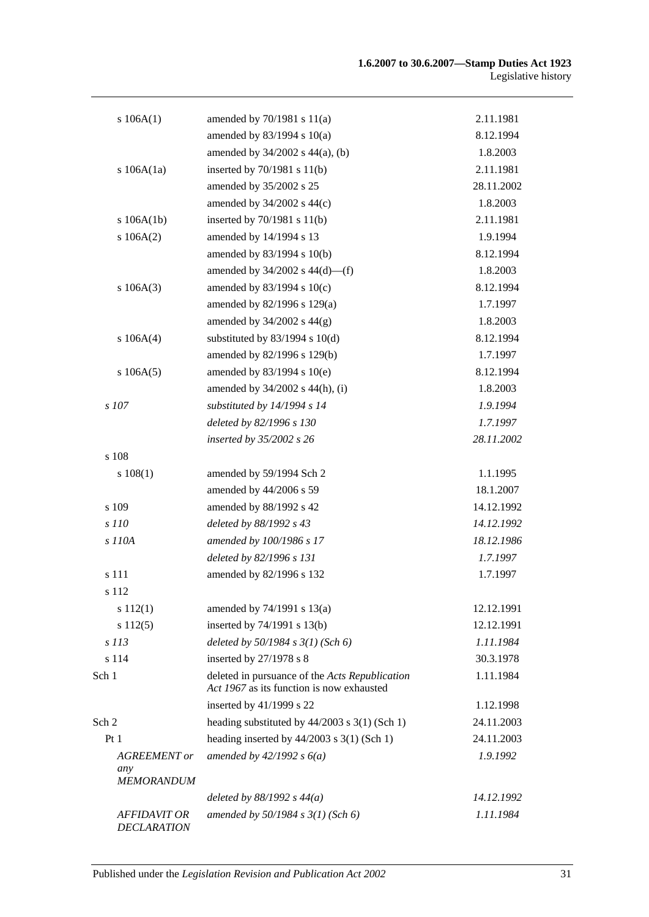| | | |
|---|---|---|
| s 106A(1) | amended by 70/1981 s 11(a) | 2.11.1981 |
| | amended by 83/1994 s 10(a) | 8.12.1994 |
| | amended by 34/2002 s 44(a), (b) | 1.8.2003 |
| s 106A(1a) | inserted by 70/1981 s 11(b) | 2.11.1981 |
| | amended by 35/2002 s 25 | 28.11.2002 |
| | amended by 34/2002 s 44(c) | 1.8.2003 |
| s 106A(1b) | inserted by 70/1981 s 11(b) | 2.11.1981 |
| s 106A(2) | amended by 14/1994 s 13 | 1.9.1994 |
| | amended by 83/1994 s 10(b) | 8.12.1994 |
| | amended by 34/2002 s 44(d)—(f) | 1.8.2003 |
| s 106A(3) | amended by 83/1994 s 10(c) | 8.12.1994 |
| | amended by 82/1996 s 129(a) | 1.7.1997 |
| | amended by 34/2002 s 44(g) | 1.8.2003 |
| s 106A(4) | substituted by 83/1994 s 10(d) | 8.12.1994 |
| | amended by 82/1996 s 129(b) | 1.7.1997 |
| s 106A(5) | amended by 83/1994 s 10(e) | 8.12.1994 |
| | amended by 34/2002 s 44(h), (i) | 1.8.2003 |
| *s 107* | *substituted by 14/1994 s 14* | *1.9.1994* |
| | *deleted by 82/1996 s 130* | *1.7.1997* |
| | *inserted by 35/2002 s 26* | *28.11.2002* |
| s 108 | | |
| s 108(1) | amended by 59/1994 Sch 2 | 1.1.1995 |
| | amended by 44/2006 s 59 | 18.1.2007 |
| s 109 | amended by 88/1992 s 42 | 14.12.1992 |
| *s 110* | *deleted by 88/1992 s 43* | *14.12.1992* |
| *s 110A* | *amended by 100/1986 s 17* | *18.12.1986* |
| | *deleted by 82/1996 s 131* | *1.7.1997* |
| s 111 | amended by 82/1996 s 132 | 1.7.1997 |
| s 112 | | |
| s 112(1) | amended by 74/1991 s 13(a) | 12.12.1991 |
| s 112(5) | inserted by 74/1991 s 13(b) | 12.12.1991 |
| *s 113* | *deleted by 50/1984 s 3(1) (Sch 6)* | *1.11.1984* |
| s 114 | inserted by 27/1978 s 8 | 30.3.1978 |
| Sch 1 | deleted in pursuance of the *Acts Republication Act 1967* as its function is now exhausted | 1.11.1984 |
| | inserted by 41/1999 s 22 | 1.12.1998 |
| Sch 2 | heading substituted by 44/2003 s 3(1) (Sch 1) | 24.11.2003 |
| Pt 1 | heading inserted by 44/2003 s 3(1) (Sch 1) | 24.11.2003 |
| *AGREEMENT or any MEMORANDUM* | *amended by 42/1992 s 6(a)* | *1.9.1992* |
| | *deleted by 88/1992 s 44(a)* | *14.12.1992* |
| *AFFIDAVIT OR DECLARATION* | *amended by 50/1984 s 3(1) (Sch 6)* | *1.11.1984* |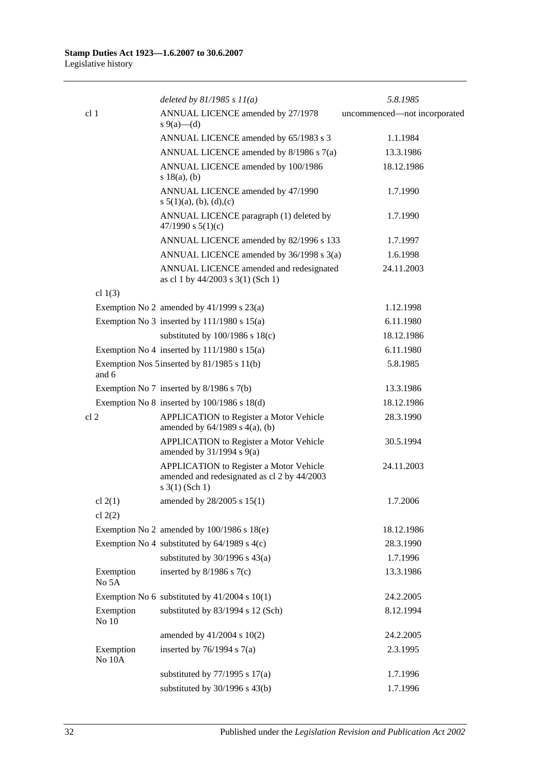| | | |
|---|---|---|
| | *deleted by 81/1985 s 11(a)* | *5.8.1985* |
| cl 1 | ANNUAL LICENCE amended by 27/1978 s 9(a)—(d) | uncommenced—not incorporated |
| | ANNUAL LICENCE amended by 65/1983 s 3 | 1.1.1984 |
| | ANNUAL LICENCE amended by 8/1986 s 7(a) | 13.3.1986 |
| | ANNUAL LICENCE amended by 100/1986 s 18(a), (b) | 18.12.1986 |
| | ANNUAL LICENCE amended by 47/1990 s 5(1)(a), (b), (d),(c) | 1.7.1990 |
| | ANNUAL LICENCE paragraph (1) deleted by 47/1990 s 5(1)(c) | 1.7.1990 |
| | ANNUAL LICENCE amended by 82/1996 s 133 | 1.7.1997 |
| | ANNUAL LICENCE amended by 36/1998 s 3(a) | 1.6.1998 |
| | ANNUAL LICENCE amended and redesignated as cl 1 by 44/2003 s 3(1) (Sch 1) | 24.11.2003 |
| cl 1(3) | | |
| Exemption No 2 | amended by 41/1999 s 23(a) | 1.12.1998 |
| Exemption No 3 | inserted by 111/1980 s 15(a) | 6.11.1980 |
| | substituted by 100/1986 s 18(c) | 18.12.1986 |
| Exemption No 4 | inserted by 111/1980 s 15(a) | 6.11.1980 |
| Exemption Nos 5 and 6 | inserted by 81/1985 s 11(b) | 5.8.1985 |
| Exemption No 7 | inserted by 8/1986 s 7(b) | 13.3.1986 |
| Exemption No 8 | inserted by 100/1986 s 18(d) | 18.12.1986 |
| cl 2 | APPLICATION to Register a Motor Vehicle amended by 64/1989 s 4(a), (b) | 28.3.1990 |
| | APPLICATION to Register a Motor Vehicle amended by 31/1994 s 9(a) | 30.5.1994 |
| | APPLICATION to Register a Motor Vehicle amended and redesignated as cl 2 by 44/2003 s 3(1) (Sch 1) | 24.11.2003 |
| cl 2(1) | amended by 28/2005 s 15(1) | 1.7.2006 |
| cl 2(2) | | |
| Exemption No 2 | amended by 100/1986 s 18(e) | 18.12.1986 |
| Exemption No 4 | substituted by 64/1989 s 4(c) | 28.3.1990 |
| | substituted by 30/1996 s 43(a) | 1.7.1996 |
| Exemption No 5A | inserted by 8/1986 s 7(c) | 13.3.1986 |
| Exemption No 6 | substituted by 41/2004 s 10(1) | 24.2.2005 |
| Exemption No 10 | substituted by 83/1994 s 12 (Sch) | 8.12.1994 |
| | amended by 41/2004 s 10(2) | 24.2.2005 |
| Exemption No 10A | inserted by 76/1994 s 7(a) | 2.3.1995 |
| | substituted by 77/1995 s 17(a) | 1.7.1996 |
| | substituted by 30/1996 s 43(b) | 1.7.1996 |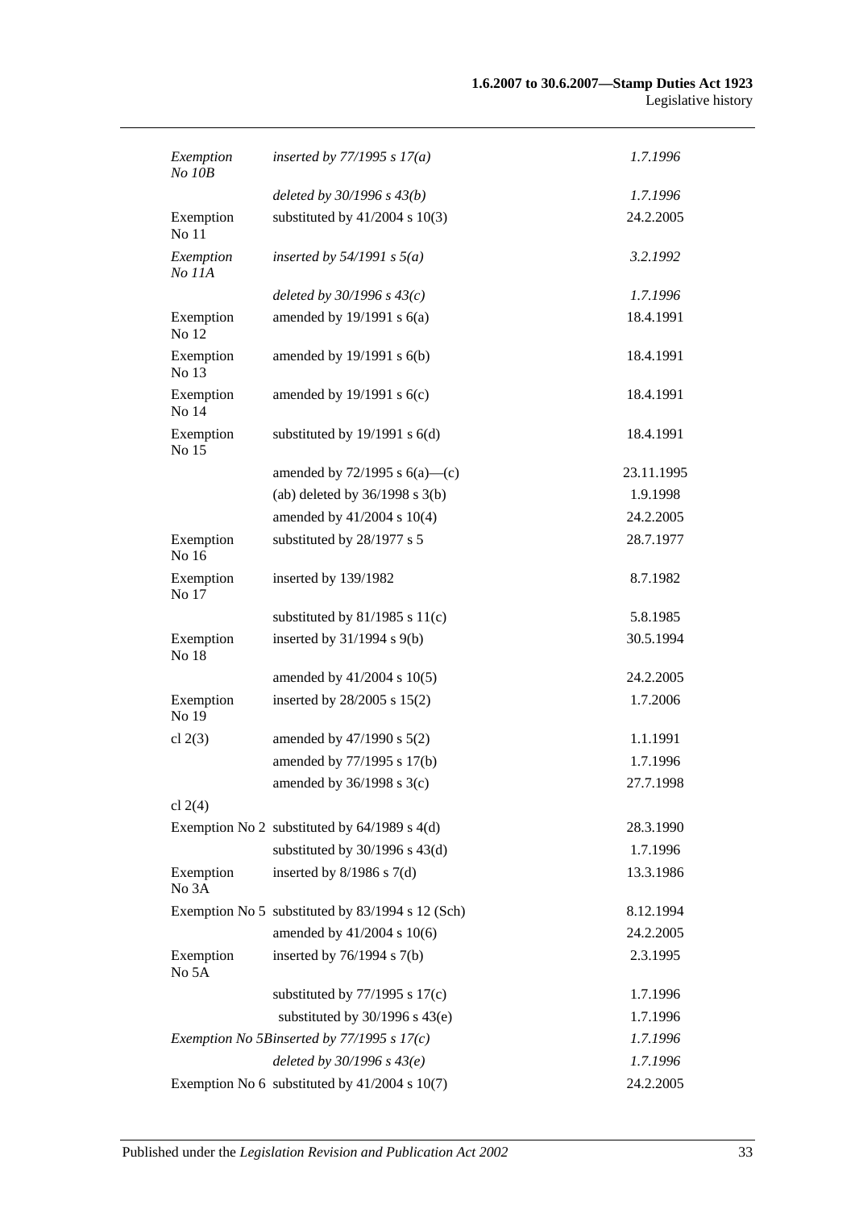| | | |
|---|---|---|
| *Exemption No 10B* | *inserted by 77/1995 s 17(a)* | *1.7.1996* |
| | *deleted by 30/1996 s 43(b)* | *1.7.1996* |
| Exemption No 11 | substituted by 41/2004 s 10(3) | 24.2.2005 |
| *Exemption No 11A* | *inserted by 54/1991 s 5(a)* | *3.2.1992* |
| | *deleted by 30/1996 s 43(c)* | *1.7.1996* |
| Exemption No 12 | amended by 19/1991 s 6(a) | 18.4.1991 |
| Exemption No 13 | amended by 19/1991 s 6(b) | 18.4.1991 |
| Exemption No 14 | amended by 19/1991 s 6(c) | 18.4.1991 |
| Exemption No 15 | substituted by 19/1991 s 6(d) | 18.4.1991 |
| | amended by 72/1995 s 6(a)—(c) | 23.11.1995 |
| | (ab) deleted by 36/1998 s 3(b) | 1.9.1998 |
| | amended by 41/2004 s 10(4) | 24.2.2005 |
| Exemption No 16 | substituted by 28/1977 s 5 | 28.7.1977 |
| Exemption No 17 | inserted by 139/1982 | 8.7.1982 |
| | substituted by 81/1985 s 11(c) | 5.8.1985 |
| Exemption No 18 | inserted by 31/1994 s 9(b) | 30.5.1994 |
| | amended by 41/2004 s 10(5) | 24.2.2005 |
| Exemption No 19 | inserted by 28/2005 s 15(2) | 1.7.2006 |
| cl 2(3) | amended by 47/1990 s 5(2) | 1.1.1991 |
| | amended by 77/1995 s 17(b) | 1.7.1996 |
| | amended by 36/1998 s 3(c) | 27.7.1998 |
| cl 2(4) | | |
| Exemption No 2 | substituted by 64/1989 s 4(d) | 28.3.1990 |
| | substituted by 30/1996 s 43(d) | 1.7.1996 |
| Exemption No 3A | inserted by 8/1986 s 7(d) | 13.3.1986 |
| Exemption No 5 | substituted by 83/1994 s 12 (Sch) | 8.12.1994 |
| | amended by 41/2004 s 10(6) | 24.2.2005 |
| Exemption No 5A | inserted by 76/1994 s 7(b) | 2.3.1995 |
| | substituted by 77/1995 s 17(c) | 1.7.1996 |
| | substituted by 30/1996 s 43(e) | 1.7.1996 |
| *Exemption No 5B* | *inserted by 77/1995 s 17(c)* | *1.7.1996* |
| | *deleted by 30/1996 s 43(e)* | *1.7.1996* |
| Exemption No 6 | substituted by 41/2004 s 10(7) | 24.2.2005 |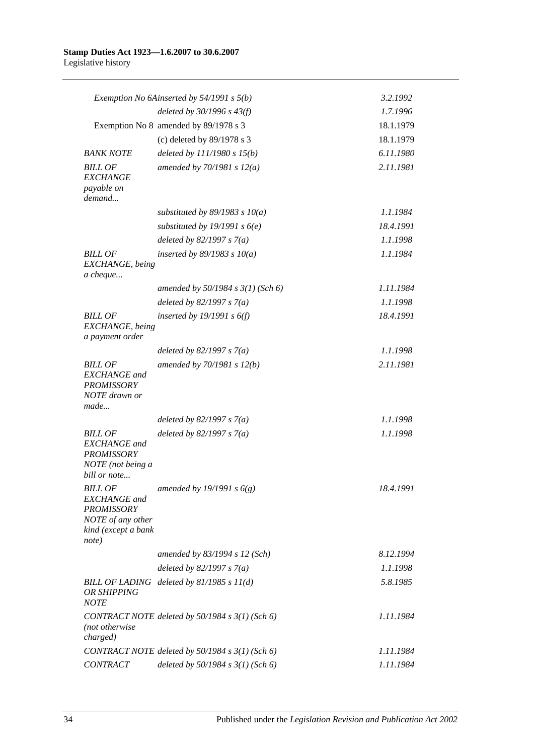| | | |
|---|---|---|
| *Exemption No 6A* | *inserted by 54/1991 s 5(b)* | *3.2.1992* |
| | *deleted by 30/1996 s 43(f)* | *1.7.1996* |
| Exemption No 8 | amended by 89/1978 s 3 | 18.1.1979 |
| | (c) deleted by 89/1978 s 3 | 18.1.1979 |
| *BANK NOTE* | *deleted by 111/1980 s 15(b)* | *6.11.1980* |
| *BILL OF EXCHANGE payable on demand...* | *amended by 70/1981 s 12(a)* | *2.11.1981* |
| | *substituted by 89/1983 s 10(a)* | *1.1.1984* |
| | *substituted by 19/1991 s 6(e)* | *18.4.1991* |
| | *deleted by 82/1997 s 7(a)* | *1.1.1998* |
| *BILL OF EXCHANGE, being a cheque...* | *inserted by 89/1983 s 10(a)* | *1.1.1984* |
| | *amended by 50/1984 s 3(1) (Sch 6)* | *1.11.1984* |
| | *deleted by 82/1997 s 7(a)* | *1.1.1998* |
| *BILL OF EXCHANGE, being a payment order* | *inserted by 19/1991 s 6(f)* | *18.4.1991* |
| | *deleted by 82/1997 s 7(a)* | *1.1.1998* |
| *BILL OF EXCHANGE and PROMISSORY NOTE drawn or made...* | *amended by 70/1981 s 12(b)* | *2.11.1981* |
| | *deleted by 82/1997 s 7(a)* | *1.1.1998* |
| *BILL OF EXCHANGE and PROMISSORY NOTE (not being a bill or note...* | *deleted by 82/1997 s 7(a)* | *1.1.1998* |
| *BILL OF EXCHANGE and PROMISSORY NOTE of any other kind (except a bank note)* | *amended by 19/1991 s 6(g)* | *18.4.1991* |
| | *amended by 83/1994 s 12 (Sch)* | *8.12.1994* |
| | *deleted by 82/1997 s 7(a)* | *1.1.1998* |
| *BILL OF LADING OR SHIPPING NOTE* | *deleted by 81/1985 s 11(d)* | *5.8.1985* |
| *CONTRACT NOTE (not otherwise charged)* | *deleted by 50/1984 s 3(1) (Sch 6)* | *1.11.1984* |
| *CONTRACT NOTE* | *deleted by 50/1984 s 3(1) (Sch 6)* | *1.11.1984* |
| *CONTRACT* | *deleted by 50/1984 s 3(1) (Sch 6)* | *1.11.1984* |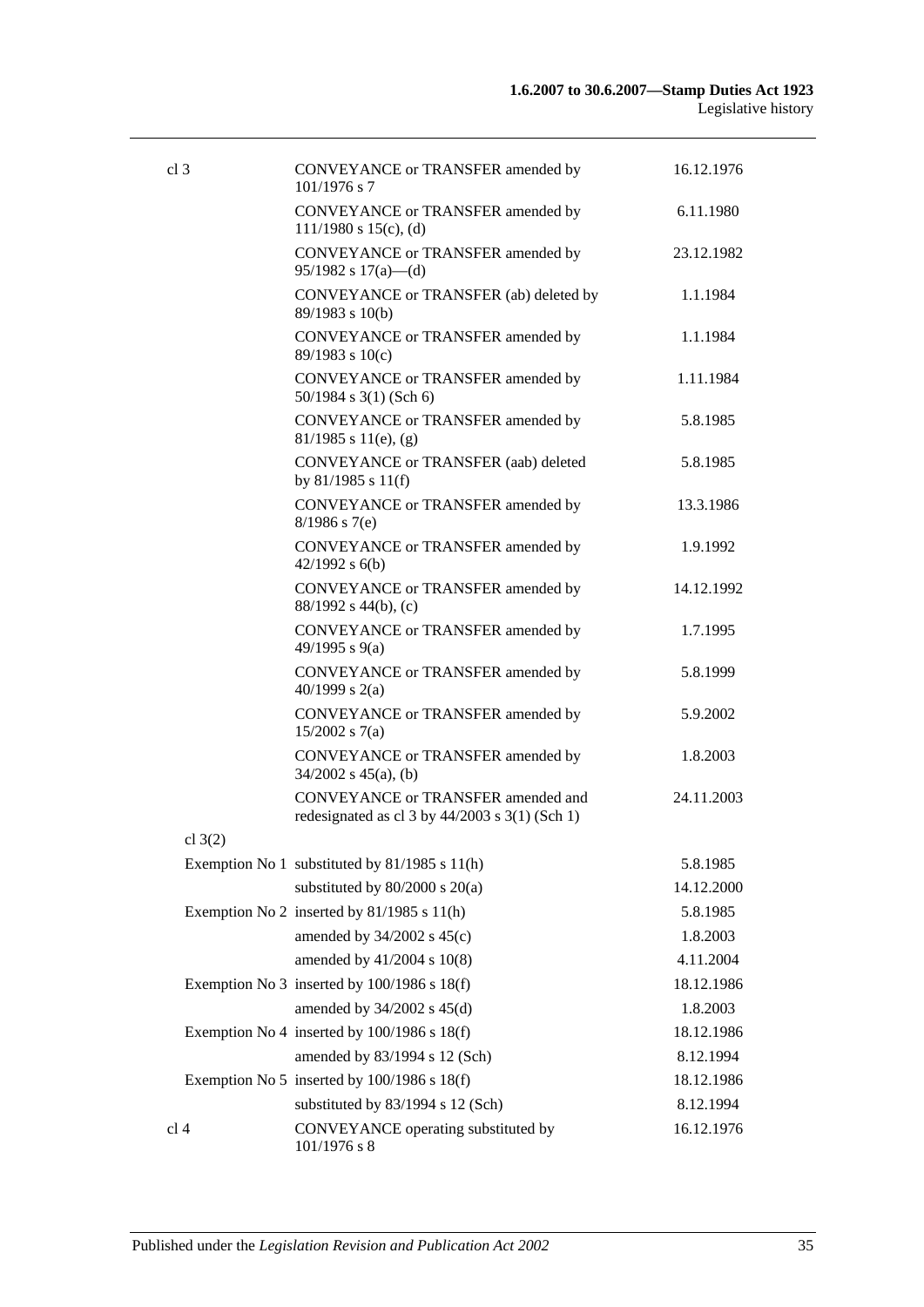| | | |
|---|---|---|
| cl 3 | CONVEYANCE or TRANSFER amended by 101/1976 s 7 | 16.12.1976 |
| | CONVEYANCE or TRANSFER amended by 111/1980 s 15(c), (d) | 6.11.1980 |
| | CONVEYANCE or TRANSFER amended by 95/1982 s 17(a)—(d) | 23.12.1982 |
| | CONVEYANCE or TRANSFER (ab) deleted by 89/1983 s 10(b) | 1.1.1984 |
| | CONVEYANCE or TRANSFER amended by 89/1983 s 10(c) | 1.1.1984 |
| | CONVEYANCE or TRANSFER amended by 50/1984 s 3(1) (Sch 6) | 1.11.1984 |
| | CONVEYANCE or TRANSFER amended by 81/1985 s 11(e), (g) | 5.8.1985 |
| | CONVEYANCE or TRANSFER (aab) deleted by 81/1985 s 11(f) | 5.8.1985 |
| | CONVEYANCE or TRANSFER amended by 8/1986 s 7(e) | 13.3.1986 |
| | CONVEYANCE or TRANSFER amended by 42/1992 s 6(b) | 1.9.1992 |
| | CONVEYANCE or TRANSFER amended by 88/1992 s 44(b), (c) | 14.12.1992 |
| | CONVEYANCE or TRANSFER amended by 49/1995 s 9(a) | 1.7.1995 |
| | CONVEYANCE or TRANSFER amended by 40/1999 s 2(a) | 5.8.1999 |
| | CONVEYANCE or TRANSFER amended by 15/2002 s 7(a) | 5.9.2002 |
| | CONVEYANCE or TRANSFER amended by 34/2002 s 45(a), (b) | 1.8.2003 |
| | CONVEYANCE or TRANSFER amended and redesignated as cl 3 by 44/2003 s 3(1) (Sch 1) | 24.11.2003 |
| cl 3(2) | | |
| | Exemption No 1 substituted by 81/1985 s 11(h) | 5.8.1985 |
| | substituted by 80/2000 s 20(a) | 14.12.2000 |
| | Exemption No 2 inserted by 81/1985 s 11(h) | 5.8.1985 |
| | amended by 34/2002 s 45(c) | 1.8.2003 |
| | amended by 41/2004 s 10(8) | 4.11.2004 |
| | Exemption No 3 inserted by 100/1986 s 18(f) | 18.12.1986 |
| | amended by 34/2002 s 45(d) | 1.8.2003 |
| | Exemption No 4 inserted by 100/1986 s 18(f) | 18.12.1986 |
| | amended by 83/1994 s 12 (Sch) | 8.12.1994 |
| | Exemption No 5 inserted by 100/1986 s 18(f) | 18.12.1986 |
| | substituted by 83/1994 s 12 (Sch) | 8.12.1994 |
| cl 4 | CONVEYANCE operating substituted by 101/1976 s 8 | 16.12.1976 |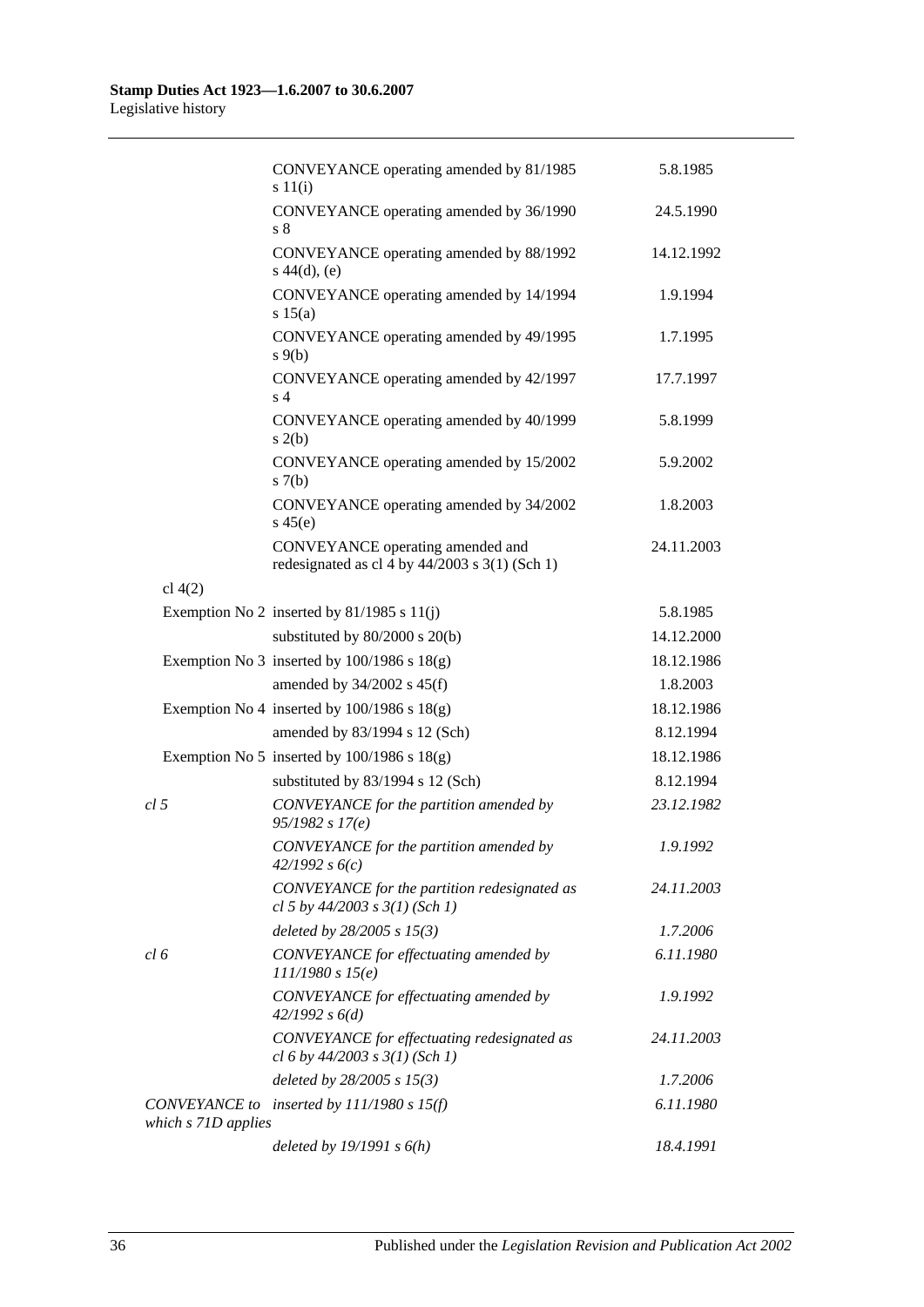| | | |
|---|---|---|
| | CONVEYANCE operating amended by 81/1985 s 11(i) | 5.8.1985 |
| | CONVEYANCE operating amended by 36/1990 s 8 | 24.5.1990 |
| | CONVEYANCE operating amended by 88/1992 s 44(d), (e) | 14.12.1992 |
| | CONVEYANCE operating amended by 14/1994 s 15(a) | 1.9.1994 |
| | CONVEYANCE operating amended by 49/1995 s 9(b) | 1.7.1995 |
| | CONVEYANCE operating amended by 42/1997 s 4 | 17.7.1997 |
| | CONVEYANCE operating amended by 40/1999 s 2(b) | 5.8.1999 |
| | CONVEYANCE operating amended by 15/2002 s 7(b) | 5.9.2002 |
| | CONVEYANCE operating amended by 34/2002 s 45(e) | 1.8.2003 |
| | CONVEYANCE operating amended and redesignated as cl 4 by 44/2003 s 3(1) (Sch 1) | 24.11.2003 |
| cl 4(2) | | |
| | Exemption No 2 inserted by 81/1985 s 11(j) | 5.8.1985 |
| | substituted by 80/2000 s 20(b) | 14.12.2000 |
| | Exemption No 3 inserted by 100/1986 s 18(g) | 18.12.1986 |
| | amended by 34/2002 s 45(f) | 1.8.2003 |
| | Exemption No 4 inserted by 100/1986 s 18(g) | 18.12.1986 |
| | amended by 83/1994 s 12 (Sch) | 8.12.1994 |
| | Exemption No 5 inserted by 100/1986 s 18(g) | 18.12.1986 |
| | substituted by 83/1994 s 12 (Sch) | 8.12.1994 |
| *cl 5* | *CONVEYANCE for the partition amended by 95/1982 s 17(e)* | *23.12.1982* |
| | *CONVEYANCE for the partition amended by 42/1992 s 6(c)* | *1.9.1992* |
| | *CONVEYANCE for the partition redesignated as cl 5 by 44/2003 s 3(1) (Sch 1)* | *24.11.2003* |
| | *deleted by 28/2005 s 15(3)* | *1.7.2006* |
| *cl 6* | *CONVEYANCE for effectuating amended by 111/1980 s 15(e)* | *6.11.1980* |
| | *CONVEYANCE for effectuating amended by 42/1992 s 6(d)* | *1.9.1992* |
| | *CONVEYANCE for effectuating redesignated as cl 6 by 44/2003 s 3(1) (Sch 1)* | *24.11.2003* |
| | *deleted by 28/2005 s 15(3)* | *1.7.2006* |
| *CONVEYANCE to which s 71D applies* | *inserted by 111/1980 s 15(f)* | *6.11.1980* |
| | *deleted by 19/1991 s 6(h)* | *18.4.1991* |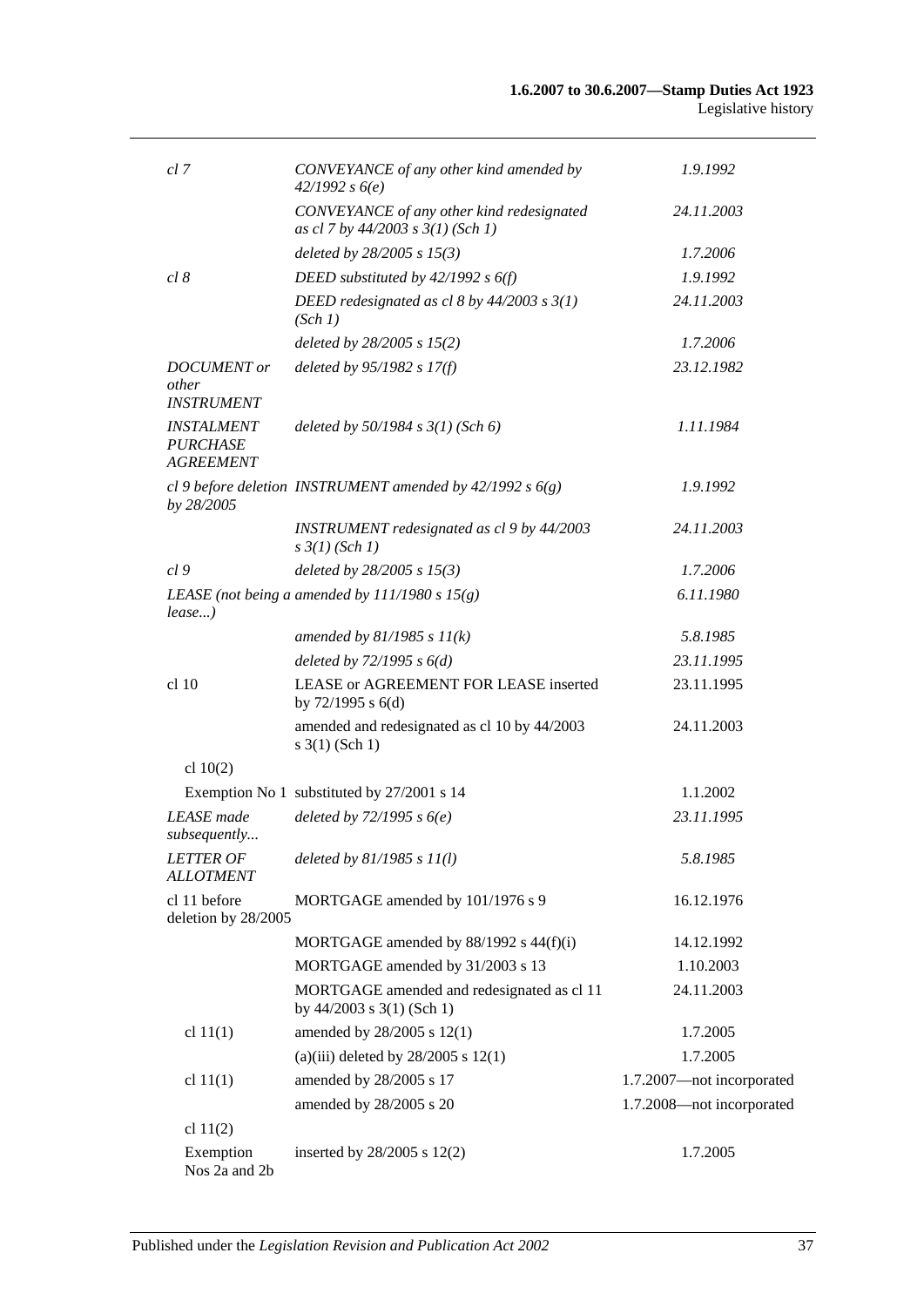| | | |
|---|---|---|
| *cl 7* | *CONVEYANCE of any other kind amended by 42/1992 s 6(e)* | *1.9.1992* |
| | *CONVEYANCE of any other kind redesignated as cl 7 by 44/2003 s 3(1) (Sch 1)* | *24.11.2003* |
| | *deleted by 28/2005 s 15(3)* | *1.7.2006* |
| *cl 8* | *DEED substituted by 42/1992 s 6(f)* | *1.9.1992* |
| | *DEED redesignated as cl 8 by 44/2003 s 3(1) (Sch 1)* | *24.11.2003* |
| | *deleted by 28/2005 s 15(2)* | *1.7.2006* |
| *DOCUMENT or other INSTRUMENT* | *deleted by 95/1982 s 17(f)* | *23.12.1982* |
| *INSTALMENT PURCHASE AGREEMENT* | *deleted by 50/1984 s 3(1) (Sch 6)* | *1.11.1984* |
| *cl 9 before deletion by 28/2005* | *INSTRUMENT amended by 42/1992 s 6(g)* | *1.9.1992* |
| | *INSTRUMENT redesignated as cl 9 by 44/2003 s 3(1) (Sch 1)* | *24.11.2003* |
| *cl 9* | *deleted by 28/2005 s 15(3)* | *1.7.2006* |
| *LEASE (not being a lease...)* | *amended by 111/1980 s 15(g)* | *6.11.1980* |
| | *amended by 81/1985 s 11(k)* | *5.8.1985* |
| | *deleted by 72/1995 s 6(d)* | *23.11.1995* |
| cl 10 | LEASE or AGREEMENT FOR LEASE inserted by 72/1995 s 6(d) | 23.11.1995 |
| | amended and redesignated as cl 10 by 44/2003 s 3(1) (Sch 1) | 24.11.2003 |
| cl 10(2) | | |
| Exemption No 1 | substituted by 27/2001 s 14 | 1.1.2002 |
| *LEASE made subsequently...* | *deleted by 72/1995 s 6(e)* | *23.11.1995* |
| *LETTER OF ALLOTMENT* | *deleted by 81/1985 s 11(l)* | *5.8.1985* |
| cl 11 before deletion by 28/2005 | MORTGAGE amended by 101/1976 s 9 | 16.12.1976 |
| | MORTGAGE amended by 88/1992 s 44(f)(i) | 14.12.1992 |
| | MORTGAGE amended by 31/2003 s 13 | 1.10.2003 |
| | MORTGAGE amended and redesignated as cl 11 by 44/2003 s 3(1) (Sch 1) | 24.11.2003 |
| cl 11(1) | amended by 28/2005 s 12(1) | 1.7.2005 |
| | (a)(iii) deleted by 28/2005 s 12(1) | 1.7.2005 |
| cl 11(1) | amended by 28/2005 s 17 | 1.7.2007—not incorporated |
| | amended by 28/2005 s 20 | 1.7.2008—not incorporated |
| cl 11(2) | | |
| Exemption Nos 2a and 2b | inserted by 28/2005 s 12(2) | 1.7.2005 |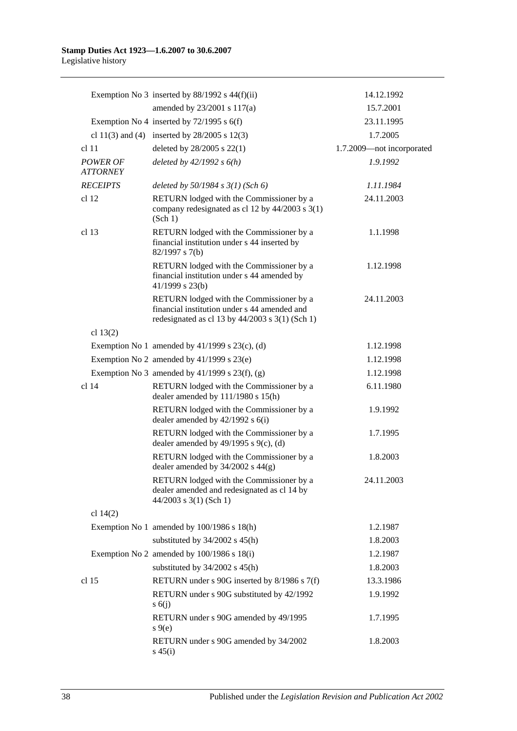| | | |
|---|---|---|
| | Exemption No 3 inserted by 88/1992 s 44(f)(ii) | 14.12.1992 |
| | amended by 23/2001 s 117(a) | 15.7.2001 |
| | Exemption No 4 inserted by 72/1995 s 6(f) | 23.11.1995 |
| cl 11(3) and (4) | inserted by 28/2005 s 12(3) | 1.7.2005 |
| cl 11 | deleted by 28/2005 s 22(1) | 1.7.2009—not incorporated |
| *POWER OF ATTORNEY* | *deleted by 42/1992 s 6(h)* | *1.9.1992* |
| *RECEIPTS* | *deleted by 50/1984 s 3(1) (Sch 6)* | *1.11.1984* |
| cl 12 | RETURN lodged with the Commissioner by a company redesignated as cl 12 by 44/2003 s 3(1) (Sch 1) | 24.11.2003 |
| cl 13 | RETURN lodged with the Commissioner by a financial institution under s 44 inserted by 82/1997 s 7(b) | 1.1.1998 |
| | RETURN lodged with the Commissioner by a financial institution under s 44 amended by 41/1999 s 23(b) | 1.12.1998 |
| | RETURN lodged with the Commissioner by a financial institution under s 44 amended and redesignated as cl 13 by 44/2003 s 3(1) (Sch 1) | 24.11.2003 |
| cl 13(2) | | |
| | Exemption No 1 amended by 41/1999 s 23(c), (d) | 1.12.1998 |
| | Exemption No 2 amended by 41/1999 s 23(e) | 1.12.1998 |
| | Exemption No 3 amended by 41/1999 s 23(f), (g) | 1.12.1998 |
| cl 14 | RETURN lodged with the Commissioner by a dealer amended by 111/1980 s 15(h) | 6.11.1980 |
| | RETURN lodged with the Commissioner by a dealer amended by 42/1992 s 6(i) | 1.9.1992 |
| | RETURN lodged with the Commissioner by a dealer amended by 49/1995 s 9(c), (d) | 1.7.1995 |
| | RETURN lodged with the Commissioner by a dealer amended by 34/2002 s 44(g) | 1.8.2003 |
| | RETURN lodged with the Commissioner by a dealer amended and redesignated as cl 14 by 44/2003 s 3(1) (Sch 1) | 24.11.2003 |
| cl 14(2) | | |
| | Exemption No 1 amended by 100/1986 s 18(h) | 1.2.1987 |
| | substituted by 34/2002 s 45(h) | 1.8.2003 |
| | Exemption No 2 amended by 100/1986 s 18(i) | 1.2.1987 |
| | substituted by 34/2002 s 45(h) | 1.8.2003 |
| cl 15 | RETURN under s 90G inserted by 8/1986 s 7(f) | 13.3.1986 |
| | RETURN under s 90G substituted by 42/1992 s 6(j) | 1.9.1992 |
| | RETURN under s 90G amended by 49/1995 s 9(e) | 1.7.1995 |
| | RETURN under s 90G amended by 34/2002 s 45(i) | 1.8.2003 |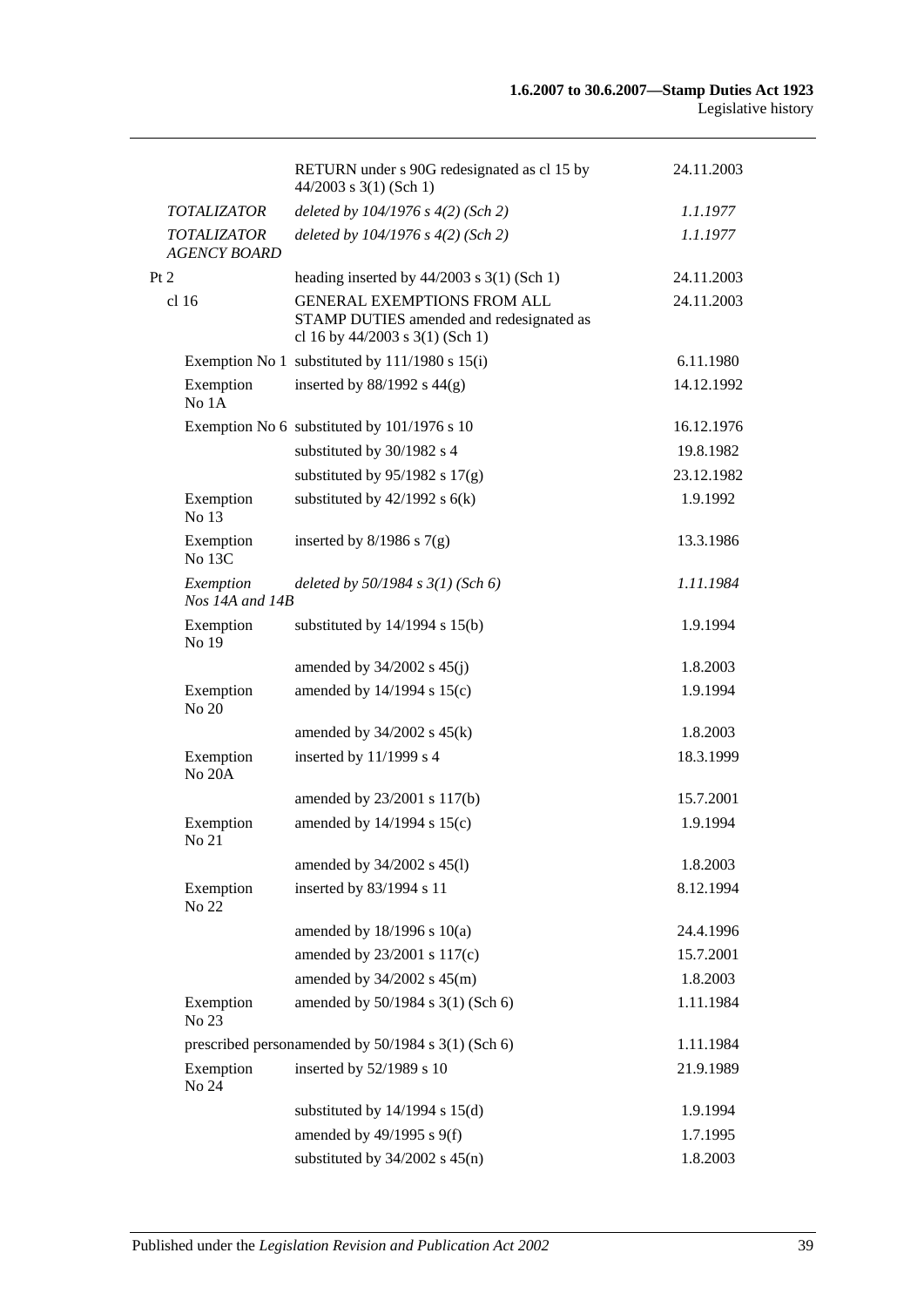| | | |
|---|---|---|
| | RETURN under s 90G redesignated as cl 15 by 44/2003 s 3(1) (Sch 1) | 24.11.2003 |
| *TOTALIZATOR* | *deleted by 104/1976 s 4(2) (Sch 2)* | *1.1.1977* |
| *TOTALIZATOR AGENCY BOARD* | *deleted by 104/1976 s 4(2) (Sch 2)* | *1.1.1977* |
| Pt 2 | heading inserted by 44/2003 s 3(1) (Sch 1) | 24.11.2003 |
| cl 16 | GENERAL EXEMPTIONS FROM ALL STAMP DUTIES amended and redesignated as cl 16 by 44/2003 s 3(1) (Sch 1) | 24.11.2003 |
| Exemption No 1 | substituted by 111/1980 s 15(i) | 6.11.1980 |
| Exemption No 1A | inserted by 88/1992 s 44(g) | 14.12.1992 |
| Exemption No 6 | substituted by 101/1976 s 10 | 16.12.1976 |
| | substituted by 30/1982 s 4 | 19.8.1982 |
| | substituted by 95/1982 s 17(g) | 23.12.1982 |
| Exemption No 13 | substituted by 42/1992 s 6(k) | 1.9.1992 |
| Exemption No 13C | inserted by 8/1986 s 7(g) | 13.3.1986 |
| *Exemption Nos 14A and 14B* | *deleted by 50/1984 s 3(1) (Sch 6)* | *1.11.1984* |
| Exemption No 19 | substituted by 14/1994 s 15(b) | 1.9.1994 |
| | amended by 34/2002 s 45(j) | 1.8.2003 |
| Exemption No 20 | amended by 14/1994 s 15(c) | 1.9.1994 |
| | amended by 34/2002 s 45(k) | 1.8.2003 |
| Exemption No 20A | inserted by 11/1999 s 4 | 18.3.1999 |
| | amended by 23/2001 s 117(b) | 15.7.2001 |
| Exemption No 21 | amended by 14/1994 s 15(c) | 1.9.1994 |
| | amended by 34/2002 s 45(l) | 1.8.2003 |
| Exemption No 22 | inserted by 83/1994 s 11 | 8.12.1994 |
| | amended by 18/1996 s 10(a) | 24.4.1996 |
| | amended by 23/2001 s 117(c) | 15.7.2001 |
| | amended by 34/2002 s 45(m) | 1.8.2003 |
| Exemption No 23 | amended by 50/1984 s 3(1) (Sch 6) | 1.11.1984 |
| prescribed person | amended by 50/1984 s 3(1) (Sch 6) | 1.11.1984 |
| Exemption No 24 | inserted by 52/1989 s 10 | 21.9.1989 |
| | substituted by 14/1994 s 15(d) | 1.9.1994 |
| | amended by 49/1995 s 9(f) | 1.7.1995 |
| | substituted by 34/2002 s 45(n) | 1.8.2003 |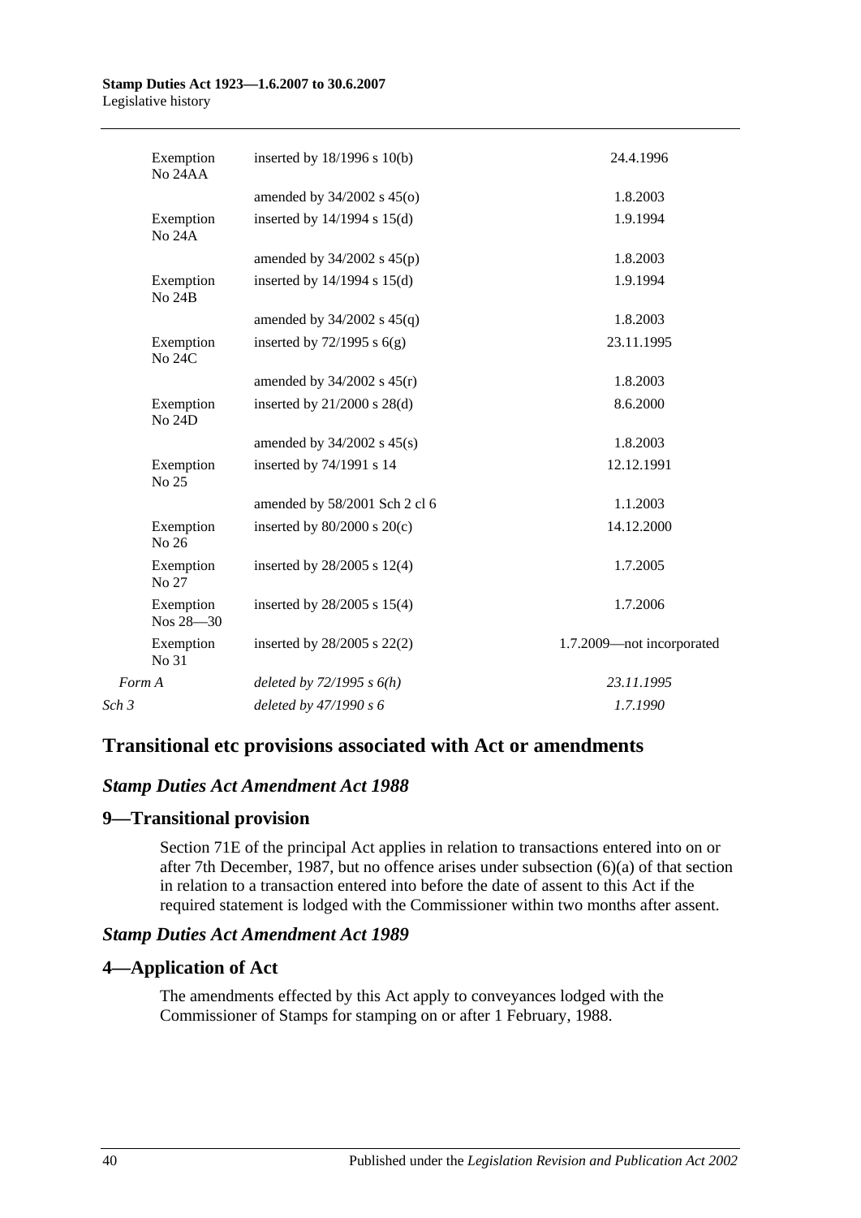| | | |
|---|---|---|
| Exemption No 24AA | inserted by 18/1996 s 10(b) | 24.4.1996 |
| | amended by 34/2002 s 45(o) | 1.8.2003 |
| Exemption No 24A | inserted by 14/1994 s 15(d) | 1.9.1994 |
| | amended by 34/2002 s 45(p) | 1.8.2003 |
| Exemption No 24B | inserted by 14/1994 s 15(d) | 1.9.1994 |
| | amended by 34/2002 s 45(q) | 1.8.2003 |
| Exemption No 24C | inserted by 72/1995 s 6(g) | 23.11.1995 |
| | amended by 34/2002 s 45(r) | 1.8.2003 |
| Exemption No 24D | inserted by 21/2000 s 28(d) | 8.6.2000 |
| | amended by 34/2002 s 45(s) | 1.8.2003 |
| Exemption No 25 | inserted by 74/1991 s 14 | 12.12.1991 |
| | amended by 58/2001 Sch 2 cl 6 | 1.1.2003 |
| Exemption No 26 | inserted by 80/2000 s 20(c) | 14.12.2000 |
| Exemption No 27 | inserted by 28/2005 s 12(4) | 1.7.2005 |
| Exemption Nos 28—30 | inserted by 28/2005 s 15(4) | 1.7.2006 |
| Exemption No 31 | inserted by 28/2005 s 22(2) | 1.7.2009—not incorporated |
| *Form A* | *deleted by 72/1995 s 6(h)* | *23.11.1995* |
| *Sch 3* | *deleted by 47/1990 s 6* | *1.7.1990* |

## Transitional etc provisions associated with Act or amendments

### *Stamp Duties Act Amendment Act 1988*

## 9—Transitional provision

Section 71E of the principal Act applies in relation to transactions entered into on or after 7th December, 1987, but no offence arises under subsection (6)(a) of that section in relation to a transaction entered into before the date of assent to this Act if the required statement is lodged with the Commissioner within two months after assent.

### *Stamp Duties Act Amendment Act 1989*

## 4—Application of Act

The amendments effected by this Act apply to conveyances lodged with the Commissioner of Stamps for stamping on or after 1 February, 1988.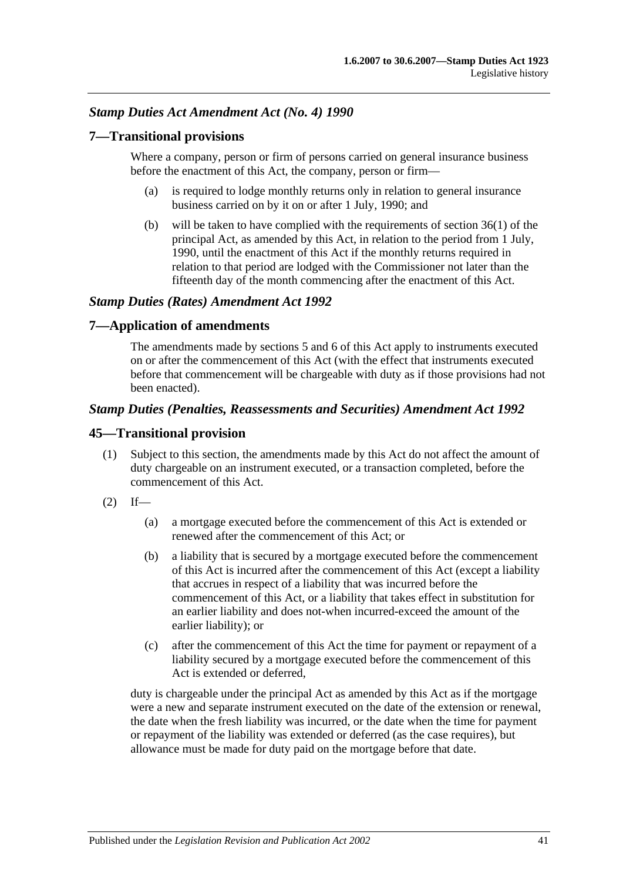### *Stamp Duties Act Amendment Act (No. 4) 1990*

## 7—Transitional provisions

Where a company, person or firm of persons carried on general insurance business before the enactment of this Act, the company, person or firm—

(a) is required to lodge monthly returns only in relation to general insurance business carried on by it on or after 1 July, 1990; and

(b) will be taken to have complied with the requirements of section 36(1) of the principal Act, as amended by this Act, in relation to the period from 1 July, 1990, until the enactment of this Act if the monthly returns required in relation to that period are lodged with the Commissioner not later than the fifteenth day of the month commencing after the enactment of this Act.

### *Stamp Duties (Rates) Amendment Act 1992*

## 7—Application of amendments

The amendments made by sections 5 and 6 of this Act apply to instruments executed on or after the commencement of this Act (with the effect that instruments executed before that commencement will be chargeable with duty as if those provisions had not been enacted).

### *Stamp Duties (Penalties, Reassessments and Securities) Amendment Act 1992*

## 45—Transitional provision

(1) Subject to this section, the amendments made by this Act do not affect the amount of duty chargeable on an instrument executed, or a transaction completed, before the commencement of this Act.

(2) If—

(a) a mortgage executed before the commencement of this Act is extended or renewed after the commencement of this Act; or

(b) a liability that is secured by a mortgage executed before the commencement of this Act is incurred after the commencement of this Act (except a liability that accrues in respect of a liability that was incurred before the commencement of this Act, or a liability that takes effect in substitution for an earlier liability and does not-when incurred-exceed the amount of the earlier liability); or

(c) after the commencement of this Act the time for payment or repayment of a liability secured by a mortgage executed before the commencement of this Act is extended or deferred,

duty is chargeable under the principal Act as amended by this Act as if the mortgage were a new and separate instrument executed on the date of the extension or renewal, the date when the fresh liability was incurred, or the date when the time for payment or repayment of the liability was extended or deferred (as the case requires), but allowance must be made for duty paid on the mortgage before that date.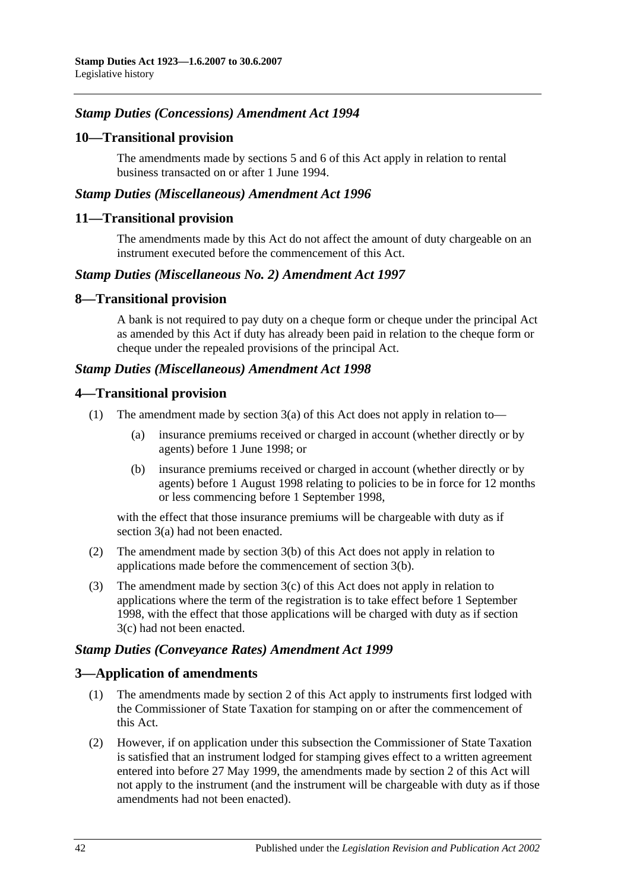### *Stamp Duties (Concessions) Amendment Act 1994*

#### 10—Transitional provision

The amendments made by sections 5 and 6 of this Act apply in relation to rental business transacted on or after 1 June 1994.

### *Stamp Duties (Miscellaneous) Amendment Act 1996*

#### 11—Transitional provision

The amendments made by this Act do not affect the amount of duty chargeable on an instrument executed before the commencement of this Act.

### *Stamp Duties (Miscellaneous No. 2) Amendment Act 1997*

#### 8—Transitional provision

A bank is not required to pay duty on a cheque form or cheque under the principal Act as amended by this Act if duty has already been paid in relation to the cheque form or cheque under the repealed provisions of the principal Act.

### *Stamp Duties (Miscellaneous) Amendment Act 1998*

#### 4—Transitional provision

(1) The amendment made by section 3(a) of this Act does not apply in relation to—

(a) insurance premiums received or charged in account (whether directly or by agents) before 1 June 1998; or

(b) insurance premiums received or charged in account (whether directly or by agents) before 1 August 1998 relating to policies to be in force for 12 months or less commencing before 1 September 1998,

with the effect that those insurance premiums will be chargeable with duty as if section 3(a) had not been enacted.

(2) The amendment made by section 3(b) of this Act does not apply in relation to applications made before the commencement of section 3(b).

(3) The amendment made by section 3(c) of this Act does not apply in relation to applications where the term of the registration is to take effect before 1 September 1998, with the effect that those applications will be charged with duty as if section 3(c) had not been enacted.

### *Stamp Duties (Conveyance Rates) Amendment Act 1999*

#### 3—Application of amendments

(1) The amendments made by section 2 of this Act apply to instruments first lodged with the Commissioner of State Taxation for stamping on or after the commencement of this Act.

(2) However, if on application under this subsection the Commissioner of State Taxation is satisfied that an instrument lodged for stamping gives effect to a written agreement entered into before 27 May 1999, the amendments made by section 2 of this Act will not apply to the instrument (and the instrument will be chargeable with duty as if those amendments had not been enacted).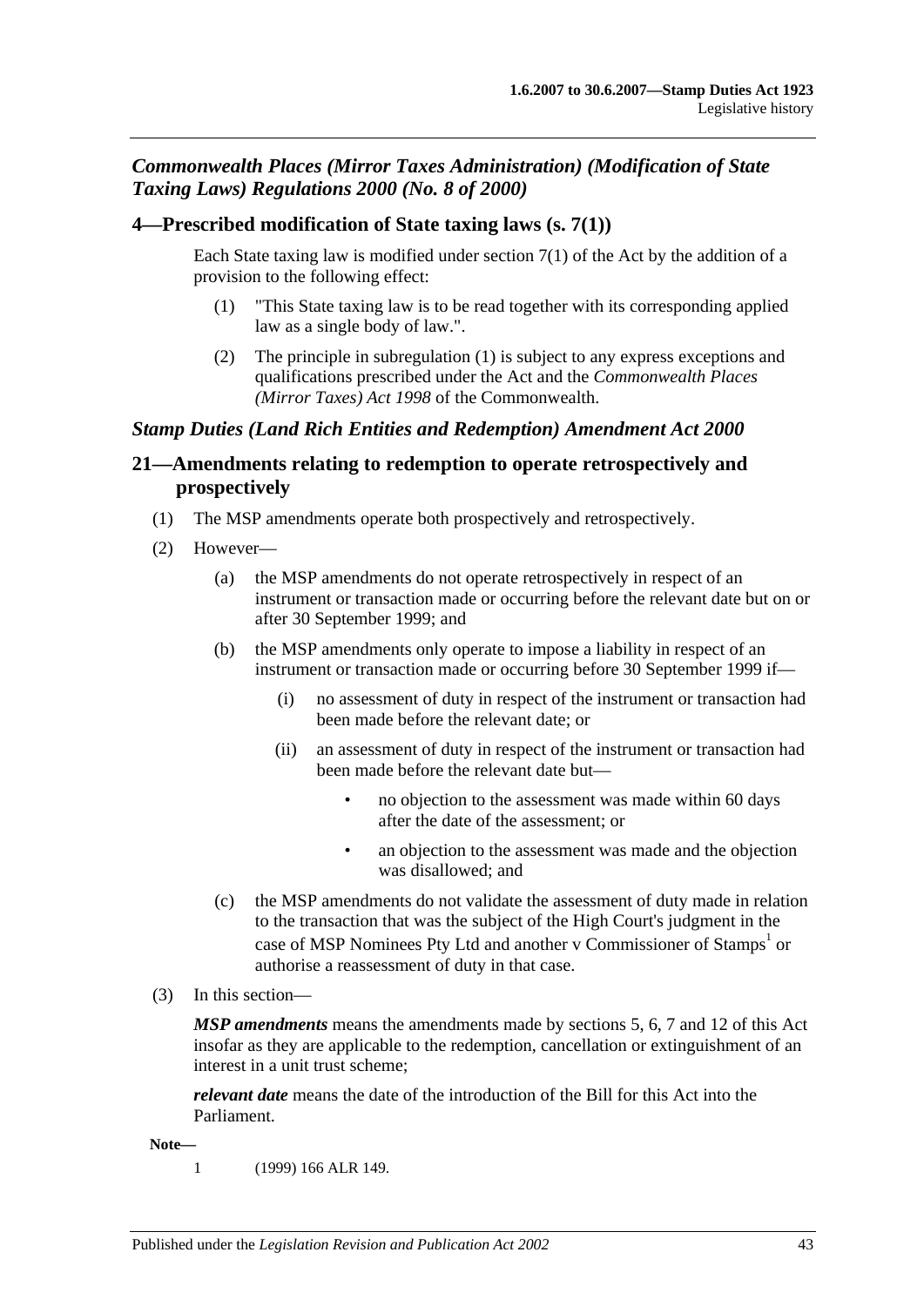## *Commonwealth Places (Mirror Taxes Administration) (Modification of State Taxing Laws) Regulations 2000 (No. 8 of 2000)*

### 4—Prescribed modification of State taxing laws (s. 7(1))

Each State taxing law is modified under section 7(1) of the Act by the addition of a provision to the following effect:

(1) "This State taxing law is to be read together with its corresponding applied law as a single body of law.".

(2) The principle in subregulation (1) is subject to any express exceptions and qualifications prescribed under the Act and the *Commonwealth Places (Mirror Taxes) Act 1998* of the Commonwealth.

## *Stamp Duties (Land Rich Entities and Redemption) Amendment Act 2000*

### 21—Amendments relating to redemption to operate retrospectively and prospectively

(1) The MSP amendments operate both prospectively and retrospectively.

(2) However—

(a) the MSP amendments do not operate retrospectively in respect of an instrument or transaction made or occurring before the relevant date but on or after 30 September 1999; and

(b) the MSP amendments only operate to impose a liability in respect of an instrument or transaction made or occurring before 30 September 1999 if—

(i) no assessment of duty in respect of the instrument or transaction had been made before the relevant date; or

(ii) an assessment of duty in respect of the instrument or transaction had been made before the relevant date but—

- no objection to the assessment was made within 60 days after the date of the assessment; or
- an objection to the assessment was made and the objection was disallowed; and

(c) the MSP amendments do not validate the assessment of duty made in relation to the transaction that was the subject of the High Court's judgment in the case of MSP Nominees Pty Ltd and another v Commissioner of Stamps[1] or authorise a reassessment of duty in that case.

(3) In this section—

***MSP amendments*** means the amendments made by sections 5, 6, 7 and 12 of this Act insofar as they are applicable to the redemption, cancellation or extinguishment of an interest in a unit trust scheme;

***relevant date*** means the date of the introduction of the Bill for this Act into the Parliament.

**Note—**

1 (1999) 166 ALR 149.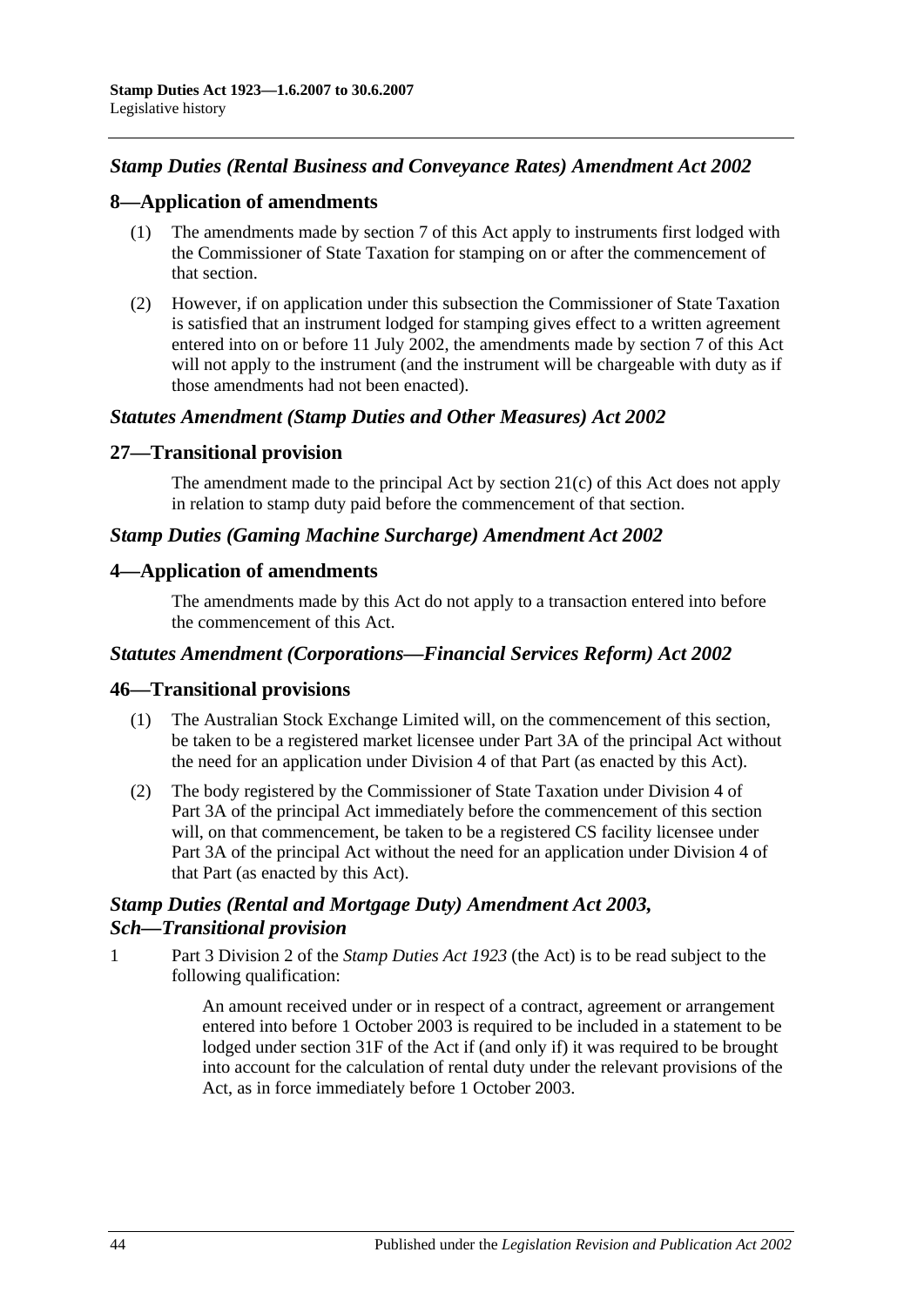## *Stamp Duties (Rental Business and Conveyance Rates) Amendment Act 2002*

### 8—Application of amendments

(1) The amendments made by section 7 of this Act apply to instruments first lodged with the Commissioner of State Taxation for stamping on or after the commencement of that section.

(2) However, if on application under this subsection the Commissioner of State Taxation is satisfied that an instrument lodged for stamping gives effect to a written agreement entered into on or before 11 July 2002, the amendments made by section 7 of this Act will not apply to the instrument (and the instrument will be chargeable with duty as if those amendments had not been enacted).

## *Statutes Amendment (Stamp Duties and Other Measures) Act 2002*

### 27—Transitional provision

The amendment made to the principal Act by section 21(c) of this Act does not apply in relation to stamp duty paid before the commencement of that section.

## *Stamp Duties (Gaming Machine Surcharge) Amendment Act 2002*

### 4—Application of amendments

The amendments made by this Act do not apply to a transaction entered into before the commencement of this Act.

## *Statutes Amendment (Corporations—Financial Services Reform) Act 2002*

### 46—Transitional provisions

(1) The Australian Stock Exchange Limited will, on the commencement of this section, be taken to be a registered market licensee under Part 3A of the principal Act without the need for an application under Division 4 of that Part (as enacted by this Act).

(2) The body registered by the Commissioner of State Taxation under Division 4 of Part 3A of the principal Act immediately before the commencement of this section will, on that commencement, be taken to be a registered CS facility licensee under Part 3A of the principal Act without the need for an application under Division 4 of that Part (as enacted by this Act).

## *Stamp Duties (Rental and Mortgage Duty) Amendment Act 2003, Sch—Transitional provision*

1 Part 3 Division 2 of the *Stamp Duties Act 1923* (the Act) is to be read subject to the following qualification:

> An amount received under or in respect of a contract, agreement or arrangement entered into before 1 October 2003 is required to be included in a statement to be lodged under section 31F of the Act if (and only if) it was required to be brought into account for the calculation of rental duty under the relevant provisions of the Act, as in force immediately before 1 October 2003.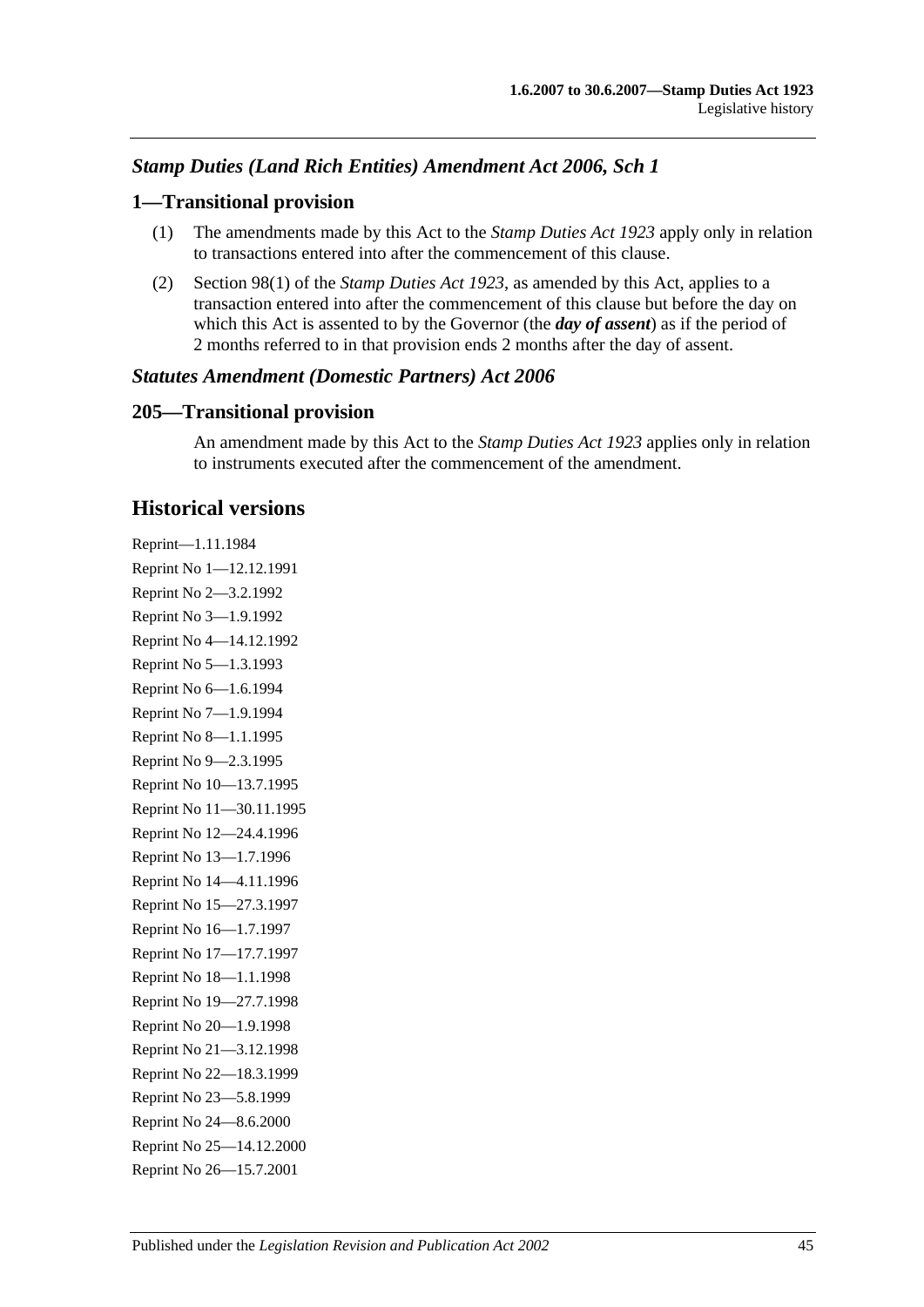### *Stamp Duties (Land Rich Entities) Amendment Act 2006, Sch 1*

## 1—Transitional provision

(1) The amendments made by this Act to the *Stamp Duties Act 1923* apply only in relation to transactions entered into after the commencement of this clause.

(2) Section 98(1) of the *Stamp Duties Act 1923*, as amended by this Act, applies to a transaction entered into after the commencement of this clause but before the day on which this Act is assented to by the Governor (the ***day of assent***) as if the period of 2 months referred to in that provision ends 2 months after the day of assent.

### *Statutes Amendment (Domestic Partners) Act 2006*

## 205—Transitional provision

An amendment made by this Act to the *Stamp Duties Act 1923* applies only in relation to instruments executed after the commencement of the amendment.

# Historical versions

Reprint—1.11.1984

Reprint No 1—12.12.1991

Reprint No 2—3.2.1992

Reprint No 3—1.9.1992

Reprint No 4—14.12.1992

Reprint No 5—1.3.1993

Reprint No 6—1.6.1994

Reprint No 7—1.9.1994

Reprint No 8—1.1.1995

Reprint No 9—2.3.1995

Reprint No 10—13.7.1995

Reprint No 11—30.11.1995

Reprint No 12—24.4.1996

Reprint No 13—1.7.1996

Reprint No 14—4.11.1996

Reprint No 15—27.3.1997

Reprint No 16—1.7.1997

Reprint No 17—17.7.1997

Reprint No 18—1.1.1998

Reprint No 19—27.7.1998

Reprint No 20—1.9.1998

Reprint No 21—3.12.1998

Reprint No 22—18.3.1999

Reprint No 23—5.8.1999

Reprint No 24—8.6.2000

Reprint No 25—14.12.2000

Reprint No 26—15.7.2001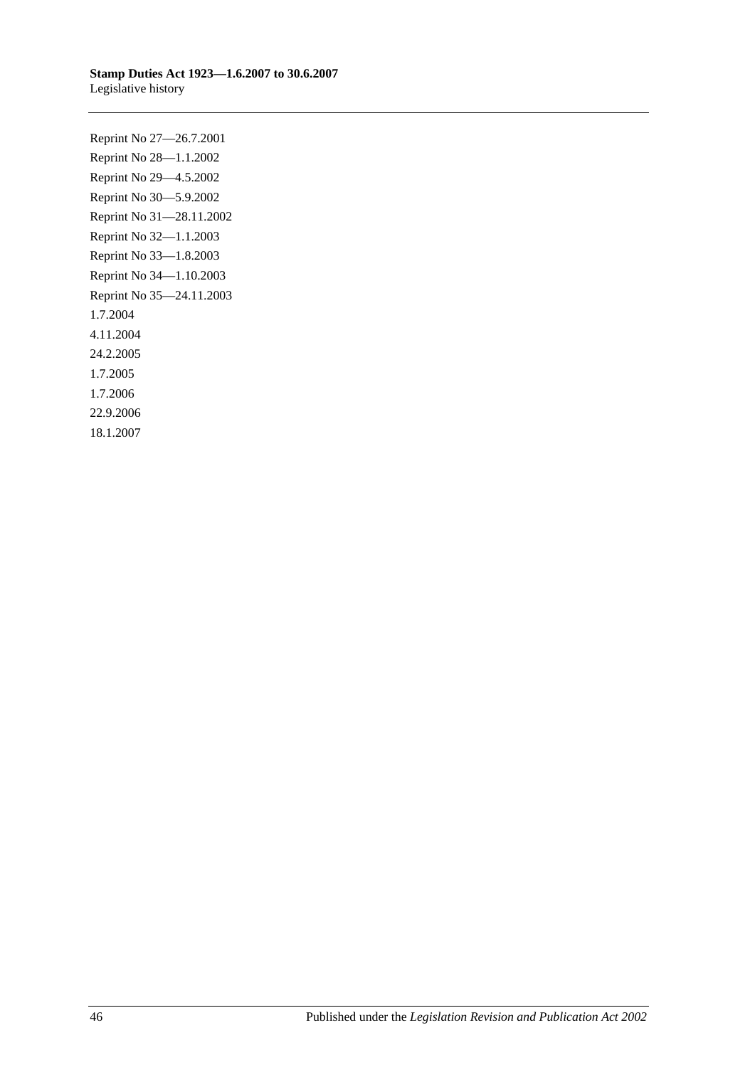Reprint No 27—26.7.2001

Reprint No 28—1.1.2002

Reprint No 29—4.5.2002

Reprint No 30—5.9.2002

Reprint No 31—28.11.2002

Reprint No 32—1.1.2003

Reprint No 33—1.8.2003

Reprint No 34—1.10.2003

Reprint No 35—24.11.2003

1.7.2004

4.11.2004

24.2.2005

1.7.2005

1.7.2006

22.9.2006

18.1.2007